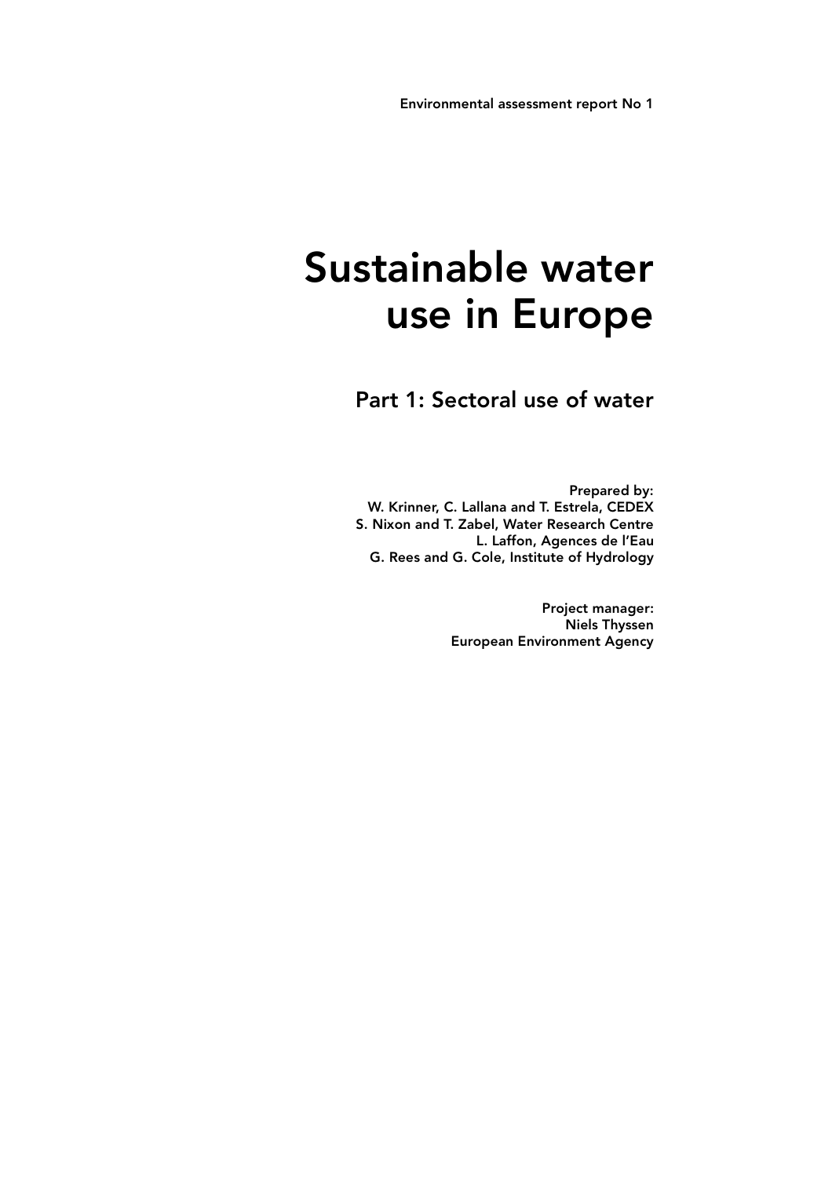Environmental assessment report No 1

# Sustainable water use in Europe

## Part 1: Sectoral use of water

**Prepared by:**
**W. Krinner, C. Lallana and T. Estrela, CEDEX**
**S. Nixon and T. Zabel, Water Research Centre**
**L. Laffon, Agences de l'Eau**
**G. Rees and G. Cole, Institute of Hydrology**

**Project manager:**
**Niels Thyssen**
**European Environment Agency**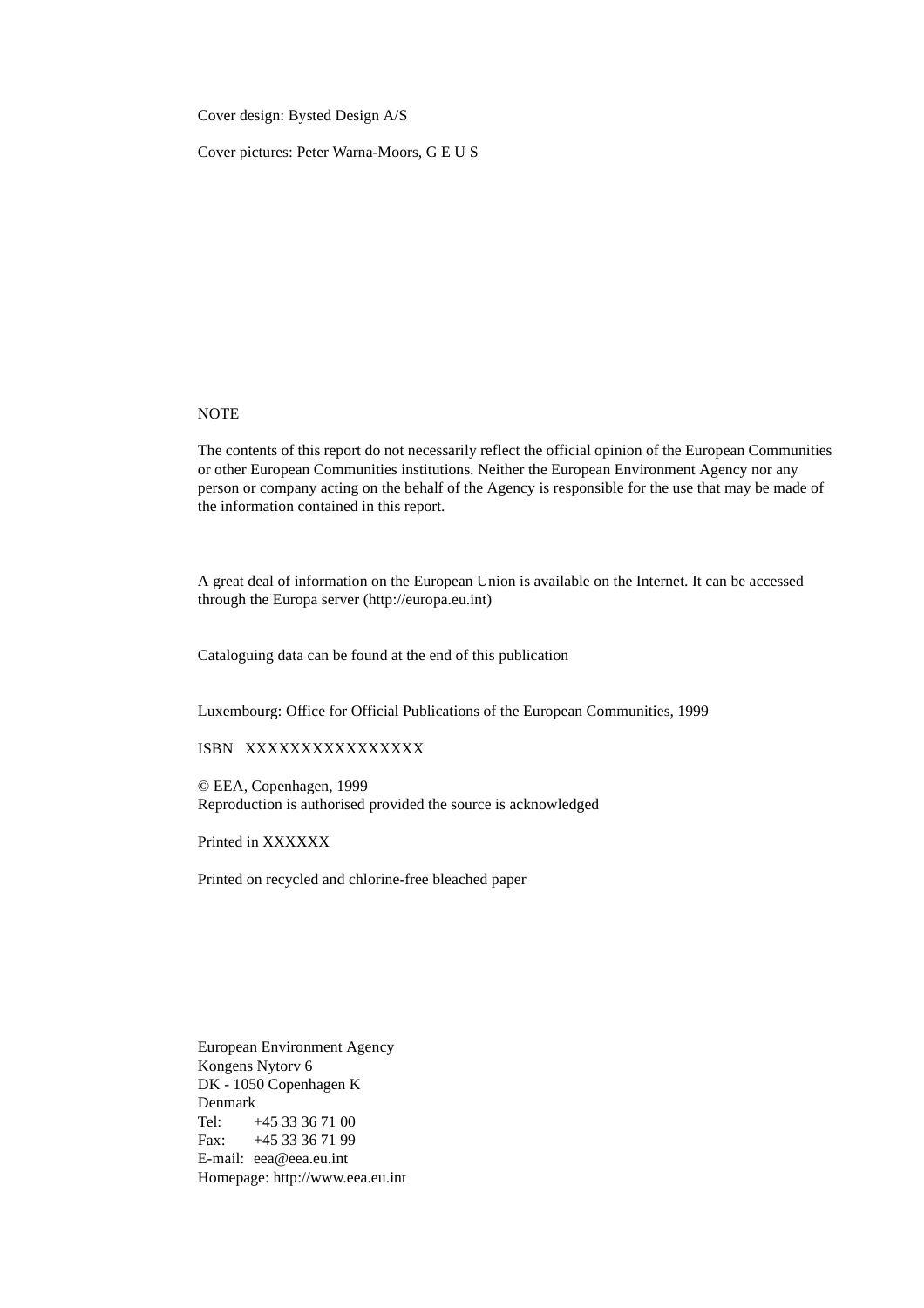Cover design: Bysted Design A/S

Cover pictures: Peter Warna-Moors, G E U S

NOTE

The contents of this report do not necessarily reflect the official opinion of the European Communities or other European Communities institutions. Neither the European Environment Agency nor any person or company acting on the behalf of the Agency is responsible for the use that may be made of the information contained in this report.

A great deal of information on the European Union is available on the Internet. It can be accessed through the Europa server (http://europa.eu.int)

Cataloguing data can be found at the end of this publication

Luxembourg: Office for Official Publications of the European Communities, 1999

ISBN XXXXXXXXXXXXXXXX

© EEA, Copenhagen, 1999
Reproduction is authorised provided the source is acknowledged

Printed in XXXXXX

Printed on recycled and chlorine-free bleached paper

European Environment Agency
Kongens Nytorv 6
DK - 1050 Copenhagen K
Denmark
Tel: +45 33 36 71 00
Fax: +45 33 36 71 99
E-mail: eea@eea.eu.int
Homepage: http://www.eea.eu.int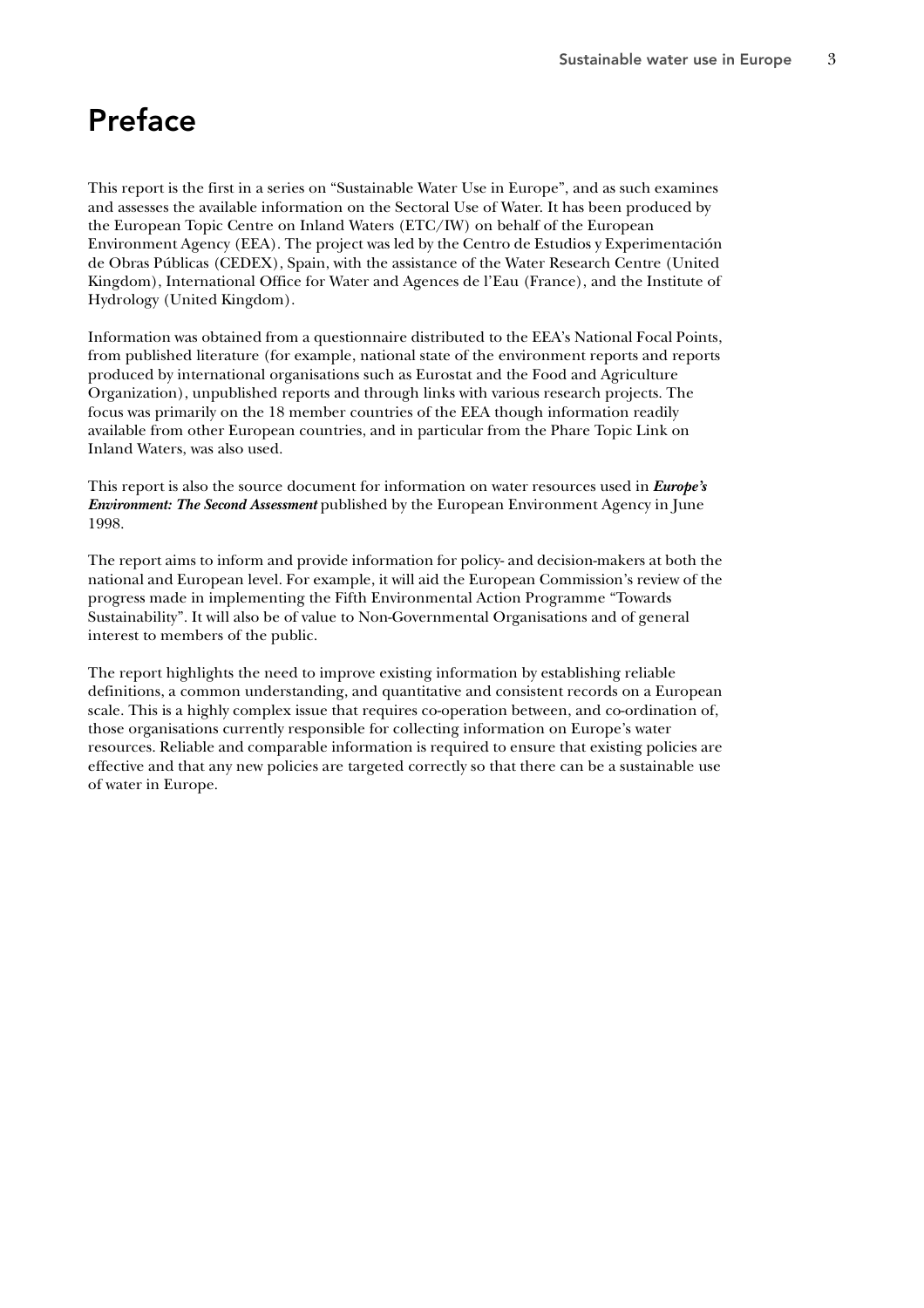# Preface

This report is the first in a series on "Sustainable Water Use in Europe", and as such examines and assesses the available information on the Sectoral Use of Water. It has been produced by the European Topic Centre on Inland Waters (ETC/IW) on behalf of the European Environment Agency (EEA). The project was led by the Centro de Estudios y Experimentación de Obras Públicas (CEDEX), Spain, with the assistance of the Water Research Centre (United Kingdom), International Office for Water and Agences de l'Eau (France), and the Institute of Hydrology (United Kingdom).

Information was obtained from a questionnaire distributed to the EEA's National Focal Points, from published literature (for example, national state of the environment reports and reports produced by international organisations such as Eurostat and the Food and Agriculture Organization), unpublished reports and through links with various research projects. The focus was primarily on the 18 member countries of the EEA though information readily available from other European countries, and in particular from the Phare Topic Link on Inland Waters, was also used.

This report is also the source document for information on water resources used in ***Europe's Environment: The Second Assessment*** published by the European Environment Agency in June 1998.

The report aims to inform and provide information for policy- and decision-makers at both the national and European level. For example, it will aid the European Commission's review of the progress made in implementing the Fifth Environmental Action Programme "Towards Sustainability". It will also be of value to Non-Governmental Organisations and of general interest to members of the public.

The report highlights the need to improve existing information by establishing reliable definitions, a common understanding, and quantitative and consistent records on a European scale. This is a highly complex issue that requires co-operation between, and co-ordination of, those organisations currently responsible for collecting information on Europe's water resources. Reliable and comparable information is required to ensure that existing policies are effective and that any new policies are targeted correctly so that there can be a sustainable use of water in Europe.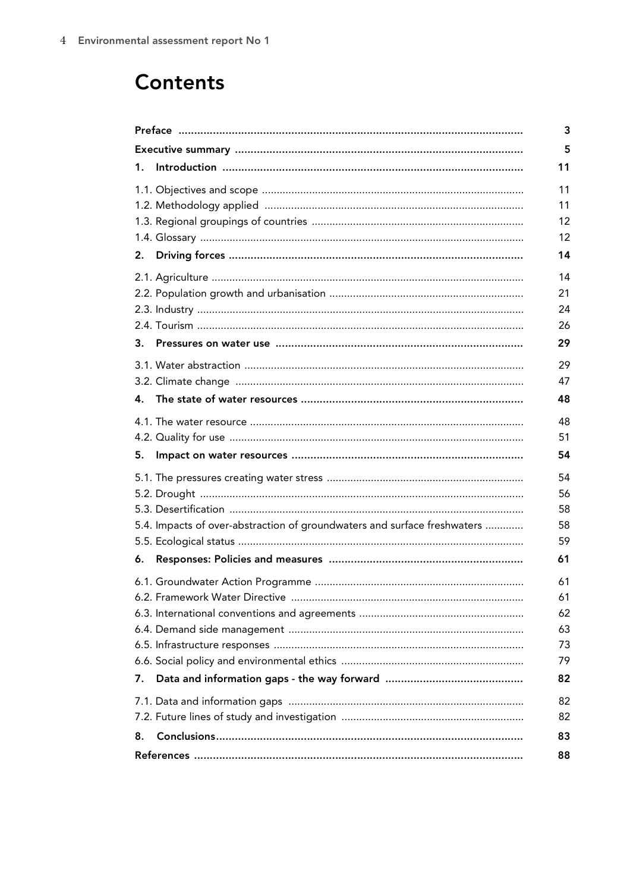# Contents

| | |
|---|---|
| **Preface** | **3** |
| **Executive summary** | **5** |
| **1. Introduction** | **11** |
| 1.1. Objectives and scope | 11 |
| 1.2. Methodology applied | 11 |
| 1.3. Regional groupings of countries | 12 |
| 1.4. Glossary | 12 |
| **2. Driving forces** | **14** |
| 2.1. Agriculture | 14 |
| 2.2. Population growth and urbanisation | 21 |
| 2.3. Industry | 24 |
| 2.4. Tourism | 26 |
| **3. Pressures on water use** | **29** |
| 3.1. Water abstraction | 29 |
| 3.2. Climate change | 47 |
| **4. The state of water resources** | **48** |
| 4.1. The water resource | 48 |
| 4.2. Quality for use | 51 |
| **5. Impact on water resources** | **54** |
| 5.1. The pressures creating water stress | 54 |
| 5.2. Drought | 56 |
| 5.3. Desertification | 58 |
| 5.4. Impacts of over-abstraction of groundwaters and surface freshwaters | 58 |
| 5.5. Ecological status | 59 |
| **6. Responses: Policies and measures** | **61** |
| 6.1. Groundwater Action Programme | 61 |
| 6.2. Framework Water Directive | 61 |
| 6.3. International conventions and agreements | 62 |
| 6.4. Demand side management | 63 |
| 6.5. Infrastructure responses | 73 |
| 6.6. Social policy and environmental ethics | 79 |
| **7. Data and information gaps - the way forward** | **82** |
| 7.1. Data and information gaps | 82 |
| 7.2. Future lines of study and investigation | 82 |
| **8. Conclusions** | **83** |
| **References** | **88** |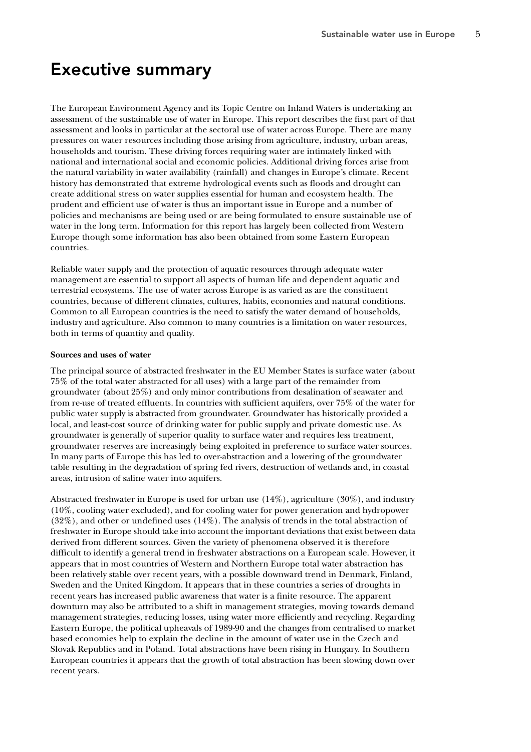# Executive summary

The European Environment Agency and its Topic Centre on Inland Waters is undertaking an assessment of the sustainable use of water in Europe. This report describes the first part of that assessment and looks in particular at the sectoral use of water across Europe. There are many pressures on water resources including those arising from agriculture, industry, urban areas, households and tourism. These driving forces requiring water are intimately linked with national and international social and economic policies. Additional driving forces arise from the natural variability in water availability (rainfall) and changes in Europe's climate. Recent history has demonstrated that extreme hydrological events such as floods and drought can create additional stress on water supplies essential for human and ecosystem health. The prudent and efficient use of water is thus an important issue in Europe and a number of policies and mechanisms are being used or are being formulated to ensure sustainable use of water in the long term. Information for this report has largely been collected from Western Europe though some information has also been obtained from some Eastern European countries.

Reliable water supply and the protection of aquatic resources through adequate water management are essential to support all aspects of human life and dependent aquatic and terrestrial ecosystems. The use of water across Europe is as varied as are the constituent countries, because of different climates, cultures, habits, economies and natural conditions. Common to all European countries is the need to satisfy the water demand of households, industry and agriculture. Also common to many countries is a limitation on water resources, both in terms of quantity and quality.

**Sources and uses of water**

The principal source of abstracted freshwater in the EU Member States is surface water (about 75% of the total water abstracted for all uses) with a large part of the remainder from groundwater (about 25%) and only minor contributions from desalination of seawater and from re-use of treated effluents. In countries with sufficient aquifers, over 75% of the water for public water supply is abstracted from groundwater. Groundwater has historically provided a local, and least-cost source of drinking water for public supply and private domestic use. As groundwater is generally of superior quality to surface water and requires less treatment, groundwater reserves are increasingly being exploited in preference to surface water sources. In many parts of Europe this has led to over-abstraction and a lowering of the groundwater table resulting in the degradation of spring fed rivers, destruction of wetlands and, in coastal areas, intrusion of saline water into aquifers.

Abstracted freshwater in Europe is used for urban use (14%), agriculture (30%), and industry (10%, cooling water excluded), and for cooling water for power generation and hydropower (32%), and other or undefined uses (14%). The analysis of trends in the total abstraction of freshwater in Europe should take into account the important deviations that exist between data derived from different sources. Given the variety of phenomena observed it is therefore difficult to identify a general trend in freshwater abstractions on a European scale. However, it appears that in most countries of Western and Northern Europe total water abstraction has been relatively stable over recent years, with a possible downward trend in Denmark, Finland, Sweden and the United Kingdom. It appears that in these countries a series of droughts in recent years has increased public awareness that water is a finite resource. The apparent downturn may also be attributed to a shift in management strategies, moving towards demand management strategies, reducing losses, using water more efficiently and recycling. Regarding Eastern Europe, the political upheavals of 1989-90 and the changes from centralised to market based economies help to explain the decline in the amount of water use in the Czech and Slovak Republics and in Poland. Total abstractions have been rising in Hungary. In Southern European countries it appears that the growth of total abstraction has been slowing down over recent years.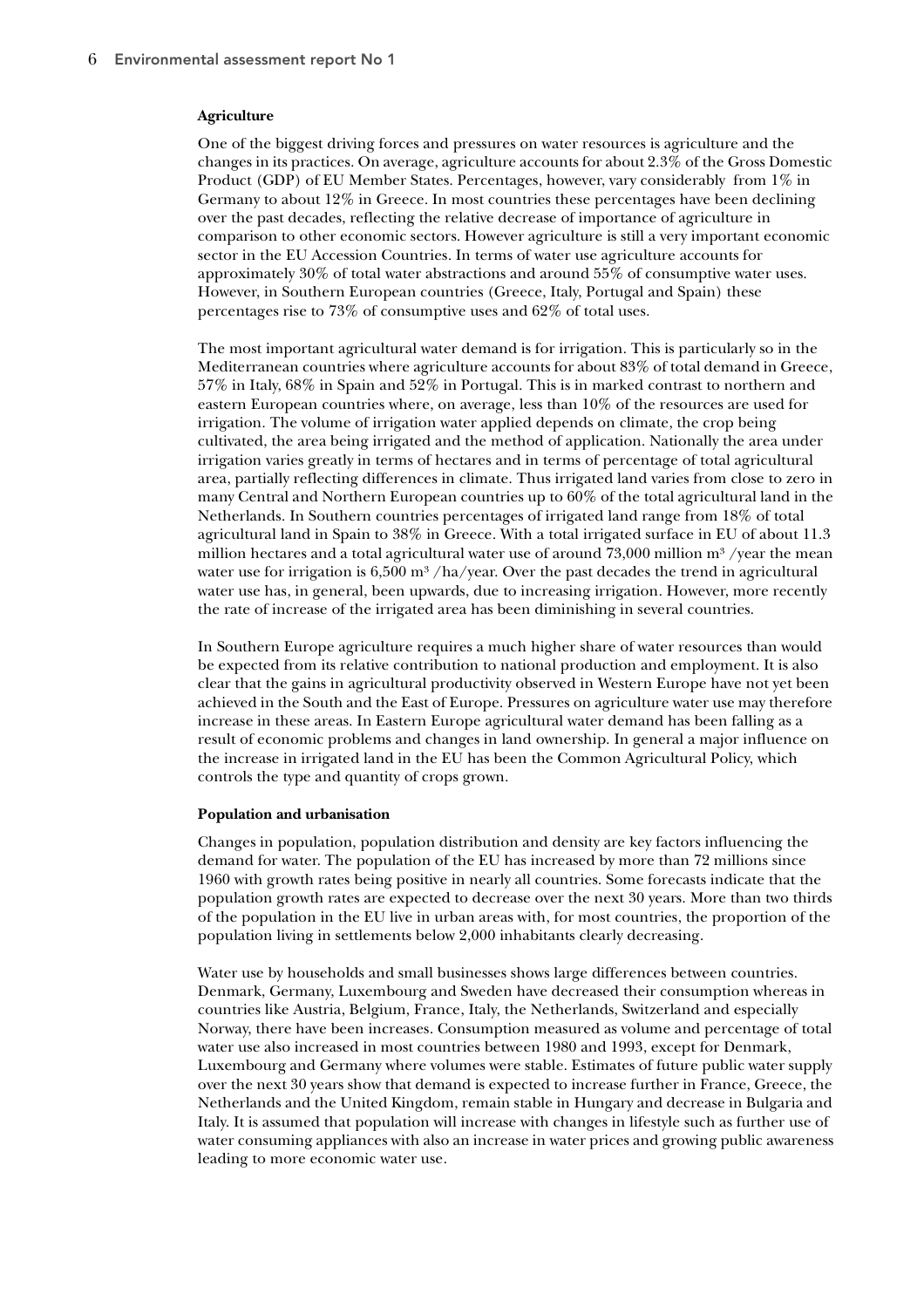**Agriculture**

One of the biggest driving forces and pressures on water resources is agriculture and the changes in its practices. On average, agriculture accounts for about 2.3% of the Gross Domestic Product (GDP) of EU Member States. Percentages, however, vary considerably from 1% in Germany to about 12% in Greece. In most countries these percentages have been declining over the past decades, reflecting the relative decrease of importance of agriculture in comparison to other economic sectors. However agriculture is still a very important economic sector in the EU Accession Countries. In terms of water use agriculture accounts for approximately 30% of total water abstractions and around 55% of consumptive water uses. However, in Southern European countries (Greece, Italy, Portugal and Spain) these percentages rise to 73% of consumptive uses and 62% of total uses.

The most important agricultural water demand is for irrigation. This is particularly so in the Mediterranean countries where agriculture accounts for about 83% of total demand in Greece, 57% in Italy, 68% in Spain and 52% in Portugal. This is in marked contrast to northern and eastern European countries where, on average, less than 10% of the resources are used for irrigation. The volume of irrigation water applied depends on climate, the crop being cultivated, the area being irrigated and the method of application. Nationally the area under irrigation varies greatly in terms of hectares and in terms of percentage of total agricultural area, partially reflecting differences in climate. Thus irrigated land varies from close to zero in many Central and Northern European countries up to 60% of the total agricultural land in the Netherlands. In Southern countries percentages of irrigated land range from 18% of total agricultural land in Spain to 38% in Greece. With a total irrigated surface in EU of about 11.3 million hectares and a total agricultural water use of around 73,000 million $m^3$ /year the mean water use for irrigation is 6,500 $m^3$ /ha/year. Over the past decades the trend in agricultural water use has, in general, been upwards, due to increasing irrigation. However, more recently the rate of increase of the irrigated area has been diminishing in several countries.

In Southern Europe agriculture requires a much higher share of water resources than would be expected from its relative contribution to national production and employment. It is also clear that the gains in agricultural productivity observed in Western Europe have not yet been achieved in the South and the East of Europe. Pressures on agriculture water use may therefore increase in these areas. In Eastern Europe agricultural water demand has been falling as a result of economic problems and changes in land ownership. In general a major influence on the increase in irrigated land in the EU has been the Common Agricultural Policy, which controls the type and quantity of crops grown.

**Population and urbanisation**

Changes in population, population distribution and density are key factors influencing the demand for water. The population of the EU has increased by more than 72 millions since 1960 with growth rates being positive in nearly all countries. Some forecasts indicate that the population growth rates are expected to decrease over the next 30 years. More than two thirds of the population in the EU live in urban areas with, for most countries, the proportion of the population living in settlements below 2,000 inhabitants clearly decreasing.

Water use by households and small businesses shows large differences between countries. Denmark, Germany, Luxembourg and Sweden have decreased their consumption whereas in countries like Austria, Belgium, France, Italy, the Netherlands, Switzerland and especially Norway, there have been increases. Consumption measured as volume and percentage of total water use also increased in most countries between 1980 and 1993, except for Denmark, Luxembourg and Germany where volumes were stable. Estimates of future public water supply over the next 30 years show that demand is expected to increase further in France, Greece, the Netherlands and the United Kingdom, remain stable in Hungary and decrease in Bulgaria and Italy. It is assumed that population will increase with changes in lifestyle such as further use of water consuming appliances with also an increase in water prices and growing public awareness leading to more economic water use.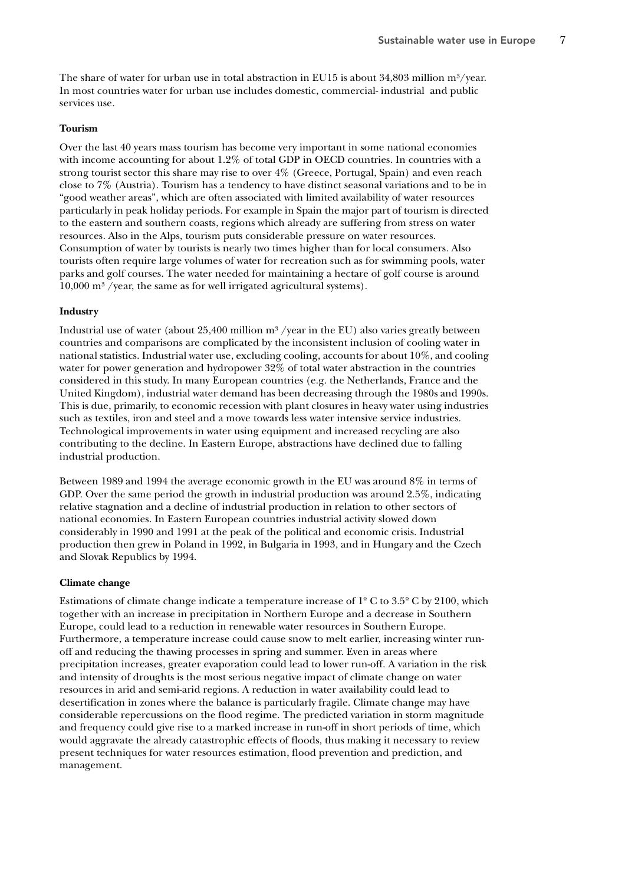The share of water for urban use in total abstraction in EU15 is about 34,803 million $m^3$/year. In most countries water for urban use includes domestic, commercial- industrial and public services use.

**Tourism**

Over the last 40 years mass tourism has become very important in some national economies with income accounting for about 1.2% of total GDP in OECD countries. In countries with a strong tourist sector this share may rise to over 4% (Greece, Portugal, Spain) and even reach close to 7% (Austria). Tourism has a tendency to have distinct seasonal variations and to be in "good weather areas", which are often associated with limited availability of water resources particularly in peak holiday periods. For example in Spain the major part of tourism is directed to the eastern and southern coasts, regions which already are suffering from stress on water resources. Also in the Alps, tourism puts considerable pressure on water resources. Consumption of water by tourists is nearly two times higher than for local consumers. Also tourists often require large volumes of water for recreation such as for swimming pools, water parks and golf courses. The water needed for maintaining a hectare of golf course is around 10,000 $m^3$ /year, the same as for well irrigated agricultural systems).

**Industry**

Industrial use of water (about 25,400 million $m^3$ /year in the EU) also varies greatly between countries and comparisons are complicated by the inconsistent inclusion of cooling water in national statistics. Industrial water use, excluding cooling, accounts for about 10%, and cooling water for power generation and hydropower 32% of total water abstraction in the countries considered in this study. In many European countries (e.g. the Netherlands, France and the United Kingdom), industrial water demand has been decreasing through the 1980s and 1990s. This is due, primarily, to economic recession with plant closures in heavy water using industries such as textiles, iron and steel and a move towards less water intensive service industries. Technological improvements in water using equipment and increased recycling are also contributing to the decline. In Eastern Europe, abstractions have declined due to falling industrial production.

Between 1989 and 1994 the average economic growth in the EU was around 8% in terms of GDP. Over the same period the growth in industrial production was around 2.5%, indicating relative stagnation and a decline of industrial production in relation to other sectors of national economies. In Eastern European countries industrial activity slowed down considerably in 1990 and 1991 at the peak of the political and economic crisis. Industrial production then grew in Poland in 1992, in Bulgaria in 1993, and in Hungary and the Czech and Slovak Republics by 1994.

**Climate change**

Estimations of climate change indicate a temperature increase of 1º C to 3.5º C by 2100, which together with an increase in precipitation in Northern Europe and a decrease in Southern Europe, could lead to a reduction in renewable water resources in Southern Europe. Furthermore, a temperature increase could cause snow to melt earlier, increasing winter run-off and reducing the thawing processes in spring and summer. Even in areas where precipitation increases, greater evaporation could lead to lower run-off. A variation in the risk and intensity of droughts is the most serious negative impact of climate change on water resources in arid and semi-arid regions. A reduction in water availability could lead to desertification in zones where the balance is particularly fragile. Climate change may have considerable repercussions on the flood regime. The predicted variation in storm magnitude and frequency could give rise to a marked increase in run-off in short periods of time, which would aggravate the already catastrophic effects of floods, thus making it necessary to review present techniques for water resources estimation, flood prevention and prediction, and management.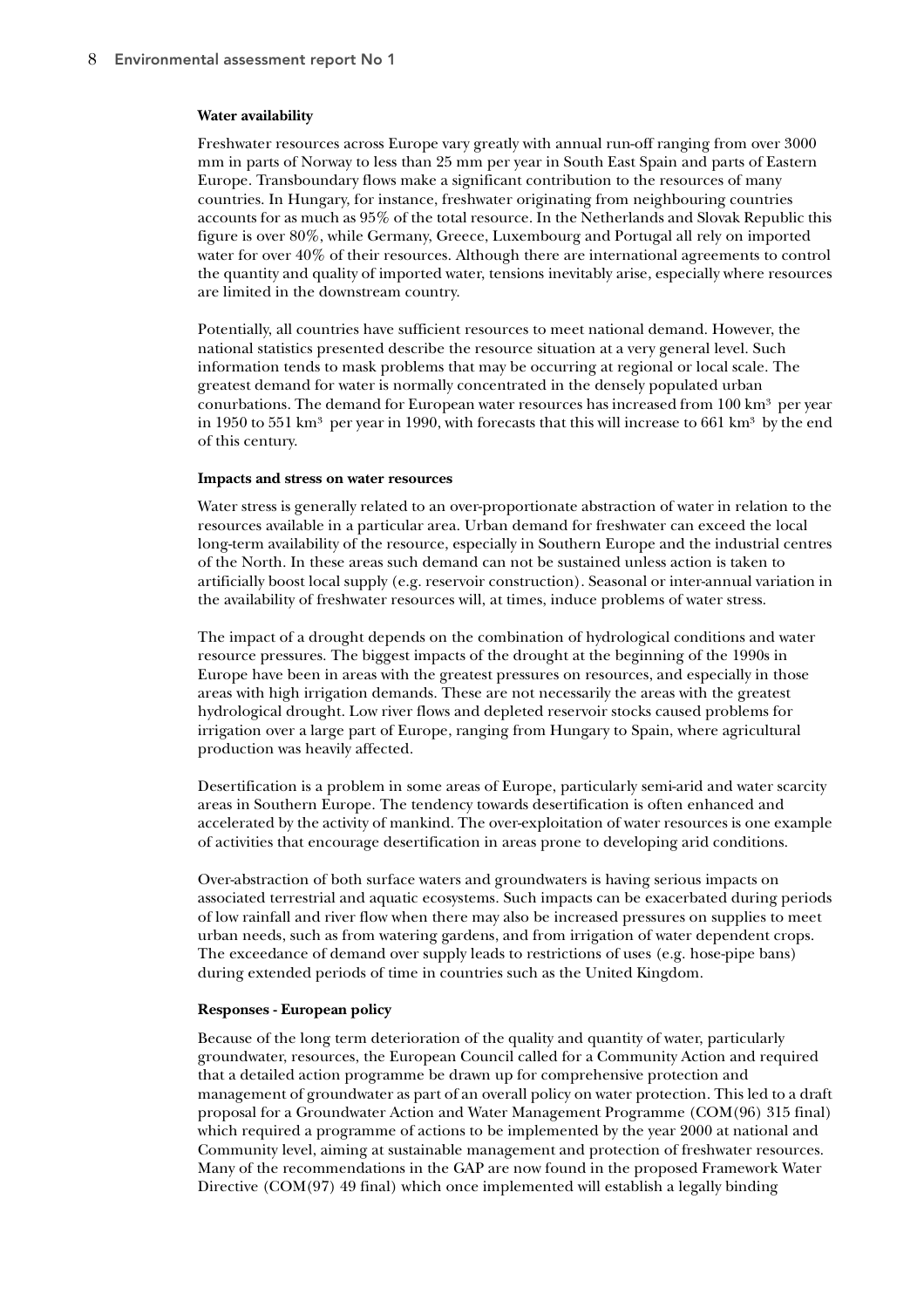**Water availability**

Freshwater resources across Europe vary greatly with annual run-off ranging from over 3000 mm in parts of Norway to less than 25 mm per year in South East Spain and parts of Eastern Europe. Transboundary flows make a significant contribution to the resources of many countries. In Hungary, for instance, freshwater originating from neighbouring countries accounts for as much as 95% of the total resource. In the Netherlands and Slovak Republic this figure is over 80%, while Germany, Greece, Luxembourg and Portugal all rely on imported water for over 40% of their resources. Although there are international agreements to control the quantity and quality of imported water, tensions inevitably arise, especially where resources are limited in the downstream country.

Potentially, all countries have sufficient resources to meet national demand. However, the national statistics presented describe the resource situation at a very general level. Such information tends to mask problems that may be occurring at regional or local scale. The greatest demand for water is normally concentrated in the densely populated urban conurbations. The demand for European water resources has increased from 100 $km^3$ per year in 1950 to 551 $km^3$ per year in 1990, with forecasts that this will increase to 661 $km^3$ by the end of this century.

**Impacts and stress on water resources**

Water stress is generally related to an over-proportionate abstraction of water in relation to the resources available in a particular area. Urban demand for freshwater can exceed the local long-term availability of the resource, especially in Southern Europe and the industrial centres of the North. In these areas such demand can not be sustained unless action is taken to artificially boost local supply (e.g. reservoir construction). Seasonal or inter-annual variation in the availability of freshwater resources will, at times, induce problems of water stress.

The impact of a drought depends on the combination of hydrological conditions and water resource pressures. The biggest impacts of the drought at the beginning of the 1990s in Europe have been in areas with the greatest pressures on resources, and especially in those areas with high irrigation demands. These are not necessarily the areas with the greatest hydrological drought. Low river flows and depleted reservoir stocks caused problems for irrigation over a large part of Europe, ranging from Hungary to Spain, where agricultural production was heavily affected.

Desertification is a problem in some areas of Europe, particularly semi-arid and water scarcity areas in Southern Europe. The tendency towards desertification is often enhanced and accelerated by the activity of mankind. The over-exploitation of water resources is one example of activities that encourage desertification in areas prone to developing arid conditions.

Over-abstraction of both surface waters and groundwaters is having serious impacts on associated terrestrial and aquatic ecosystems. Such impacts can be exacerbated during periods of low rainfall and river flow when there may also be increased pressures on supplies to meet urban needs, such as from watering gardens, and from irrigation of water dependent crops. The exceedance of demand over supply leads to restrictions of uses (e.g. hose-pipe bans) during extended periods of time in countries such as the United Kingdom.

**Responses - European policy**

Because of the long term deterioration of the quality and quantity of water, particularly groundwater, resources, the European Council called for a Community Action and required that a detailed action programme be drawn up for comprehensive protection and management of groundwater as part of an overall policy on water protection. This led to a draft proposal for a Groundwater Action and Water Management Programme (COM(96) 315 final) which required a programme of actions to be implemented by the year 2000 at national and Community level, aiming at sustainable management and protection of freshwater resources. Many of the recommendations in the GAP are now found in the proposed Framework Water Directive (COM(97) 49 final) which once implemented will establish a legally binding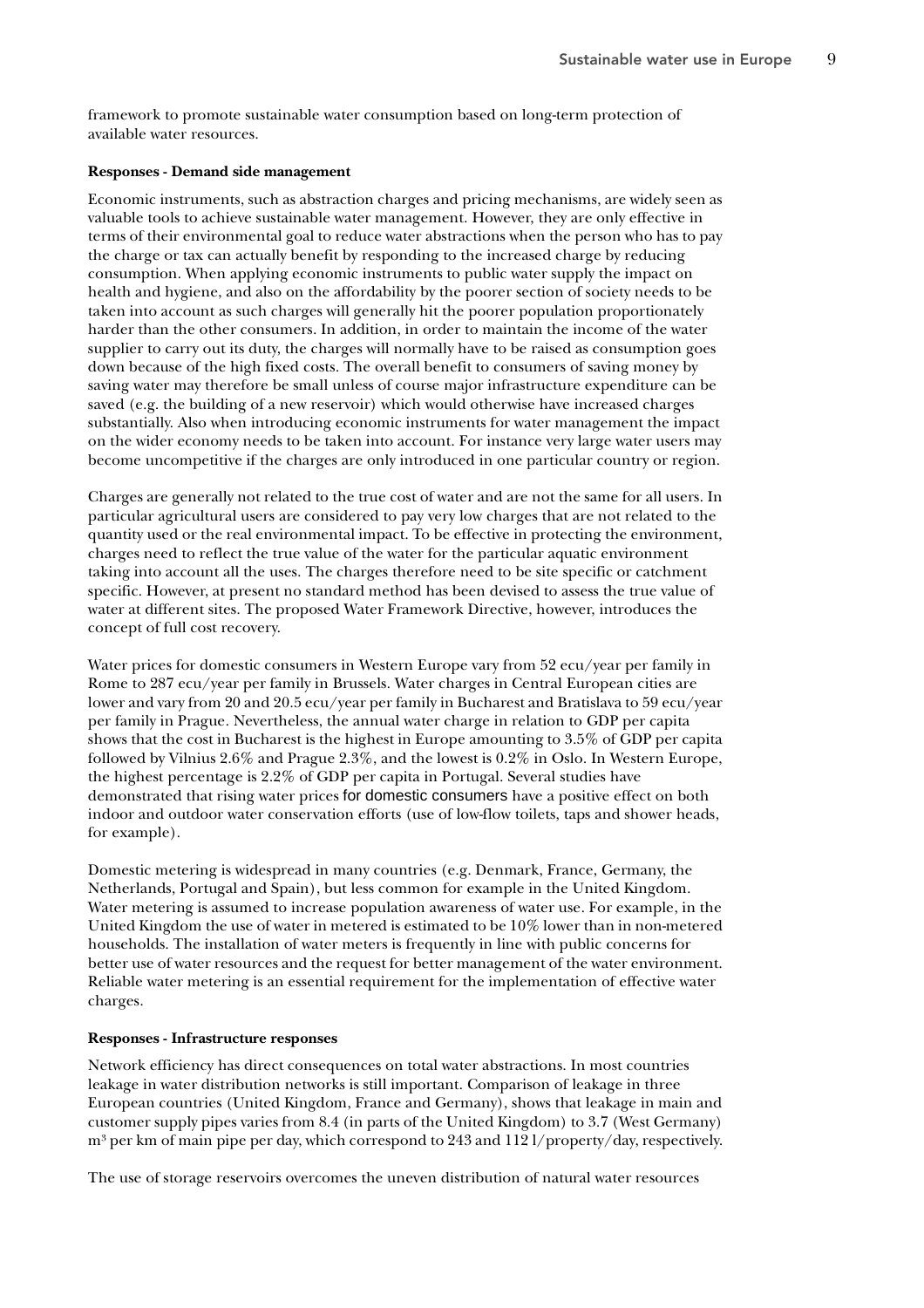framework to promote sustainable water consumption based on long-term protection of available water resources.

**Responses - Demand side management**

Economic instruments, such as abstraction charges and pricing mechanisms, are widely seen as valuable tools to achieve sustainable water management. However, they are only effective in terms of their environmental goal to reduce water abstractions when the person who has to pay the charge or tax can actually benefit by responding to the increased charge by reducing consumption. When applying economic instruments to public water supply the impact on health and hygiene, and also on the affordability by the poorer section of society needs to be taken into account as such charges will generally hit the poorer population proportionately harder than the other consumers. In addition, in order to maintain the income of the water supplier to carry out its duty, the charges will normally have to be raised as consumption goes down because of the high fixed costs. The overall benefit to consumers of saving money by saving water may therefore be small unless of course major infrastructure expenditure can be saved (e.g. the building of a new reservoir) which would otherwise have increased charges substantially. Also when introducing economic instruments for water management the impact on the wider economy needs to be taken into account. For instance very large water users may become uncompetitive if the charges are only introduced in one particular country or region.

Charges are generally not related to the true cost of water and are not the same for all users. In particular agricultural users are considered to pay very low charges that are not related to the quantity used or the real environmental impact. To be effective in protecting the environment, charges need to reflect the true value of the water for the particular aquatic environment taking into account all the uses. The charges therefore need to be site specific or catchment specific. However, at present no standard method has been devised to assess the true value of water at different sites. The proposed Water Framework Directive, however, introduces the concept of full cost recovery.

Water prices for domestic consumers in Western Europe vary from 52 ecu/year per family in Rome to 287 ecu/year per family in Brussels. Water charges in Central European cities are lower and vary from 20 and 20.5 ecu/year per family in Bucharest and Bratislava to 59 ecu/year per family in Prague. Nevertheless, the annual water charge in relation to GDP per capita shows that the cost in Bucharest is the highest in Europe amounting to 3.5% of GDP per capita followed by Vilnius 2.6% and Prague 2.3%, and the lowest is 0.2% in Oslo. In Western Europe, the highest percentage is 2.2% of GDP per capita in Portugal. Several studies have demonstrated that rising water prices for domestic consumers have a positive effect on both indoor and outdoor water conservation efforts (use of low-flow toilets, taps and shower heads, for example).

Domestic metering is widespread in many countries (e.g. Denmark, France, Germany, the Netherlands, Portugal and Spain), but less common for example in the United Kingdom. Water metering is assumed to increase population awareness of water use. For example, in the United Kingdom the use of water in metered is estimated to be 10% lower than in non-metered households. The installation of water meters is frequently in line with public concerns for better use of water resources and the request for better management of the water environment. Reliable water metering is an essential requirement for the implementation of effective water charges.

**Responses - Infrastructure responses**

Network efficiency has direct consequences on total water abstractions. In most countries leakage in water distribution networks is still important. Comparison of leakage in three European countries (United Kingdom, France and Germany), shows that leakage in main and customer supply pipes varies from 8.4 (in parts of the United Kingdom) to 3.7 (West Germany) $m^3$ per km of main pipe per day, which correspond to 243 and 112 l/property/day, respectively.

The use of storage reservoirs overcomes the uneven distribution of natural water resources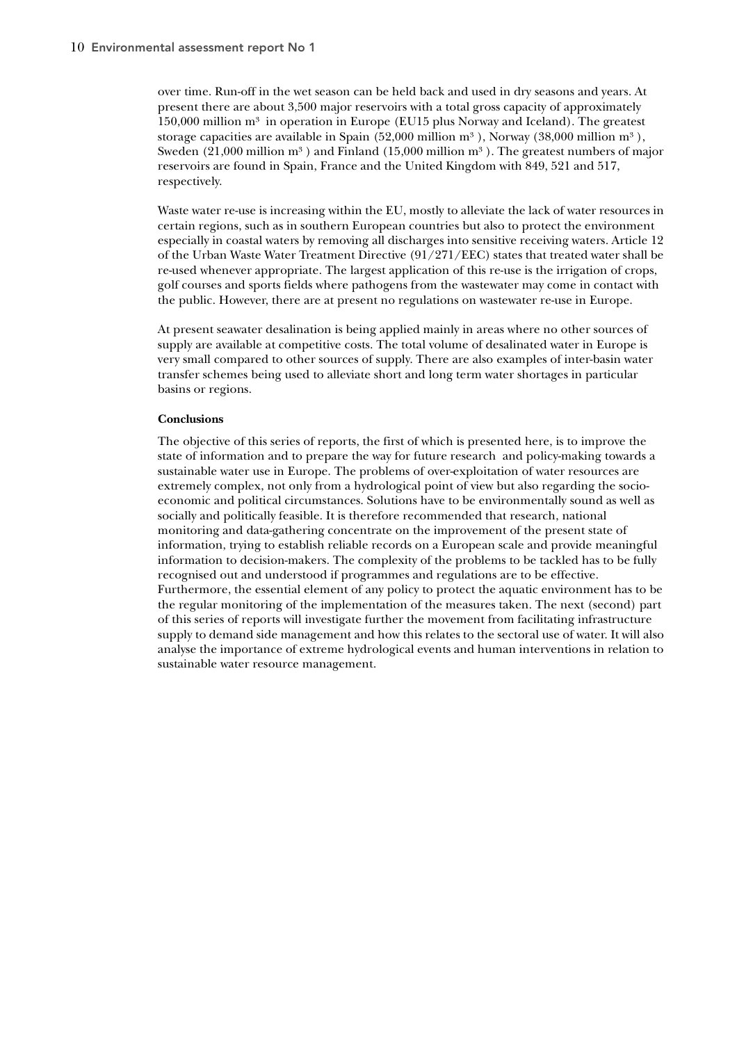over time. Run-off in the wet season can be held back and used in dry seasons and years. At present there are about 3,500 major reservoirs with a total gross capacity of approximately 150,000 million m$^3$ in operation in Europe (EU15 plus Norway and Iceland). The greatest storage capacities are available in Spain (52,000 million m$^3$), Norway (38,000 million m$^3$), Sweden (21,000 million m$^3$) and Finland (15,000 million m$^3$). The greatest numbers of major reservoirs are found in Spain, France and the United Kingdom with 849, 521 and 517, respectively.

Waste water re-use is increasing within the EU, mostly to alleviate the lack of water resources in certain regions, such as in southern European countries but also to protect the environment especially in coastal waters by removing all discharges into sensitive receiving waters. Article 12 of the Urban Waste Water Treatment Directive (91/271/EEC) states that treated water shall be re-used whenever appropriate. The largest application of this re-use is the irrigation of crops, golf courses and sports fields where pathogens from the wastewater may come in contact with the public. However, there are at present no regulations on wastewater re-use in Europe.

At present seawater desalination is being applied mainly in areas where no other sources of supply are available at competitive costs. The total volume of desalinated water in Europe is very small compared to other sources of supply. There are also examples of inter-basin water transfer schemes being used to alleviate short and long term water shortages in particular basins or regions.

**Conclusions**

The objective of this series of reports, the first of which is presented here, is to improve the state of information and to prepare the way for future research and policy-making towards a sustainable water use in Europe. The problems of over-exploitation of water resources are extremely complex, not only from a hydrological point of view but also regarding the socio-economic and political circumstances. Solutions have to be environmentally sound as well as socially and politically feasible. It is therefore recommended that research, national monitoring and data-gathering concentrate on the improvement of the present state of information, trying to establish reliable records on a European scale and provide meaningful information to decision-makers. The complexity of the problems to be tackled has to be fully recognised out and understood if programmes and regulations are to be effective. Furthermore, the essential element of any policy to protect the aquatic environment has to be the regular monitoring of the implementation of the measures taken. The next (second) part of this series of reports will investigate further the movement from facilitating infrastructure supply to demand side management and how this relates to the sectoral use of water. It will also analyse the importance of extreme hydrological events and human interventions in relation to sustainable water resource management.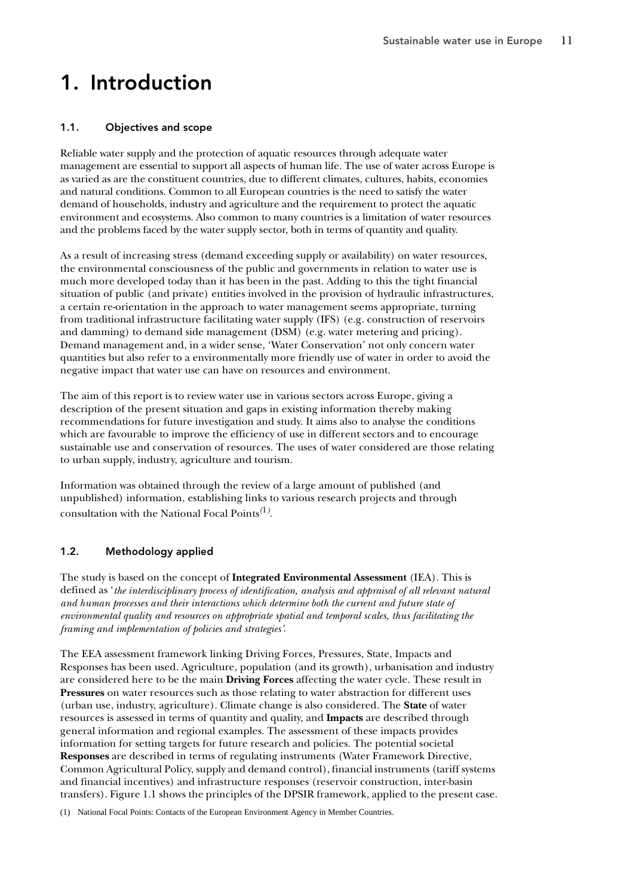# 1. Introduction

## 1.1. Objectives and scope

Reliable water supply and the protection of aquatic resources through adequate water management are essential to support all aspects of human life. The use of water across Europe is as varied as are the constituent countries, due to different climates, cultures, habits, economies and natural conditions. Common to all European countries is the need to satisfy the water demand of households, industry and agriculture and the requirement to protect the aquatic environment and ecosystems. Also common to many countries is a limitation of water resources and the problems faced by the water supply sector, both in terms of quantity and quality.

As a result of increasing stress (demand exceeding supply or availability) on water resources, the environmental consciousness of the public and governments in relation to water use is much more developed today than it has been in the past. Adding to this the tight financial situation of public (and private) entities involved in the provision of hydraulic infrastructures, a certain re-orientation in the approach to water management seems appropriate, turning from traditional infrastructure facilitating water supply (IFS) (e.g. construction of reservoirs and damming) to demand side management (DSM) (e.g. water metering and pricing). Demand management and, in a wider sense, 'Water Conservation' not only concern water quantities but also refer to a environmentally more friendly use of water in order to avoid the negative impact that water use can have on resources and environment.

The aim of this report is to review water use in various sectors across Europe, giving a description of the present situation and gaps in existing information thereby making recommendations for future investigation and study. It aims also to analyse the conditions which are favourable to improve the efficiency of use in different sectors and to encourage sustainable use and conservation of resources. The uses of water considered are those relating to urban supply, industry, agriculture and tourism.

Information was obtained through the review of a large amount of published (and unpublished) information, establishing links to various research projects and through consultation with the National Focal Points[1].

## 1.2. Methodology applied

The study is based on the concept of **Integrated Environmental Assessment** (IEA). This is defined as '*the interdisciplinary process of identification, analysis and appraisal of all relevant natural and human processes and their interactions which determine both the current and future state of environmental quality and resources on appropriate spatial and temporal scales, thus facilitating the framing and implementation of policies and strategies'.*

The EEA assessment framework linking Driving Forces, Pressures, State, Impacts and Responses has been used. Agriculture, population (and its growth), urbanisation and industry are considered here to be the main **Driving Forces** affecting the water cycle. These result in **Pressures** on water resources such as those relating to water abstraction for different uses (urban use, industry, agriculture). Climate change is also considered. The **State** of water resources is assessed in terms of quantity and quality, and **Impacts** are described through general information and regional examples. The assessment of these impacts provides information for setting targets for future research and policies. The potential societal **Responses** are described in terms of regulating instruments (Water Framework Directive, Common Agricultural Policy, supply and demand control), financial instruments (tariff systems and financial incentives) and infrastructure responses (reservoir construction, inter-basin transfers). Figure 1.1 shows the principles of the DPSIR framework, applied to the present case.

(1) National Focal Points: Contacts of the European Environment Agency in Member Countries.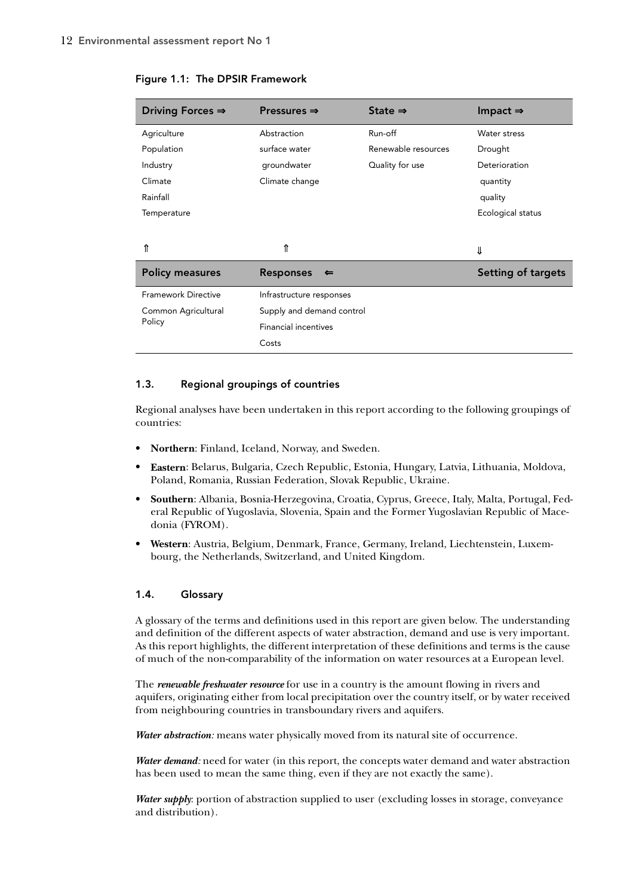Figure 1.1: The DPSIR Framework

| Driving Forces ⇒ | Pressures ⇒ | State ⇒ | Impact ⇒ |
|---|---|---|---|
| Agriculture | Abstraction | Run-off | Water stress |
| Population | surface water | Renewable resources | Drought |
| Industry | groundwater | Quality for use | Deterioration |
| Climate | Climate change | | quantity |
| Rainfall | | | quality |
| Temperature | | | Ecological status |
| ⇑ | ⇑ | | ⇓ |
| **Policy measures** | **Responses ⇐** | | **Setting of targets** |
| Framework Directive | Infrastructure responses | | |
| Common Agricultural Policy | Supply and demand control | | |
| | Financial incentives | | |
| | Costs | | |

### 1.3. Regional groupings of countries

Regional analyses have been undertaken in this report according to the following groupings of countries:

- **Northern**: Finland, Iceland, Norway, and Sweden.
- **Eastern**: Belarus, Bulgaria, Czech Republic, Estonia, Hungary, Latvia, Lithuania, Moldova, Poland, Romania, Russian Federation, Slovak Republic, Ukraine.
- **Southern**: Albania, Bosnia-Herzegovina, Croatia, Cyprus, Greece, Italy, Malta, Portugal, Federal Republic of Yugoslavia, Slovenia, Spain and the Former Yugoslavian Republic of Macedonia (FYROM).
- **Western**: Austria, Belgium, Denmark, France, Germany, Ireland, Liechtenstein, Luxembourg, the Netherlands, Switzerland, and United Kingdom.

### 1.4. Glossary

A glossary of the terms and definitions used in this report are given below. The understanding and definition of the different aspects of water abstraction, demand and use is very important. As this report highlights, the different interpretation of these definitions and terms is the cause of much of the non-comparability of the information on water resources at a European level.

The ***renewable freshwater resource*** for use in a country is the amount flowing in rivers and aquifers, originating either from local precipitation over the country itself, or by water received from neighbouring countries in transboundary rivers and aquifers.

***Water abstraction:*** means water physically moved from its natural site of occurrence.

***Water demand:*** need for water (in this report, the concepts water demand and water abstraction has been used to mean the same thing, even if they are not exactly the same).

***Water supply***: portion of abstraction supplied to user (excluding losses in storage, conveyance and distribution).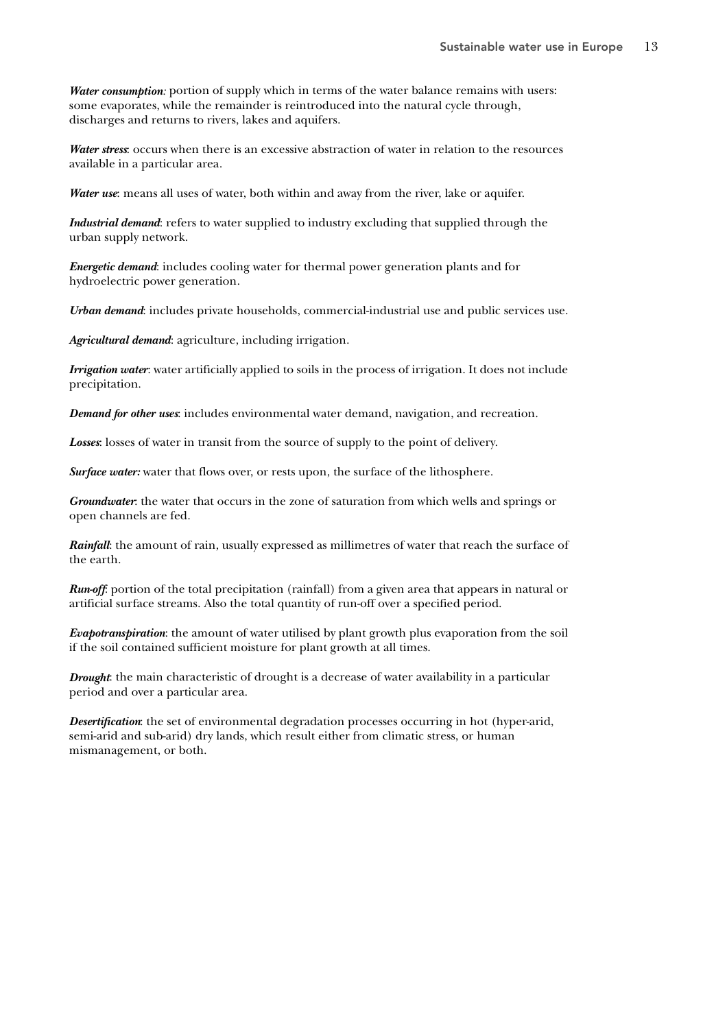***Water consumption**:* portion of supply which in terms of the water balance remains with users: some evaporates, while the remainder is reintroduced into the natural cycle through, discharges and returns to rivers, lakes and aquifers.

***Water stress***: occurs when there is an excessive abstraction of water in relation to the resources available in a particular area.

***Water use***: means all uses of water, both within and away from the river, lake or aquifer.

***Industrial demand***: refers to water supplied to industry excluding that supplied through the urban supply network.

***Energetic demand***: includes cooling water for thermal power generation plants and for hydroelectric power generation.

***Urban demand***: includes private households, commercial-industrial use and public services use.

***Agricultural demand***: agriculture, including irrigation.

***Irrigation water***: water artificially applied to soils in the process of irrigation. It does not include precipitation.

***Demand for other uses***: includes environmental water demand, navigation, and recreation.

***Losses***: losses of water in transit from the source of supply to the point of delivery.

***Surface water:*** water that flows over, or rests upon, the surface of the lithosphere.

***Groundwater***: the water that occurs in the zone of saturation from which wells and springs or open channels are fed.

***Rainfall***: the amount of rain, usually expressed as millimetres of water that reach the surface of the earth.

***Run-off***: portion of the total precipitation (rainfall) from a given area that appears in natural or artificial surface streams. Also the total quantity of run-off over a specified period.

***Evapotranspiration***: the amount of water utilised by plant growth plus evaporation from the soil if the soil contained sufficient moisture for plant growth at all times.

***Drought***: the main characteristic of drought is a decrease of water availability in a particular period and over a particular area.

***Desertification***: the set of environmental degradation processes occurring in hot (hyper-arid, semi-arid and sub-arid) dry lands, which result either from climatic stress, or human mismanagement, or both.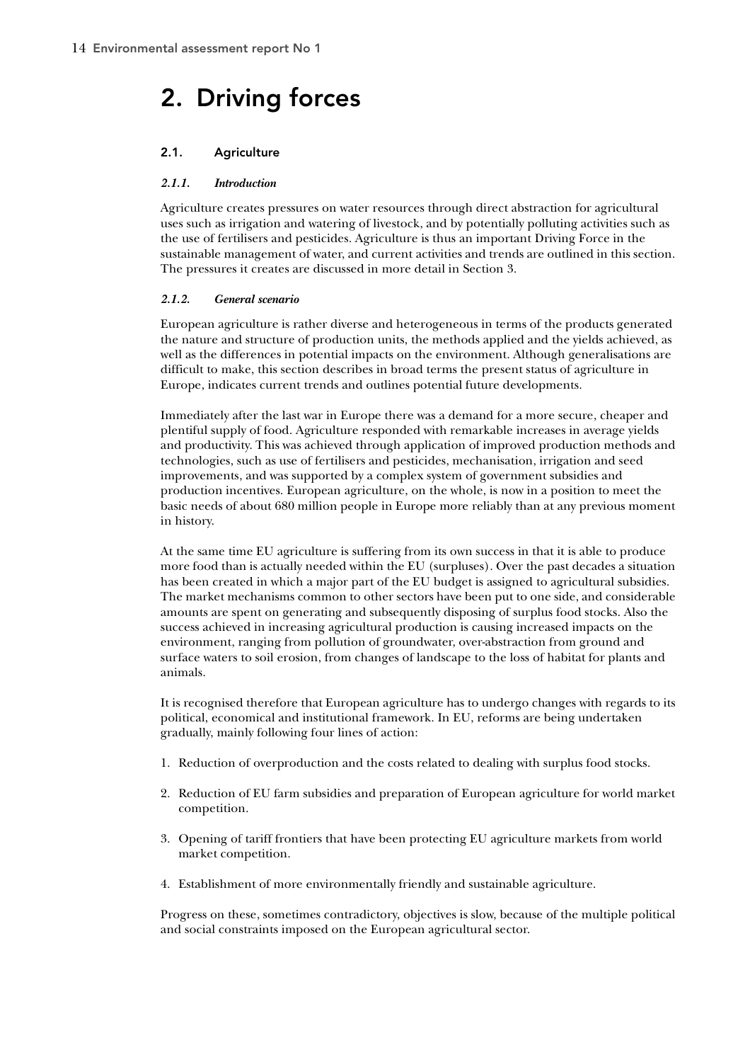# 2. Driving forces

## 2.1. Agriculture

### *2.1.1. Introduction*

Agriculture creates pressures on water resources through direct abstraction for agricultural uses such as irrigation and watering of livestock, and by potentially polluting activities such as the use of fertilisers and pesticides. Agriculture is thus an important Driving Force in the sustainable management of water, and current activities and trends are outlined in this section. The pressures it creates are discussed in more detail in Section 3.

### *2.1.2. General scenario*

European agriculture is rather diverse and heterogeneous in terms of the products generated the nature and structure of production units, the methods applied and the yields achieved, as well as the differences in potential impacts on the environment. Although generalisations are difficult to make, this section describes in broad terms the present status of agriculture in Europe, indicates current trends and outlines potential future developments.

Immediately after the last war in Europe there was a demand for a more secure, cheaper and plentiful supply of food. Agriculture responded with remarkable increases in average yields and productivity. This was achieved through application of improved production methods and technologies, such as use of fertilisers and pesticides, mechanisation, irrigation and seed improvements, and was supported by a complex system of government subsidies and production incentives. European agriculture, on the whole, is now in a position to meet the basic needs of about 680 million people in Europe more reliably than at any previous moment in history.

At the same time EU agriculture is suffering from its own success in that it is able to produce more food than is actually needed within the EU (surpluses). Over the past decades a situation has been created in which a major part of the EU budget is assigned to agricultural subsidies. The market mechanisms common to other sectors have been put to one side, and considerable amounts are spent on generating and subsequently disposing of surplus food stocks. Also the success achieved in increasing agricultural production is causing increased impacts on the environment, ranging from pollution of groundwater, over-abstraction from ground and surface waters to soil erosion, from changes of landscape to the loss of habitat for plants and animals.

It is recognised therefore that European agriculture has to undergo changes with regards to its political, economical and institutional framework. In EU, reforms are being undertaken gradually, mainly following four lines of action:

1. Reduction of overproduction and the costs related to dealing with surplus food stocks.
2. Reduction of EU farm subsidies and preparation of European agriculture for world market competition.
3. Opening of tariff frontiers that have been protecting EU agriculture markets from world market competition.
4. Establishment of more environmentally friendly and sustainable agriculture.

Progress on these, sometimes contradictory, objectives is slow, because of the multiple political and social constraints imposed on the European agricultural sector.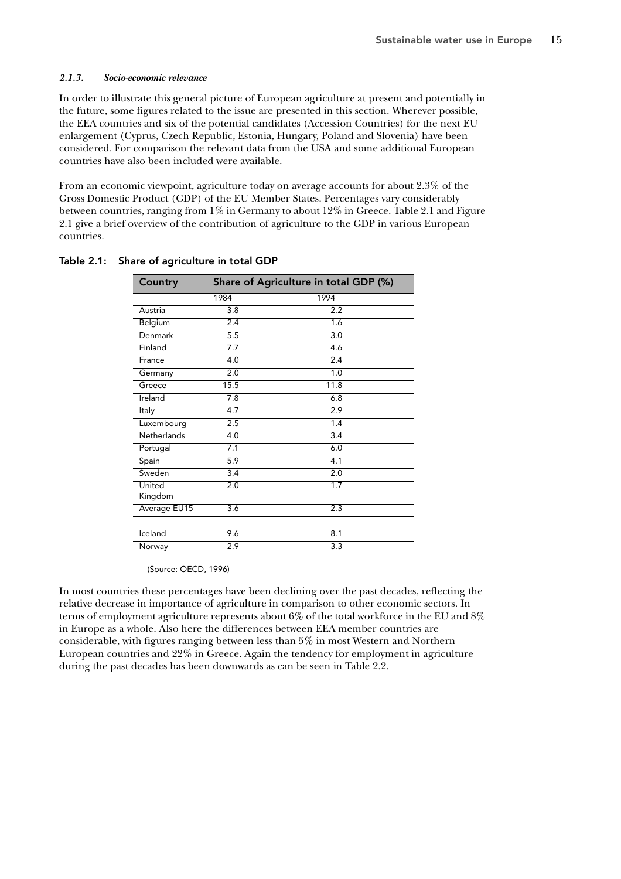#### *2.1.3. Socio-economic relevance*

In order to illustrate this general picture of European agriculture at present and potentially in the future, some figures related to the issue are presented in this section. Wherever possible, the EEA countries and six of the potential candidates (Accession Countries) for the next EU enlargement (Cyprus, Czech Republic, Estonia, Hungary, Poland and Slovenia) have been considered. For comparison the relevant data from the USA and some additional European countries have also been included were available.

From an economic viewpoint, agriculture today on average accounts for about 2.3% of the Gross Domestic Product (GDP) of the EU Member States. Percentages vary considerably between countries, ranging from 1% in Germany to about 12% in Greece. Table 2.1 and Figure 2.1 give a brief overview of the contribution of agriculture to the GDP in various European countries.

**Table 2.1: Share of agriculture in total GDP**

| Country | Share of Agriculture in total GDP (%) | |
|---|---|---|
| | 1984 | 1994 |
| Austria | 3.8 | 2.2 |
| Belgium | 2.4 | 1.6 |
| Denmark | 5.5 | 3.0 |
| Finland | 7.7 | 4.6 |
| France | 4.0 | 2.4 |
| Germany | 2.0 | 1.0 |
| Greece | 15.5 | 11.8 |
| Ireland | 7.8 | 6.8 |
| Italy | 4.7 | 2.9 |
| Luxembourg | 2.5 | 1.4 |
| Netherlands | 4.0 | 3.4 |
| Portugal | 7.1 | 6.0 |
| Spain | 5.9 | 4.1 |
| Sweden | 3.4 | 2.0 |
| United Kingdom | 2.0 | 1.7 |
| Average EU15 | 3.6 | 2.3 |
| | | |
| Iceland | 9.6 | 8.1 |
| Norway | 2.9 | 3.3 |

(Source: OECD, 1996)

In most countries these percentages have been declining over the past decades, reflecting the relative decrease in importance of agriculture in comparison to other economic sectors. In terms of employment agriculture represents about 6% of the total workforce in the EU and 8% in Europe as a whole. Also here the differences between EEA member countries are considerable, with figures ranging between less than 5% in most Western and Northern European countries and 22% in Greece. Again the tendency for employment in agriculture during the past decades has been downwards as can be seen in Table 2.2.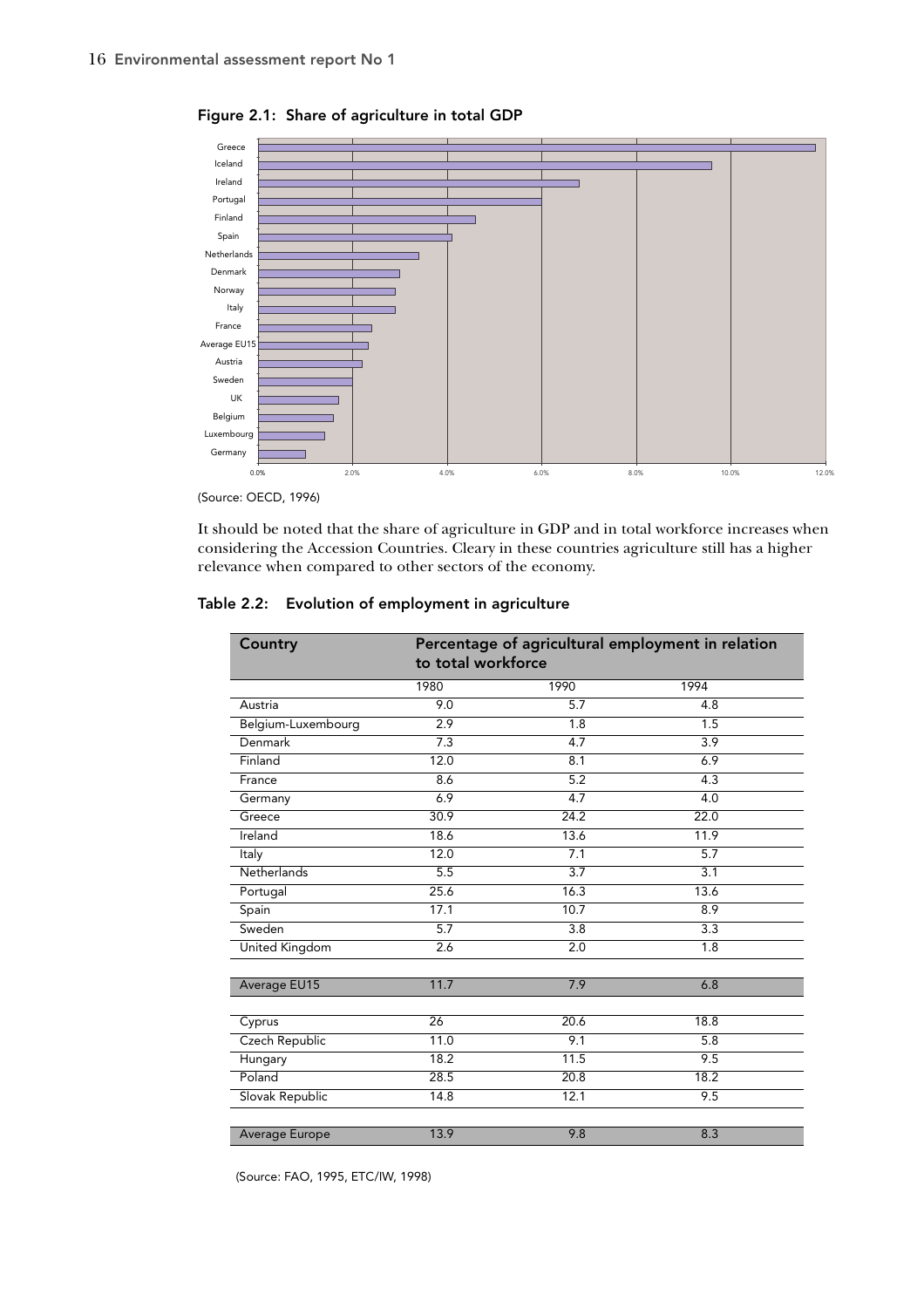**Figure 2.1: Share of agriculture in total GDP**

(Source: OECD, 1996)

It should be noted that the share of agriculture in GDP and in total workforce increases when considering the Accession Countries. Cleary in these countries agriculture still has a higher relevance when compared to other sectors of the economy.

**Table 2.2: Evolution of employment in agriculture**

| Country | Percentage of agricultural employment in relation to total workforce | | |
|---|---|---|---|
| | 1980 | 1990 | 1994 |
| Austria | 9.0 | 5.7 | 4.8 |
| Belgium-Luxembourg | 2.9 | 1.8 | 1.5 |
| Denmark | 7.3 | 4.7 | 3.9 |
| Finland | 12.0 | 8.1 | 6.9 |
| France | 8.6 | 5.2 | 4.3 |
| Germany | 6.9 | 4.7 | 4.0 |
| Greece | 30.9 | 24.2 | 22.0 |
| Ireland | 18.6 | 13.6 | 11.9 |
| Italy | 12.0 | 7.1 | 5.7 |
| Netherlands | 5.5 | 3.7 | 3.1 |
| Portugal | 25.6 | 16.3 | 13.6 |
| Spain | 17.1 | 10.7 | 8.9 |
| Sweden | 5.7 | 3.8 | 3.3 |
| United Kingdom | 2.6 | 2.0 | 1.8 |
| | | | |
| Average EU15 | 11.7 | 7.9 | 6.8 |
| | | | |
| Cyprus | 26 | 20.6 | 18.8 |
| Czech Republic | 11.0 | 9.1 | 5.8 |
| Hungary | 18.2 | 11.5 | 9.5 |
| Poland | 28.5 | 20.8 | 18.2 |
| Slovak Republic | 14.8 | 12.1 | 9.5 |
| | | | |
| Average Europe | 13.9 | 9.8 | 8.3 |

(Source: FAO, 1995, ETC/IW, 1998)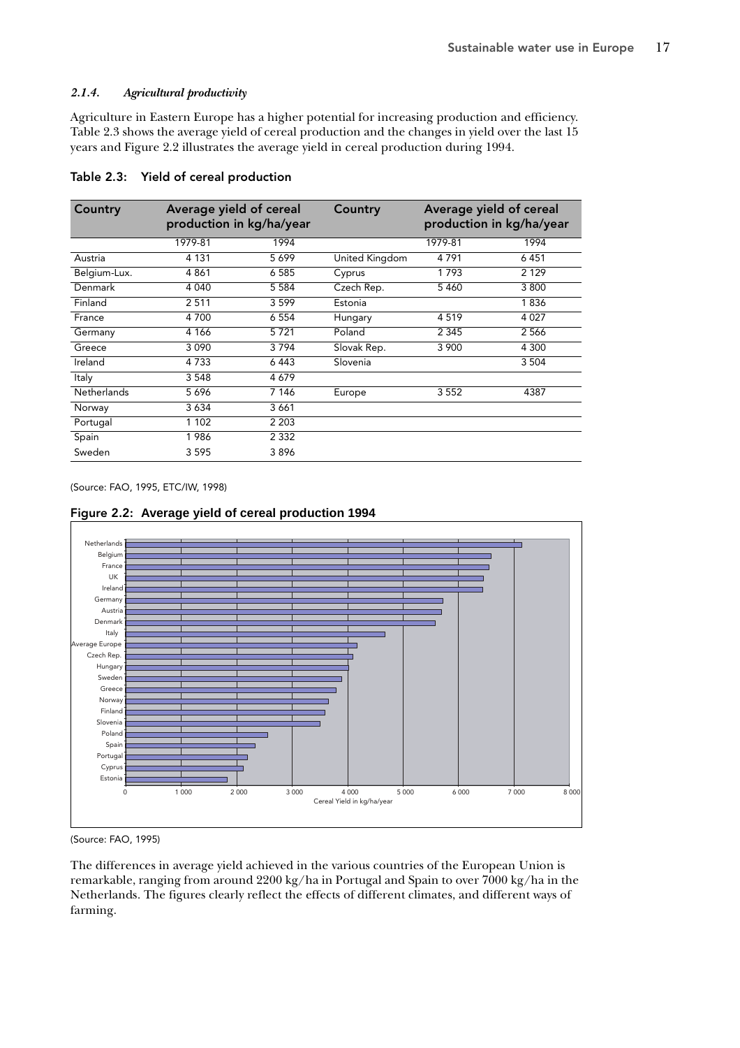### *2.1.4. Agricultural productivity*

Agriculture in Eastern Europe has a higher potential for increasing production and efficiency. Table 2.3 shows the average yield of cereal production and the changes in yield over the last 15 years and Figure 2.2 illustrates the average yield in cereal production during 1994.

**Table 2.3: Yield of cereal production**

| Country | Average yield of cereal production in kg/ha/year | | Country | Average yield of cereal production in kg/ha/year | |
|---|---|---|---|---|---|
| | 1979-81 | 1994 | | 1979-81 | 1994 |
| Austria | 4 131 | 5 699 | United Kingdom | 4 791 | 6 451 |
| Belgium-Lux. | 4 861 | 6 585 | Cyprus | 1 793 | 2 129 |
| Denmark | 4 040 | 5 584 | Czech Rep. | 5 460 | 3 800 |
| Finland | 2 511 | 3 599 | Estonia | | 1 836 |
| France | 4 700 | 6 554 | Hungary | 4 519 | 4 027 |
| Germany | 4 166 | 5 721 | Poland | 2 345 | 2 566 |
| Greece | 3 090 | 3 794 | Slovak Rep. | 3 900 | 4 300 |
| Ireland | 4 733 | 6 443 | Slovenia | | 3 504 |
| Italy | 3 548 | 4 679 | | | |
| Netherlands | 5 696 | 7 146 | Europe | 3 552 | 4387 |
| Norway | 3 634 | 3 661 | | | |
| Portugal | 1 102 | 2 203 | | | |
| Spain | 1 986 | 2 332 | | | |
| Sweden | 3 595 | 3 896 | | | |

(Source: FAO, 1995, ETC/IW, 1998)

**Figure 2.2: Average yield of cereal production 1994**

(Source: FAO, 1995)

The differences in average yield achieved in the various countries of the European Union is remarkable, ranging from around 2200 kg/ha in Portugal and Spain to over 7000 kg/ha in the Netherlands. The figures clearly reflect the effects of different climates, and different ways of farming.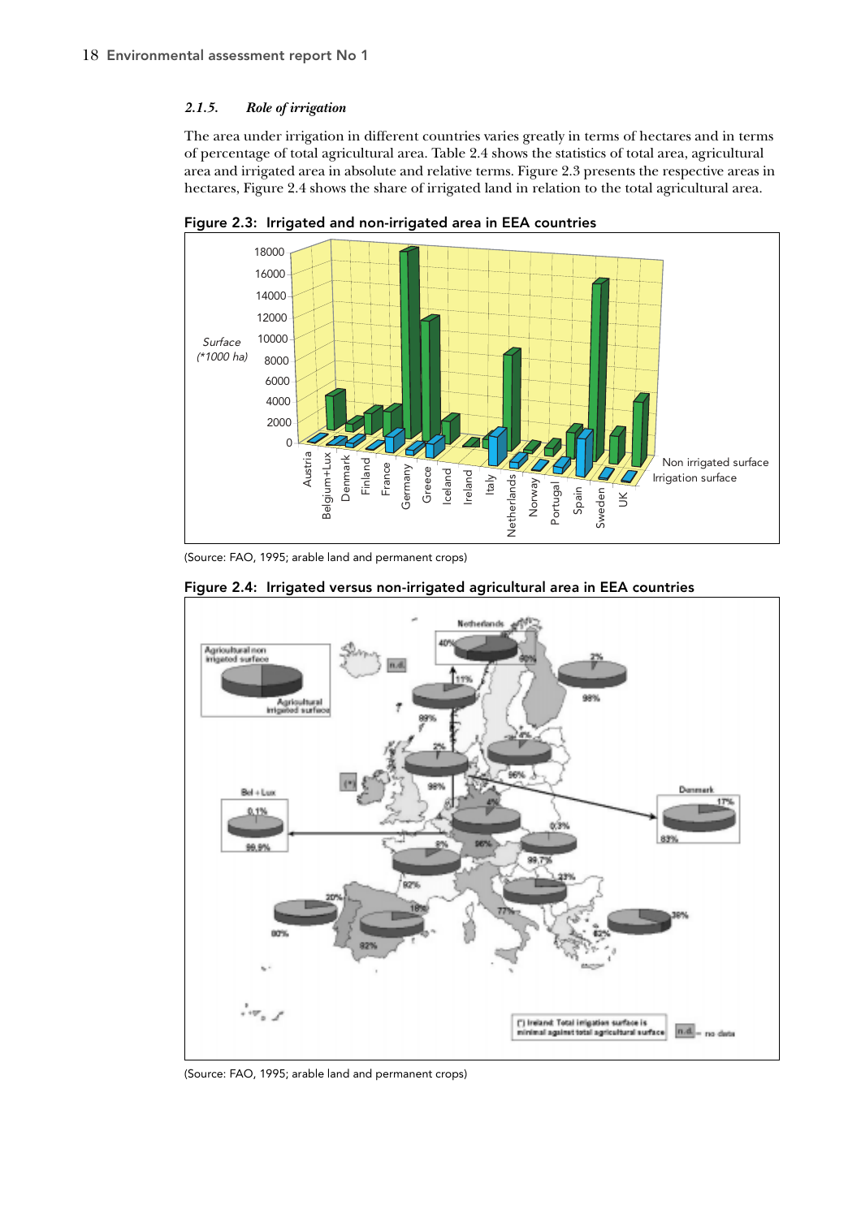### 2.1.5. *Role of irrigation*

The area under irrigation in different countries varies greatly in terms of hectares and in terms of percentage of total agricultural area. Table 2.4 shows the statistics of total area, agricultural area and irrigated area in absolute and relative terms. Figure 2.3 presents the respective areas in hectares, Figure 2.4 shows the share of irrigated land in relation to the total agricultural area.

**Figure 2.3: Irrigated and non-irrigated area in EEA countries**

(Source: FAO, 1995; arable land and permanent crops)

**Figure 2.4: Irrigated versus non-irrigated agricultural area in EEA countries**

(Source: FAO, 1995; arable land and permanent crops)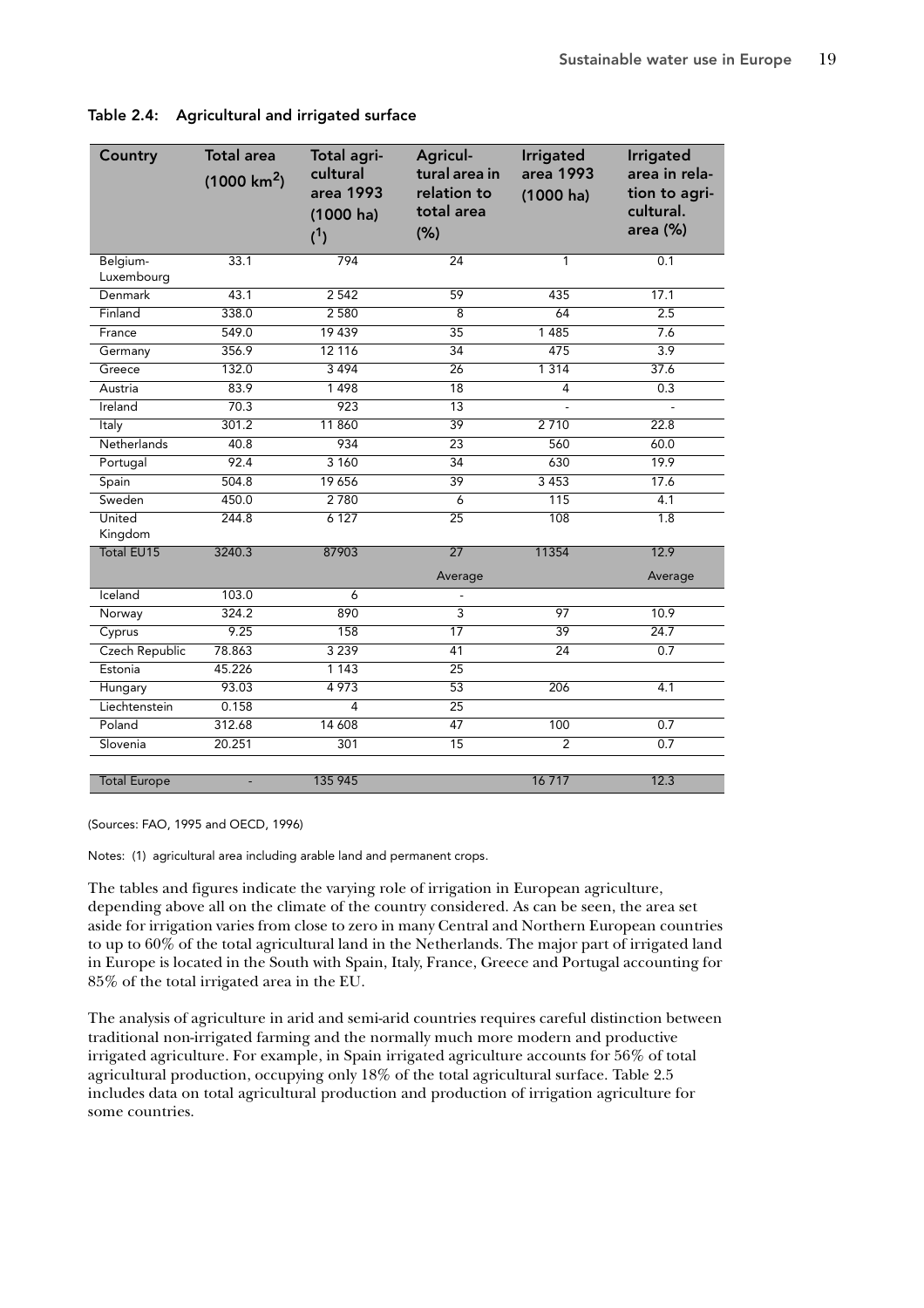**Table 2.4: Agricultural and irrigated surface**

| Country | Total area (1000 km$^2$) | Total agricultural area 1993 (1000 ha) (1) | Agricultural area in relation to total area (%) | Irrigated area 1993 (1000 ha) | Irrigated area in relation to agricultural. area (%) |
|---|---|---|---|---|---|
| Belgium-Luxembourg | 33.1 | 794 | 24 | 1 | 0.1 |
| Denmark | 43.1 | 2 542 | 59 | 435 | 17.1 |
| Finland | 338.0 | 2 580 | 8 | 64 | 2.5 |
| France | 549.0 | 19 439 | 35 | 1 485 | 7.6 |
| Germany | 356.9 | 12 116 | 34 | 475 | 3.9 |
| Greece | 132.0 | 3 494 | 26 | 1 314 | 37.6 |
| Austria | 83.9 | 1 498 | 18 | 4 | 0.3 |
| Ireland | 70.3 | 923 | 13 | - | - |
| Italy | 301.2 | 11 860 | 39 | 2 710 | 22.8 |
| Netherlands | 40.8 | 934 | 23 | 560 | 60.0 |
| Portugal | 92.4 | 3 160 | 34 | 630 | 19.9 |
| Spain | 504.8 | 19 656 | 39 | 3 453 | 17.6 |
| Sweden | 450.0 | 2 780 | 6 | 115 | 4.1 |
| United Kingdom | 244.8 | 6 127 | 25 | 108 | 1.8 |
| Total EU15 | 3240.3 | 87903 | 27 Average | 11354 | 12.9 Average |
| Iceland | 103.0 | 6 | - | | |
| Norway | 324.2 | 890 | 3 | 97 | 10.9 |
| Cyprus | 9.25 | 158 | 17 | 39 | 24.7 |
| Czech Republic | 78.863 | 3 239 | 41 | 24 | 0.7 |
| Estonia | 45.226 | 1 143 | 25 | | |
| Hungary | 93.03 | 4 973 | 53 | 206 | 4.1 |
| Liechtenstein | 0.158 | 4 | 25 | | |
| Poland | 312.68 | 14 608 | 47 | 100 | 0.7 |
| Slovenia | 20.251 | 301 | 15 | 2 | 0.7 |
| Total Europe | - | 135 945 | | 16 717 | 12.3 |

(Sources: FAO, 1995 and OECD, 1996)

Notes: (1) agricultural area including arable land and permanent crops.

The tables and figures indicate the varying role of irrigation in European agriculture, depending above all on the climate of the country considered. As can be seen, the area set aside for irrigation varies from close to zero in many Central and Northern European countries to up to 60% of the total agricultural land in the Netherlands. The major part of irrigated land in Europe is located in the South with Spain, Italy, France, Greece and Portugal accounting for 85% of the total irrigated area in the EU.

The analysis of agriculture in arid and semi-arid countries requires careful distinction between traditional non-irrigated farming and the normally much more modern and productive irrigated agriculture. For example, in Spain irrigated agriculture accounts for 56% of total agricultural production, occupying only 18% of the total agricultural surface. Table 2.5 includes data on total agricultural production and production of irrigation agriculture for some countries.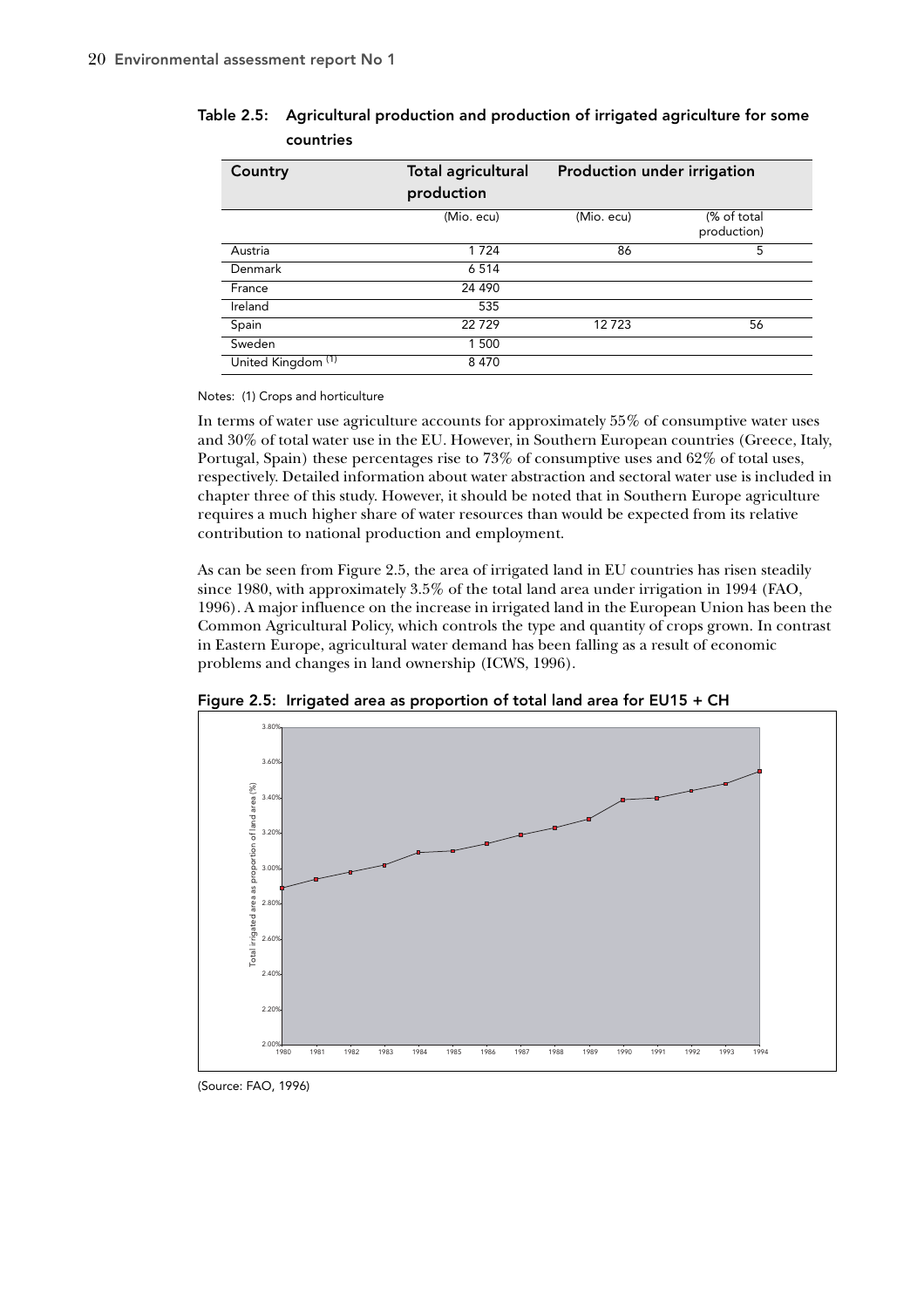**Table 2.5: Agricultural production and production of irrigated agriculture for some countries**

| Country | Total agricultural production | Production under irrigation | |
|---|---|---|---|
| | (Mio. ecu) | (Mio. ecu) | (% of total production) |
| Austria | 1 724 | 86 | 5 |
| Denmark | 6 514 | | |
| France | 24 490 | | |
| Ireland | 535 | | |
| Spain | 22 729 | 12 723 | 56 |
| Sweden | 1 500 | | |
| United Kingdom [(1)] | 8 470 | | |

Notes: (1) Crops and horticulture

In terms of water use agriculture accounts for approximately 55% of consumptive water uses and 30% of total water use in the EU. However, in Southern European countries (Greece, Italy, Portugal, Spain) these percentages rise to 73% of consumptive uses and 62% of total uses, respectively. Detailed information about water abstraction and sectoral water use is included in chapter three of this study. However, it should be noted that in Southern Europe agriculture requires a much higher share of water resources than would be expected from its relative contribution to national production and employment.

As can be seen from Figure 2.5, the area of irrigated land in EU countries has risen steadily since 1980, with approximately 3.5% of the total land area under irrigation in 1994 (FAO, 1996). A major influence on the increase in irrigated land in the European Union has been the Common Agricultural Policy, which controls the type and quantity of crops grown. In contrast in Eastern Europe, agricultural water demand has been falling as a result of economic problems and changes in land ownership (ICWS, 1996).

**Figure 2.5: Irrigated area as proportion of total land area for EU15 + CH**

(Source: FAO, 1996)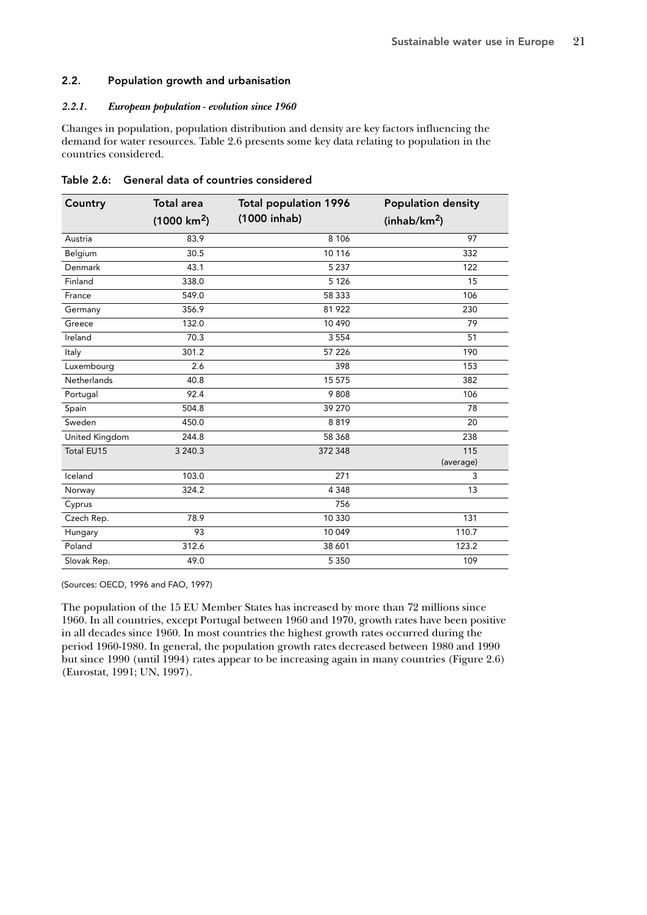## 2.2. Population growth and urbanisation

### *2.2.1. European population - evolution since 1960*

Changes in population, population distribution and density are key factors influencing the demand for water resources. Table 2.6 presents some key data relating to population in the countries considered.

Table 2.6: General data of countries considered

| Country | Total area (1000 km$^2$) | Total population 1996 (1000 inhab) | Population density (inhab/km$^2$) |
|---|---|---|---|
| Austria | 83.9 | 8 106 | 97 |
| Belgium | 30.5 | 10 116 | 332 |
| Denmark | 43.1 | 5 237 | 122 |
| Finland | 338.0 | 5 126 | 15 |
| France | 549.0 | 58 333 | 106 |
| Germany | 356.9 | 81 922 | 230 |
| Greece | 132.0 | 10 490 | 79 |
| Ireland | 70.3 | 3 554 | 51 |
| Italy | 301.2 | 57 226 | 190 |
| Luxembourg | 2.6 | 398 | 153 |
| Netherlands | 40.8 | 15 575 | 382 |
| Portugal | 92.4 | 9 808 | 106 |
| Spain | 504.8 | 39 270 | 78 |
| Sweden | 450.0 | 8 819 | 20 |
| United Kingdom | 244.8 | 58 368 | 238 |
| Total EU15 | 3 240.3 | 372 348 | 115 (average) |
| Iceland | 103.0 | 271 | 3 |
| Norway | 324.2 | 4 348 | 13 |
| Cyprus | | 756 | |
| Czech Rep. | 78.9 | 10 330 | 131 |
| Hungary | 93 | 10 049 | 110.7 |
| Poland | 312.6 | 38 601 | 123.2 |
| Slovak Rep. | 49.0 | 5 350 | 109 |

(Sources: OECD, 1996 and FAO, 1997)

The population of the 15 EU Member States has increased by more than 72 millions since 1960. In all countries, except Portugal between 1960 and 1970, growth rates have been positive in all decades since 1960. In most countries the highest growth rates occurred during the period 1960-1980. In general, the population growth rates decreased between 1980 and 1990 but since 1990 (until 1994) rates appear to be increasing again in many countries (Figure 2.6) (Eurostat, 1991; UN, 1997).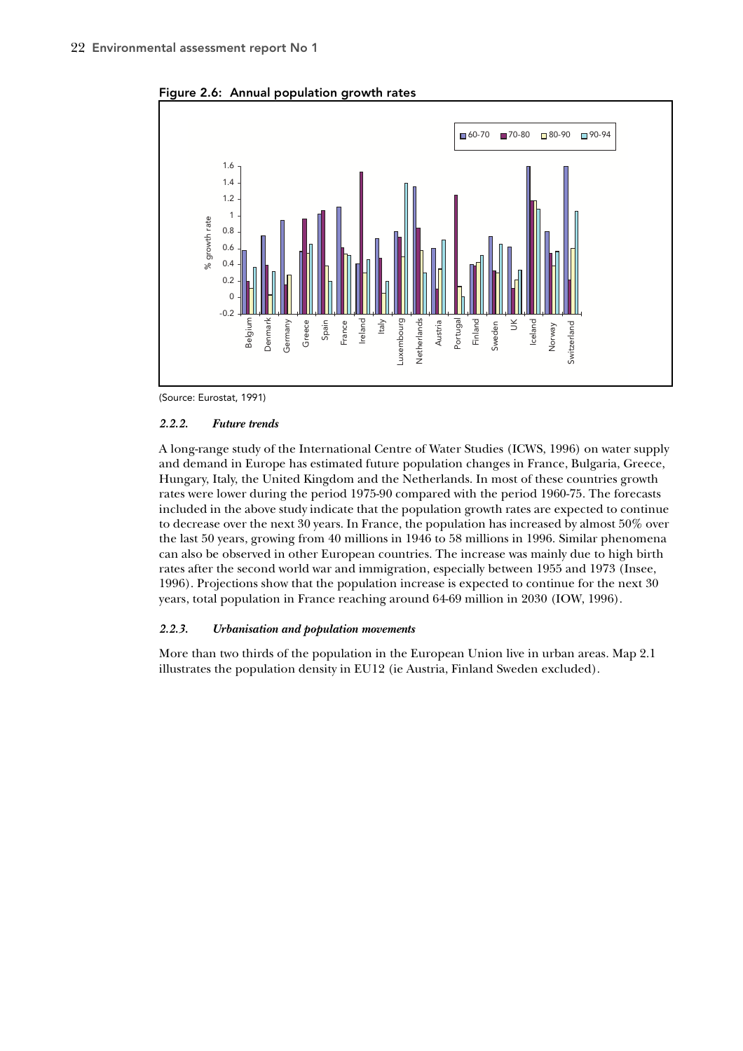Figure 2.6: Annual population growth rates

(Source: Eurostat, 1991)

#### 2.2.2. *Future trends*

A long-range study of the International Centre of Water Studies (ICWS, 1996) on water supply and demand in Europe has estimated future population changes in France, Bulgaria, Greece, Hungary, Italy, the United Kingdom and the Netherlands. In most of these countries growth rates were lower during the period 1975-90 compared with the period 1960-75. The forecasts included in the above study indicate that the population growth rates are expected to continue to decrease over the next 30 years. In France, the population has increased by almost 50% over the last 50 years, growing from 40 millions in 1946 to 58 millions in 1996. Similar phenomena can also be observed in other European countries. The increase was mainly due to high birth rates after the second world war and immigration, especially between 1955 and 1973 (Insee, 1996). Projections show that the population increase is expected to continue for the next 30 years, total population in France reaching around 64-69 million in 2030 (IOW, 1996).

#### 2.2.3. *Urbanisation and population movements*

More than two thirds of the population in the European Union live in urban areas. Map 2.1 illustrates the population density in EU12 (ie Austria, Finland Sweden excluded).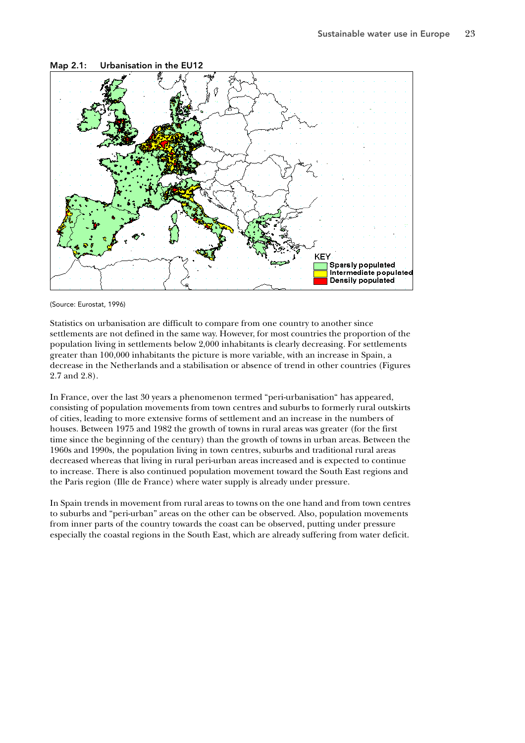**Map 2.1: Urbanisation in the EU12**

KEY
- Sparsly populated
- Intermediate populated
- Densily populated

(Source: Eurostat, 1996)

Statistics on urbanisation are difficult to compare from one country to another since settlements are not defined in the same way. However, for most countries the proportion of the population living in settlements below 2,000 inhabitants is clearly decreasing. For settlements greater than 100,000 inhabitants the picture is more variable, with an increase in Spain, a decrease in the Netherlands and a stabilisation or absence of trend in other countries (Figures 2.7 and 2.8).

In France, over the last 30 years a phenomenon termed "peri-urbanisation" has appeared, consisting of population movements from town centres and suburbs to formerly rural outskirts of cities, leading to more extensive forms of settlement and an increase in the numbers of houses. Between 1975 and 1982 the growth of towns in rural areas was greater (for the first time since the beginning of the century) than the growth of towns in urban areas. Between the 1960s and 1990s, the population living in town centres, suburbs and traditional rural areas decreased whereas that living in rural peri-urban areas increased and is expected to continue to increase. There is also continued population movement toward the South East regions and the Paris region (Ille de France) where water supply is already under pressure.

In Spain trends in movement from rural areas to towns on the one hand and from town centres to suburbs and "peri-urban" areas on the other can be observed. Also, population movements from inner parts of the country towards the coast can be observed, putting under pressure especially the coastal regions in the South East, which are already suffering from water deficit.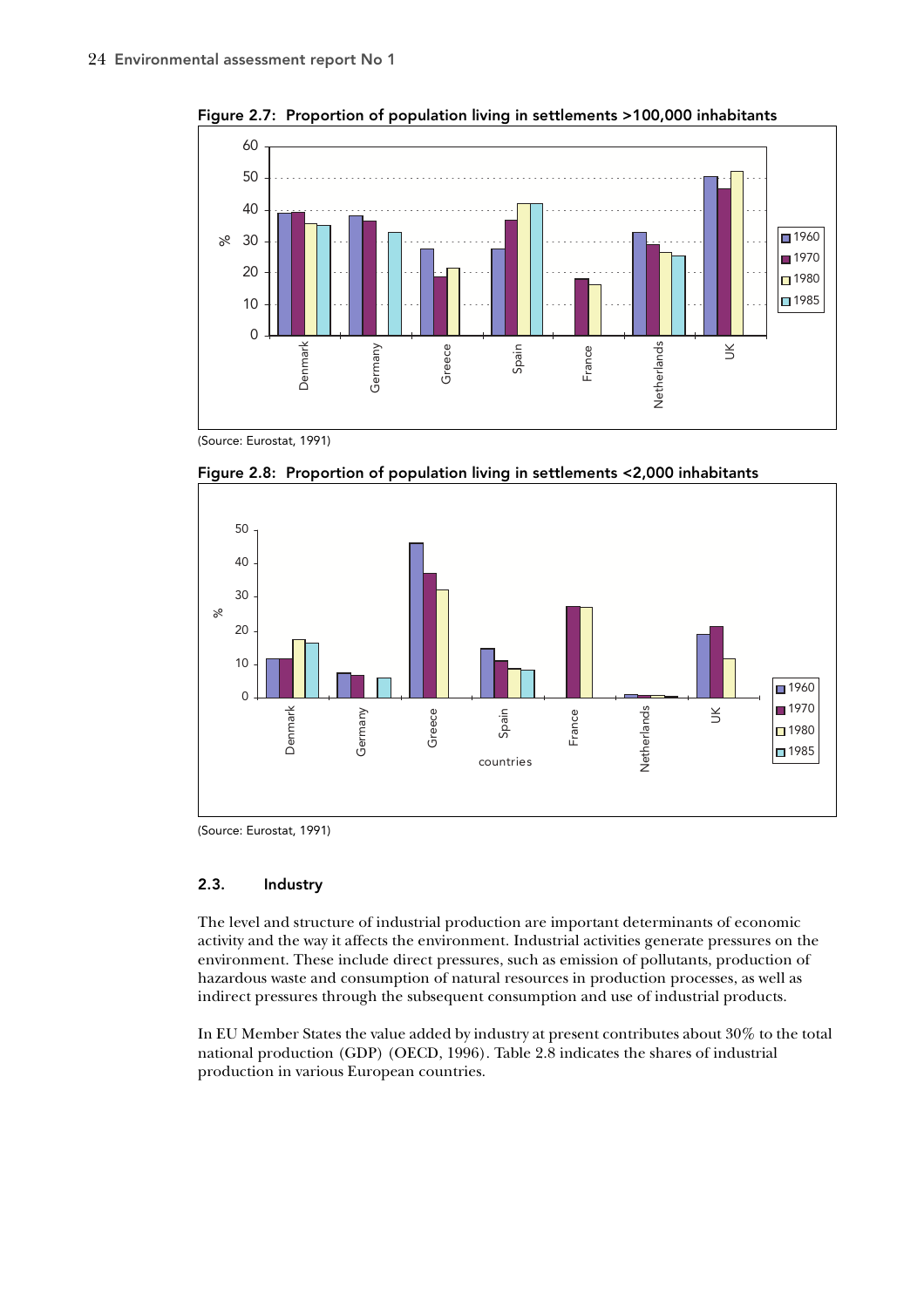**Figure 2.7: Proportion of population living in settlements >100,000 inhabitants**

(Source: Eurostat, 1991)

**Figure 2.8: Proportion of population living in settlements <2,000 inhabitants**

(Source: Eurostat, 1991)

## 2.3. Industry

The level and structure of industrial production are important determinants of economic activity and the way it affects the environment. Industrial activities generate pressures on the environment. These include direct pressures, such as emission of pollutants, production of hazardous waste and consumption of natural resources in production processes, as well as indirect pressures through the subsequent consumption and use of industrial products.

In EU Member States the value added by industry at present contributes about 30% to the total national production (GDP) (OECD, 1996). Table 2.8 indicates the shares of industrial production in various European countries.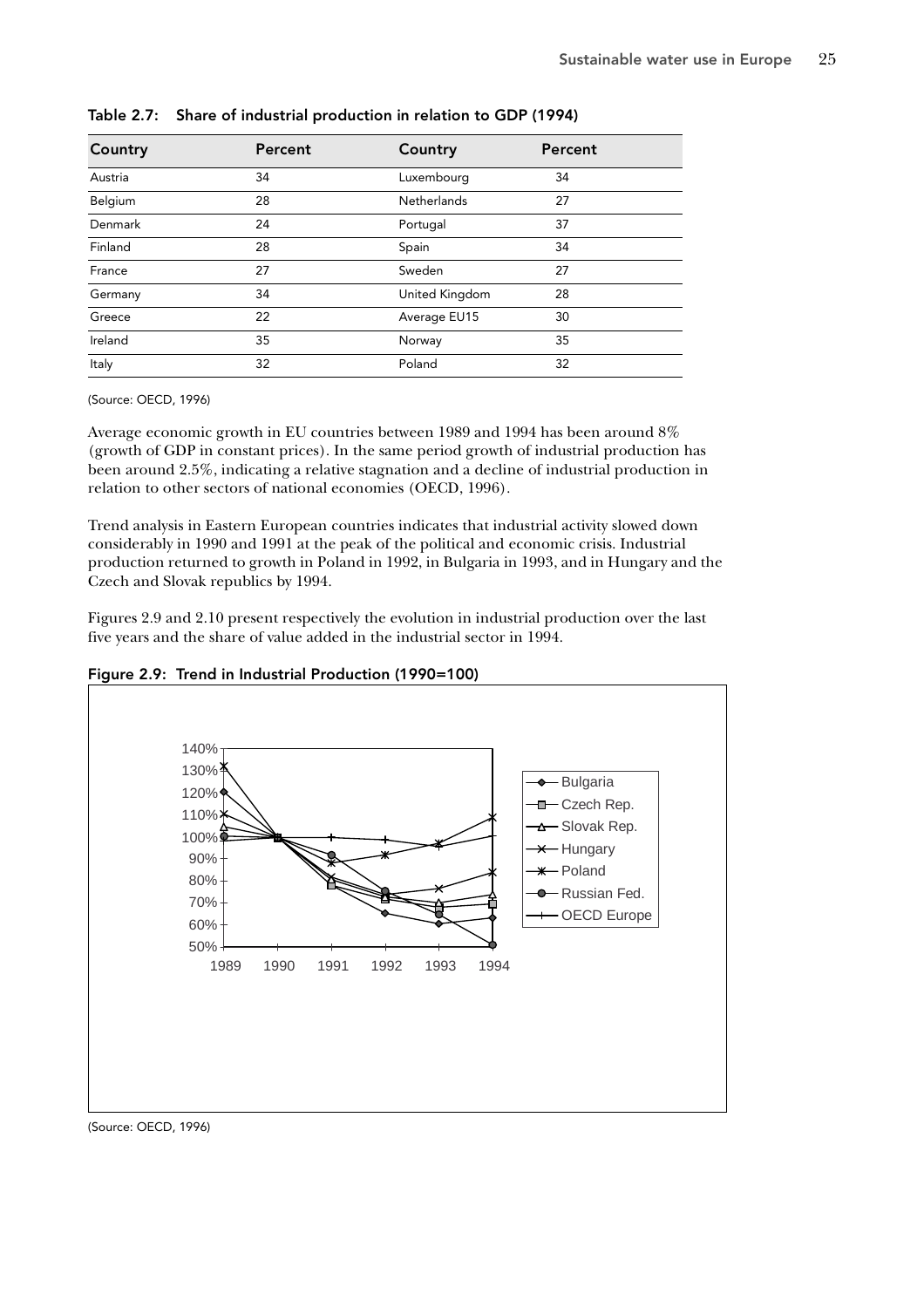Table 2.7: Share of industrial production in relation to GDP (1994)

| Country | Percent | Country | Percent |
|---|---|---|---|
| Austria | 34 | Luxembourg | 34 |
| Belgium | 28 | Netherlands | 27 |
| Denmark | 24 | Portugal | 37 |
| Finland | 28 | Spain | 34 |
| France | 27 | Sweden | 27 |
| Germany | 34 | United Kingdom | 28 |
| Greece | 22 | Average EU15 | 30 |
| Ireland | 35 | Norway | 35 |
| Italy | 32 | Poland | 32 |

(Source: OECD, 1996)

Average economic growth in EU countries between 1989 and 1994 has been around 8% (growth of GDP in constant prices). In the same period growth of industrial production has been around 2.5%, indicating a relative stagnation and a decline of industrial production in relation to other sectors of national economies (OECD, 1996).

Trend analysis in Eastern European countries indicates that industrial activity slowed down considerably in 1990 and 1991 at the peak of the political and economic crisis. Industrial production returned to growth in Poland in 1992, in Bulgaria in 1993, and in Hungary and the Czech and Slovak republics by 1994.

Figures 2.9 and 2.10 present respectively the evolution in industrial production over the last five years and the share of value added in the industrial sector in 1994.

Figure 2.9: Trend in Industrial Production (1990=100)

(Source: OECD, 1996)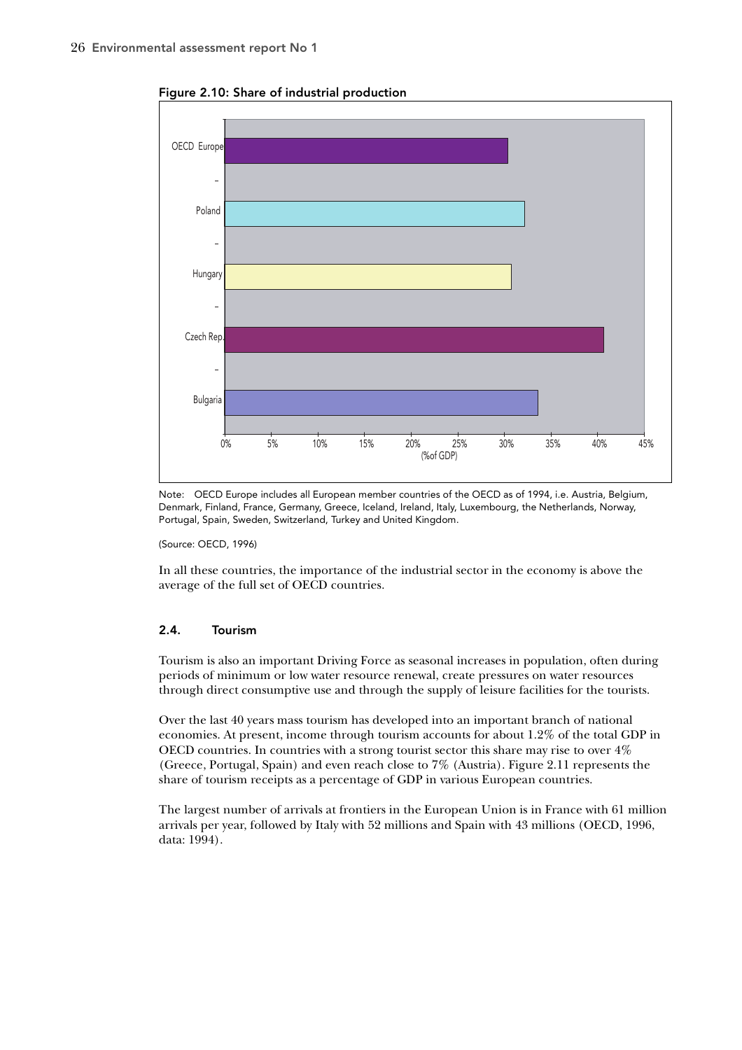**Figure 2.10: Share of industrial production**

Note: OECD Europe includes all European member countries of the OECD as of 1994, i.e. Austria, Belgium, Denmark, Finland, France, Germany, Greece, Iceland, Ireland, Italy, Luxembourg, the Netherlands, Norway, Portugal, Spain, Sweden, Switzerland, Turkey and United Kingdom.

(Source: OECD, 1996)

In all these countries, the importance of the industrial sector in the economy is above the average of the full set of OECD countries.

### 2.4. Tourism

Tourism is also an important Driving Force as seasonal increases in population, often during periods of minimum or low water resource renewal, create pressures on water resources through direct consumptive use and through the supply of leisure facilities for the tourists.

Over the last 40 years mass tourism has developed into an important branch of national economies. At present, income through tourism accounts for about 1.2% of the total GDP in OECD countries. In countries with a strong tourist sector this share may rise to over 4% (Greece, Portugal, Spain) and even reach close to 7% (Austria). Figure 2.11 represents the share of tourism receipts as a percentage of GDP in various European countries.

The largest number of arrivals at frontiers in the European Union is in France with 61 million arrivals per year, followed by Italy with 52 millions and Spain with 43 millions (OECD, 1996, data: 1994).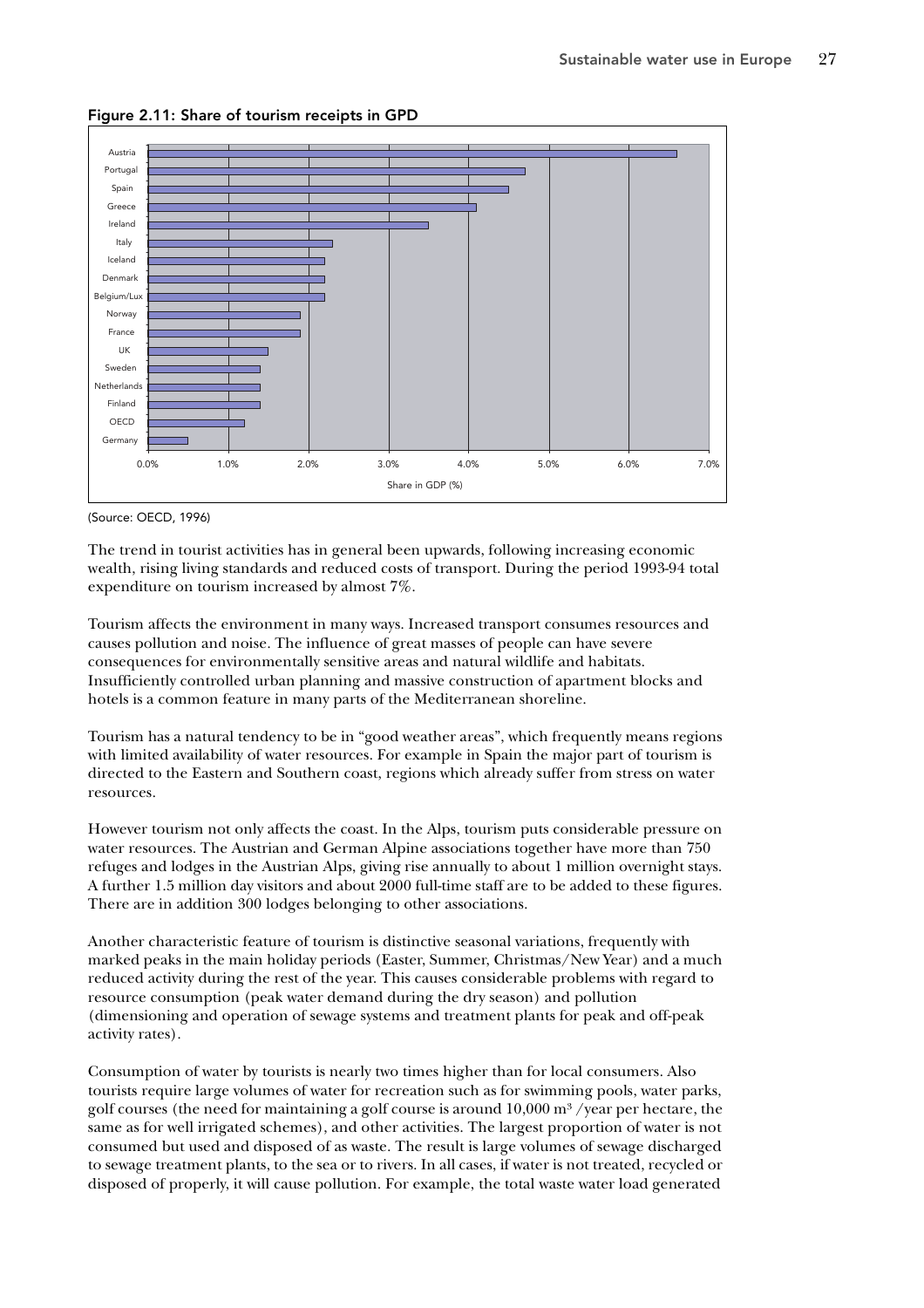Figure 2.11: Share of tourism receipts in GPD

(Source: OECD, 1996)

The trend in tourist activities has in general been upwards, following increasing economic wealth, rising living standards and reduced costs of transport. During the period 1993-94 total expenditure on tourism increased by almost 7%.

Tourism affects the environment in many ways. Increased transport consumes resources and causes pollution and noise. The influence of great masses of people can have severe consequences for environmentally sensitive areas and natural wildlife and habitats. Insufficiently controlled urban planning and massive construction of apartment blocks and hotels is a common feature in many parts of the Mediterranean shoreline.

Tourism has a natural tendency to be in "good weather areas", which frequently means regions with limited availability of water resources. For example in Spain the major part of tourism is directed to the Eastern and Southern coast, regions which already suffer from stress on water resources.

However tourism not only affects the coast. In the Alps, tourism puts considerable pressure on water resources. The Austrian and German Alpine associations together have more than 750 refuges and lodges in the Austrian Alps, giving rise annually to about 1 million overnight stays. A further 1.5 million day visitors and about 2000 full-time staff are to be added to these figures. There are in addition 300 lodges belonging to other associations.

Another characteristic feature of tourism is distinctive seasonal variations, frequently with marked peaks in the main holiday periods (Easter, Summer, Christmas/New Year) and a much reduced activity during the rest of the year. This causes considerable problems with regard to resource consumption (peak water demand during the dry season) and pollution (dimensioning and operation of sewage systems and treatment plants for peak and off-peak activity rates).

Consumption of water by tourists is nearly two times higher than for local consumers. Also tourists require large volumes of water for recreation such as for swimming pools, water parks, golf courses (the need for maintaining a golf course is around 10,000 $m^3$ /year per hectare, the same as for well irrigated schemes), and other activities. The largest proportion of water is not consumed but used and disposed of as waste. The result is large volumes of sewage discharged to sewage treatment plants, to the sea or to rivers. In all cases, if water is not treated, recycled or disposed of properly, it will cause pollution. For example, the total waste water load generated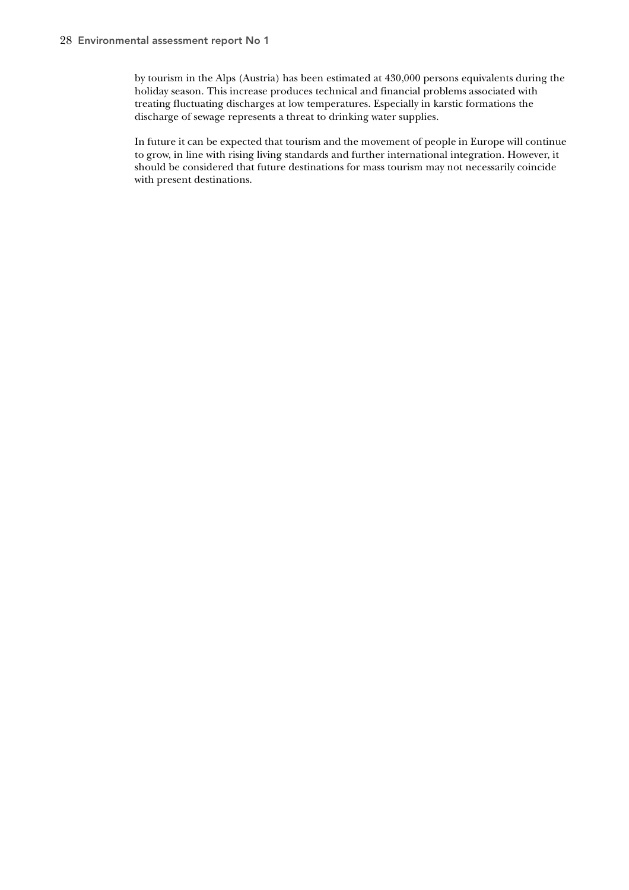by tourism in the Alps (Austria) has been estimated at 430,000 persons equivalents during the holiday season. This increase produces technical and financial problems associated with treating fluctuating discharges at low temperatures. Especially in karstic formations the discharge of sewage represents a threat to drinking water supplies.

In future it can be expected that tourism and the movement of people in Europe will continue to grow, in line with rising living standards and further international integration. However, it should be considered that future destinations for mass tourism may not necessarily coincide with present destinations.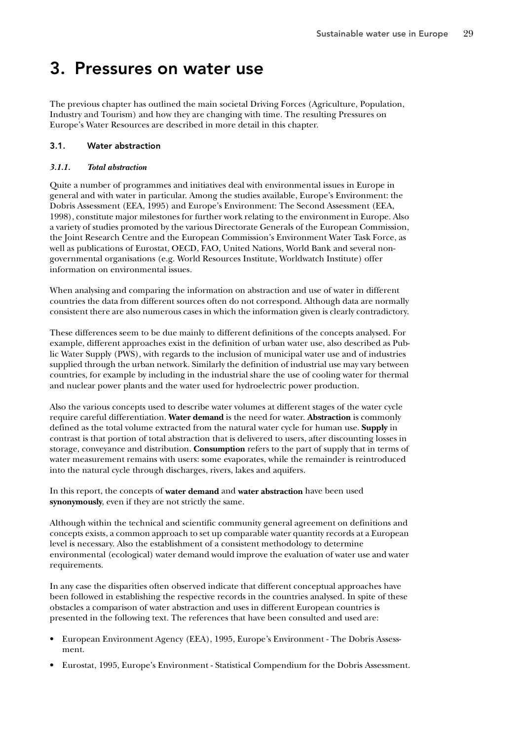# 3. Pressures on water use

The previous chapter has outlined the main societal Driving Forces (Agriculture, Population, Industry and Tourism) and how they are changing with time. The resulting Pressures on Europe's Water Resources are described in more detail in this chapter.

## 3.1. Water abstraction

### *3.1.1. Total abstraction*

Quite a number of programmes and initiatives deal with environmental issues in Europe in general and with water in particular. Among the studies available, Europe's Environment: the Dobris Assessment (EEA, 1995) and Europe's Environment: The Second Assessment (EEA, 1998), constitute major milestones for further work relating to the environment in Europe. Also a variety of studies promoted by the various Directorate Generals of the European Commission, the Joint Research Centre and the European Commission's Environment Water Task Force, as well as publications of Eurostat, OECD, FAO, United Nations, World Bank and several non-governmental organisations (e.g. World Resources Institute, Worldwatch Institute) offer information on environmental issues.

When analysing and comparing the information on abstraction and use of water in different countries the data from different sources often do not correspond. Although data are normally consistent there are also numerous cases in which the information given is clearly contradictory.

These differences seem to be due mainly to different definitions of the concepts analysed. For example, different approaches exist in the definition of urban water use, also described as Public Water Supply (PWS), with regards to the inclusion of municipal water use and of industries supplied through the urban network. Similarly the definition of industrial use may vary between countries, for example by including in the industrial share the use of cooling water for thermal and nuclear power plants and the water used for hydroelectric power production.

Also the various concepts used to describe water volumes at different stages of the water cycle require careful differentiation. **Water demand** is the need for water. **Abstraction** is commonly defined as the total volume extracted from the natural water cycle for human use. **Supply** in contrast is that portion of total abstraction that is delivered to users, after discounting losses in storage, conveyance and distribution. **Consumption** refers to the part of supply that in terms of water measurement remains with users: some evaporates, while the remainder is reintroduced into the natural cycle through discharges, rivers, lakes and aquifers.

In this report, the concepts of **water demand** and **water abstraction** have been used **synonymously**, even if they are not strictly the same.

Although within the technical and scientific community general agreement on definitions and concepts exists, a common approach to set up comparable water quantity records at a European level is necessary. Also the establishment of a consistent methodology to determine environmental (ecological) water demand would improve the evaluation of water use and water requirements.

In any case the disparities often observed indicate that different conceptual approaches have been followed in establishing the respective records in the countries analysed. In spite of these obstacles a comparison of water abstraction and uses in different European countries is presented in the following text. The references that have been consulted and used are:

- European Environment Agency (EEA), 1995, Europe's Environment - The Dobris Assessment.
- Eurostat, 1995, Europe's Environment - Statistical Compendium for the Dobris Assessment.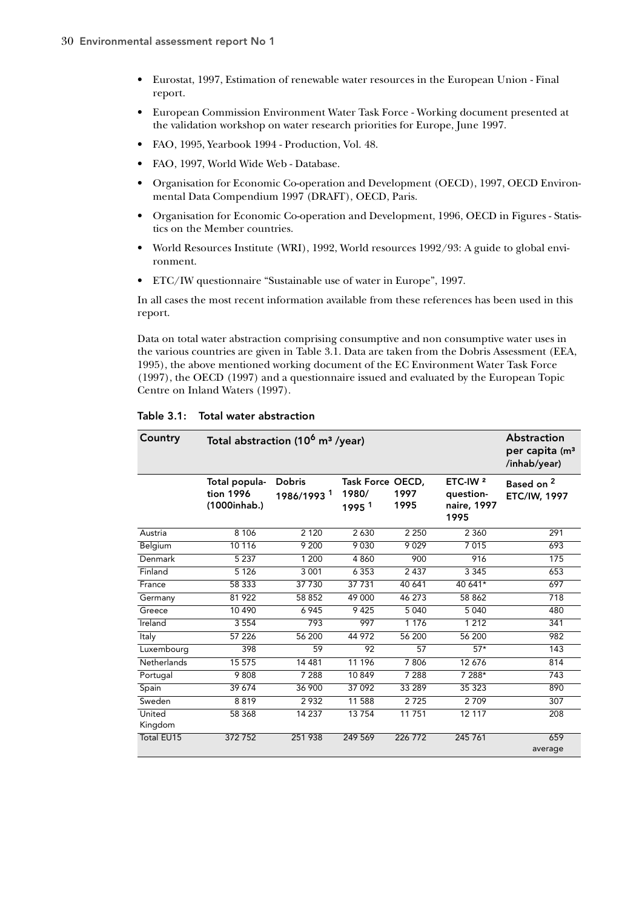- Eurostat, 1997, Estimation of renewable water resources in the European Union - Final report.
- European Commission Environment Water Task Force - Working document presented at the validation workshop on water research priorities for Europe, June 1997.
- FAO, 1995, Yearbook 1994 - Production, Vol. 48.
- FAO, 1997, World Wide Web - Database.
- Organisation for Economic Co-operation and Development (OECD), 1997, OECD Environmental Data Compendium 1997 (DRAFT), OECD, Paris.
- Organisation for Economic Co-operation and Development, 1996, OECD in Figures - Statistics on the Member countries.
- World Resources Institute (WRI), 1992, World resources 1992/93: A guide to global environment.
- ETC/IW questionnaire "Sustainable use of water in Europe", 1997.

In all cases the most recent information available from these references has been used in this report.

Data on total water abstraction comprising consumptive and non consumptive water uses in the various countries are given in Table 3.1. Data are taken from the Dobris Assessment (EEA, 1995), the above mentioned working document of the EC Environment Water Task Force (1997), the OECD (1997) and a questionnaire issued and evaluated by the European Topic Centre on Inland Waters (1997).

**Table 3.1: Total water abstraction**

| Country | Total abstraction ($10^6$ m³ /year) | | | | | Abstraction per capita (m³ /inhab/year) |
|---|---|---|---|---|---|---|
| | Total population 1996 (1000inhab.) | Dobris 1986/1993 [1] | Task Force 1980/ 1995 [1] | OECD, 1997 1995 | ETC-IW [2] questionnaire, 1997 1995 | Based on [2] ETC/IW, 1997 |
| Austria | 8 106 | 2 120 | 2 630 | 2 250 | 2 360 | 291 |
| Belgium | 10 116 | 9 200 | 9 030 | 9 029 | 7 015 | 693 |
| Denmark | 5 237 | 1 200 | 4 860 | 900 | 916 | 175 |
| Finland | 5 126 | 3 001 | 6 353 | 2 437 | 3 345 | 653 |
| France | 58 333 | 37 730 | 37 731 | 40 641 | 40 641* | 697 |
| Germany | 81 922 | 58 852 | 49 000 | 46 273 | 58 862 | 718 |
| Greece | 10 490 | 6 945 | 9 425 | 5 040 | 5 040 | 480 |
| Ireland | 3 554 | 793 | 997 | 1 176 | 1 212 | 341 |
| Italy | 57 226 | 56 200 | 44 972 | 56 200 | 56 200 | 982 |
| Luxembourg | 398 | 59 | 92 | 57 | 57* | 143 |
| Netherlands | 15 575 | 14 481 | 11 196 | 7 806 | 12 676 | 814 |
| Portugal | 9 808 | 7 288 | 10 849 | 7 288 | 7 288* | 743 |
| Spain | 39 674 | 36 900 | 37 092 | 33 289 | 35 323 | 890 |
| Sweden | 8 819 | 2 932 | 11 588 | 2 725 | 2 709 | 307 |
| United Kingdom | 58 368 | 14 237 | 13 754 | 11 751 | 12 117 | 208 |
| Total EU15 | 372 752 | 251 938 | 249 569 | 226 772 | 245 761 | 659 average |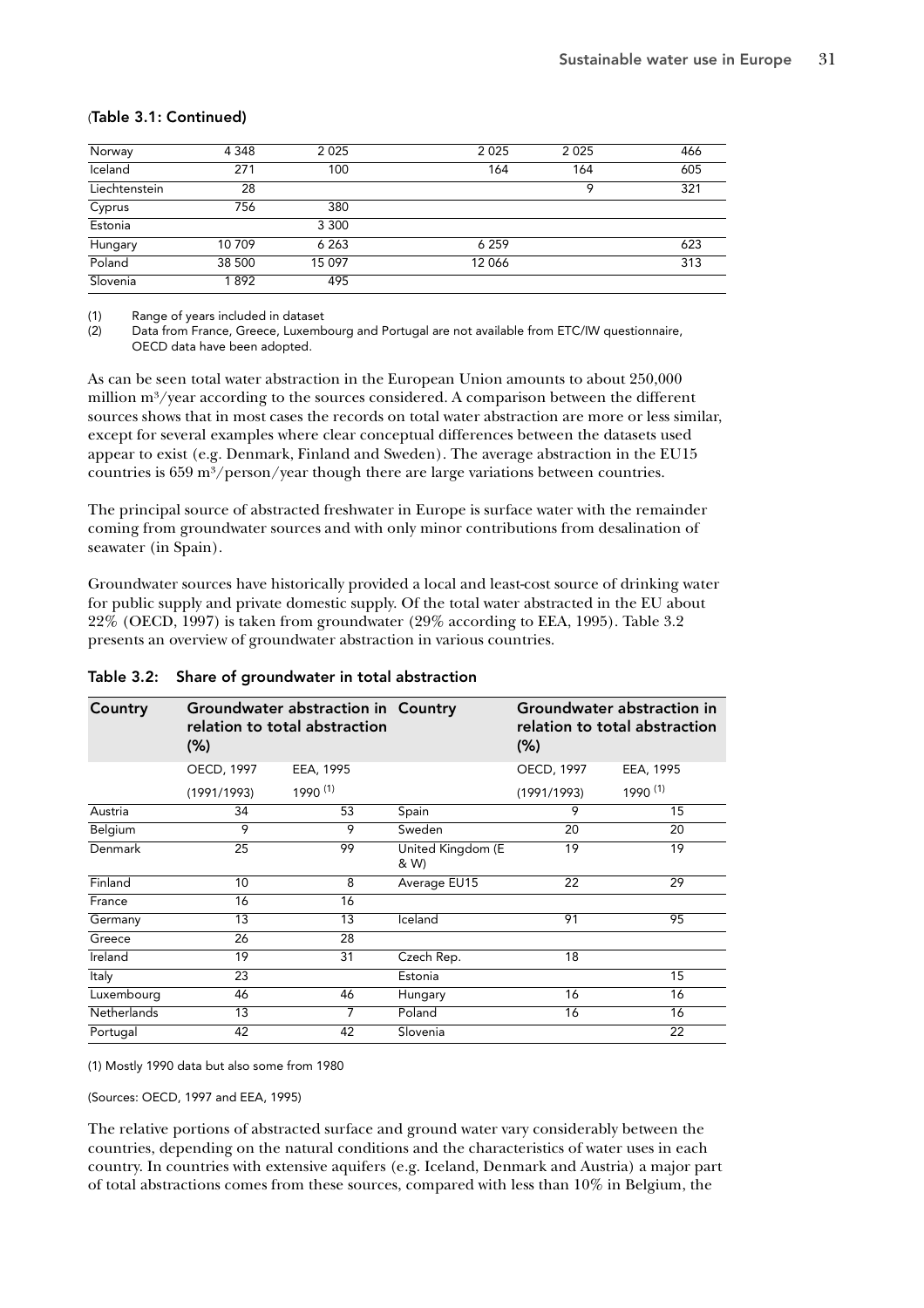(Table 3.1: Continued)

| | | | | | |
|---|---|---|---|---|---|
| Norway | 4 348 | 2 025 | 2 025 | 2 025 | 466 |
| Iceland | 271 | 100 | 164 | 164 | 605 |
| Liechtenstein | 28 | | | 9 | 321 |
| Cyprus | 756 | 380 | | | |
| Estonia | | 3 300 | | | |
| Hungary | 10 709 | 6 263 | 6 259 | | 623 |
| Poland | 38 500 | 15 097 | 12 066 | | 313 |
| Slovenia | 1 892 | 495 | | | |

(1) Range of years included in dataset
(2) Data from France, Greece, Luxembourg and Portugal are not available from ETC/IW questionnaire, OECD data have been adopted.

As can be seen total water abstraction in the European Union amounts to about 250,000 million m³/year according to the sources considered. A comparison between the different sources shows that in most cases the records on total water abstraction are more or less similar, except for several examples where clear conceptual differences between the datasets used appear to exist (e.g. Denmark, Finland and Sweden). The average abstraction in the EU15 countries is 659 m³/person/year though there are large variations between countries.

The principal source of abstracted freshwater in Europe is surface water with the remainder coming from groundwater sources and with only minor contributions from desalination of seawater (in Spain).

Groundwater sources have historically provided a local and least-cost source of drinking water for public supply and private domestic supply. Of the total water abstracted in the EU about 22% (OECD, 1997) is taken from groundwater (29% according to EEA, 1995). Table 3.2 presents an overview of groundwater abstraction in various countries.

**Table 3.2: Share of groundwater in total abstraction**

| Country | Groundwater abstraction in relation to total abstraction (%) | | Country | Groundwater abstraction in relation to total abstraction (%) | |
|---|---|---|---|---|---|
| | OECD, 1997 (1991/1993) | EEA, 1995 1990 (1) | | OECD, 1997 (1991/1993) | EEA, 1995 1990 (1) |
| Austria | 34 | 53 | Spain | 9 | 15 |
| Belgium | 9 | 9 | Sweden | 20 | 20 |
| Denmark | 25 | 99 | United Kingdom (E & W) | 19 | 19 |
| Finland | 10 | 8 | Average EU15 | 22 | 29 |
| France | 16 | 16 | | | |
| Germany | 13 | 13 | Iceland | 91 | 95 |
| Greece | 26 | 28 | | | |
| Ireland | 19 | 31 | Czech Rep. | 18 | |
| Italy | 23 | | Estonia | | 15 |
| Luxembourg | 46 | 46 | Hungary | 16 | 16 |
| Netherlands | 13 | 7 | Poland | 16 | 16 |
| Portugal | 42 | 42 | Slovenia | | 22 |

(1) Mostly 1990 data but also some from 1980

(Sources: OECD, 1997 and EEA, 1995)

The relative portions of abstracted surface and ground water vary considerably between the countries, depending on the natural conditions and the characteristics of water uses in each country. In countries with extensive aquifers (e.g. Iceland, Denmark and Austria) a major part of total abstractions comes from these sources, compared with less than 10% in Belgium, the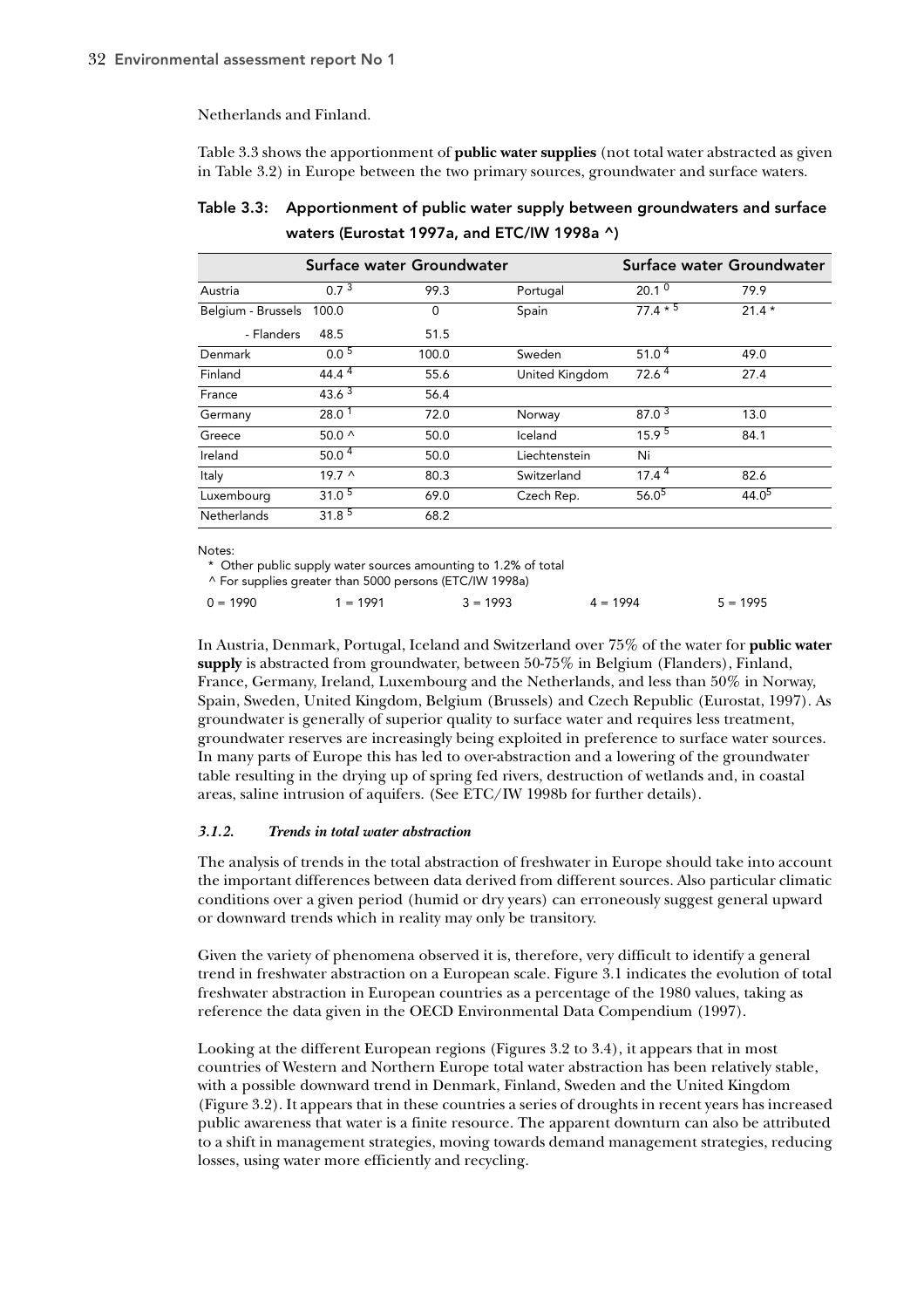Netherlands and Finland.

Table 3.3 shows the apportionment of **public water supplies** (not total water abstracted as given in Table 3.2) in Europe between the two primary sources, groundwater and surface waters.

**Table 3.3: Apportionment of public water supply between groundwaters and surface waters (Eurostat 1997a, and ETC/IW 1998a ^)**

| | Surface water | Groundwater | | Surface water | Groundwater |
|---|---|---|---|---|---|
| Austria | 0.7 [3] | 99.3 | Portugal | 20.1 [0] | 79.9 |
| Belgium - Brussels | 100.0 | 0 | Spain | 77.4 * [5] | 21.4 * |
| - Flanders | 48.5 | 51.5 | | | |
| Denmark | 0.0 [5] | 100.0 | Sweden | 51.0 [4] | 49.0 |
| Finland | 44.4 [4] | 55.6 | United Kingdom | 72.6 [4] | 27.4 |
| France | 43.6 [3] | 56.4 | | | |
| Germany | 28.0 [1] | 72.0 | Norway | 87.0 [3] | 13.0 |
| Greece | 50.0 ^ | 50.0 | Iceland | 15.9 [5] | 84.1 |
| Ireland | 50.0 [4] | 50.0 | Liechtenstein | Ni | |
| Italy | 19.7 ^ | 80.3 | Switzerland | 17.4 [4] | 82.6 |
| Luxembourg | 31.0 [5] | 69.0 | Czech Rep. | 56.0 [5] | 44.0 [5] |
| Netherlands | 31.8 [5] | 68.2 | | | |

Notes:
\* Other public supply water sources amounting to 1.2% of total
^ For supplies greater than 5000 persons (ETC/IW 1998a)

0 = 1990 1 = 1991 3 = 1993 4 = 1994 5 = 1995

In Austria, Denmark, Portugal, Iceland and Switzerland over 75% of the water for **public water supply** is abstracted from groundwater, between 50-75% in Belgium (Flanders), Finland, France, Germany, Ireland, Luxembourg and the Netherlands, and less than 50% in Norway, Spain, Sweden, United Kingdom, Belgium (Brussels) and Czech Republic (Eurostat, 1997). As groundwater is generally of superior quality to surface water and requires less treatment, groundwater reserves are increasingly being exploited in preference to surface water sources. In many parts of Europe this has led to over-abstraction and a lowering of the groundwater table resulting in the drying up of spring fed rivers, destruction of wetlands and, in coastal areas, saline intrusion of aquifers. (See ETC/IW 1998b for further details).

### *3.1.2. Trends in total water abstraction*

The analysis of trends in the total abstraction of freshwater in Europe should take into account the important differences between data derived from different sources. Also particular climatic conditions over a given period (humid or dry years) can erroneously suggest general upward or downward trends which in reality may only be transitory.

Given the variety of phenomena observed it is, therefore, very difficult to identify a general trend in freshwater abstraction on a European scale. Figure 3.1 indicates the evolution of total freshwater abstraction in European countries as a percentage of the 1980 values, taking as reference the data given in the OECD Environmental Data Compendium (1997).

Looking at the different European regions (Figures 3.2 to 3.4), it appears that in most countries of Western and Northern Europe total water abstraction has been relatively stable, with a possible downward trend in Denmark, Finland, Sweden and the United Kingdom (Figure 3.2). It appears that in these countries a series of droughts in recent years has increased public awareness that water is a finite resource. The apparent downturn can also be attributed to a shift in management strategies, moving towards demand management strategies, reducing losses, using water more efficiently and recycling.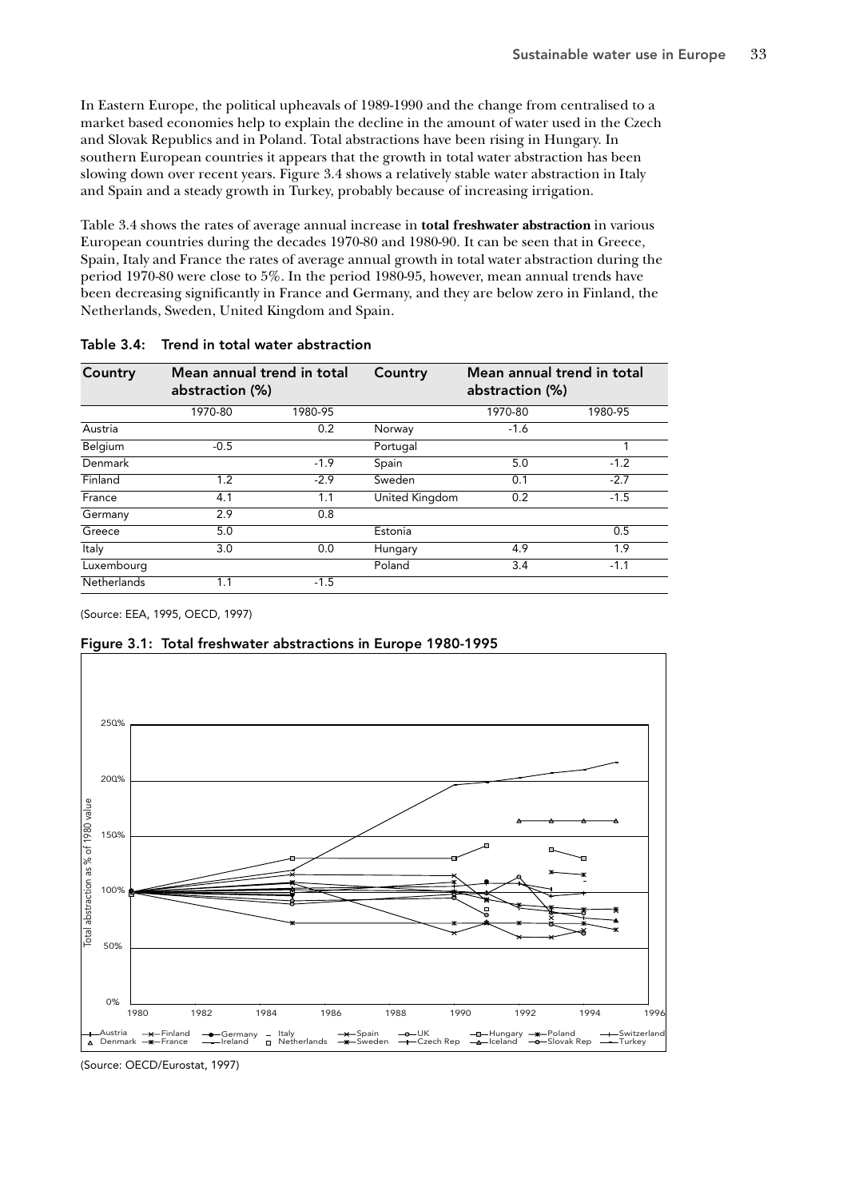In Eastern Europe, the political upheavals of 1989-1990 and the change from centralised to a market based economies help to explain the decline in the amount of water used in the Czech and Slovak Republics and in Poland. Total abstractions have been rising in Hungary. In southern European countries it appears that the growth in total water abstraction has been slowing down over recent years. Figure 3.4 shows a relatively stable water abstraction in Italy and Spain and a steady growth in Turkey, probably because of increasing irrigation.

Table 3.4 shows the rates of average annual increase in **total freshwater abstraction** in various European countries during the decades 1970-80 and 1980-90. It can be seen that in Greece, Spain, Italy and France the rates of average annual growth in total water abstraction during the period 1970-80 were close to 5%. In the period 1980-95, however, mean annual trends have been decreasing significantly in France and Germany, and they are below zero in Finland, the Netherlands, Sweden, United Kingdom and Spain.

**Table 3.4: Trend in total water abstraction**

| Country | Mean annual trend in total abstraction (%) | | Country | Mean annual trend in total abstraction (%) | |
|---|---|---|---|---|---|
| | 1970-80 | 1980-95 | | 1970-80 | 1980-95 |
| Austria | | 0.2 | Norway | -1.6 | |
| Belgium | -0.5 | | Portugal | | 1 |
| Denmark | | -1.9 | Spain | 5.0 | -1.2 |
| Finland | 1.2 | -2.9 | Sweden | 0.1 | -2.7 |
| France | 4.1 | 1.1 | United Kingdom | 0.2 | -1.5 |
| Germany | 2.9 | 0.8 | | | |
| Greece | 5.0 | | Estonia | | 0.5 |
| Italy | 3.0 | 0.0 | Hungary | 4.9 | 1.9 |
| Luxembourg | | | Poland | 3.4 | -1.1 |
| Netherlands | 1.1 | -1.5 | | | |

(Source: EEA, 1995, OECD, 1997)

**Figure 3.1: Total freshwater abstractions in Europe 1980-1995**

(Source: OECD/Eurostat, 1997)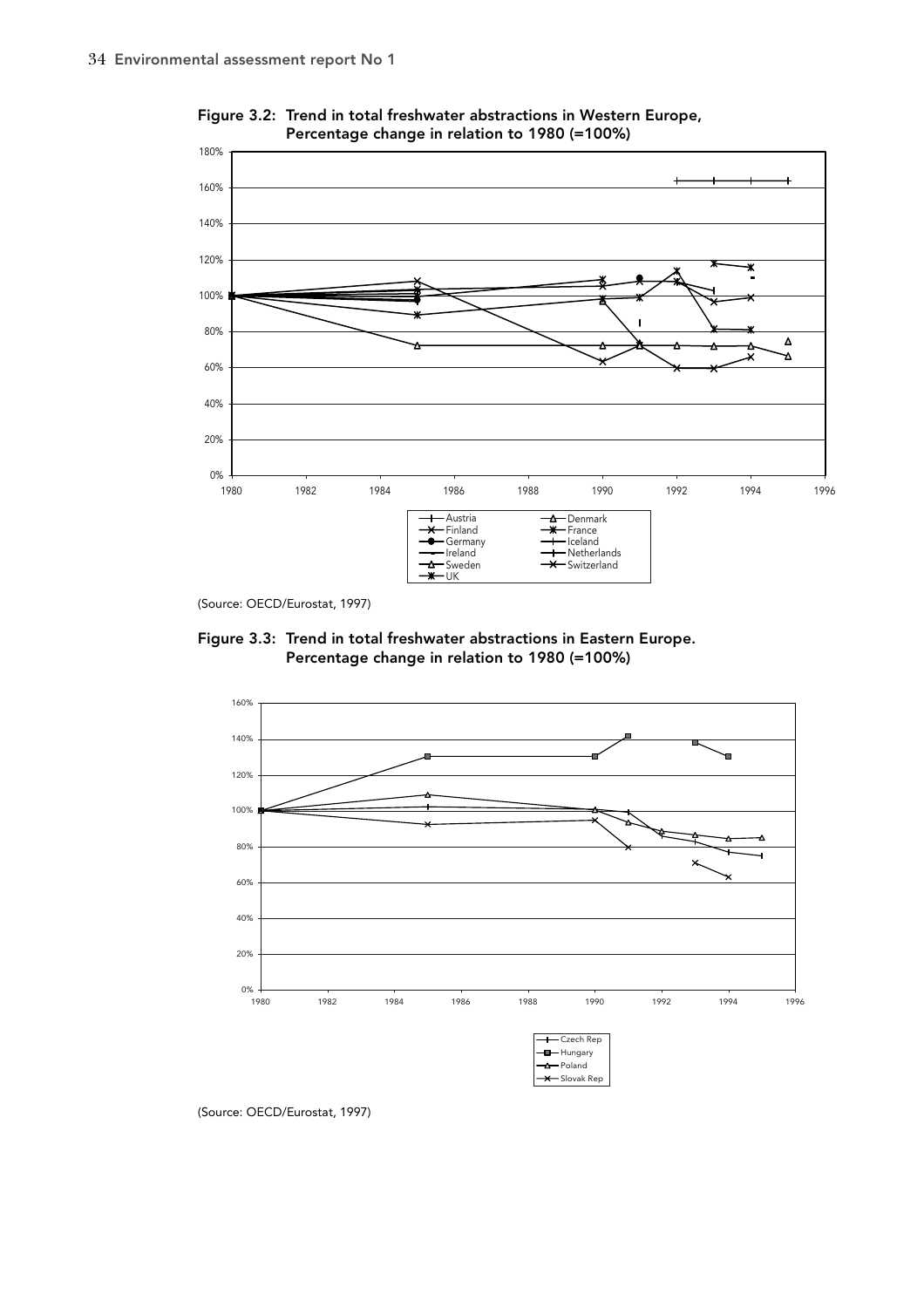Figure 3.2: Trend in total freshwater abstractions in Western Europe, Percentage change in relation to 1980 (=100%)

(Source: OECD/Eurostat, 1997)

Figure 3.3: Trend in total freshwater abstractions in Eastern Europe. Percentage change in relation to 1980 (=100%)

(Source: OECD/Eurostat, 1997)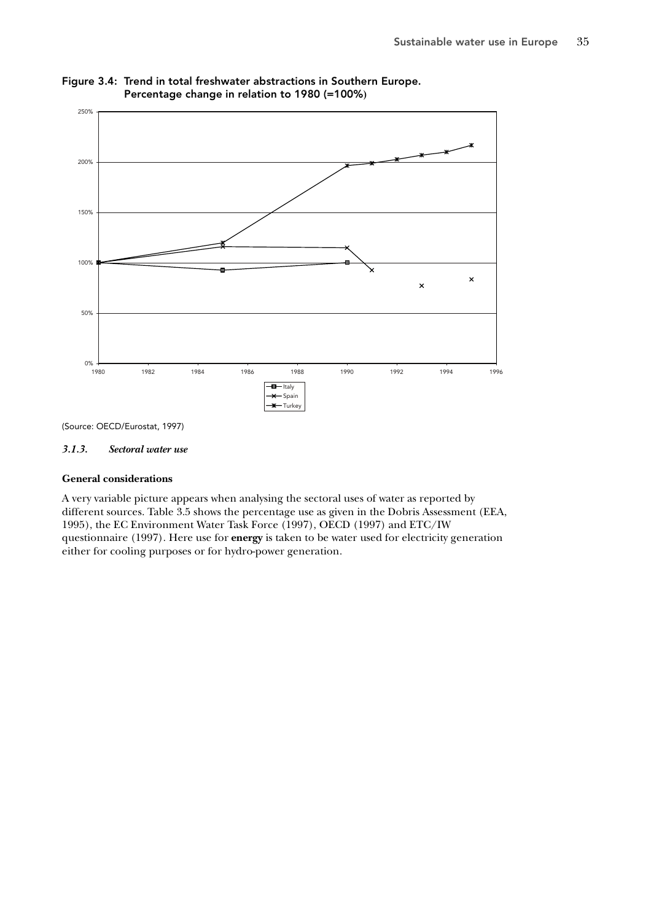**Figure 3.4: Trend in total freshwater abstractions in Southern Europe. Percentage change in relation to 1980 (=100%)**

(Source: OECD/Eurostat, 1997)

### *3.1.3. Sectoral water use*

**General considerations**

A very variable picture appears when analysing the sectoral uses of water as reported by different sources. Table 3.5 shows the percentage use as given in the Dobris Assessment (EEA, 1995), the EC Environment Water Task Force (1997), OECD (1997) and ETC/IW questionnaire (1997). Here use for **energy** is taken to be water used for electricity generation either for cooling purposes or for hydro-power generation.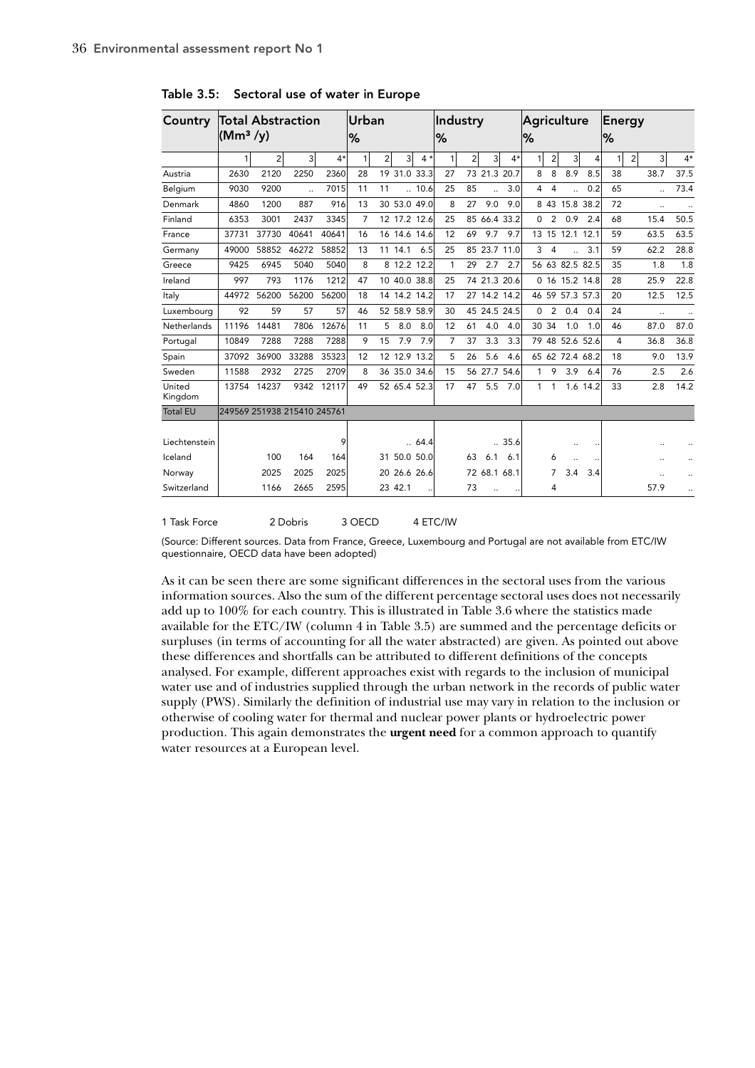**Table 3.5: Sectoral use of water in Europe**

| Country | Total Abstraction (Mm³ /y) | | | | Urban % | | | | Industry % | | | | Agriculture % | | | | Energy % | | | |
|---|---|---|---|---|---|---|---|---|---|---|---|---|---|---|---|---|---|---|---|---|
| | 1 | 2 | 3 | 4* | 1 | 2 | 3 | 4 * | 1 | 2 | 3 | 4* | 1 | 2 | 3 | 4 | 1 | 2 | 3 | 4* |
| Austria | 2630 | 2120 | 2250 | 2360 | 28 | 19 | 31.0 | 33.3 | 27 | 73 | 21.3 | 20.7 | 8 | 8 | 8.9 | 8.5 | 38 | | 38.7 | 37.5 |
| Belgium | 9030 | 9200 | .. | 7015 | 11 | 11 | .. | 10.6 | 25 | 85 | .. | 3.0 | 4 | 4 | .. | 0.2 | 65 | | .. | 73.4 |
| Denmark | 4860 | 1200 | 887 | 916 | 13 | 30 | 53.0 | 49.0 | 8 | 27 | 9.0 | 9.0 | 8 | 43 | 15.8 | 38.2 | 72 | | .. | .. |
| Finland | 6353 | 3001 | 2437 | 3345 | 7 | 12 | 17.2 | 12.6 | 25 | 85 | 66.4 | 33.2 | 0 | 2 | 0.9 | 2.4 | 68 | | 15.4 | 50.5 |
| France | 37731 | 37730 | 40641 | 40641 | 16 | 16 | 14.6 | 14.6 | 12 | 69 | 9.7 | 9.7 | 13 | 15 | 12.1 | 12.1 | 59 | | 63.5 | 63.5 |
| Germany | 49000 | 58852 | 46272 | 58852 | 13 | 11 | 14.1 | 6.5 | 25 | 85 | 23.7 | 11.0 | 3 | 4 | .. | 3.1 | 59 | | 62.2 | 28.8 |
| Greece | 9425 | 6945 | 5040 | 5040 | 8 | 8 | 12.2 | 12.2 | 1 | 29 | 2.7 | 2.7 | 56 | 63 | 82.5 | 82.5 | 35 | | 1.8 | 1.8 |
| Ireland | 997 | 793 | 1176 | 1212 | 47 | 10 | 40.0 | 38.8 | 25 | 74 | 21.3 | 20.6 | 0 | 16 | 15.2 | 14.8 | 28 | | 25.9 | 22.8 |
| Italy | 44972 | 56200 | 56200 | 56200 | 18 | 14 | 14.2 | 14.2 | 17 | 27 | 14.2 | 14.2 | 46 | 59 | 57.3 | 57.3 | 20 | | 12.5 | 12.5 |
| Luxembourg | 92 | 59 | 57 | 57 | 46 | 52 | 58.9 | 58.9 | 30 | 45 | 24.5 | 24.5 | 0 | 2 | 0.4 | 0.4 | 24 | | .. | .. |
| Netherlands | 11196 | 14481 | 7806 | 12676 | 11 | 5 | 8.0 | 8.0 | 12 | 61 | 4.0 | 4.0 | 30 | 34 | 1.0 | 1.0 | 46 | | 87.0 | 87.0 |
| Portugal | 10849 | 7288 | 7288 | 7288 | 9 | 15 | 7.9 | 7.9 | 7 | 37 | 3.3 | 3.3 | 79 | 48 | 52.6 | 52.6 | 4 | | 36.8 | 36.8 |
| Spain | 37092 | 36900 | 33288 | 35323 | 12 | 12 | 12.9 | 13.2 | 5 | 26 | 5.6 | 4.6 | 65 | 62 | 72.4 | 68.2 | 18 | | 9.0 | 13.9 |
| Sweden | 11588 | 2932 | 2725 | 2709 | 8 | 36 | 35.0 | 34.6 | 15 | 56 | 27.7 | 54.6 | 1 | 9 | 3.9 | 6.4 | 76 | | 2.5 | 2.6 |
| United Kingdom | 13754 | 14237 | 9342 | 12117 | 49 | 52 | 65.4 | 52.3 | 17 | 47 | 5.5 | 7.0 | 1 | 1 | 1.6 | 14.2 | 33 | | 2.8 | 14.2 |
| Total EU | 249569 | 251938 | 215410 | 245761 | | | | | | | | | | | | | | | | |
| Liechtenstein | | | | 9 | | | .. | 64.4 | | | .. | 35.6 | | | .. | .. | | | .. | .. |
| Iceland | | 100 | 164 | 164 | | 31 | 50.0 | 50.0 | | 63 | 6.1 | 6.1 | | 6 | .. | .. | | | .. | .. |
| Norway | | 2025 | 2025 | 2025 | | 20 | 26.6 | 26.6 | | 72 | 68.1 | 68.1 | | 7 | 3.4 | 3.4 | | | .. | .. |
| Switzerland | | 1166 | 2665 | 2595 | | 23 | 42.1 | .. | | 73 | .. | .. | | 4 | | | | | 57.9 | .. |

1 Task Force  2 Dobris  3 OECD  4 ETC/IW

(Source: Different sources. Data from France, Greece, Luxembourg and Portugal are not available from ETC/IW questionnaire, OECD data have been adopted)

As it can be seen there are some significant differences in the sectoral uses from the various information sources. Also the sum of the different percentage sectoral uses does not necessarily add up to 100% for each country. This is illustrated in Table 3.6 where the statistics made available for the ETC/IW (column 4 in Table 3.5) are summed and the percentage deficits or surpluses (in terms of accounting for all the water abstracted) are given. As pointed out above these differences and shortfalls can be attributed to different definitions of the concepts analysed. For example, different approaches exist with regards to the inclusion of municipal water use and of industries supplied through the urban network in the records of public water supply (PWS). Similarly the definition of industrial use may vary in relation to the inclusion or otherwise of cooling water for thermal and nuclear power plants or hydroelectric power production. This again demonstrates the **urgent need** for a common approach to quantify water resources at a European level.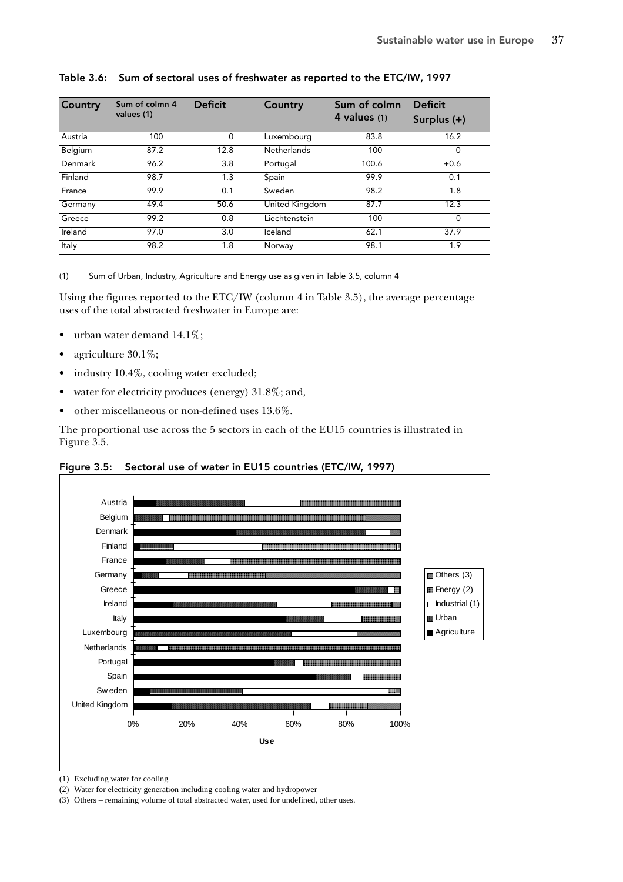**Table 3.6: Sum of sectoral uses of freshwater as reported to the ETC/IW, 1997**

| Country | Sum of colmn 4 values (1) | Deficit | Country | Sum of colmn 4 values (1) | Deficit Surplus (+) |
|---|---|---|---|---|---|
| Austria | 100 | 0 | Luxembourg | 83.8 | 16.2 |
| Belgium | 87.2 | 12.8 | Netherlands | 100 | 0 |
| Denmark | 96.2 | 3.8 | Portugal | 100.6 | +0.6 |
| Finland | 98.7 | 1.3 | Spain | 99.9 | 0.1 |
| France | 99.9 | 0.1 | Sweden | 98.2 | 1.8 |
| Germany | 49.4 | 50.6 | United Kingdom | 87.7 | 12.3 |
| Greece | 99.2 | 0.8 | Liechtenstein | 100 | 0 |
| Ireland | 97.0 | 3.0 | Iceland | 62.1 | 37.9 |
| Italy | 98.2 | 1.8 | Norway | 98.1 | 1.9 |

(1) Sum of Urban, Industry, Agriculture and Energy use as given in Table 3.5, column 4

Using the figures reported to the ETC/IW (column 4 in Table 3.5), the average percentage uses of the total abstracted freshwater in Europe are:

- urban water demand 14.1%;
- agriculture 30.1%;
- industry 10.4%, cooling water excluded;
- water for electricity produces (energy) 31.8%; and,
- other miscellaneous or non-defined uses 13.6%.

The proportional use across the 5 sectors in each of the EU15 countries is illustrated in Figure 3.5.

**Figure 3.5: Sectoral use of water in EU15 countries (ETC/IW, 1997)**

(1) Excluding water for cooling

(2) Water for electricity generation including cooling water and hydropower

(3) Others – remaining volume of total abstracted water, used for undefined, other uses.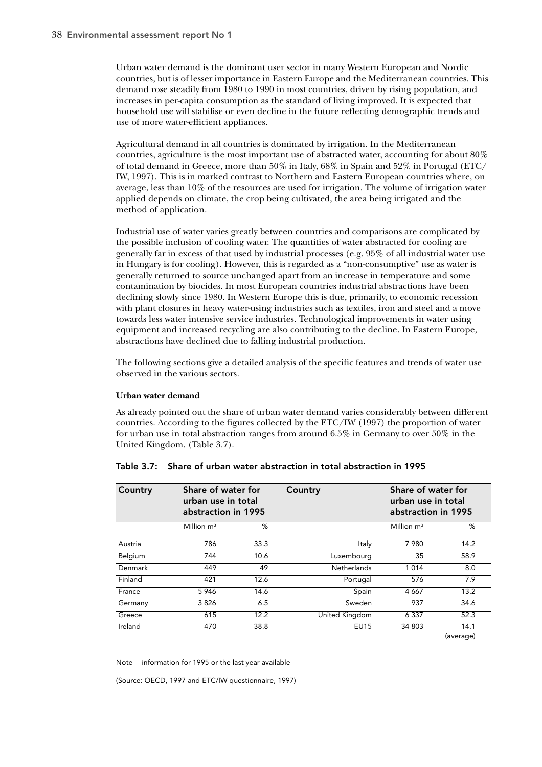Urban water demand is the dominant user sector in many Western European and Nordic countries, but is of lesser importance in Eastern Europe and the Mediterranean countries. This demand rose steadily from 1980 to 1990 in most countries, driven by rising population, and increases in per-capita consumption as the standard of living improved. It is expected that household use will stabilise or even decline in the future reflecting demographic trends and use of more water-efficient appliances.

Agricultural demand in all countries is dominated by irrigation. In the Mediterranean countries, agriculture is the most important use of abstracted water, accounting for about 80% of total demand in Greece, more than 50% in Italy, 68% in Spain and 52% in Portugal (ETC/IW, 1997). This is in marked contrast to Northern and Eastern European countries where, on average, less than 10% of the resources are used for irrigation. The volume of irrigation water applied depends on climate, the crop being cultivated, the area being irrigated and the method of application.

Industrial use of water varies greatly between countries and comparisons are complicated by the possible inclusion of cooling water. The quantities of water abstracted for cooling are generally far in excess of that used by industrial processes (e.g. 95% of all industrial water use in Hungary is for cooling). However, this is regarded as a "non-consumptive" use as water is generally returned to source unchanged apart from an increase in temperature and some contamination by biocides. In most European countries industrial abstractions have been declining slowly since 1980. In Western Europe this is due, primarily, to economic recession with plant closures in heavy water-using industries such as textiles, iron and steel and a move towards less water intensive service industries. Technological improvements in water using equipment and increased recycling are also contributing to the decline. In Eastern Europe, abstractions have declined due to falling industrial production.

The following sections give a detailed analysis of the specific features and trends of water use observed in the various sectors.

**Urban water demand**

As already pointed out the share of urban water demand varies considerably between different countries. According to the figures collected by the ETC/IW (1997) the proportion of water for urban use in total abstraction ranges from around 6.5% in Germany to over 50% in the United Kingdom. (Table 3.7).

**Table 3.7: Share of urban water abstraction in total abstraction in 1995**

| Country | Share of water for urban use in total abstraction in 1995 | | Country | Share of water for urban use in total abstraction in 1995 | |
|---|---|---|---|---|---|
| | Million m³ | % | | Million m³ | % |
| Austria | 786 | 33.3 | Italy | 7 980 | 14.2 |
| Belgium | 744 | 10.6 | Luxembourg | 35 | 58.9 |
| Denmark | 449 | 49 | Netherlands | 1 014 | 8.0 |
| Finland | 421 | 12.6 | Portugal | 576 | 7.9 |
| France | 5 946 | 14.6 | Spain | 4 667 | 13.2 |
| Germany | 3 826 | 6.5 | Sweden | 937 | 34.6 |
| Greece | 615 | 12.2 | United Kingdom | 6 337 | 52.3 |
| Ireland | 470 | 38.8 | EU15 | 34 803 | 14.1 (average) |

Note information for 1995 or the last year available

(Source: OECD, 1997 and ETC/IW questionnaire, 1997)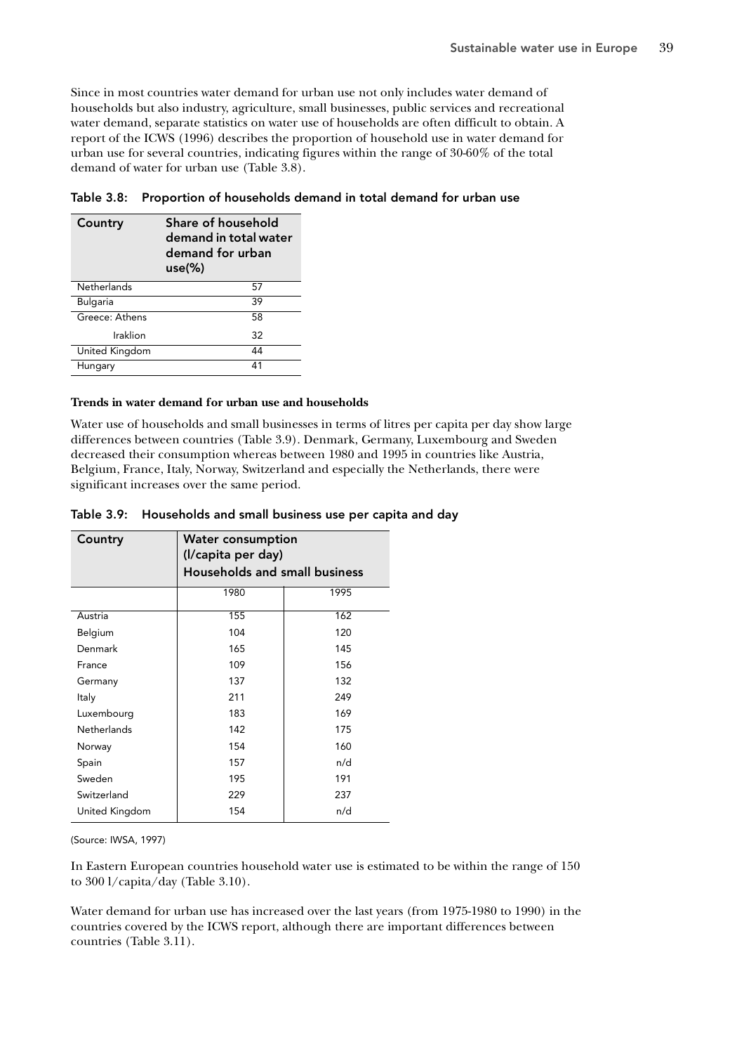Since in most countries water demand for urban use not only includes water demand of households but also industry, agriculture, small businesses, public services and recreational water demand, separate statistics on water use of households are often difficult to obtain. A report of the ICWS (1996) describes the proportion of household use in water demand for urban use for several countries, indicating figures within the range of 30-60% of the total demand of water for urban use (Table 3.8).

**Table 3.8: Proportion of households demand in total demand for urban use**

| Country | Share of household demand in total water demand for urban use(%) |
|---|---|
| Netherlands | 57 |
| Bulgaria | 39 |
| Greece: Athens | 58 |
| Iraklion | 32 |
| United Kingdom | 44 |
| Hungary | 41 |

**Trends in water demand for urban use and households**

Water use of households and small businesses in terms of litres per capita per day show large differences between countries (Table 3.9). Denmark, Germany, Luxembourg and Sweden decreased their consumption whereas between 1980 and 1995 in countries like Austria, Belgium, France, Italy, Norway, Switzerland and especially the Netherlands, there were significant increases over the same period.

**Table 3.9: Households and small business use per capita and day**

| Country | Water consumption (l/capita per day) Households and small business | |
|---|---|---|
| | 1980 | 1995 |
| Austria | 155 | 162 |
| Belgium | 104 | 120 |
| Denmark | 165 | 145 |
| France | 109 | 156 |
| Germany | 137 | 132 |
| Italy | 211 | 249 |
| Luxembourg | 183 | 169 |
| Netherlands | 142 | 175 |
| Norway | 154 | 160 |
| Spain | 157 | n/d |
| Sweden | 195 | 191 |
| Switzerland | 229 | 237 |
| United Kingdom | 154 | n/d |

(Source: IWSA, 1997)

In Eastern European countries household water use is estimated to be within the range of 150 to 300 l/capita/day (Table 3.10).

Water demand for urban use has increased over the last years (from 1975-1980 to 1990) in the countries covered by the ICWS report, although there are important differences between countries (Table 3.11).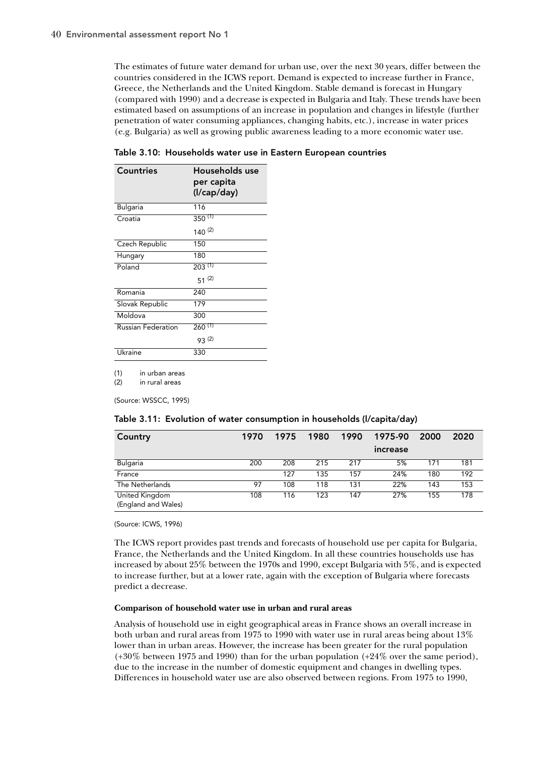The estimates of future water demand for urban use, over the next 30 years, differ between the countries considered in the ICWS report. Demand is expected to increase further in France, Greece, the Netherlands and the United Kingdom. Stable demand is forecast in Hungary (compared with 1990) and a decrease is expected in Bulgaria and Italy. These trends have been estimated based on assumptions of an increase in population and changes in lifestyle (further penetration of water consuming appliances, changing habits, etc.), increase in water prices (e.g. Bulgaria) as well as growing public awareness leading to a more economic water use.

**Table 3.10: Households water use in Eastern European countries**

| Countries | Households use per capita (l/cap/day) |
|---|---|
| Bulgaria | 116 |
| Croatia | 350 (1) |
| | 140 (2) |
| Czech Republic | 150 |
| Hungary | 180 |
| Poland | 203 (1) |
| | 51 (2) |
| Romania | 240 |
| Slovak Republic | 179 |
| Moldova | 300 |
| Russian Federation | 260 (1) |
| | 93 (2) |
| Ukraine | 330 |

(1) in urban areas
(2) in rural areas

(Source: WSSCC, 1995)

**Table 3.11: Evolution of water consumption in households (l/capita/day)**

| Country | 1970 | 1975 | 1980 | 1990 | 1975-90 increase | 2000 | 2020 |
|---|---|---|---|---|---|---|---|
| Bulgaria | 200 | 208 | 215 | 217 | 5% | 171 | 181 |
| France | | 127 | 135 | 157 | 24% | 180 | 192 |
| The Netherlands | 97 | 108 | 118 | 131 | 22% | 143 | 153 |
| United Kingdom (England and Wales) | 108 | 116 | 123 | 147 | 27% | 155 | 178 |

(Source: ICWS, 1996)

The ICWS report provides past trends and forecasts of household use per capita for Bulgaria, France, the Netherlands and the United Kingdom. In all these countries households use has increased by about 25% between the 1970s and 1990, except Bulgaria with 5%, and is expected to increase further, but at a lower rate, again with the exception of Bulgaria where forecasts predict a decrease.

**Comparison of household water use in urban and rural areas**

Analysis of household use in eight geographical areas in France shows an overall increase in both urban and rural areas from 1975 to 1990 with water use in rural areas being about 13% lower than in urban areas. However, the increase has been greater for the rural population (+30% between 1975 and 1990) than for the urban population (+24% over the same period), due to the increase in the number of domestic equipment and changes in dwelling types. Differences in household water use are also observed between regions. From 1975 to 1990,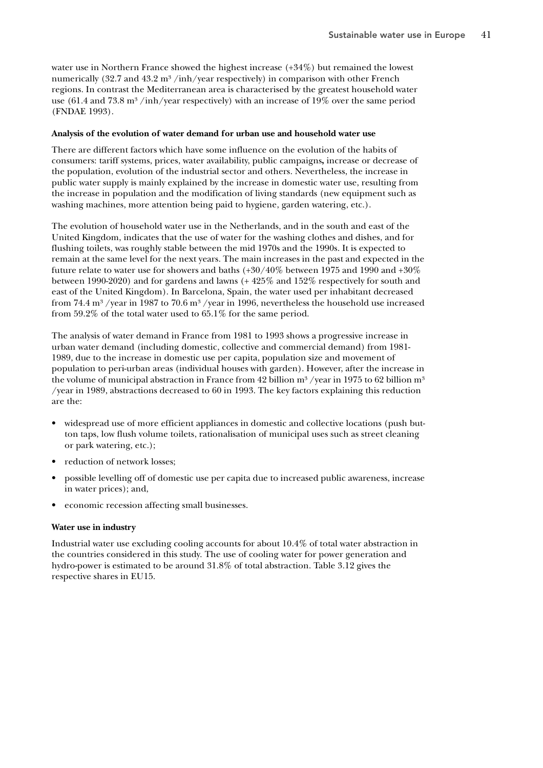water use in Northern France showed the highest increase (+34%) but remained the lowest numerically (32.7 and 43.2 m$^3$ /inh/year respectively) in comparison with other French regions. In contrast the Mediterranean area is characterised by the greatest household water use (61.4 and 73.8 m$^3$ /inh/year respectively) with an increase of 19% over the same period (FNDAE 1993).

**Analysis of the evolution of water demand for urban use and household water use**

There are different factors which have some influence on the evolution of the habits of consumers: tariff systems, prices, water availability, public campaigns**,** increase or decrease of the population, evolution of the industrial sector and others. Nevertheless, the increase in public water supply is mainly explained by the increase in domestic water use, resulting from the increase in population and the modification of living standards (new equipment such as washing machines, more attention being paid to hygiene, garden watering, etc.).

The evolution of household water use in the Netherlands, and in the south and east of the United Kingdom, indicates that the use of water for the washing clothes and dishes, and for flushing toilets, was roughly stable between the mid 1970s and the 1990s. It is expected to remain at the same level for the next years. The main increases in the past and expected in the future relate to water use for showers and baths (+30/40% between 1975 and 1990 and +30% between 1990-2020) and for gardens and lawns (+ 425% and 152% respectively for south and east of the United Kingdom). In Barcelona, Spain, the water used per inhabitant decreased from 74.4 m$^3$ /year in 1987 to 70.6 m$^3$ /year in 1996, nevertheless the household use increased from 59.2% of the total water used to 65.1% for the same period.

The analysis of water demand in France from 1981 to 1993 shows a progressive increase in urban water demand (including domestic, collective and commercial demand) from 1981-1989, due to the increase in domestic use per capita, population size and movement of population to peri-urban areas (individual houses with garden). However, after the increase in the volume of municipal abstraction in France from 42 billion m$^3$ /year in 1975 to 62 billion m$^3$ /year in 1989, abstractions decreased to 60 in 1993. The key factors explaining this reduction are the:

- widespread use of more efficient appliances in domestic and collective locations (push button taps, low flush volume toilets, rationalisation of municipal uses such as street cleaning or park watering, etc.);
- reduction of network losses;
- possible levelling off of domestic use per capita due to increased public awareness, increase in water prices); and,
- economic recession affecting small businesses.

**Water use in industry**

Industrial water use excluding cooling accounts for about 10.4% of total water abstraction in the countries considered in this study. The use of cooling water for power generation and hydro-power is estimated to be around 31.8% of total abstraction. Table 3.12 gives the respective shares in EU15.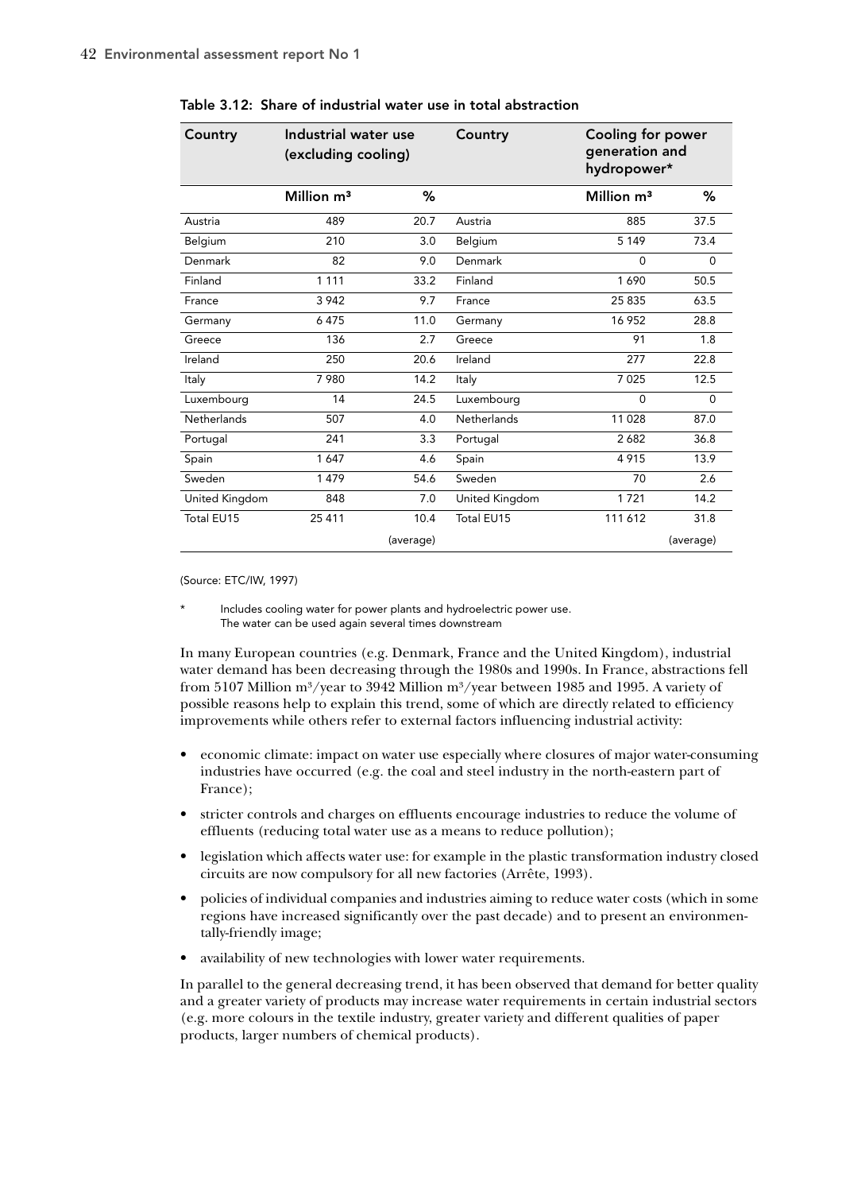Table 3.12: Share of industrial water use in total abstraction

| Country | Industrial water use (excluding cooling) | | Country | Cooling for power generation and hydropower* | |
|---|---|---|---|---|---|
| | Million m³ | % | | Million m³ | % |
| Austria | 489 | 20.7 | Austria | 885 | 37.5 |
| Belgium | 210 | 3.0 | Belgium | 5 149 | 73.4 |
| Denmark | 82 | 9.0 | Denmark | 0 | 0 |
| Finland | 1 111 | 33.2 | Finland | 1 690 | 50.5 |
| France | 3 942 | 9.7 | France | 25 835 | 63.5 |
| Germany | 6 475 | 11.0 | Germany | 16 952 | 28.8 |
| Greece | 136 | 2.7 | Greece | 91 | 1.8 |
| Ireland | 250 | 20.6 | Ireland | 277 | 22.8 |
| Italy | 7 980 | 14.2 | Italy | 7 025 | 12.5 |
| Luxembourg | 14 | 24.5 | Luxembourg | 0 | 0 |
| Netherlands | 507 | 4.0 | Netherlands | 11 028 | 87.0 |
| Portugal | 241 | 3.3 | Portugal | 2 682 | 36.8 |
| Spain | 1 647 | 4.6 | Spain | 4 915 | 13.9 |
| Sweden | 1 479 | 54.6 | Sweden | 70 | 2.6 |
| United Kingdom | 848 | 7.0 | United Kingdom | 1 721 | 14.2 |
| Total EU15 | 25 411 | 10.4 | Total EU15 | 111 612 | 31.8 |
| | | (average) | | | (average) |

(Source: ETC/IW, 1997)

\* Includes cooling water for power plants and hydroelectric power use. The water can be used again several times downstream

In many European countries (e.g. Denmark, France and the United Kingdom), industrial water demand has been decreasing through the 1980s and 1990s. In France, abstractions fell from 5107 Million m³/year to 3942 Million m³/year between 1985 and 1995. A variety of possible reasons help to explain this trend, some of which are directly related to efficiency improvements while others refer to external factors influencing industrial activity:

- economic climate: impact on water use especially where closures of major water-consuming industries have occurred (e.g. the coal and steel industry in the north-eastern part of France);
- stricter controls and charges on effluents encourage industries to reduce the volume of effluents (reducing total water use as a means to reduce pollution);
- legislation which affects water use: for example in the plastic transformation industry closed circuits are now compulsory for all new factories (Arrête, 1993).
- policies of individual companies and industries aiming to reduce water costs (which in some regions have increased significantly over the past decade) and to present an environmentally-friendly image;
- availability of new technologies with lower water requirements.

In parallel to the general decreasing trend, it has been observed that demand for better quality and a greater variety of products may increase water requirements in certain industrial sectors (e.g. more colours in the textile industry, greater variety and different qualities of paper products, larger numbers of chemical products).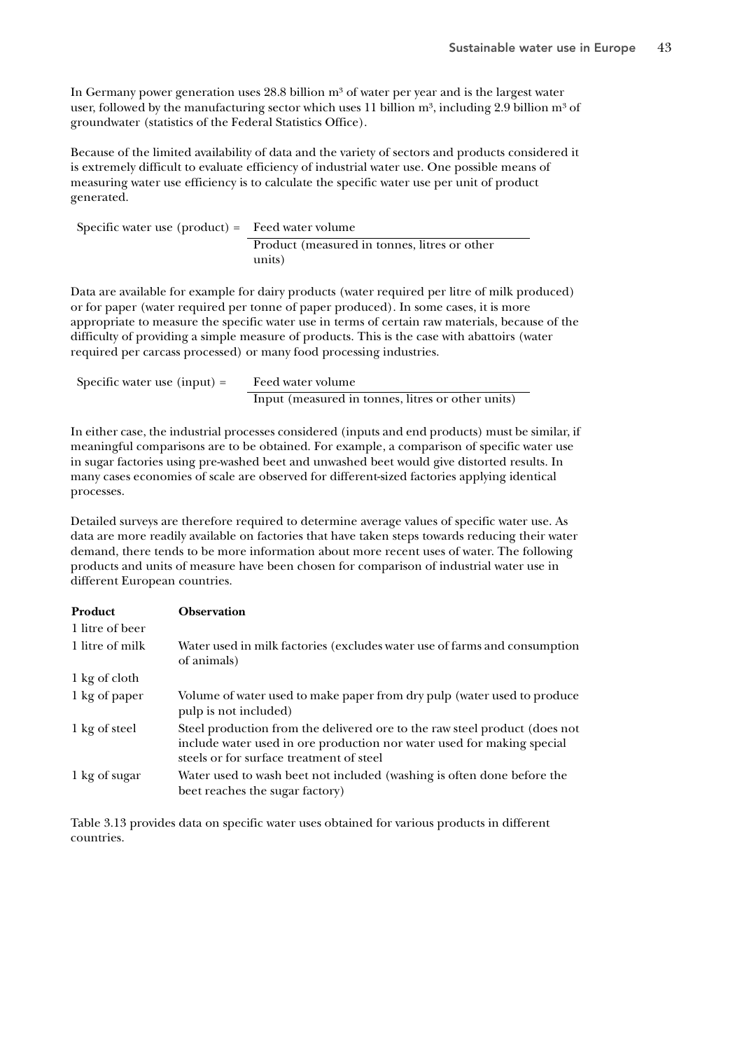In Germany power generation uses 28.8 billion $m^3$ of water per year and is the largest water user, followed by the manufacturing sector which uses 11 billion $m^3$, including 2.9 billion $m^3$ of groundwater (statistics of the Federal Statistics Office).

Because of the limited availability of data and the variety of sectors and products considered it is extremely difficult to evaluate efficiency of industrial water use. One possible means of measuring water use efficiency is to calculate the specific water use per unit of product generated.

$$\text{Specific water use (product)} = \frac{\text{Feed water volume}}{\text{Product (measured in tonnes, litres or other units)}}$$

Data are available for example for dairy products (water required per litre of milk produced) or for paper (water required per tonne of paper produced). In some cases, it is more appropriate to measure the specific water use in terms of certain raw materials, because of the difficulty of providing a simple measure of products. This is the case with abattoirs (water required per carcass processed) or many food processing industries.

$$\text{Specific water use (input)} = \frac{\text{Feed water volume}}{\text{Input (measured in tonnes, litres or other units)}}$$

In either case, the industrial processes considered (inputs and end products) must be similar, if meaningful comparisons are to be obtained. For example, a comparison of specific water use in sugar factories using pre-washed beet and unwashed beet would give distorted results. In many cases economies of scale are observed for different-sized factories applying identical processes.

Detailed surveys are therefore required to determine average values of specific water use. As data are more readily available on factories that have taken steps towards reducing their water demand, there tends to be more information about more recent uses of water. The following products and units of measure have been chosen for comparison of industrial water use in different European countries.

| **Product** | **Observation** |
|---|---|
| 1 litre of beer | |
| 1 litre of milk | Water used in milk factories (excludes water use of farms and consumption of animals) |
| 1 kg of cloth | |
| 1 kg of paper | Volume of water used to make paper from dry pulp (water used to produce pulp is not included) |
| 1 kg of steel | Steel production from the delivered ore to the raw steel product (does not include water used in ore production nor water used for making special steels or for surface treatment of steel |
| 1 kg of sugar | Water used to wash beet not included (washing is often done before the beet reaches the sugar factory) |

Table 3.13 provides data on specific water uses obtained for various products in different countries.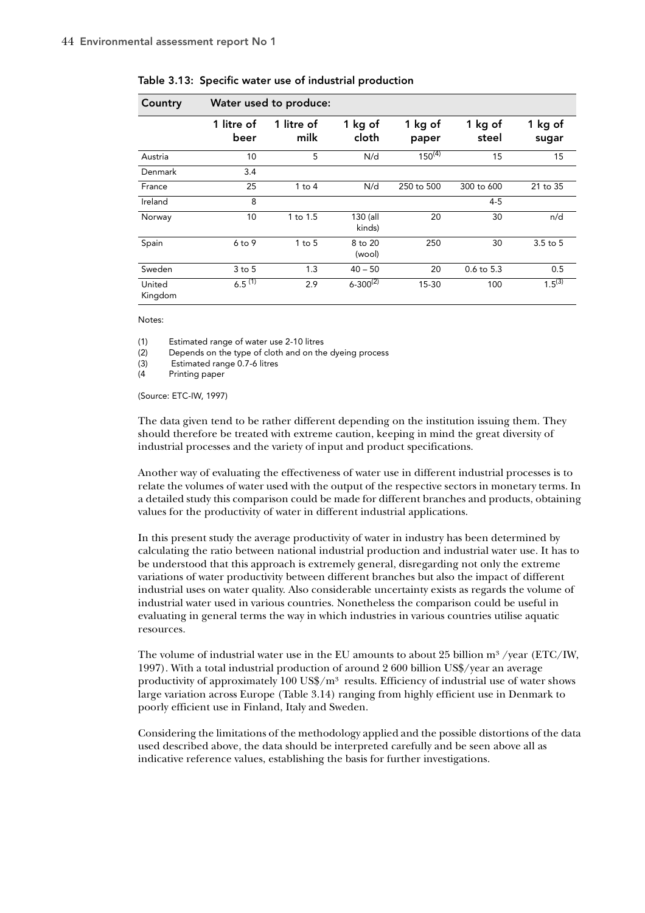**Table 3.13: Specific water use of industrial production**

| Country | Water used to produce: | | | | | |
|---|---|---|---|---|---|---|
| | 1 litre of beer | 1 litre of milk | 1 kg of cloth | 1 kg of paper | 1 kg of steel | 1 kg of sugar |
| Austria | 10 | 5 | N/d | 150[4] | 15 | 15 |
| Denmark | 3.4 | | | | | |
| France | 25 | 1 to 4 | N/d | 250 to 500 | 300 to 600 | 21 to 35 |
| Ireland | 8 | | | | 4-5 | |
| Norway | 10 | 1 to 1.5 | 130 (all kinds) | 20 | 30 | n/d |
| Spain | 6 to 9 | 1 to 5 | 8 to 20 (wool) | 250 | 30 | 3.5 to 5 |
| Sweden | 3 to 5 | 1.3 | 40 – 50 | 20 | 0.6 to 5.3 | 0.5 |
| United Kingdom | 6.5 [1] | 2.9 | 6-300[2] | 15-30 | 100 | 1.5[3] |

Notes:

(1) Estimated range of water use 2-10 litres
(2) Depends on the type of cloth and on the dyeing process
(3) Estimated range 0.7-6 litres
(4 Printing paper

(Source: ETC-IW, 1997)

The data given tend to be rather different depending on the institution issuing them. They should therefore be treated with extreme caution, keeping in mind the great diversity of industrial processes and the variety of input and product specifications.

Another way of evaluating the effectiveness of water use in different industrial processes is to relate the volumes of water used with the output of the respective sectors in monetary terms. In a detailed study this comparison could be made for different branches and products, obtaining values for the productivity of water in different industrial applications.

In this present study the average productivity of water in industry has been determined by calculating the ratio between national industrial production and industrial water use. It has to be understood that this approach is extremely general, disregarding not only the extreme variations of water productivity between different branches but also the impact of different industrial uses on water quality. Also considerable uncertainty exists as regards the volume of industrial water used in various countries. Nonetheless the comparison could be useful in evaluating in general terms the way in which industries in various countries utilise aquatic resources.

The volume of industrial water use in the EU amounts to about 25 billion $m^3$ /year (ETC/IW, 1997). With a total industrial production of around 2 600 billion US$/year an average productivity of approximately 100 US$/$m^3$ results. Efficiency of industrial use of water shows large variation across Europe (Table 3.14) ranging from highly efficient use in Denmark to poorly efficient use in Finland, Italy and Sweden.

Considering the limitations of the methodology applied and the possible distortions of the data used described above, the data should be interpreted carefully and be seen above all as indicative reference values, establishing the basis for further investigations.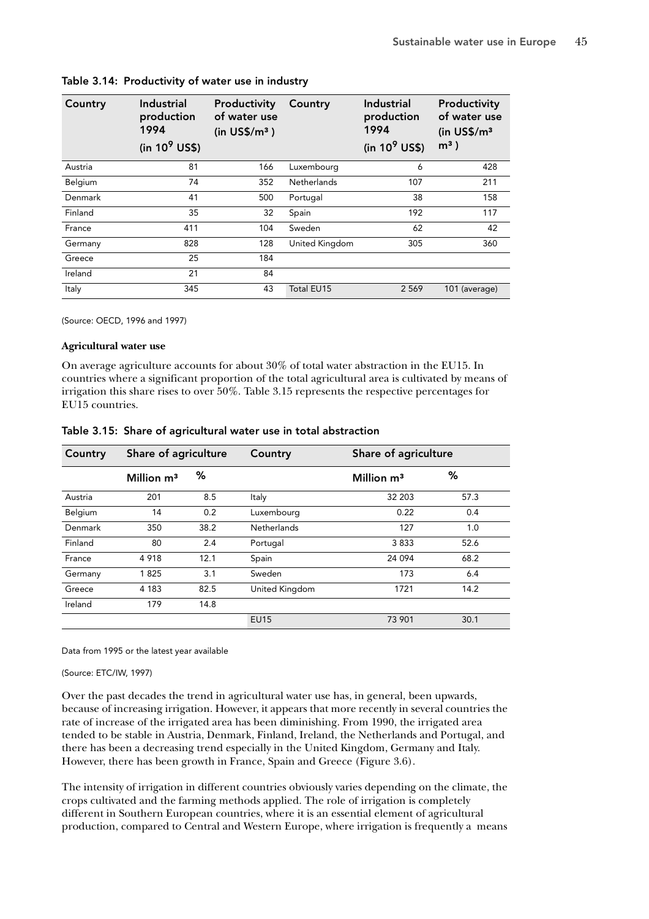Table 3.14: Productivity of water use in industry

| Country | Industrial production 1994 (in $10^9$ US$) | Productivity of water use (in US$/m³) | Country | Industrial production 1994 (in $10^9$ US$) | Productivity of water use (in US$/m³) |
|---|---|---|---|---|---|
| Austria | 81 | 166 | Luxembourg | 6 | 428 |
| Belgium | 74 | 352 | Netherlands | 107 | 211 |
| Denmark | 41 | 500 | Portugal | 38 | 158 |
| Finland | 35 | 32 | Spain | 192 | 117 |
| France | 411 | 104 | Sweden | 62 | 42 |
| Germany | 828 | 128 | United Kingdom | 305 | 360 |
| Greece | 25 | 184 | | | |
| Ireland | 21 | 84 | | | |
| Italy | 345 | 43 | Total EU15 | 2 569 | 101 (average) |

(Source: OECD, 1996 and 1997)

**Agricultural water use**

On average agriculture accounts for about 30% of total water abstraction in the EU15. In countries where a significant proportion of the total agricultural area is cultivated by means of irrigation this share rises to over 50%. Table 3.15 represents the respective percentages for EU15 countries.

Table 3.15: Share of agricultural water use in total abstraction

| Country | Share of agriculture | | Country | Share of agriculture | |
|---|---|---|---|---|---|
| | Million m³ | % | | Million m³ | % |
| Austria | 201 | 8.5 | Italy | 32 203 | 57.3 |
| Belgium | 14 | 0.2 | Luxembourg | 0.22 | 0.4 |
| Denmark | 350 | 38.2 | Netherlands | 127 | 1.0 |
| Finland | 80 | 2.4 | Portugal | 3 833 | 52.6 |
| France | 4 918 | 12.1 | Spain | 24 094 | 68.2 |
| Germany | 1 825 | 3.1 | Sweden | 173 | 6.4 |
| Greece | 4 183 | 82.5 | United Kingdom | 1721 | 14.2 |
| Ireland | 179 | 14.8 | | | |
| | | | EU15 | 73 901 | 30.1 |

Data from 1995 or the latest year available

(Source: ETC/IW, 1997)

Over the past decades the trend in agricultural water use has, in general, been upwards, because of increasing irrigation. However, it appears that more recently in several countries the rate of increase of the irrigated area has been diminishing. From 1990, the irrigated area tended to be stable in Austria, Denmark, Finland, Ireland, the Netherlands and Portugal, and there has been a decreasing trend especially in the United Kingdom, Germany and Italy. However, there has been growth in France, Spain and Greece (Figure 3.6).

The intensity of irrigation in different countries obviously varies depending on the climate, the crops cultivated and the farming methods applied. The role of irrigation is completely different in Southern European countries, where it is an essential element of agricultural production, compared to Central and Western Europe, where irrigation is frequently a means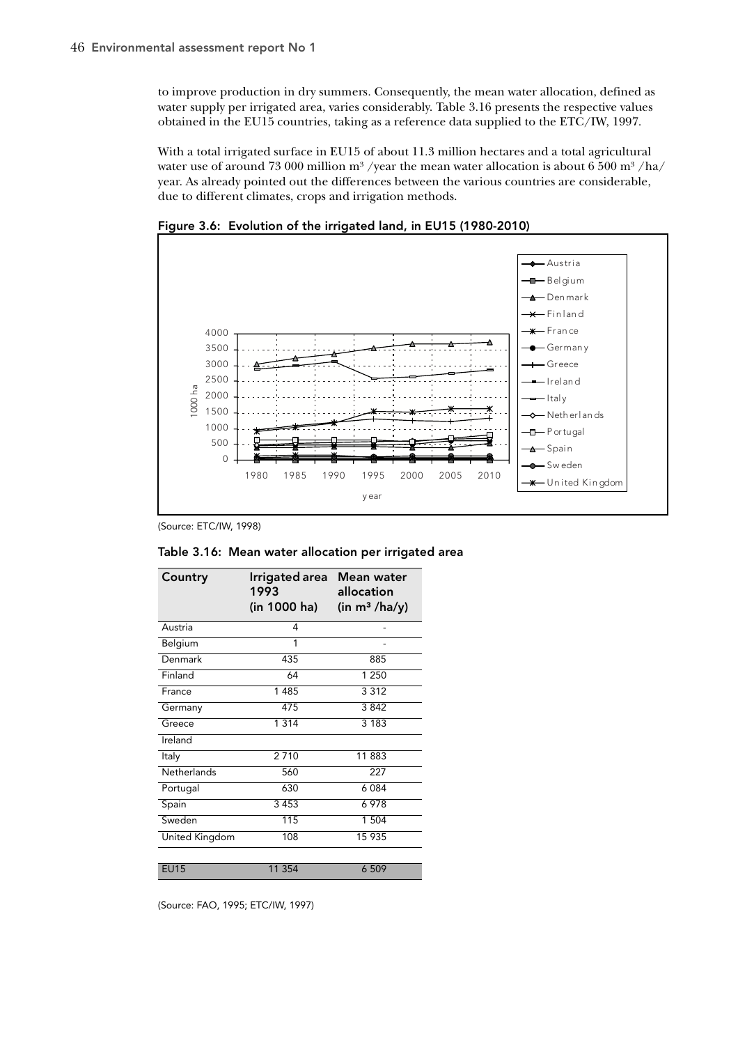to improve production in dry summers. Consequently, the mean water allocation, defined as water supply per irrigated area, varies considerably. Table 3.16 presents the respective values obtained in the EU15 countries, taking as a reference data supplied to the ETC/IW, 1997.

With a total irrigated surface in EU15 of about 11.3 million hectares and a total agricultural water use of around 73 000 million m³ /year the mean water allocation is about 6 500 m³ /ha/ year. As already pointed out the differences between the various countries are considerable, due to different climates, crops and irrigation methods.

**Figure 3.6: Evolution of the irrigated land, in EU15 (1980-2010)**

(Source: ETC/IW, 1998)

**Table 3.16: Mean water allocation per irrigated area**

| Country | Irrigated area 1993 (in 1000 ha) | Mean water allocation (in m³ /ha/y) |
|---|---|---|
| Austria | 4 | - |
| Belgium | 1 | - |
| Denmark | 435 | 885 |
| Finland | 64 | 1 250 |
| France | 1 485 | 3 312 |
| Germany | 475 | 3 842 |
| Greece | 1 314 | 3 183 |
| Ireland | | |
| Italy | 2 710 | 11 883 |
| Netherlands | 560 | 227 |
| Portugal | 630 | 6 084 |
| Spain | 3 453 | 6 978 |
| Sweden | 115 | 1 504 |
| United Kingdom | 108 | 15 935 |
| EU15 | 11 354 | 6 509 |

(Source: FAO, 1995; ETC/IW, 1997)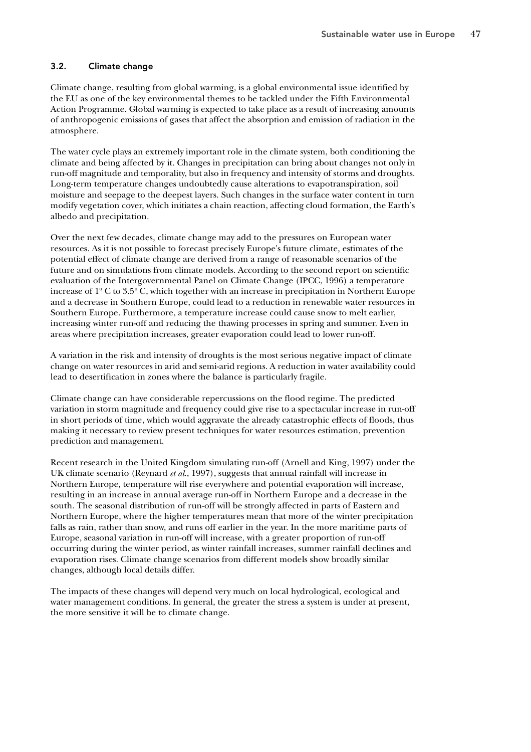### 3.2. Climate change

Climate change, resulting from global warming, is a global environmental issue identified by the EU as one of the key environmental themes to be tackled under the Fifth Environmental Action Programme. Global warming is expected to take place as a result of increasing amounts of anthropogenic emissions of gases that affect the absorption and emission of radiation in the atmosphere.

The water cycle plays an extremely important role in the climate system, both conditioning the climate and being affected by it. Changes in precipitation can bring about changes not only in run-off magnitude and temporality, but also in frequency and intensity of storms and droughts. Long-term temperature changes undoubtedly cause alterations to evapotranspiration, soil moisture and seepage to the deepest layers. Such changes in the surface water content in turn modify vegetation cover, which initiates a chain reaction, affecting cloud formation, the Earth's albedo and precipitation.

Over the next few decades, climate change may add to the pressures on European water resources. As it is not possible to forecast precisely Europe's future climate, estimates of the potential effect of climate change are derived from a range of reasonable scenarios of the future and on simulations from climate models. According to the second report on scientific evaluation of the Intergovernmental Panel on Climate Change (IPCC, 1996) a temperature increase of 1º C to 3.5º C, which together with an increase in precipitation in Northern Europe and a decrease in Southern Europe, could lead to a reduction in renewable water resources in Southern Europe. Furthermore, a temperature increase could cause snow to melt earlier, increasing winter run-off and reducing the thawing processes in spring and summer. Even in areas where precipitation increases, greater evaporation could lead to lower run-off.

A variation in the risk and intensity of droughts is the most serious negative impact of climate change on water resources in arid and semi-arid regions. A reduction in water availability could lead to desertification in zones where the balance is particularly fragile.

Climate change can have considerable repercussions on the flood regime. The predicted variation in storm magnitude and frequency could give rise to a spectacular increase in run-off in short periods of time, which would aggravate the already catastrophic effects of floods, thus making it necessary to review present techniques for water resources estimation, prevention prediction and management.

Recent research in the United Kingdom simulating run-off (Arnell and King, 1997) under the UK climate scenario (Reynard *et al.*, 1997), suggests that annual rainfall will increase in Northern Europe, temperature will rise everywhere and potential evaporation will increase, resulting in an increase in annual average run-off in Northern Europe and a decrease in the south. The seasonal distribution of run-off will be strongly affected in parts of Eastern and Northern Europe, where the higher temperatures mean that more of the winter precipitation falls as rain, rather than snow, and runs off earlier in the year. In the more maritime parts of Europe, seasonal variation in run-off will increase, with a greater proportion of run-off occurring during the winter period, as winter rainfall increases, summer rainfall declines and evaporation rises. Climate change scenarios from different models show broadly similar changes, although local details differ.

The impacts of these changes will depend very much on local hydrological, ecological and water management conditions. In general, the greater the stress a system is under at present, the more sensitive it will be to climate change.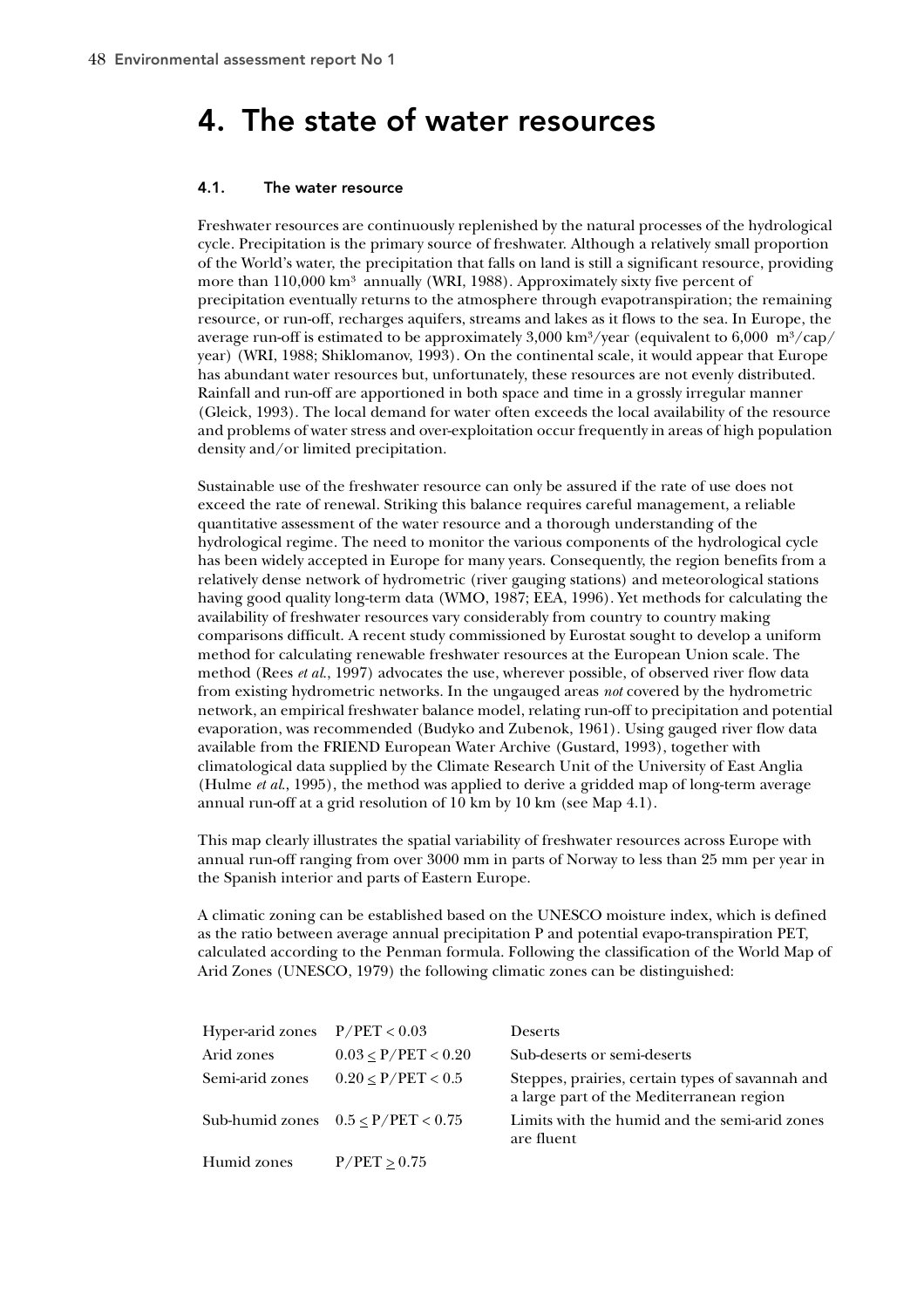# 4. The state of water resources

## 4.1. The water resource

Freshwater resources are continuously replenished by the natural processes of the hydrological cycle. Precipitation is the primary source of freshwater. Although a relatively small proportion of the World's water, the precipitation that falls on land is still a significant resource, providing more than 110,000 $km^3$ annually (WRI, 1988). Approximately sixty five percent of precipitation eventually returns to the atmosphere through evapotranspiration; the remaining resource, or run-off, recharges aquifers, streams and lakes as it flows to the sea. In Europe, the average run-off is estimated to be approximately 3,000 $km^3$/year (equivalent to 6,000 $m^3$/cap/year) (WRI, 1988; Shiklomanov, 1993). On the continental scale, it would appear that Europe has abundant water resources but, unfortunately, these resources are not evenly distributed. Rainfall and run-off are apportioned in both space and time in a grossly irregular manner (Gleick, 1993). The local demand for water often exceeds the local availability of the resource and problems of water stress and over-exploitation occur frequently in areas of high population density and/or limited precipitation.

Sustainable use of the freshwater resource can only be assured if the rate of use does not exceed the rate of renewal. Striking this balance requires careful management, a reliable quantitative assessment of the water resource and a thorough understanding of the hydrological regime. The need to monitor the various components of the hydrological cycle has been widely accepted in Europe for many years. Consequently, the region benefits from a relatively dense network of hydrometric (river gauging stations) and meteorological stations having good quality long-term data (WMO, 1987; EEA, 1996). Yet methods for calculating the availability of freshwater resources vary considerably from country to country making comparisons difficult. A recent study commissioned by Eurostat sought to develop a uniform method for calculating renewable freshwater resources at the European Union scale. The method (Rees *et al.*, 1997) advocates the use, wherever possible, of observed river flow data from existing hydrometric networks. In the ungauged areas *not* covered by the hydrometric network, an empirical freshwater balance model, relating run-off to precipitation and potential evaporation, was recommended (Budyko and Zubenok, 1961). Using gauged river flow data available from the FRIEND European Water Archive (Gustard, 1993), together with climatological data supplied by the Climate Research Unit of the University of East Anglia (Hulme *et al.*, 1995), the method was applied to derive a gridded map of long-term average annual run-off at a grid resolution of 10 km by 10 km (see Map 4.1).

This map clearly illustrates the spatial variability of freshwater resources across Europe with annual run-off ranging from over 3000 mm in parts of Norway to less than 25 mm per year in the Spanish interior and parts of Eastern Europe.

A climatic zoning can be established based on the UNESCO moisture index, which is defined as the ratio between average annual precipitation P and potential evapo-transpiration PET, calculated according to the Penman formula. Following the classification of the World Map of Arid Zones (UNESCO, 1979) the following climatic zones can be distinguished:

| | | |
|---|---|---|
| Hyper-arid zones | $P/PET < 0.03$ | Deserts |
| Arid zones | $0.03 \leq P/PET < 0.20$ | Sub-deserts or semi-deserts |
| Semi-arid zones | $0.20 \leq P/PET < 0.5$ | Steppes, prairies, certain types of savannah and a large part of the Mediterranean region |
| Sub-humid zones | $0.5 \leq P/PET < 0.75$ | Limits with the humid and the semi-arid zones are fluent |
| Humid zones | $P/PET \geq 0.75$ | |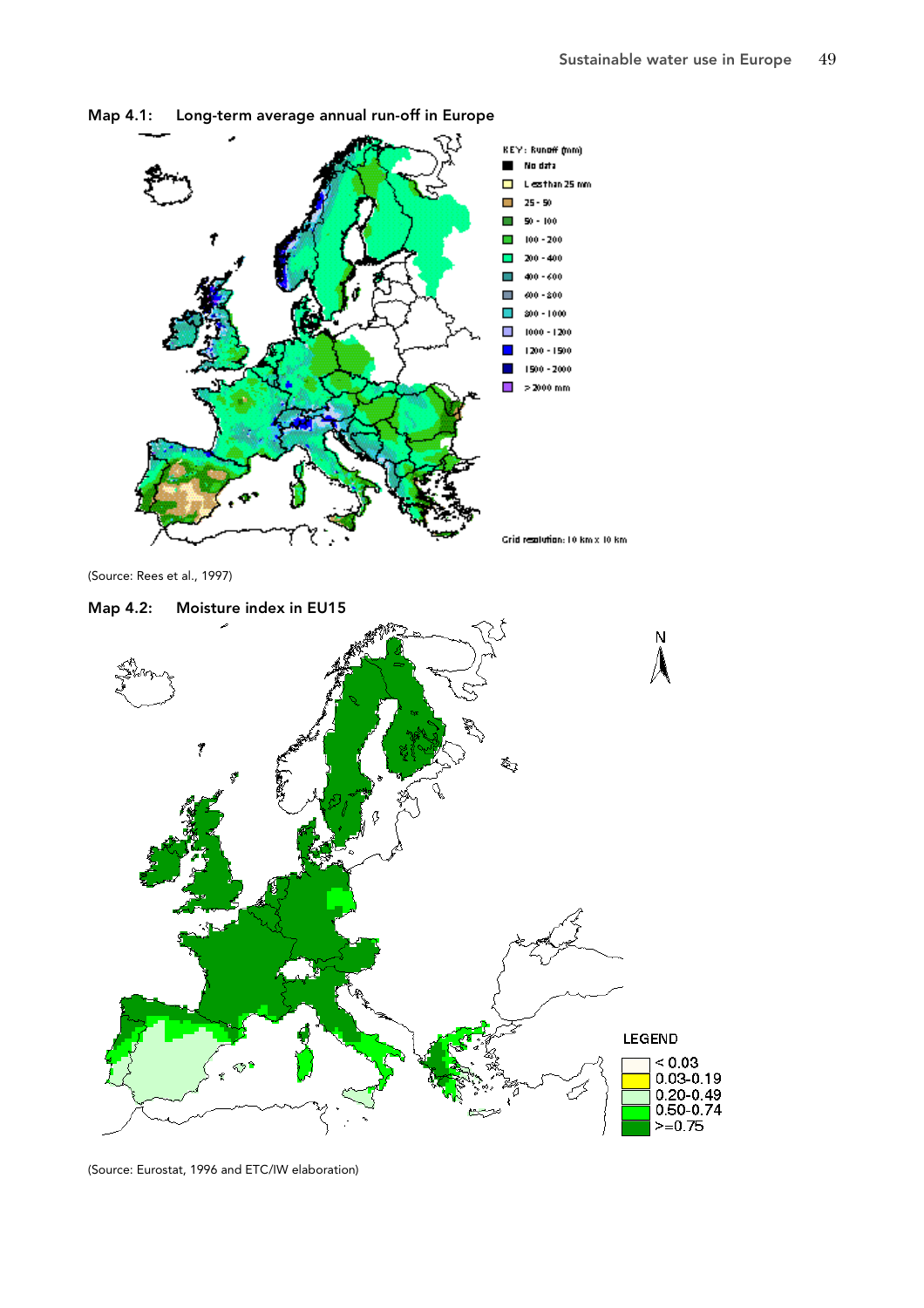Map 4.1: Long-term average annual run-off in Europe

(Source: Rees et al., 1997)

Map 4.2: Moisture index in EU15

(Source: Eurostat, 1996 and ETC/IW elaboration)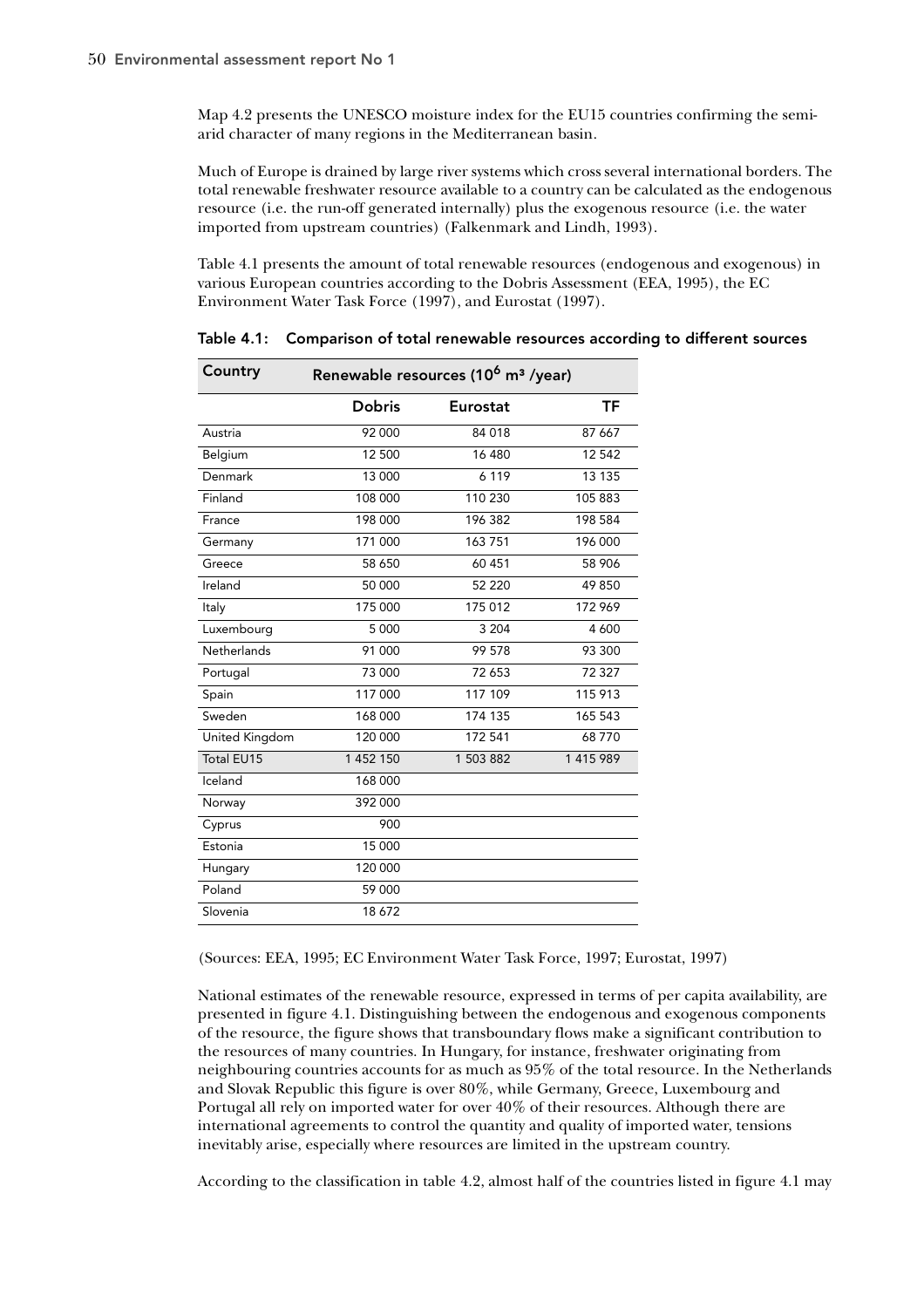Map 4.2 presents the UNESCO moisture index for the EU15 countries confirming the semi-arid character of many regions in the Mediterranean basin.

Much of Europe is drained by large river systems which cross several international borders. The total renewable freshwater resource available to a country can be calculated as the endogenous resource (i.e. the run-off generated internally) plus the exogenous resource (i.e. the water imported from upstream countries) (Falkenmark and Lindh, 1993).

Table 4.1 presents the amount of total renewable resources (endogenous and exogenous) in various European countries according to the Dobris Assessment (EEA, 1995), the EC Environment Water Task Force (1997), and Eurostat (1997).

**Table 4.1: Comparison of total renewable resources according to different sources**

| Country | Renewable resources ($10^6$ m³ /year) | | |
|---|---|---|---|
| | **Dobris** | **Eurostat** | **TF** |
| Austria | 92 000 | 84 018 | 87 667 |
| Belgium | 12 500 | 16 480 | 12 542 |
| Denmark | 13 000 | 6 119 | 13 135 |
| Finland | 108 000 | 110 230 | 105 883 |
| France | 198 000 | 196 382 | 198 584 |
| Germany | 171 000 | 163 751 | 196 000 |
| Greece | 58 650 | 60 451 | 58 906 |
| Ireland | 50 000 | 52 220 | 49 850 |
| Italy | 175 000 | 175 012 | 172 969 |
| Luxembourg | 5 000 | 3 204 | 4 600 |
| Netherlands | 91 000 | 99 578 | 93 300 |
| Portugal | 73 000 | 72 653 | 72 327 |
| Spain | 117 000 | 117 109 | 115 913 |
| Sweden | 168 000 | 174 135 | 165 543 |
| United Kingdom | 120 000 | 172 541 | 68 770 |
| Total EU15 | 1 452 150 | 1 503 882 | 1 415 989 |
| Iceland | 168 000 | | |
| Norway | 392 000 | | |
| Cyprus | 900 | | |
| Estonia | 15 000 | | |
| Hungary | 120 000 | | |
| Poland | 59 000 | | |
| Slovenia | 18 672 | | |

(Sources: EEA, 1995; EC Environment Water Task Force, 1997; Eurostat, 1997)

National estimates of the renewable resource, expressed in terms of per capita availability, are presented in figure 4.1. Distinguishing between the endogenous and exogenous components of the resource, the figure shows that transboundary flows make a significant contribution to the resources of many countries. In Hungary, for instance, freshwater originating from neighbouring countries accounts for as much as 95% of the total resource. In the Netherlands and Slovak Republic this figure is over 80%, while Germany, Greece, Luxembourg and Portugal all rely on imported water for over 40% of their resources. Although there are international agreements to control the quantity and quality of imported water, tensions inevitably arise, especially where resources are limited in the upstream country.

According to the classification in table 4.2, almost half of the countries listed in figure 4.1 may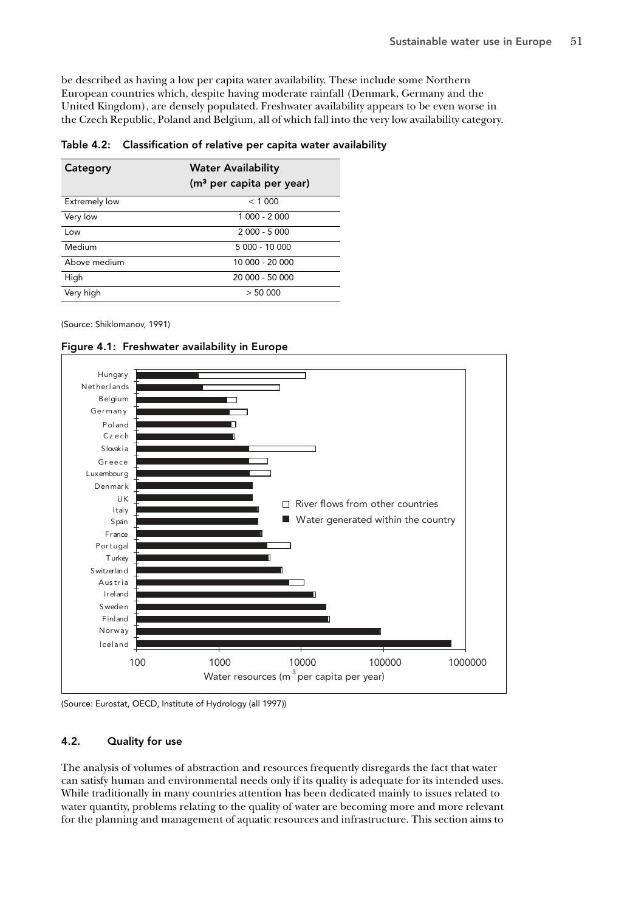be described as having a low per capita water availability. These include some Northern European countries which, despite having moderate rainfall (Denmark, Germany and the United Kingdom), are densely populated. Freshwater availability appears to be even worse in the Czech Republic, Poland and Belgium, all of which fall into the very low availability category.

**Table 4.2: Classification of relative per capita water availability**

| Category | Water Availability ($m^3$ per capita per year) |
|---|---|
| Extremely low | < 1 000 |
| Very low | 1 000 - 2 000 |
| Low | 2 000 - 5 000 |
| Medium | 5 000 - 10 000 |
| Above medium | 10 000 - 20 000 |
| High | 20 000 - 50 000 |
| Very high | > 50 000 |

(Source: Shiklomanov, 1991)

**Figure 4.1: Freshwater availability in Europe**

(Source: Eurostat, OECD, Institute of Hydrology (all 1997))

## 4.2. Quality for use

The analysis of volumes of abstraction and resources frequently disregards the fact that water can satisfy human and environmental needs only if its quality is adequate for its intended uses. While traditionally in many countries attention has been dedicated mainly to issues related to water quantity, problems relating to the quality of water are becoming more and more relevant for the planning and management of aquatic resources and infrastructure. This section aims to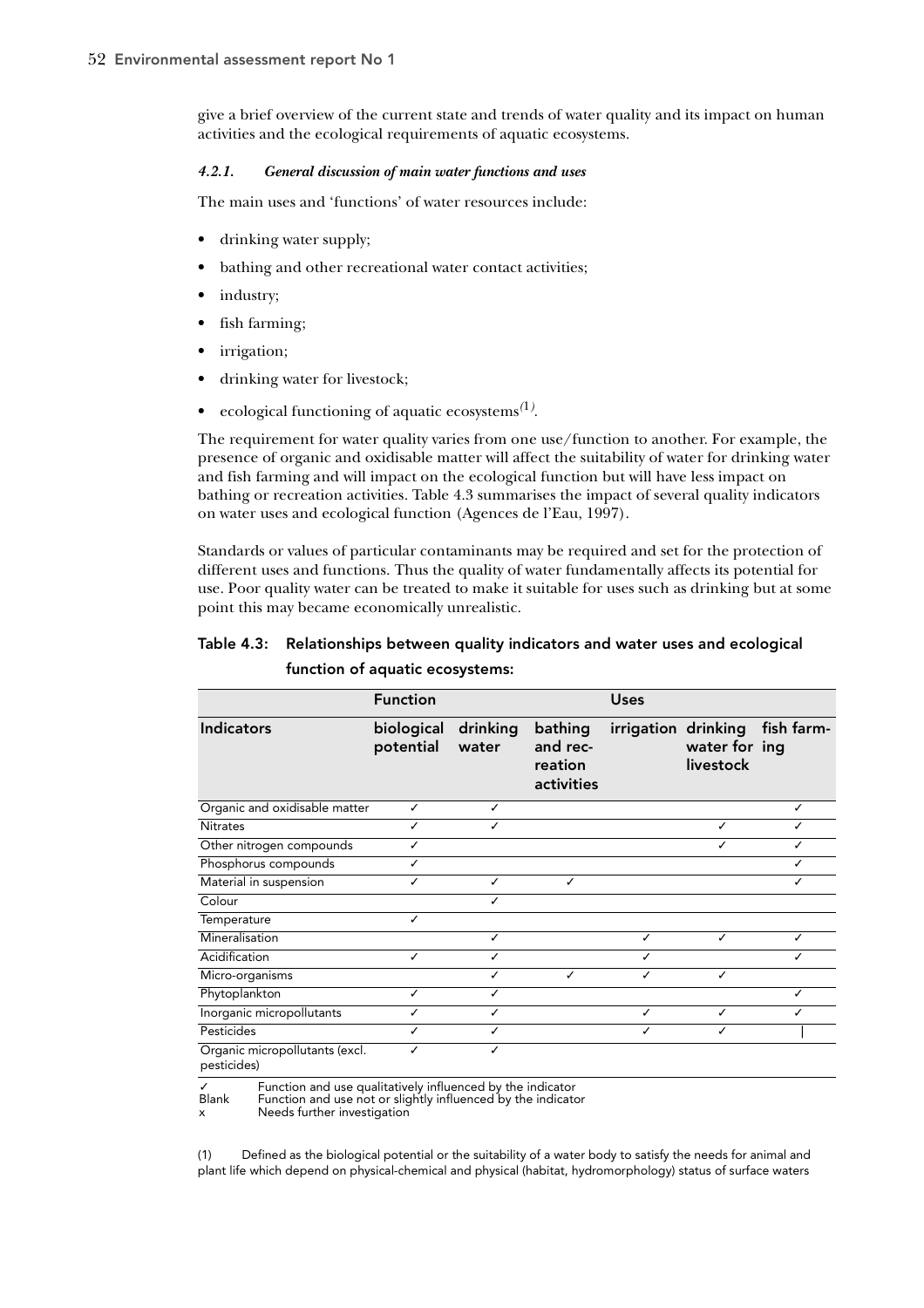give a brief overview of the current state and trends of water quality and its impact on human activities and the ecological requirements of aquatic ecosystems.

### *4.2.1. General discussion of main water functions and uses*

The main uses and 'functions' of water resources include:

- drinking water supply;
- bathing and other recreational water contact activities;
- industry;
- fish farming;
- irrigation;
- drinking water for livestock;
- ecological functioning of aquatic ecosystems[(1)].

The requirement for water quality varies from one use/function to another. For example, the presence of organic and oxidisable matter will affect the suitability of water for drinking water and fish farming and will impact on the ecological function but will have less impact on bathing or recreation activities. Table 4.3 summarises the impact of several quality indicators on water uses and ecological function (Agences de l'Eau, 1997).

Standards or values of particular contaminants may be required and set for the protection of different uses and functions. Thus the quality of water fundamentally affects its potential for use. Poor quality water can be treated to make it suitable for uses such as drinking but at some point this may became economically unrealistic.

**Table 4.3: Relationships between quality indicators and water uses and ecological function of aquatic ecosystems:**

| | Function | Uses | | | | |
|---|---|---|---|---|---|---|
| **Indicators** | **biological potential** | **drinking water** | **bathing and recreation activities** | **irrigation** | **drinking water for livestock** | **fish farming** |
| Organic and oxidisable matter | ✓ | ✓ | | | | ✓ |
| Nitrates | ✓ | ✓ | | | ✓ | ✓ |
| Other nitrogen compounds | ✓ | | | | ✓ | ✓ |
| Phosphorus compounds | ✓ | | | | | ✓ |
| Material in suspension | ✓ | ✓ | ✓ | | | ✓ |
| Colour | | ✓ | | | | |
| Temperature | ✓ | | | | | |
| Mineralisation | | ✓ | | ✓ | ✓ | ✓ |
| Acidification | ✓ | ✓ | | ✓ | | ✓ |
| Micro-organisms | | ✓ | ✓ | ✓ | ✓ | |
| Phytoplankton | ✓ | ✓ | | | | ✓ |
| Inorganic micropollutants | ✓ | ✓ | | ✓ | ✓ | ✓ |
| Pesticides | ✓ | ✓ | | ✓ | ✓ | \| |
| Organic micropollutants (excl. pesticides) | ✓ | ✓ | | | | |

✓ Function and use qualitatively influenced by the indicator
Blank Function and use not or slightly influenced by the indicator
x Needs further investigation

(1) Defined as the biological potential or the suitability of a water body to satisfy the needs for animal and plant life which depend on physical-chemical and physical (habitat, hydromorphology) status of surface waters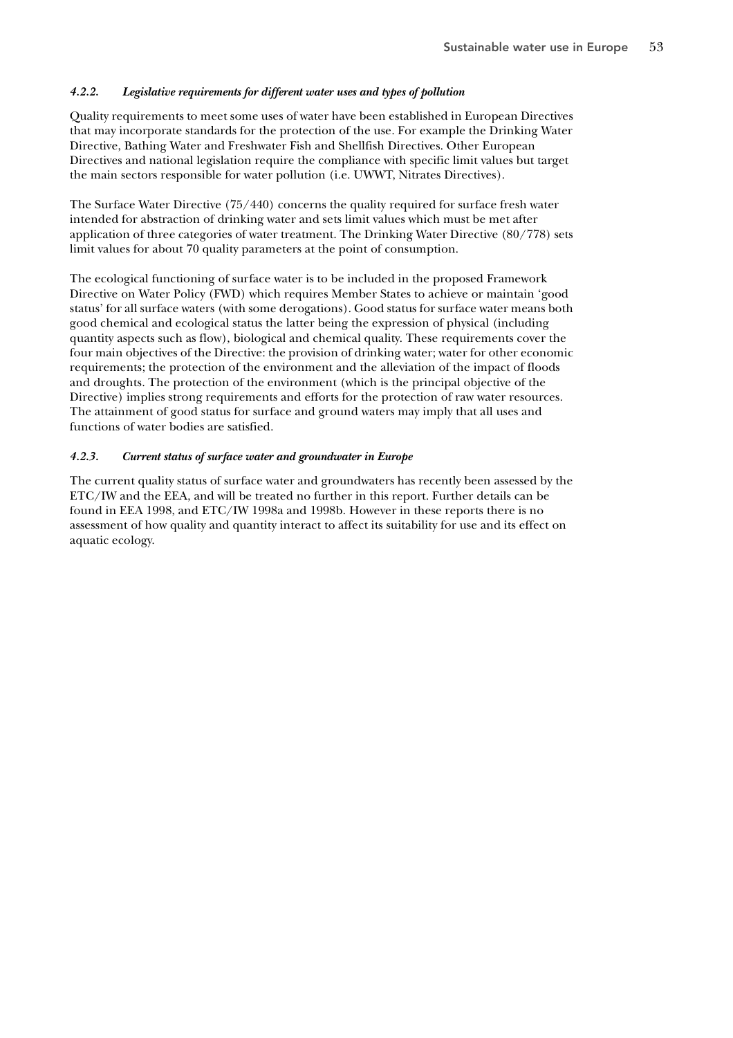#### *4.2.2. Legislative requirements for different water uses and types of pollution*

Quality requirements to meet some uses of water have been established in European Directives that may incorporate standards for the protection of the use. For example the Drinking Water Directive, Bathing Water and Freshwater Fish and Shellfish Directives. Other European Directives and national legislation require the compliance with specific limit values but target the main sectors responsible for water pollution (i.e. UWWT, Nitrates Directives).

The Surface Water Directive (75/440) concerns the quality required for surface fresh water intended for abstraction of drinking water and sets limit values which must be met after application of three categories of water treatment. The Drinking Water Directive (80/778) sets limit values for about 70 quality parameters at the point of consumption.

The ecological functioning of surface water is to be included in the proposed Framework Directive on Water Policy (FWD) which requires Member States to achieve or maintain 'good status' for all surface waters (with some derogations). Good status for surface water means both good chemical and ecological status the latter being the expression of physical (including quantity aspects such as flow), biological and chemical quality. These requirements cover the four main objectives of the Directive: the provision of drinking water; water for other economic requirements; the protection of the environment and the alleviation of the impact of floods and droughts. The protection of the environment (which is the principal objective of the Directive) implies strong requirements and efforts for the protection of raw water resources. The attainment of good status for surface and ground waters may imply that all uses and functions of water bodies are satisfied.

#### *4.2.3. Current status of surface water and groundwater in Europe*

The current quality status of surface water and groundwaters has recently been assessed by the ETC/IW and the EEA, and will be treated no further in this report. Further details can be found in EEA 1998, and ETC/IW 1998a and 1998b. However in these reports there is no assessment of how quality and quantity interact to affect its suitability for use and its effect on aquatic ecology.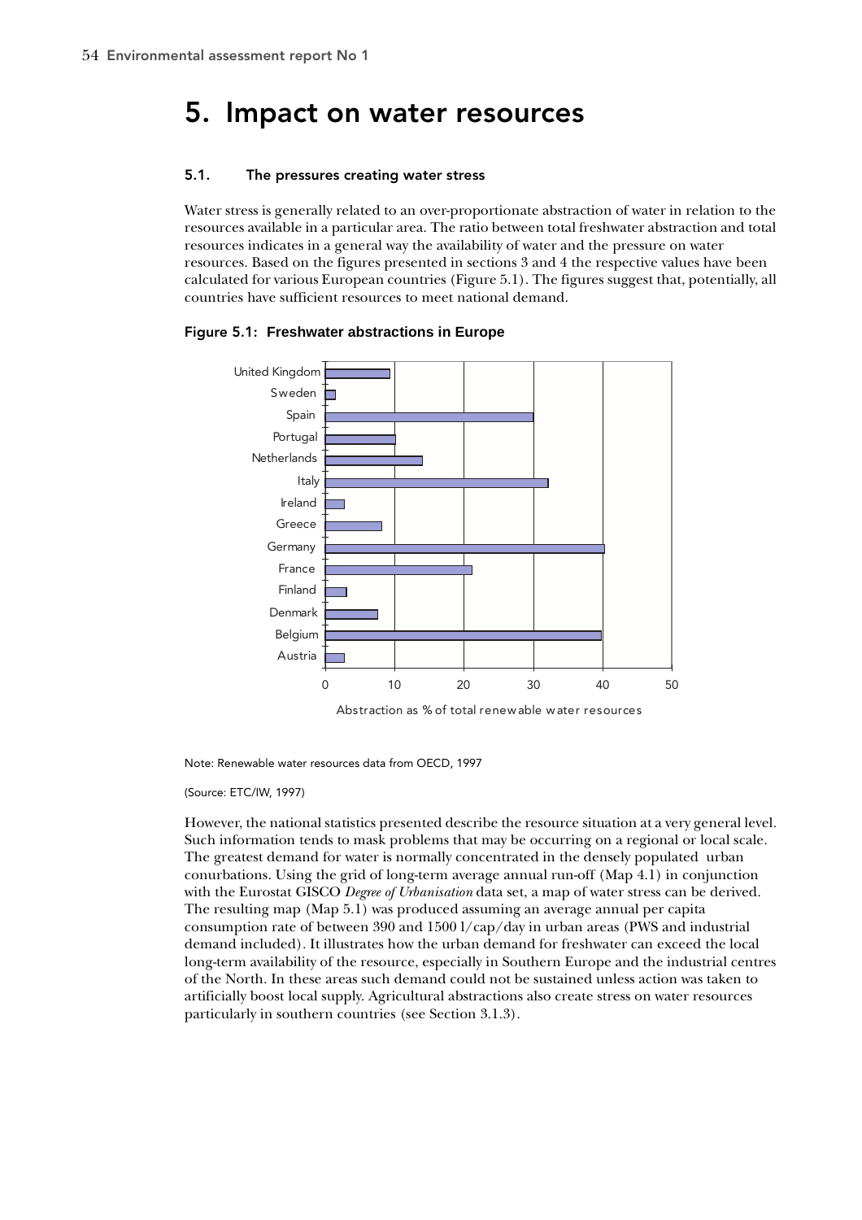# 5. Impact on water resources

## 5.1. The pressures creating water stress

Water stress is generally related to an over-proportionate abstraction of water in relation to the resources available in a particular area. The ratio between total freshwater abstraction and total resources indicates in a general way the availability of water and the pressure on water resources. Based on the figures presented in sections 3 and 4 the respective values have been calculated for various European countries (Figure 5.1). The figures suggest that, potentially, all countries have sufficient resources to meet national demand.

**Figure 5.1: Freshwater abstractions in Europe**

Note: Renewable water resources data from OECD, 1997

(Source: ETC/IW, 1997)

However, the national statistics presented describe the resource situation at a very general level. Such information tends to mask problems that may be occurring on a regional or local scale. The greatest demand for water is normally concentrated in the densely populated urban conurbations. Using the grid of long-term average annual run-off (Map 4.1) in conjunction with the Eurostat GISCO *Degree of Urbanisation* data set, a map of water stress can be derived. The resulting map (Map 5.1) was produced assuming an average annual per capita consumption rate of between 390 and 1500 l/cap/day in urban areas (PWS and industrial demand included). It illustrates how the urban demand for freshwater can exceed the local long-term availability of the resource, especially in Southern Europe and the industrial centres of the North. In these areas such demand could not be sustained unless action was taken to artificially boost local supply. Agricultural abstractions also create stress on water resources particularly in southern countries (see Section 3.1.3).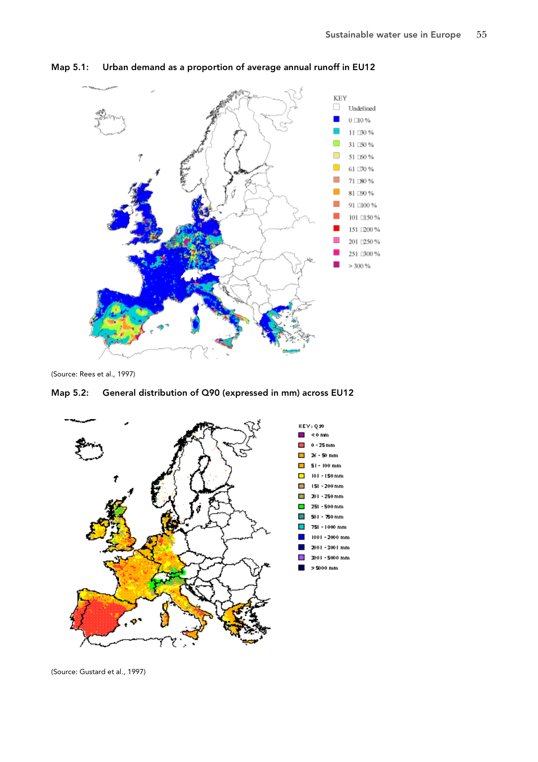**Map 5.1: Urban demand as a proportion of average annual runoff in EU12**

(Source: Rees et al., 1997)

**Map 5.2: General distribution of Q90 (expressed in mm) across EU12**

(Source: Gustard et al., 1997)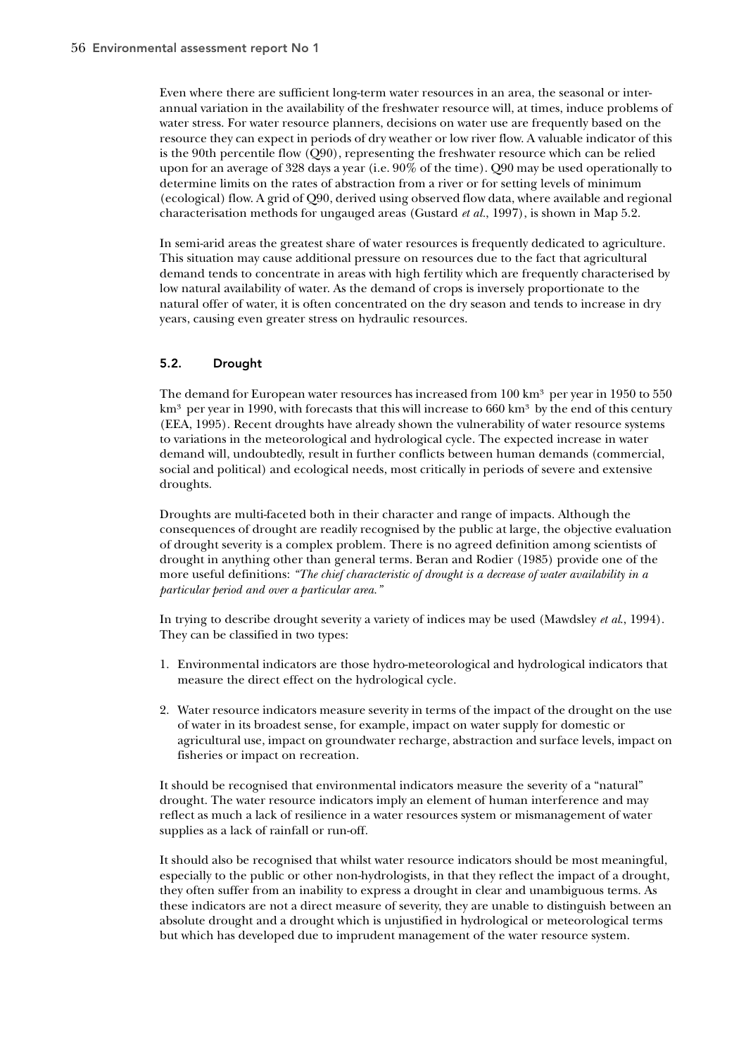Even where there are sufficient long-term water resources in an area, the seasonal or inter-annual variation in the availability of the freshwater resource will, at times, induce problems of water stress. For water resource planners, decisions on water use are frequently based on the resource they can expect in periods of dry weather or low river flow. A valuable indicator of this is the 90th percentile flow (Q90), representing the freshwater resource which can be relied upon for an average of 328 days a year (i.e. 90% of the time). Q90 may be used operationally to determine limits on the rates of abstraction from a river or for setting levels of minimum (ecological) flow. A grid of Q90, derived using observed flow data, where available and regional characterisation methods for ungauged areas (Gustard *et al.*, 1997), is shown in Map 5.2.

In semi-arid areas the greatest share of water resources is frequently dedicated to agriculture. This situation may cause additional pressure on resources due to the fact that agricultural demand tends to concentrate in areas with high fertility which are frequently characterised by low natural availability of water. As the demand of crops is inversely proportionate to the natural offer of water, it is often concentrated on the dry season and tends to increase in dry years, causing even greater stress on hydraulic resources.

## 5.2. Drought

The demand for European water resources has increased from 100 $km^3$ per year in 1950 to 550 $km^3$ per year in 1990, with forecasts that this will increase to 660 $km^3$ by the end of this century (EEA, 1995). Recent droughts have already shown the vulnerability of water resource systems to variations in the meteorological and hydrological cycle. The expected increase in water demand will, undoubtedly, result in further conflicts between human demands (commercial, social and political) and ecological needs, most critically in periods of severe and extensive droughts.

Droughts are multi-faceted both in their character and range of impacts. Although the consequences of drought are readily recognised by the public at large, the objective evaluation of drought severity is a complex problem. There is no agreed definition among scientists of drought in anything other than general terms. Beran and Rodier (1985) provide one of the more useful definitions: *"The chief characteristic of drought is a decrease of water availability in a particular period and over a particular area."*

In trying to describe drought severity a variety of indices may be used (Mawdsley *et al.*, 1994). They can be classified in two types:

1. Environmental indicators are those hydro-meteorological and hydrological indicators that measure the direct effect on the hydrological cycle.

2. Water resource indicators measure severity in terms of the impact of the drought on the use of water in its broadest sense, for example, impact on water supply for domestic or agricultural use, impact on groundwater recharge, abstraction and surface levels, impact on fisheries or impact on recreation.

It should be recognised that environmental indicators measure the severity of a "natural" drought. The water resource indicators imply an element of human interference and may reflect as much a lack of resilience in a water resources system or mismanagement of water supplies as a lack of rainfall or run-off.

It should also be recognised that whilst water resource indicators should be most meaningful, especially to the public or other non-hydrologists, in that they reflect the impact of a drought, they often suffer from an inability to express a drought in clear and unambiguous terms. As these indicators are not a direct measure of severity, they are unable to distinguish between an absolute drought and a drought which is unjustified in hydrological or meteorological terms but which has developed due to imprudent management of the water resource system.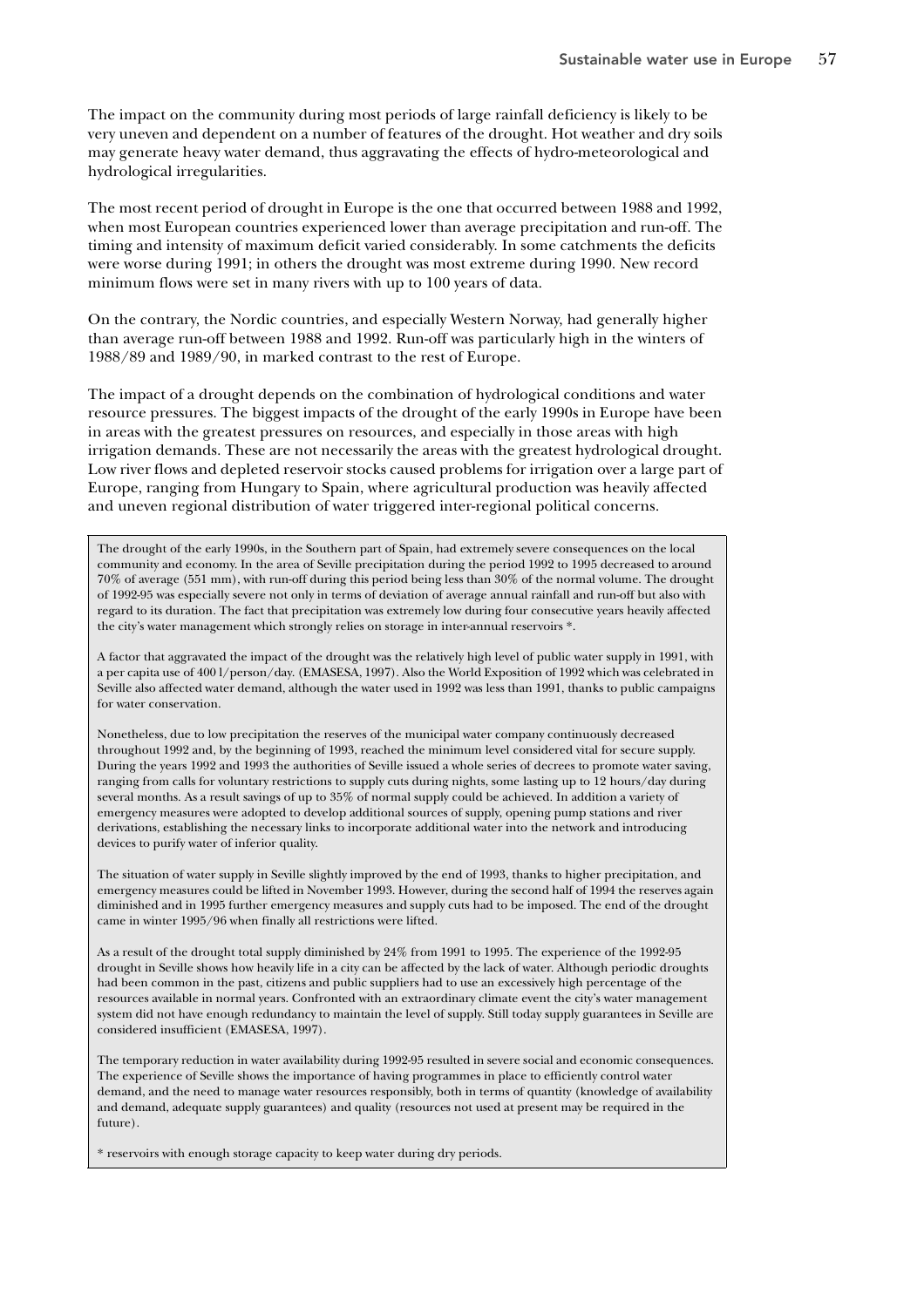The impact on the community during most periods of large rainfall deficiency is likely to be very uneven and dependent on a number of features of the drought. Hot weather and dry soils may generate heavy water demand, thus aggravating the effects of hydro-meteorological and hydrological irregularities.

The most recent period of drought in Europe is the one that occurred between 1988 and 1992, when most European countries experienced lower than average precipitation and run-off. The timing and intensity of maximum deficit varied considerably. In some catchments the deficits were worse during 1991; in others the drought was most extreme during 1990. New record minimum flows were set in many rivers with up to 100 years of data.

On the contrary, the Nordic countries, and especially Western Norway, had generally higher than average run-off between 1988 and 1992. Run-off was particularly high in the winters of 1988/89 and 1989/90, in marked contrast to the rest of Europe.

The impact of a drought depends on the combination of hydrological conditions and water resource pressures. The biggest impacts of the drought of the early 1990s in Europe have been in areas with the greatest pressures on resources, and especially in those areas with high irrigation demands. These are not necessarily the areas with the greatest hydrological drought. Low river flows and depleted reservoir stocks caused problems for irrigation over a large part of Europe, ranging from Hungary to Spain, where agricultural production was heavily affected and uneven regional distribution of water triggered inter-regional political concerns.

> The drought of the early 1990s, in the Southern part of Spain, had extremely severe consequences on the local community and economy. In the area of Seville precipitation during the period 1992 to 1995 decreased to around 70% of average (551 mm), with run-off during this period being less than 30% of the normal volume. The drought of 1992-95 was especially severe not only in terms of deviation of average annual rainfall and run-off but also with regard to its duration. The fact that precipitation was extremely low during four consecutive years heavily affected the city's water management which strongly relies on storage in inter-annual reservoirs *.
>
> A factor that aggravated the impact of the drought was the relatively high level of public water supply in 1991, with a per capita use of 400 l/person/day. (EMASESA, 1997). Also the World Exposition of 1992 which was celebrated in Seville also affected water demand, although the water used in 1992 was less than 1991, thanks to public campaigns for water conservation.
>
> Nonetheless, due to low precipitation the reserves of the municipal water company continuously decreased throughout 1992 and, by the beginning of 1993, reached the minimum level considered vital for secure supply. During the years 1992 and 1993 the authorities of Seville issued a whole series of decrees to promote water saving, ranging from calls for voluntary restrictions to supply cuts during nights, some lasting up to 12 hours/day during several months. As a result savings of up to 35% of normal supply could be achieved. In addition a variety of emergency measures were adopted to develop additional sources of supply, opening pump stations and river derivations, establishing the necessary links to incorporate additional water into the network and introducing devices to purify water of inferior quality.
>
> The situation of water supply in Seville slightly improved by the end of 1993, thanks to higher precipitation, and emergency measures could be lifted in November 1993. However, during the second half of 1994 the reserves again diminished and in 1995 further emergency measures and supply cuts had to be imposed. The end of the drought came in winter 1995/96 when finally all restrictions were lifted.
>
> As a result of the drought total supply diminished by 24% from 1991 to 1995. The experience of the 1992-95 drought in Seville shows how heavily life in a city can be affected by the lack of water. Although periodic droughts had been common in the past, citizens and public suppliers had to use an excessively high percentage of the resources available in normal years. Confronted with an extraordinary climate event the city's water management system did not have enough redundancy to maintain the level of supply. Still today supply guarantees in Seville are considered insufficient (EMASESA, 1997).
>
> The temporary reduction in water availability during 1992-95 resulted in severe social and economic consequences. The experience of Seville shows the importance of having programmes in place to efficiently control water demand, and the need to manage water resources responsibly, both in terms of quantity (knowledge of availability and demand, adequate supply guarantees) and quality (resources not used at present may be required in the future).
>
> * reservoirs with enough storage capacity to keep water during dry periods.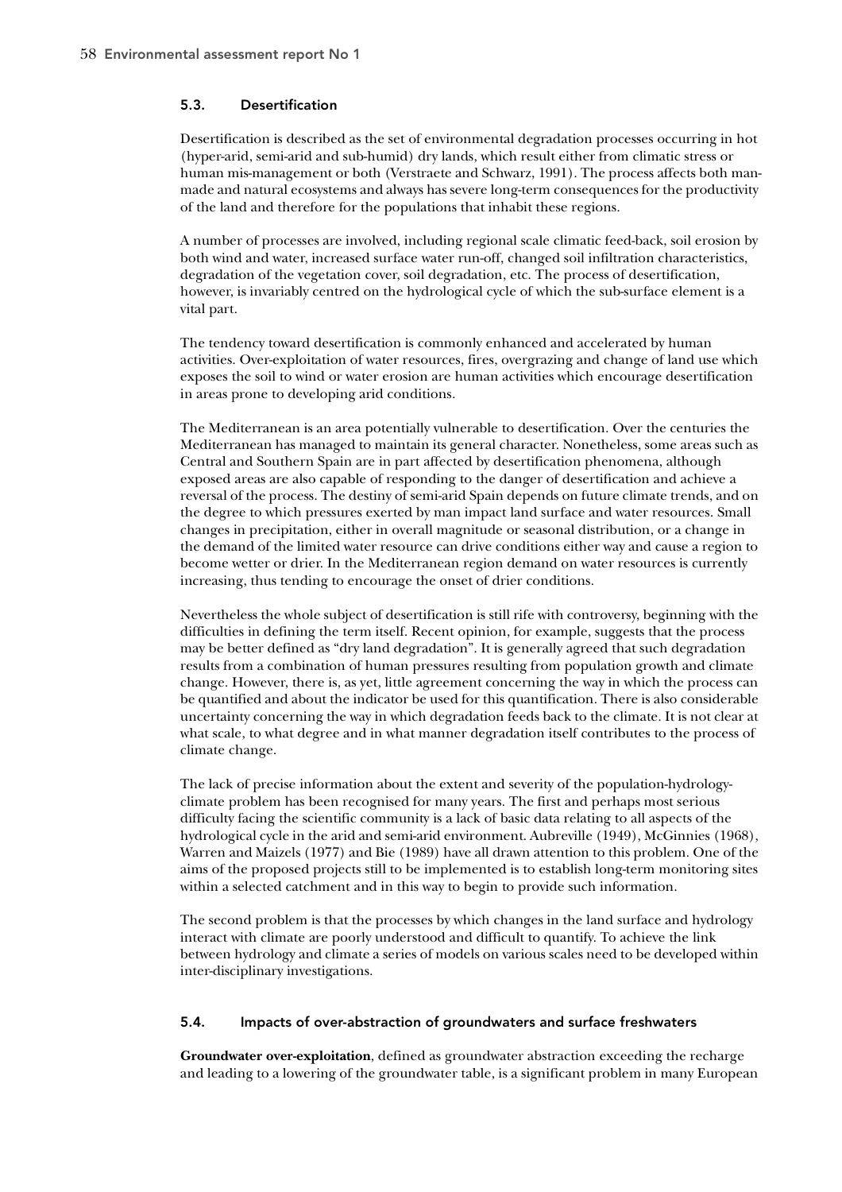## 5.3. Desertification

Desertification is described as the set of environmental degradation processes occurring in hot (hyper-arid, semi-arid and sub-humid) dry lands, which result either from climatic stress or human mis-management or both (Verstraete and Schwarz, 1991). The process affects both man-made and natural ecosystems and always has severe long-term consequences for the productivity of the land and therefore for the populations that inhabit these regions.

A number of processes are involved, including regional scale climatic feed-back, soil erosion by both wind and water, increased surface water run-off, changed soil infiltration characteristics, degradation of the vegetation cover, soil degradation, etc. The process of desertification, however, is invariably centred on the hydrological cycle of which the sub-surface element is a vital part.

The tendency toward desertification is commonly enhanced and accelerated by human activities. Over-exploitation of water resources, fires, overgrazing and change of land use which exposes the soil to wind or water erosion are human activities which encourage desertification in areas prone to developing arid conditions.

The Mediterranean is an area potentially vulnerable to desertification. Over the centuries the Mediterranean has managed to maintain its general character. Nonetheless, some areas such as Central and Southern Spain are in part affected by desertification phenomena, although exposed areas are also capable of responding to the danger of desertification and achieve a reversal of the process. The destiny of semi-arid Spain depends on future climate trends, and on the degree to which pressures exerted by man impact land surface and water resources. Small changes in precipitation, either in overall magnitude or seasonal distribution, or a change in the demand of the limited water resource can drive conditions either way and cause a region to become wetter or drier. In the Mediterranean region demand on water resources is currently increasing, thus tending to encourage the onset of drier conditions.

Nevertheless the whole subject of desertification is still rife with controversy, beginning with the difficulties in defining the term itself. Recent opinion, for example, suggests that the process may be better defined as "dry land degradation". It is generally agreed that such degradation results from a combination of human pressures resulting from population growth and climate change. However, there is, as yet, little agreement concerning the way in which the process can be quantified and about the indicator be used for this quantification. There is also considerable uncertainty concerning the way in which degradation feeds back to the climate. It is not clear at what scale, to what degree and in what manner degradation itself contributes to the process of climate change.

The lack of precise information about the extent and severity of the population-hydrology-climate problem has been recognised for many years. The first and perhaps most serious difficulty facing the scientific community is a lack of basic data relating to all aspects of the hydrological cycle in the arid and semi-arid environment. Aubreville (1949), McGinnies (1968), Warren and Maizels (1977) and Bie (1989) have all drawn attention to this problem. One of the aims of the proposed projects still to be implemented is to establish long-term monitoring sites within a selected catchment and in this way to begin to provide such information.

The second problem is that the processes by which changes in the land surface and hydrology interact with climate are poorly understood and difficult to quantify. To achieve the link between hydrology and climate a series of models on various scales need to be developed within inter-disciplinary investigations.

## 5.4. Impacts of over-abstraction of groundwaters and surface freshwaters

**Groundwater over-exploitation**, defined as groundwater abstraction exceeding the recharge and leading to a lowering of the groundwater table, is a significant problem in many European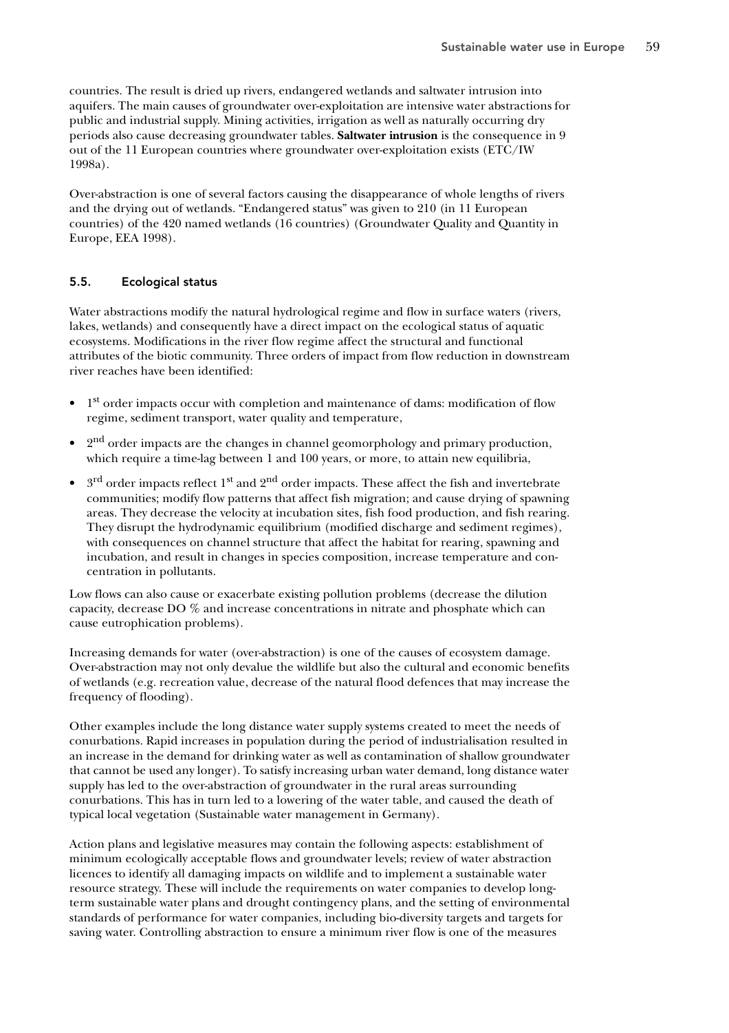countries. The result is dried up rivers, endangered wetlands and saltwater intrusion into aquifers. The main causes of groundwater over-exploitation are intensive water abstractions for public and industrial supply. Mining activities, irrigation as well as naturally occurring dry periods also cause decreasing groundwater tables. **Saltwater intrusion** is the consequence in 9 out of the 11 European countries where groundwater over-exploitation exists (ETC/IW 1998a).

Over-abstraction is one of several factors causing the disappearance of whole lengths of rivers and the drying out of wetlands. "Endangered status" was given to 210 (in 11 European countries) of the 420 named wetlands (16 countries) (Groundwater Quality and Quantity in Europe, EEA 1998).

## 5.5. Ecological status

Water abstractions modify the natural hydrological regime and flow in surface waters (rivers, lakes, wetlands) and consequently have a direct impact on the ecological status of aquatic ecosystems. Modifications in the river flow regime affect the structural and functional attributes of the biotic community. Three orders of impact from flow reduction in downstream river reaches have been identified:

- 1st order impacts occur with completion and maintenance of dams: modification of flow regime, sediment transport, water quality and temperature,
- 2nd order impacts are the changes in channel geomorphology and primary production, which require a time-lag between 1 and 100 years, or more, to attain new equilibria,
- 3rd order impacts reflect 1st and 2nd order impacts. These affect the fish and invertebrate communities; modify flow patterns that affect fish migration; and cause drying of spawning areas. They decrease the velocity at incubation sites, fish food production, and fish rearing. They disrupt the hydrodynamic equilibrium (modified discharge and sediment regimes), with consequences on channel structure that affect the habitat for rearing, spawning and incubation, and result in changes in species composition, increase temperature and concentration in pollutants.

Low flows can also cause or exacerbate existing pollution problems (decrease the dilution capacity, decrease DO % and increase concentrations in nitrate and phosphate which can cause eutrophication problems).

Increasing demands for water (over-abstraction) is one of the causes of ecosystem damage. Over-abstraction may not only devalue the wildlife but also the cultural and economic benefits of wetlands (e.g. recreation value, decrease of the natural flood defences that may increase the frequency of flooding).

Other examples include the long distance water supply systems created to meet the needs of conurbations. Rapid increases in population during the period of industrialisation resulted in an increase in the demand for drinking water as well as contamination of shallow groundwater that cannot be used any longer). To satisfy increasing urban water demand, long distance water supply has led to the over-abstraction of groundwater in the rural areas surrounding conurbations. This has in turn led to a lowering of the water table, and caused the death of typical local vegetation (Sustainable water management in Germany).

Action plans and legislative measures may contain the following aspects: establishment of minimum ecologically acceptable flows and groundwater levels; review of water abstraction licences to identify all damaging impacts on wildlife and to implement a sustainable water resource strategy. These will include the requirements on water companies to develop long-term sustainable water plans and drought contingency plans, and the setting of environmental standards of performance for water companies, including bio-diversity targets and targets for saving water. Controlling abstraction to ensure a minimum river flow is one of the measures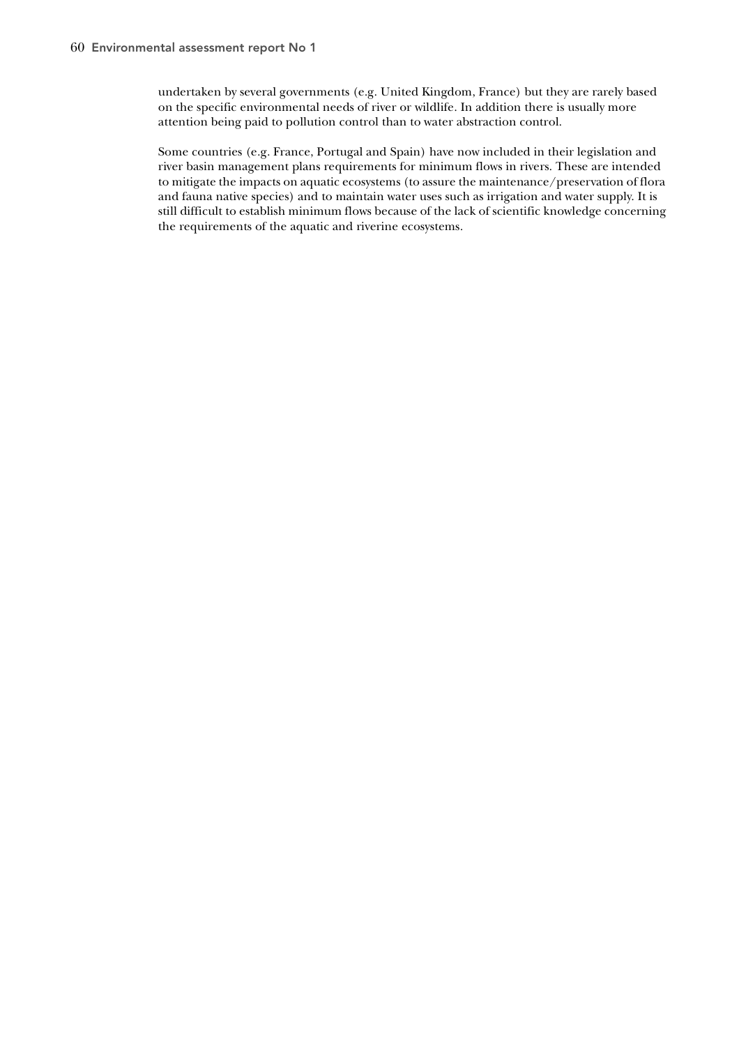undertaken by several governments (e.g. United Kingdom, France) but they are rarely based on the specific environmental needs of river or wildlife. In addition there is usually more attention being paid to pollution control than to water abstraction control.

Some countries (e.g. France, Portugal and Spain) have now included in their legislation and river basin management plans requirements for minimum flows in rivers. These are intended to mitigate the impacts on aquatic ecosystems (to assure the maintenance/preservation of flora and fauna native species) and to maintain water uses such as irrigation and water supply. It is still difficult to establish minimum flows because of the lack of scientific knowledge concerning the requirements of the aquatic and riverine ecosystems.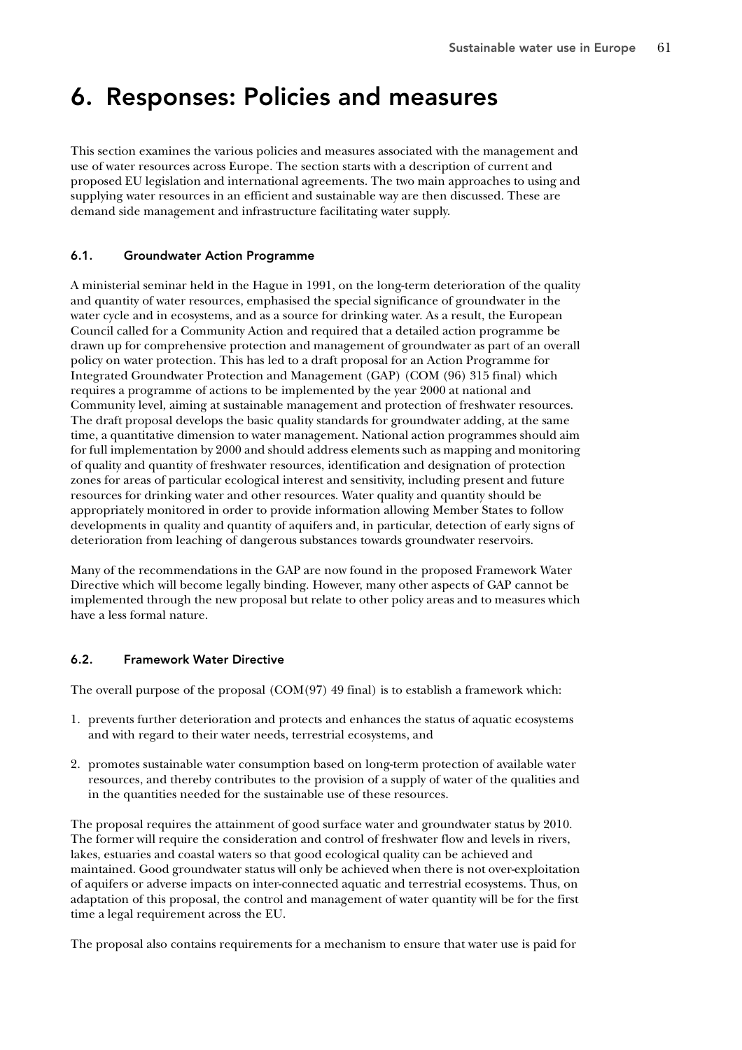# 6. Responses: Policies and measures

This section examines the various policies and measures associated with the management and use of water resources across Europe. The section starts with a description of current and proposed EU legislation and international agreements. The two main approaches to using and supplying water resources in an efficient and sustainable way are then discussed. These are demand side management and infrastructure facilitating water supply.

## 6.1. Groundwater Action Programme

A ministerial seminar held in the Hague in 1991, on the long-term deterioration of the quality and quantity of water resources, emphasised the special significance of groundwater in the water cycle and in ecosystems, and as a source for drinking water. As a result, the European Council called for a Community Action and required that a detailed action programme be drawn up for comprehensive protection and management of groundwater as part of an overall policy on water protection. This has led to a draft proposal for an Action Programme for Integrated Groundwater Protection and Management (GAP) (COM (96) 315 final) which requires a programme of actions to be implemented by the year 2000 at national and Community level, aiming at sustainable management and protection of freshwater resources. The draft proposal develops the basic quality standards for groundwater adding, at the same time, a quantitative dimension to water management. National action programmes should aim for full implementation by 2000 and should address elements such as mapping and monitoring of quality and quantity of freshwater resources, identification and designation of protection zones for areas of particular ecological interest and sensitivity, including present and future resources for drinking water and other resources. Water quality and quantity should be appropriately monitored in order to provide information allowing Member States to follow developments in quality and quantity of aquifers and, in particular, detection of early signs of deterioration from leaching of dangerous substances towards groundwater reservoirs.

Many of the recommendations in the GAP are now found in the proposed Framework Water Directive which will become legally binding. However, many other aspects of GAP cannot be implemented through the new proposal but relate to other policy areas and to measures which have a less formal nature.

## 6.2. Framework Water Directive

The overall purpose of the proposal (COM(97) 49 final) is to establish a framework which:

1. prevents further deterioration and protects and enhances the status of aquatic ecosystems and with regard to their water needs, terrestrial ecosystems, and
2. promotes sustainable water consumption based on long-term protection of available water resources, and thereby contributes to the provision of a supply of water of the qualities and in the quantities needed for the sustainable use of these resources.

The proposal requires the attainment of good surface water and groundwater status by 2010. The former will require the consideration and control of freshwater flow and levels in rivers, lakes, estuaries and coastal waters so that good ecological quality can be achieved and maintained. Good groundwater status will only be achieved when there is not over-exploitation of aquifers or adverse impacts on inter-connected aquatic and terrestrial ecosystems. Thus, on adaptation of this proposal, the control and management of water quantity will be for the first time a legal requirement across the EU.

The proposal also contains requirements for a mechanism to ensure that water use is paid for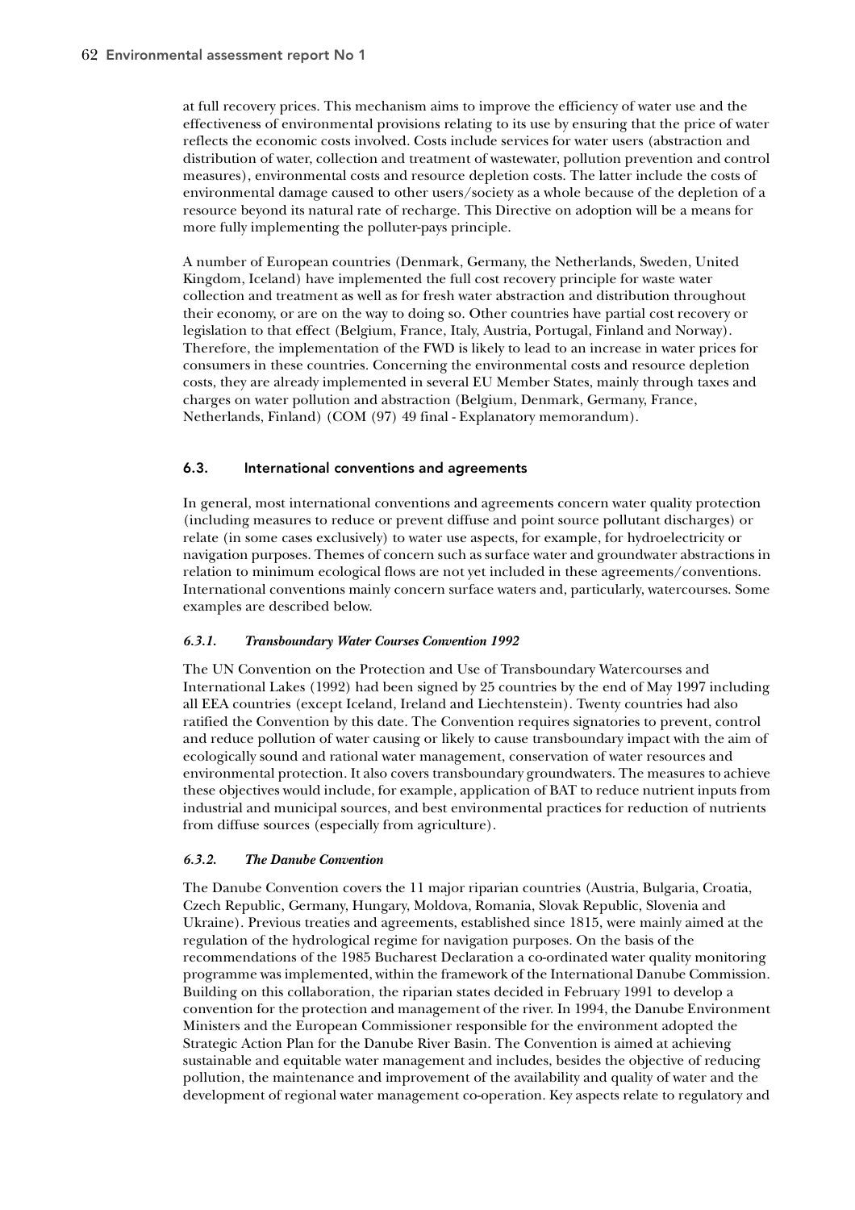at full recovery prices. This mechanism aims to improve the efficiency of water use and the effectiveness of environmental provisions relating to its use by ensuring that the price of water reflects the economic costs involved. Costs include services for water users (abstraction and distribution of water, collection and treatment of wastewater, pollution prevention and control measures), environmental costs and resource depletion costs. The latter include the costs of environmental damage caused to other users/society as a whole because of the depletion of a resource beyond its natural rate of recharge. This Directive on adoption will be a means for more fully implementing the polluter-pays principle.

A number of European countries (Denmark, Germany, the Netherlands, Sweden, United Kingdom, Iceland) have implemented the full cost recovery principle for waste water collection and treatment as well as for fresh water abstraction and distribution throughout their economy, or are on the way to doing so. Other countries have partial cost recovery or legislation to that effect (Belgium, France, Italy, Austria, Portugal, Finland and Norway). Therefore, the implementation of the FWD is likely to lead to an increase in water prices for consumers in these countries. Concerning the environmental costs and resource depletion costs, they are already implemented in several EU Member States, mainly through taxes and charges on water pollution and abstraction (Belgium, Denmark, Germany, France, Netherlands, Finland) (COM (97) 49 final - Explanatory memorandum).

## 6.3. International conventions and agreements

In general, most international conventions and agreements concern water quality protection (including measures to reduce or prevent diffuse and point source pollutant discharges) or relate (in some cases exclusively) to water use aspects, for example, for hydroelectricity or navigation purposes. Themes of concern such as surface water and groundwater abstractions in relation to minimum ecological flows are not yet included in these agreements/conventions. International conventions mainly concern surface waters and, particularly, watercourses. Some examples are described below.

### *6.3.1. Transboundary Water Courses Convention 1992*

The UN Convention on the Protection and Use of Transboundary Watercourses and International Lakes (1992) had been signed by 25 countries by the end of May 1997 including all EEA countries (except Iceland, Ireland and Liechtenstein). Twenty countries had also ratified the Convention by this date. The Convention requires signatories to prevent, control and reduce pollution of water causing or likely to cause transboundary impact with the aim of ecologically sound and rational water management, conservation of water resources and environmental protection. It also covers transboundary groundwaters. The measures to achieve these objectives would include, for example, application of BAT to reduce nutrient inputs from industrial and municipal sources, and best environmental practices for reduction of nutrients from diffuse sources (especially from agriculture).

### *6.3.2. The Danube Convention*

The Danube Convention covers the 11 major riparian countries (Austria, Bulgaria, Croatia, Czech Republic, Germany, Hungary, Moldova, Romania, Slovak Republic, Slovenia and Ukraine). Previous treaties and agreements, established since 1815, were mainly aimed at the regulation of the hydrological regime for navigation purposes. On the basis of the recommendations of the 1985 Bucharest Declaration a co-ordinated water quality monitoring programme was implemented, within the framework of the International Danube Commission. Building on this collaboration, the riparian states decided in February 1991 to develop a convention for the protection and management of the river. In 1994, the Danube Environment Ministers and the European Commissioner responsible for the environment adopted the Strategic Action Plan for the Danube River Basin. The Convention is aimed at achieving sustainable and equitable water management and includes, besides the objective of reducing pollution, the maintenance and improvement of the availability and quality of water and the development of regional water management co-operation. Key aspects relate to regulatory and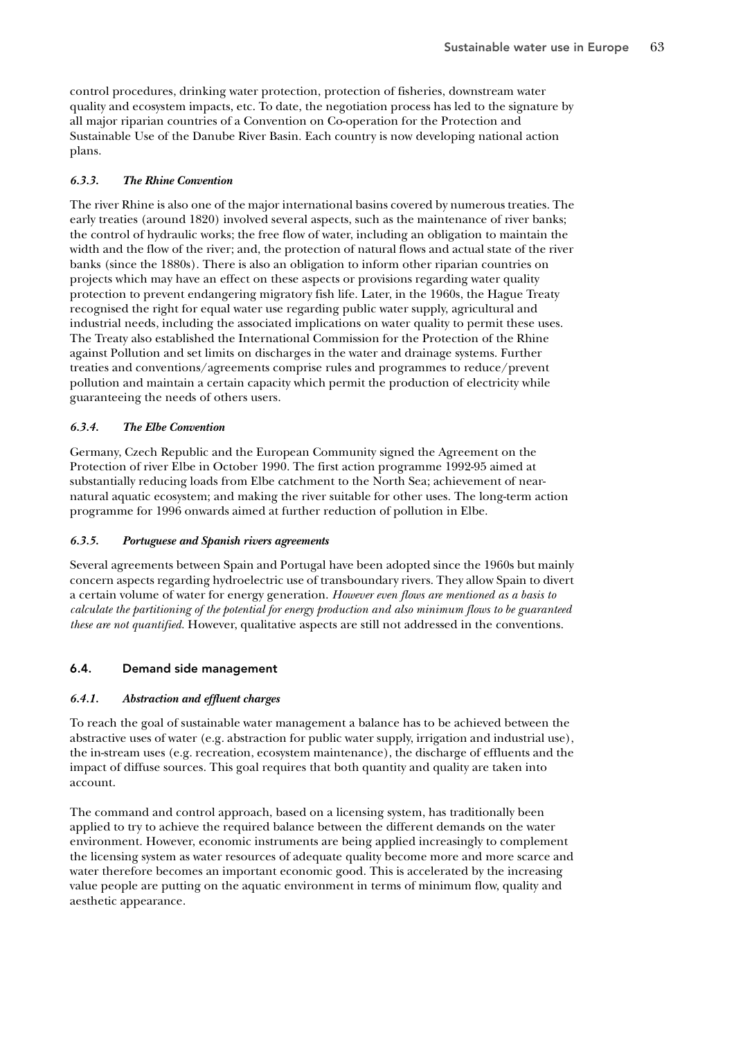control procedures, drinking water protection, protection of fisheries, downstream water quality and ecosystem impacts, etc. To date, the negotiation process has led to the signature by all major riparian countries of a Convention on Co-operation for the Protection and Sustainable Use of the Danube River Basin. Each country is now developing national action plans.

#### *6.3.3. The Rhine Convention*

The river Rhine is also one of the major international basins covered by numerous treaties. The early treaties (around 1820) involved several aspects, such as the maintenance of river banks; the control of hydraulic works; the free flow of water, including an obligation to maintain the width and the flow of the river; and, the protection of natural flows and actual state of the river banks (since the 1880s). There is also an obligation to inform other riparian countries on projects which may have an effect on these aspects or provisions regarding water quality protection to prevent endangering migratory fish life. Later, in the 1960s, the Hague Treaty recognised the right for equal water use regarding public water supply, agricultural and industrial needs, including the associated implications on water quality to permit these uses. The Treaty also established the International Commission for the Protection of the Rhine against Pollution and set limits on discharges in the water and drainage systems. Further treaties and conventions/agreements comprise rules and programmes to reduce/prevent pollution and maintain a certain capacity which permit the production of electricity while guaranteeing the needs of others users.

#### *6.3.4. The Elbe Convention*

Germany, Czech Republic and the European Community signed the Agreement on the Protection of river Elbe in October 1990. The first action programme 1992-95 aimed at substantially reducing loads from Elbe catchment to the North Sea; achievement of near-natural aquatic ecosystem; and making the river suitable for other uses. The long-term action programme for 1996 onwards aimed at further reduction of pollution in Elbe.

#### *6.3.5. Portuguese and Spanish rivers agreements*

Several agreements between Spain and Portugal have been adopted since the 1960s but mainly concern aspects regarding hydroelectric use of transboundary rivers. They allow Spain to divert a certain volume of water for energy generation. *However even flows are mentioned as a basis to calculate the partitioning of the potential for energy production and also minimum flows to be guaranteed these are not quantified.* However, qualitative aspects are still not addressed in the conventions.

## 6.4. Demand side management

#### *6.4.1. Abstraction and effluent charges*

To reach the goal of sustainable water management a balance has to be achieved between the abstractive uses of water (e.g. abstraction for public water supply, irrigation and industrial use), the in-stream uses (e.g. recreation, ecosystem maintenance), the discharge of effluents and the impact of diffuse sources. This goal requires that both quantity and quality are taken into account.

The command and control approach, based on a licensing system, has traditionally been applied to try to achieve the required balance between the different demands on the water environment. However, economic instruments are being applied increasingly to complement the licensing system as water resources of adequate quality become more and more scarce and water therefore becomes an important economic good. This is accelerated by the increasing value people are putting on the aquatic environment in terms of minimum flow, quality and aesthetic appearance.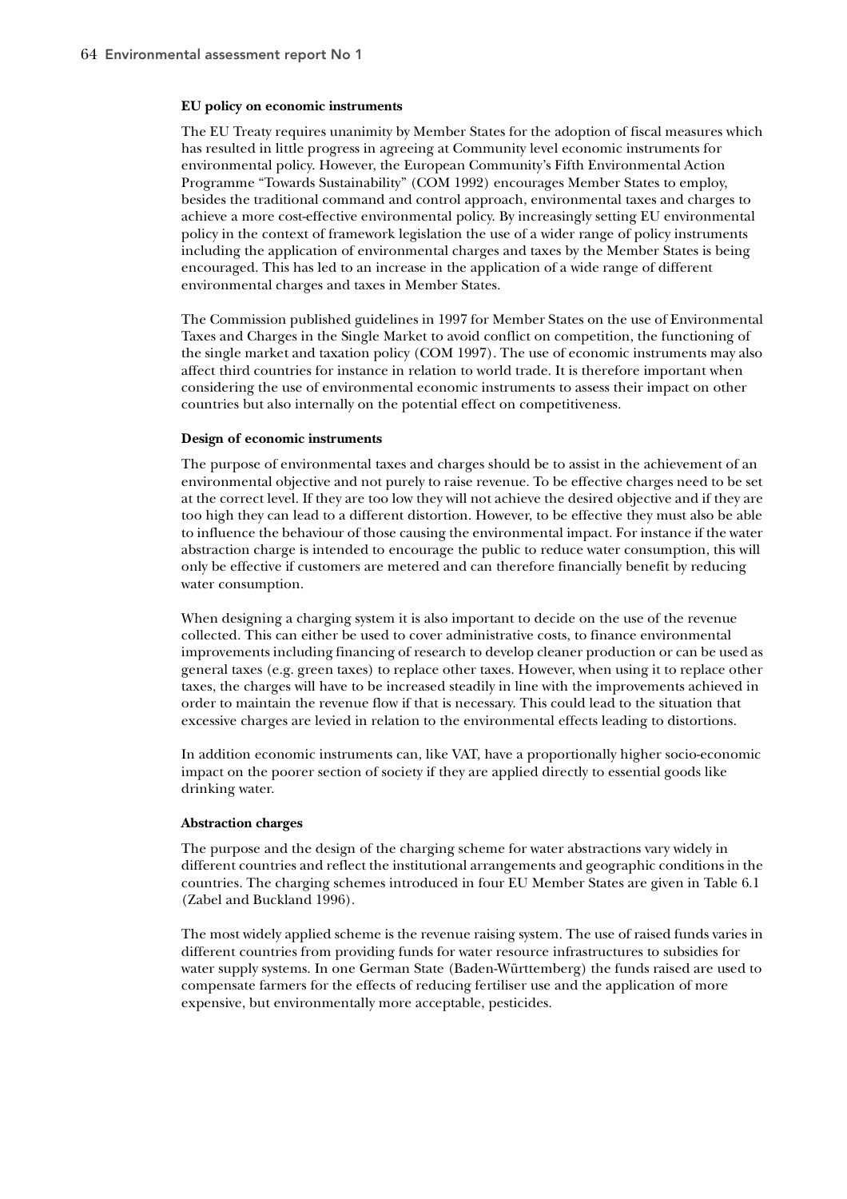#### EU policy on economic instruments

The EU Treaty requires unanimity by Member States for the adoption of fiscal measures which has resulted in little progress in agreeing at Community level economic instruments for environmental policy. However, the European Community's Fifth Environmental Action Programme "Towards Sustainability" (COM 1992) encourages Member States to employ, besides the traditional command and control approach, environmental taxes and charges to achieve a more cost-effective environmental policy. By increasingly setting EU environmental policy in the context of framework legislation the use of a wider range of policy instruments including the application of environmental charges and taxes by the Member States is being encouraged. This has led to an increase in the application of a wide range of different environmental charges and taxes in Member States.

The Commission published guidelines in 1997 for Member States on the use of Environmental Taxes and Charges in the Single Market to avoid conflict on competition, the functioning of the single market and taxation policy (COM 1997). The use of economic instruments may also affect third countries for instance in relation to world trade. It is therefore important when considering the use of environmental economic instruments to assess their impact on other countries but also internally on the potential effect on competitiveness.

#### Design of economic instruments

The purpose of environmental taxes and charges should be to assist in the achievement of an environmental objective and not purely to raise revenue. To be effective charges need to be set at the correct level. If they are too low they will not achieve the desired objective and if they are too high they can lead to a different distortion. However, to be effective they must also be able to influence the behaviour of those causing the environmental impact. For instance if the water abstraction charge is intended to encourage the public to reduce water consumption, this will only be effective if customers are metered and can therefore financially benefit by reducing water consumption.

When designing a charging system it is also important to decide on the use of the revenue collected. This can either be used to cover administrative costs, to finance environmental improvements including financing of research to develop cleaner production or can be used as general taxes (e.g. green taxes) to replace other taxes. However, when using it to replace other taxes, the charges will have to be increased steadily in line with the improvements achieved in order to maintain the revenue flow if that is necessary. This could lead to the situation that excessive charges are levied in relation to the environmental effects leading to distortions.

In addition economic instruments can, like VAT, have a proportionally higher socio-economic impact on the poorer section of society if they are applied directly to essential goods like drinking water.

#### Abstraction charges

The purpose and the design of the charging scheme for water abstractions vary widely in different countries and reflect the institutional arrangements and geographic conditions in the countries. The charging schemes introduced in four EU Member States are given in Table 6.1 (Zabel and Buckland 1996).

The most widely applied scheme is the revenue raising system. The use of raised funds varies in different countries from providing funds for water resource infrastructures to subsidies for water supply systems. In one German State (Baden-Württemberg) the funds raised are used to compensate farmers for the effects of reducing fertiliser use and the application of more expensive, but environmentally more acceptable, pesticides.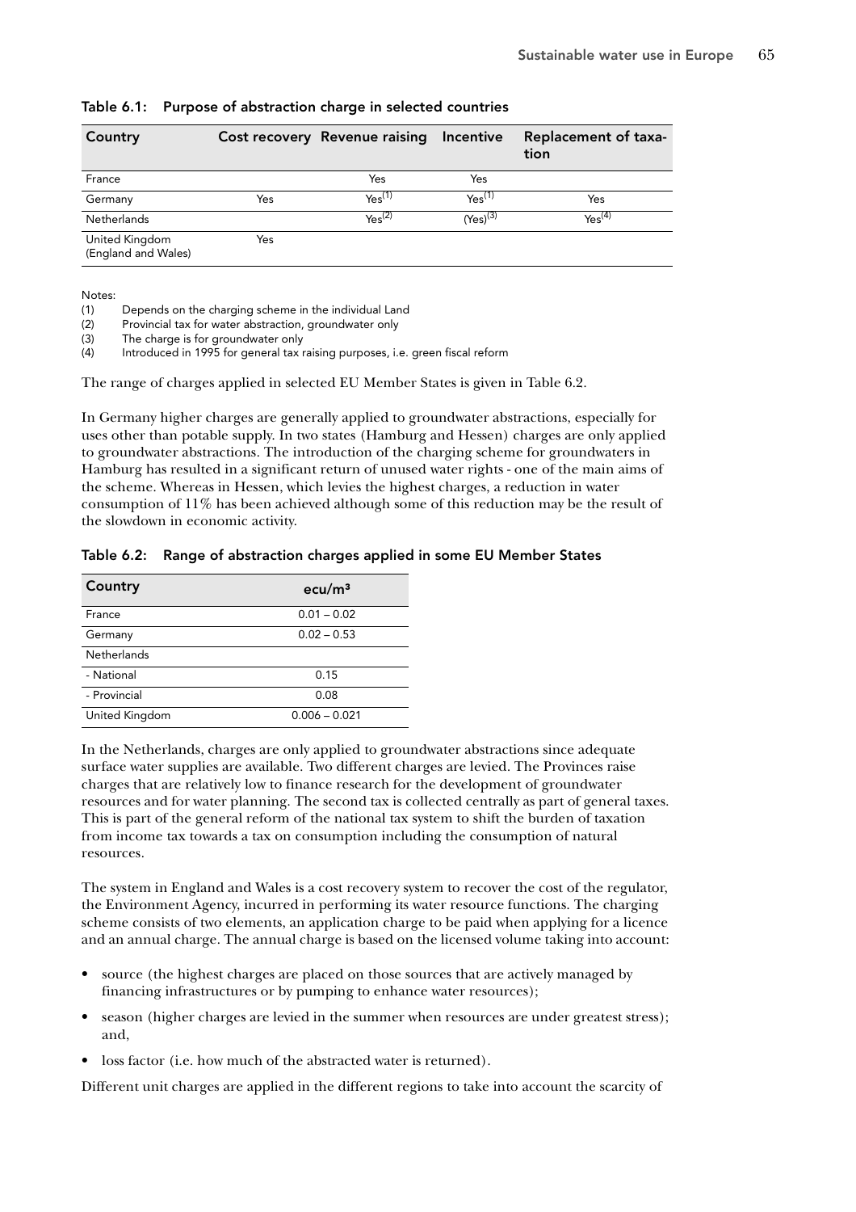**Table 6.1: Purpose of abstraction charge in selected countries**

| Country | Cost recovery | Revenue raising | Incentive | Replacement of taxation |
|---|---|---|---|---|
| France | | Yes | Yes | |
| Germany | Yes | Yes[(1)] | Yes[(1)] | Yes |
| Netherlands | | Yes[(2)] | (Yes)[(3)] | Yes[(4)] |
| United Kingdom (England and Wales) | Yes | | | |

Notes:
(1) Depends on the charging scheme in the individual Land
(2) Provincial tax for water abstraction, groundwater only
(3) The charge is for groundwater only
(4) Introduced in 1995 for general tax raising purposes, i.e. green fiscal reform

The range of charges applied in selected EU Member States is given in Table 6.2.

In Germany higher charges are generally applied to groundwater abstractions, especially for uses other than potable supply. In two states (Hamburg and Hessen) charges are only applied to groundwater abstractions. The introduction of the charging scheme for groundwaters in Hamburg has resulted in a significant return of unused water rights - one of the main aims of the scheme. Whereas in Hessen, which levies the highest charges, a reduction in water consumption of 11% has been achieved although some of this reduction may be the result of the slowdown in economic activity.

**Table 6.2: Range of abstraction charges applied in some EU Member States**

| Country | ecu/m³ |
|---|---|
| France | 0.01 – 0.02 |
| Germany | 0.02 – 0.53 |
| Netherlands | |
| - National | 0.15 |
| - Provincial | 0.08 |
| United Kingdom | 0.006 – 0.021 |

In the Netherlands, charges are only applied to groundwater abstractions since adequate surface water supplies are available. Two different charges are levied. The Provinces raise charges that are relatively low to finance research for the development of groundwater resources and for water planning. The second tax is collected centrally as part of general taxes. This is part of the general reform of the national tax system to shift the burden of taxation from income tax towards a tax on consumption including the consumption of natural resources.

The system in England and Wales is a cost recovery system to recover the cost of the regulator, the Environment Agency, incurred in performing its water resource functions. The charging scheme consists of two elements, an application charge to be paid when applying for a licence and an annual charge. The annual charge is based on the licensed volume taking into account:

- source (the highest charges are placed on those sources that are actively managed by financing infrastructures or by pumping to enhance water resources);
- season (higher charges are levied in the summer when resources are under greatest stress); and,
- loss factor (i.e. how much of the abstracted water is returned).

Different unit charges are applied in the different regions to take into account the scarcity of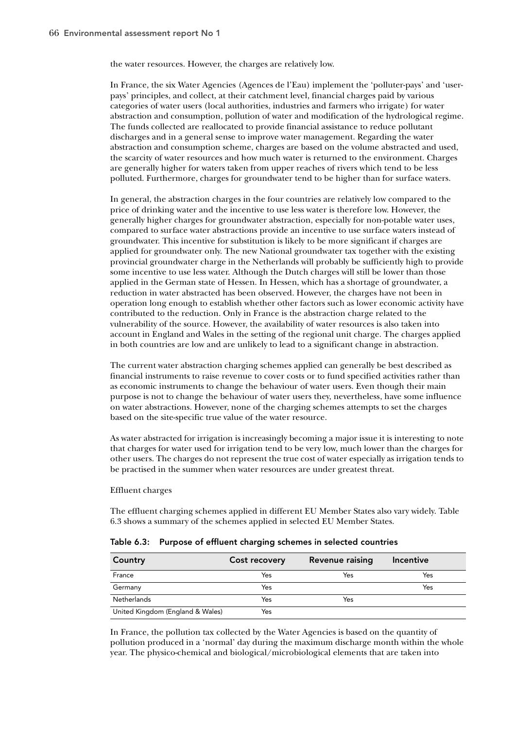the water resources. However, the charges are relatively low.

In France, the six Water Agencies (Agences de l'Eau) implement the 'polluter-pays' and 'user-pays' principles, and collect, at their catchment level, financial charges paid by various categories of water users (local authorities, industries and farmers who irrigate) for water abstraction and consumption, pollution of water and modification of the hydrological regime. The funds collected are reallocated to provide financial assistance to reduce pollutant discharges and in a general sense to improve water management. Regarding the water abstraction and consumption scheme, charges are based on the volume abstracted and used, the scarcity of water resources and how much water is returned to the environment. Charges are generally higher for waters taken from upper reaches of rivers which tend to be less polluted. Furthermore, charges for groundwater tend to be higher than for surface waters.

In general, the abstraction charges in the four countries are relatively low compared to the price of drinking water and the incentive to use less water is therefore low. However, the generally higher charges for groundwater abstraction, especially for non-potable water uses, compared to surface water abstractions provide an incentive to use surface waters instead of groundwater. This incentive for substitution is likely to be more significant if charges are applied for groundwater only. The new National groundwater tax together with the existing provincial groundwater charge in the Netherlands will probably be sufficiently high to provide some incentive to use less water. Although the Dutch charges will still be lower than those applied in the German state of Hessen. In Hessen, which has a shortage of groundwater, a reduction in water abstracted has been observed. However, the charges have not been in operation long enough to establish whether other factors such as lower economic activity have contributed to the reduction. Only in France is the abstraction charge related to the vulnerability of the source. However, the availability of water resources is also taken into account in England and Wales in the setting of the regional unit charge. The charges applied in both countries are low and are unlikely to lead to a significant change in abstraction.

The current water abstraction charging schemes applied can generally be best described as financial instruments to raise revenue to cover costs or to fund specified activities rather than as economic instruments to change the behaviour of water users. Even though their main purpose is not to change the behaviour of water users they, nevertheless, have some influence on water abstractions. However, none of the charging schemes attempts to set the charges based on the site-specific true value of the water resource.

As water abstracted for irrigation is increasingly becoming a major issue it is interesting to note that charges for water used for irrigation tend to be very low, much lower than the charges for other users. The charges do not represent the true cost of water especially as irrigation tends to be practised in the summer when water resources are under greatest threat.

Effluent charges

The effluent charging schemes applied in different EU Member States also vary widely. Table 6.3 shows a summary of the schemes applied in selected EU Member States.

**Table 6.3: Purpose of effluent charging schemes in selected countries**

| Country | Cost recovery | Revenue raising | Incentive |
|---|---|---|---|
| France | Yes | Yes | Yes |
| Germany | Yes | | Yes |
| Netherlands | Yes | Yes | |
| United Kingdom (England & Wales) | Yes | | |

In France, the pollution tax collected by the Water Agencies is based on the quantity of pollution produced in a 'normal' day during the maximum discharge month within the whole year. The physico-chemical and biological/microbiological elements that are taken into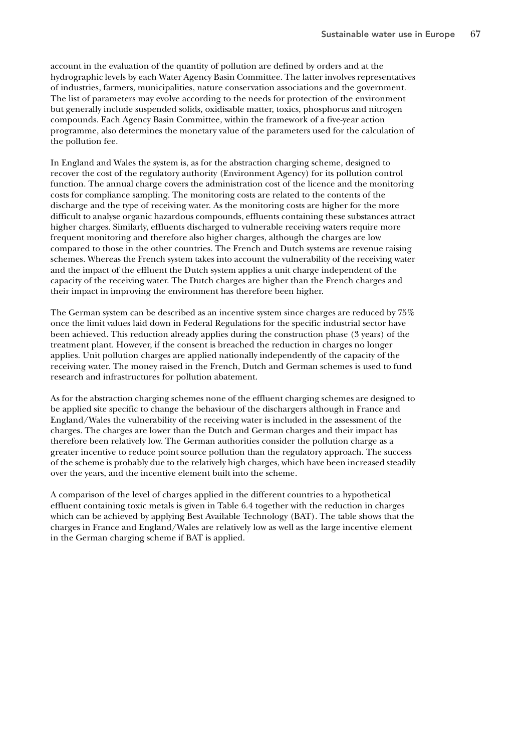account in the evaluation of the quantity of pollution are defined by orders and at the hydrographic levels by each Water Agency Basin Committee. The latter involves representatives of industries, farmers, municipalities, nature conservation associations and the government. The list of parameters may evolve according to the needs for protection of the environment but generally include suspended solids, oxidisable matter, toxics, phosphorus and nitrogen compounds. Each Agency Basin Committee, within the framework of a five-year action programme, also determines the monetary value of the parameters used for the calculation of the pollution fee.

In England and Wales the system is, as for the abstraction charging scheme, designed to recover the cost of the regulatory authority (Environment Agency) for its pollution control function. The annual charge covers the administration cost of the licence and the monitoring costs for compliance sampling. The monitoring costs are related to the contents of the discharge and the type of receiving water. As the monitoring costs are higher for the more difficult to analyse organic hazardous compounds, effluents containing these substances attract higher charges. Similarly, effluents discharged to vulnerable receiving waters require more frequent monitoring and therefore also higher charges, although the charges are low compared to those in the other countries. The French and Dutch systems are revenue raising schemes. Whereas the French system takes into account the vulnerability of the receiving water and the impact of the effluent the Dutch system applies a unit charge independent of the capacity of the receiving water. The Dutch charges are higher than the French charges and their impact in improving the environment has therefore been higher.

The German system can be described as an incentive system since charges are reduced by 75% once the limit values laid down in Federal Regulations for the specific industrial sector have been achieved. This reduction already applies during the construction phase (3 years) of the treatment plant. However, if the consent is breached the reduction in charges no longer applies. Unit pollution charges are applied nationally independently of the capacity of the receiving water. The money raised in the French, Dutch and German schemes is used to fund research and infrastructures for pollution abatement.

As for the abstraction charging schemes none of the effluent charging schemes are designed to be applied site specific to change the behaviour of the dischargers although in France and England/Wales the vulnerability of the receiving water is included in the assessment of the charges. The charges are lower than the Dutch and German charges and their impact has therefore been relatively low. The German authorities consider the pollution charge as a greater incentive to reduce point source pollution than the regulatory approach. The success of the scheme is probably due to the relatively high charges, which have been increased steadily over the years, and the incentive element built into the scheme.

A comparison of the level of charges applied in the different countries to a hypothetical effluent containing toxic metals is given in Table 6.4 together with the reduction in charges which can be achieved by applying Best Available Technology (BAT). The table shows that the charges in France and England/Wales are relatively low as well as the large incentive element in the German charging scheme if BAT is applied.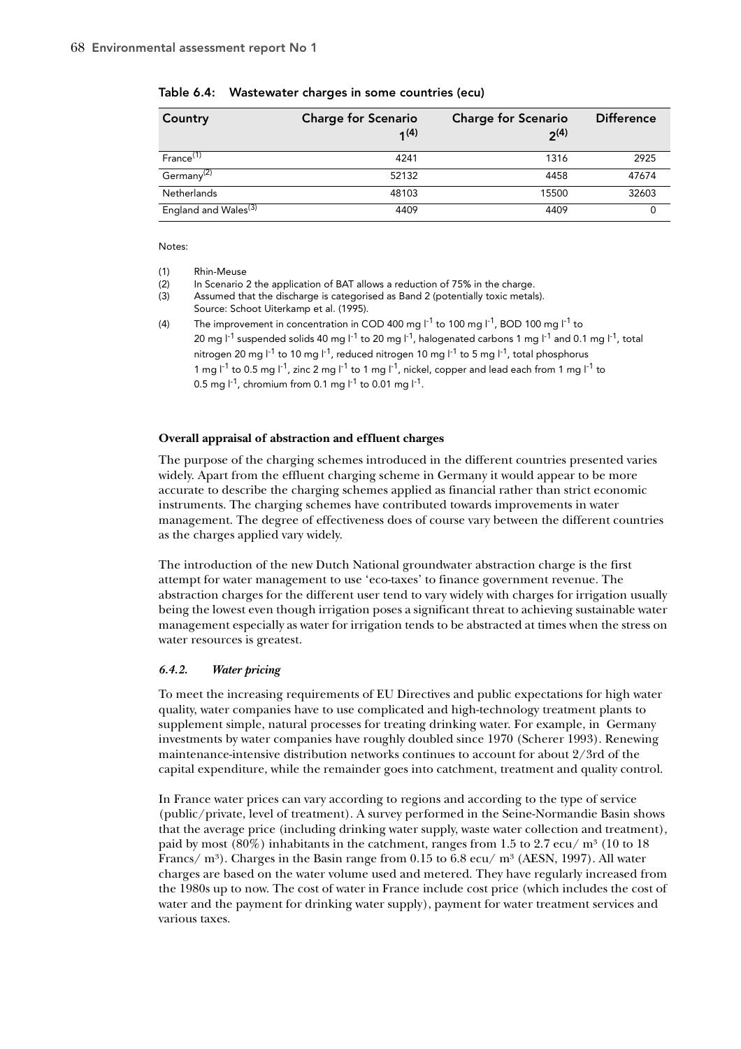**Table 6.4: Wastewater charges in some countries (ecu)**

| Country | Charge for Scenario 1[4] | Charge for Scenario 2[4] | Difference |
|---|---|---|---|
| France[1] | 4241 | 1316 | 2925 |
| Germany[2] | 52132 | 4458 | 47674 |
| Netherlands | 48103 | 15500 | 32603 |
| England and Wales[3] | 4409 | 4409 | 0 |

Notes:

(1) Rhin-Meuse
(2) In Scenario 2 the application of BAT allows a reduction of 75% in the charge.
(3) Assumed that the discharge is categorised as Band 2 (potentially toxic metals).
Source: Schoot Uiterkamp et al. (1995).
(4) The improvement in concentration in COD 400 mg $l^{-1}$ to 100 mg $l^{-1}$, BOD 100 mg $l^{-1}$ to 20 mg $l^{-1}$ suspended solids 40 mg $l^{-1}$ to 20 mg $l^{-1}$, halogenated carbons 1 mg $l^{-1}$ and 0.1 mg $l^{-1}$, total nitrogen 20 mg $l^{-1}$ to 10 mg $l^{-1}$, reduced nitrogen 10 mg $l^{-1}$ to 5 mg $l^{-1}$, total phosphorus 1 mg $l^{-1}$ to 0.5 mg $l^{-1}$, zinc 2 mg $l^{-1}$ to 1 mg $l^{-1}$, nickel, copper and lead each from 1 mg $l^{-1}$ to 0.5 mg $l^{-1}$, chromium from 0.1 mg $l^{-1}$ to 0.01 mg $l^{-1}$.

**Overall appraisal of abstraction and effluent charges**

The purpose of the charging schemes introduced in the different countries presented varies widely. Apart from the effluent charging scheme in Germany it would appear to be more accurate to describe the charging schemes applied as financial rather than strict economic instruments. The charging schemes have contributed towards improvements in water management. The degree of effectiveness does of course vary between the different countries as the charges applied vary widely.

The introduction of the new Dutch National groundwater abstraction charge is the first attempt for water management to use 'eco-taxes' to finance government revenue. The abstraction charges for the different user tend to vary widely with charges for irrigation usually being the lowest even though irrigation poses a significant threat to achieving sustainable water management especially as water for irrigation tends to be abstracted at times when the stress on water resources is greatest.

### *6.4.2. Water pricing*

To meet the increasing requirements of EU Directives and public expectations for high water quality, water companies have to use complicated and high-technology treatment plants to supplement simple, natural processes for treating drinking water. For example, in Germany investments by water companies have roughly doubled since 1970 (Scherer 1993). Renewing maintenance-intensive distribution networks continues to account for about 2/3rd of the capital expenditure, while the remainder goes into catchment, treatment and quality control.

In France water prices can vary according to regions and according to the type of service (public/private, level of treatment). A survey performed in the Seine-Normandie Basin shows that the average price (including drinking water supply, waste water collection and treatment), paid by most (80%) inhabitants in the catchment, ranges from 1.5 to 2.7 ecu/ $m^3$ (10 to 18 Francs/ $m^3$). Charges in the Basin range from 0.15 to 6.8 ecu/ $m^3$ (AESN, 1997). All water charges are based on the water volume used and metered. They have regularly increased from the 1980s up to now. The cost of water in France include cost price (which includes the cost of water and the payment for drinking water supply), payment for water treatment services and various taxes.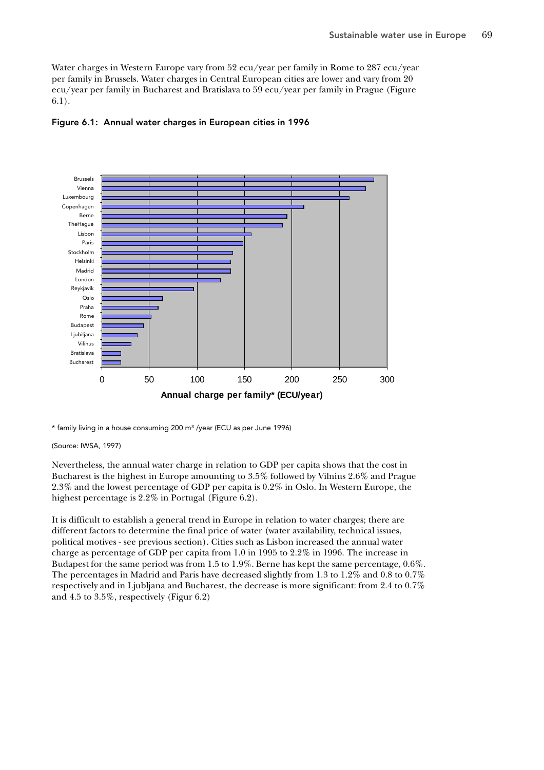Water charges in Western Europe vary from 52 ecu/year per family in Rome to 287 ecu/year per family in Brussels. Water charges in Central European cities are lower and vary from 20 ecu/year per family in Bucharest and Bratislava to 59 ecu/year per family in Prague (Figure 6.1).

**Figure 6.1: Annual water charges in European cities in 1996**

\* family living in a house consuming 200 m³ /year (ECU as per June 1996)

(Source: IWSA, 1997)

Nevertheless, the annual water charge in relation to GDP per capita shows that the cost in Bucharest is the highest in Europe amounting to 3.5% followed by Vilnius 2.6% and Prague 2.3% and the lowest percentage of GDP per capita is 0.2% in Oslo. In Western Europe, the highest percentage is 2.2% in Portugal (Figure 6.2).

It is difficult to establish a general trend in Europe in relation to water charges; there are different factors to determine the final price of water (water availability, technical issues, political motives - see previous section). Cities such as Lisbon increased the annual water charge as percentage of GDP per capita from 1.0 in 1995 to 2.2% in 1996. The increase in Budapest for the same period was from 1.5 to 1.9%. Berne has kept the same percentage, 0.6%. The percentages in Madrid and Paris have decreased slightly from 1.3 to 1.2% and 0.8 to 0.7% respectively and in Ljubljana and Bucharest, the decrease is more significant: from 2.4 to 0.7% and 4.5 to 3.5%, respectively (Figur 6.2)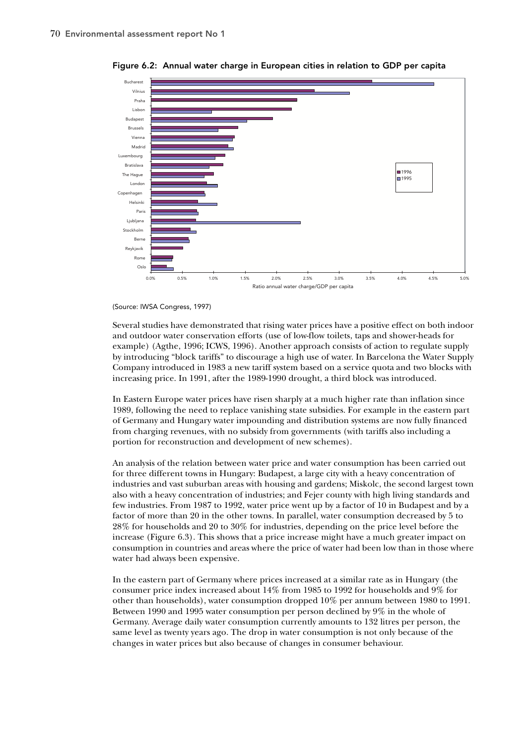Figure 6.2: Annual water charge in European cities in relation to GDP per capita

(Source: IWSA Congress, 1997)

Several studies have demonstrated that rising water prices have a positive effect on both indoor and outdoor water conservation efforts (use of low-flow toilets, taps and shower-heads for example) (Agthe, 1996; ICWS, 1996). Another approach consists of action to regulate supply by introducing "block tariffs" to discourage a high use of water. In Barcelona the Water Supply Company introduced in 1983 a new tariff system based on a service quota and two blocks with increasing price. In 1991, after the 1989-1990 drought, a third block was introduced.

In Eastern Europe water prices have risen sharply at a much higher rate than inflation since 1989, following the need to replace vanishing state subsidies. For example in the eastern part of Germany and Hungary water impounding and distribution systems are now fully financed from charging revenues, with no subsidy from governments (with tariffs also including a portion for reconstruction and development of new schemes).

An analysis of the relation between water price and water consumption has been carried out for three different towns in Hungary: Budapest, a large city with a heavy concentration of industries and vast suburban areas with housing and gardens; Miskolc, the second largest town also with a heavy concentration of industries; and Fejer county with high living standards and few industries. From 1987 to 1992, water price went up by a factor of 10 in Budapest and by a factor of more than 20 in the other towns. In parallel, water consumption decreased by 5 to 28% for households and 20 to 30% for industries, depending on the price level before the increase (Figure 6.3). This shows that a price increase might have a much greater impact on consumption in countries and areas where the price of water had been low than in those where water had always been expensive.

In the eastern part of Germany where prices increased at a similar rate as in Hungary (the consumer price index increased about 14% from 1985 to 1992 for households and 9% for other than households), water consumption dropped 10% per annum between 1980 to 1991. Between 1990 and 1995 water consumption per person declined by 9% in the whole of Germany. Average daily water consumption currently amounts to 132 litres per person, the same level as twenty years ago. The drop in water consumption is not only because of the changes in water prices but also because of changes in consumer behaviour.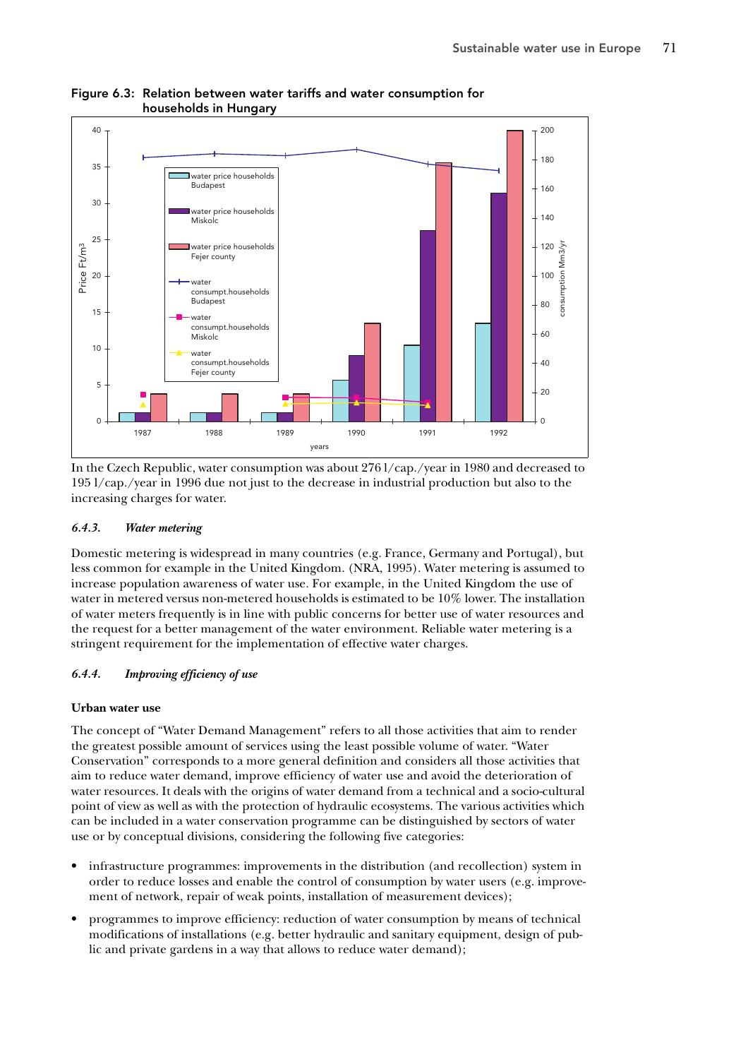**Figure 6.3: Relation between water tariffs and water consumption for households in Hungary**

In the Czech Republic, water consumption was about 276 l/cap./year in 1980 and decreased to 195 l/cap./year in 1996 due not just to the decrease in industrial production but also to the increasing charges for water.

### *6.4.3. Water metering*

Domestic metering is widespread in many countries (e.g. France, Germany and Portugal), but less common for example in the United Kingdom. (NRA, 1995). Water metering is assumed to increase population awareness of water use. For example, in the United Kingdom the use of water in metered versus non-metered households is estimated to be 10% lower. The installation of water meters frequently is in line with public concerns for better use of water resources and the request for a better management of the water environment. Reliable water metering is a stringent requirement for the implementation of effective water charges.

### *6.4.4. Improving efficiency of use*

**Urban water use**

The concept of "Water Demand Management" refers to all those activities that aim to render the greatest possible amount of services using the least possible volume of water. "Water Conservation" corresponds to a more general definition and considers all those activities that aim to reduce water demand, improve efficiency of water use and avoid the deterioration of water resources. It deals with the origins of water demand from a technical and a socio-cultural point of view as well as with the protection of hydraulic ecosystems. The various activities which can be included in a water conservation programme can be distinguished by sectors of water use or by conceptual divisions, considering the following five categories:

- infrastructure programmes: improvements in the distribution (and recollection) system in order to reduce losses and enable the control of consumption by water users (e.g. improvement of network, repair of weak points, installation of measurement devices);
- programmes to improve efficiency: reduction of water consumption by means of technical modifications of installations (e.g. better hydraulic and sanitary equipment, design of public and private gardens in a way that allows to reduce water demand);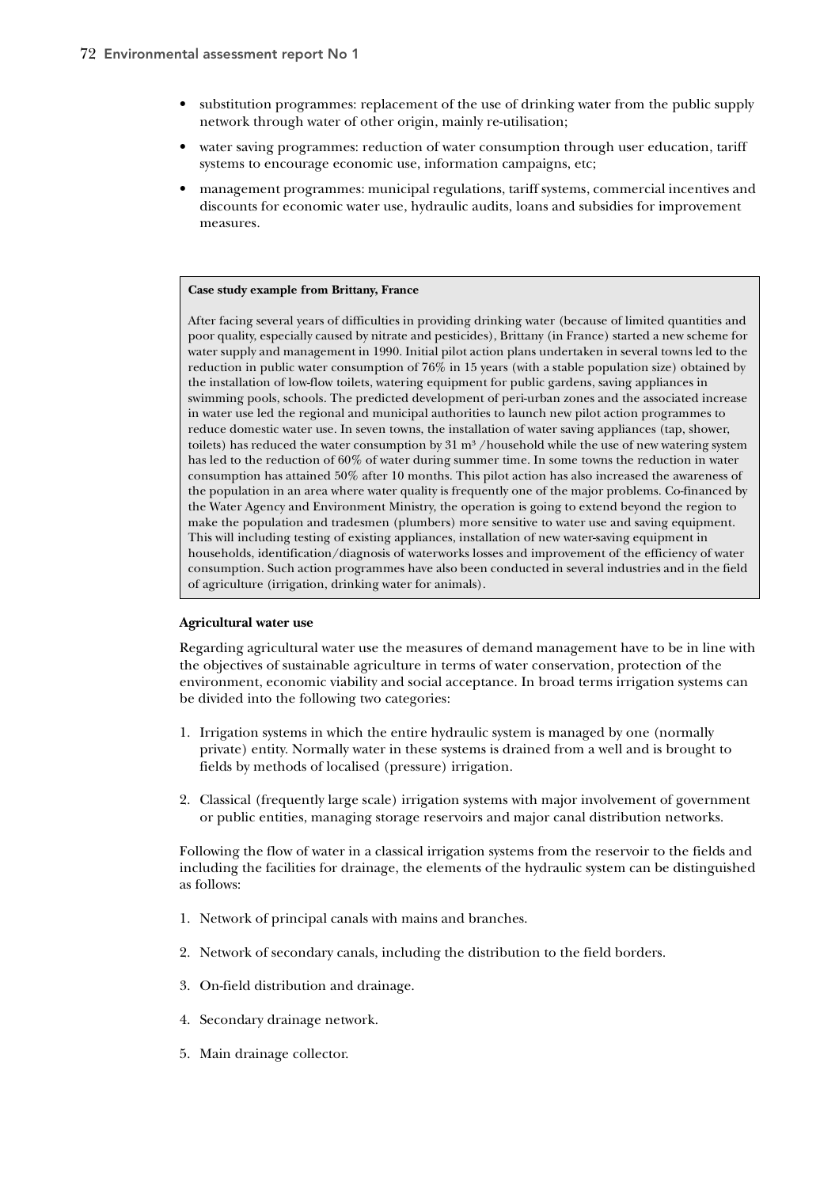- substitution programmes: replacement of the use of drinking water from the public supply network through water of other origin, mainly re-utilisation;
- water saving programmes: reduction of water consumption through user education, tariff systems to encourage economic use, information campaigns, etc;
- management programmes: municipal regulations, tariff systems, commercial incentives and discounts for economic water use, hydraulic audits, loans and subsidies for improvement measures.

**Case study example from Brittany, France**

After facing several years of difficulties in providing drinking water (because of limited quantities and poor quality, especially caused by nitrate and pesticides), Brittany (in France) started a new scheme for water supply and management in 1990. Initial pilot action plans undertaken in several towns led to the reduction in public water consumption of 76% in 15 years (with a stable population size) obtained by the installation of low-flow toilets, watering equipment for public gardens, saving appliances in swimming pools, schools. The predicted development of peri-urban zones and the associated increase in water use led the regional and municipal authorities to launch new pilot action programmes to reduce domestic water use. In seven towns, the installation of water saving appliances (tap, shower, toilets) has reduced the water consumption by 31 $m^3$ /household while the use of new watering system has led to the reduction of 60% of water during summer time. In some towns the reduction in water consumption has attained 50% after 10 months. This pilot action has also increased the awareness of the population in an area where water quality is frequently one of the major problems. Co-financed by the Water Agency and Environment Ministry, the operation is going to extend beyond the region to make the population and tradesmen (plumbers) more sensitive to water use and saving equipment. This will including testing of existing appliances, installation of new water-saving equipment in households, identification/diagnosis of waterworks losses and improvement of the efficiency of water consumption. Such action programmes have also been conducted in several industries and in the field of agriculture (irrigation, drinking water for animals).

**Agricultural water use**

Regarding agricultural water use the measures of demand management have to be in line with the objectives of sustainable agriculture in terms of water conservation, protection of the environment, economic viability and social acceptance. In broad terms irrigation systems can be divided into the following two categories:

1. Irrigation systems in which the entire hydraulic system is managed by one (normally private) entity. Normally water in these systems is drained from a well and is brought to fields by methods of localised (pressure) irrigation.
2. Classical (frequently large scale) irrigation systems with major involvement of government or public entities, managing storage reservoirs and major canal distribution networks.

Following the flow of water in a classical irrigation systems from the reservoir to the fields and including the facilities for drainage, the elements of the hydraulic system can be distinguished as follows:

1. Network of principal canals with mains and branches.
2. Network of secondary canals, including the distribution to the field borders.
3. On-field distribution and drainage.
4. Secondary drainage network.
5. Main drainage collector.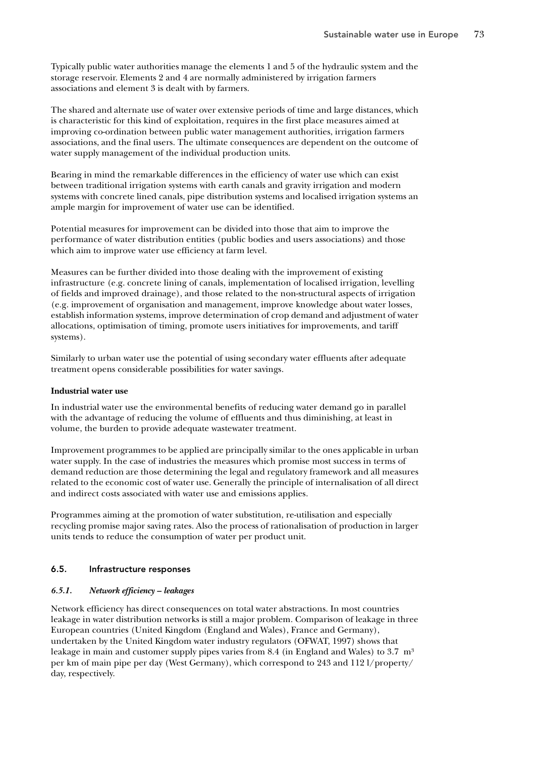Typically public water authorities manage the elements 1 and 5 of the hydraulic system and the storage reservoir. Elements 2 and 4 are normally administered by irrigation farmers associations and element 3 is dealt with by farmers.

The shared and alternate use of water over extensive periods of time and large distances, which is characteristic for this kind of exploitation, requires in the first place measures aimed at improving co-ordination between public water management authorities, irrigation farmers associations, and the final users. The ultimate consequences are dependent on the outcome of water supply management of the individual production units.

Bearing in mind the remarkable differences in the efficiency of water use which can exist between traditional irrigation systems with earth canals and gravity irrigation and modern systems with concrete lined canals, pipe distribution systems and localised irrigation systems an ample margin for improvement of water use can be identified.

Potential measures for improvement can be divided into those that aim to improve the performance of water distribution entities (public bodies and users associations) and those which aim to improve water use efficiency at farm level.

Measures can be further divided into those dealing with the improvement of existing infrastructure (e.g. concrete lining of canals, implementation of localised irrigation, levelling of fields and improved drainage), and those related to the non-structural aspects of irrigation (e.g. improvement of organisation and management, improve knowledge about water losses, establish information systems, improve determination of crop demand and adjustment of water allocations, optimisation of timing, promote users initiatives for improvements, and tariff systems).

Similarly to urban water use the potential of using secondary water effluents after adequate treatment opens considerable possibilities for water savings.

**Industrial water use**

In industrial water use the environmental benefits of reducing water demand go in parallel with the advantage of reducing the volume of effluents and thus diminishing, at least in volume, the burden to provide adequate wastewater treatment.

Improvement programmes to be applied are principally similar to the ones applicable in urban water supply. In the case of industries the measures which promise most success in terms of demand reduction are those determining the legal and regulatory framework and all measures related to the economic cost of water use. Generally the principle of internalisation of all direct and indirect costs associated with water use and emissions applies.

Programmes aiming at the promotion of water substitution, re-utilisation and especially recycling promise major saving rates. Also the process of rationalisation of production in larger units tends to reduce the consumption of water per product unit.

## 6.5. Infrastructure responses

### *6.5.1. Network efficiency – leakages*

Network efficiency has direct consequences on total water abstractions. In most countries leakage in water distribution networks is still a major problem. Comparison of leakage in three European countries (United Kingdom (England and Wales), France and Germany), undertaken by the United Kingdom water industry regulators (OFWAT, 1997) shows that leakage in main and customer supply pipes varies from 8.4 (in England and Wales) to 3.7 $m^3$ per km of main pipe per day (West Germany), which correspond to 243 and 112 l/property/day, respectively.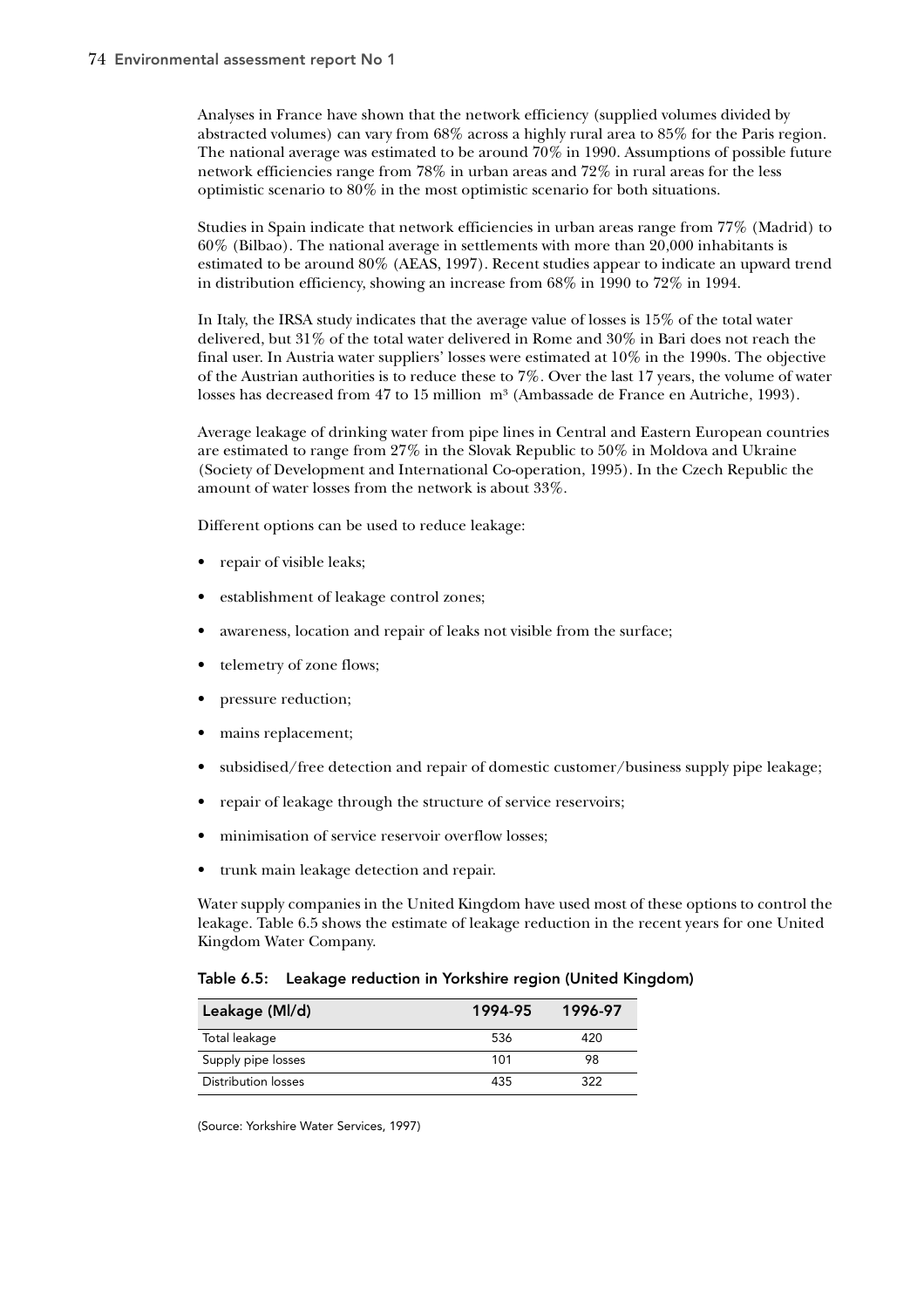Analyses in France have shown that the network efficiency (supplied volumes divided by abstracted volumes) can vary from 68% across a highly rural area to 85% for the Paris region. The national average was estimated to be around 70% in 1990. Assumptions of possible future network efficiencies range from 78% in urban areas and 72% in rural areas for the less optimistic scenario to 80% in the most optimistic scenario for both situations.

Studies in Spain indicate that network efficiencies in urban areas range from 77% (Madrid) to 60% (Bilbao). The national average in settlements with more than 20,000 inhabitants is estimated to be around 80% (AEAS, 1997). Recent studies appear to indicate an upward trend in distribution efficiency, showing an increase from 68% in 1990 to 72% in 1994.

In Italy, the IRSA study indicates that the average value of losses is 15% of the total water delivered, but 31% of the total water delivered in Rome and 30% in Bari does not reach the final user. In Austria water suppliers' losses were estimated at 10% in the 1990s. The objective of the Austrian authorities is to reduce these to 7%. Over the last 17 years, the volume of water losses has decreased from 47 to 15 million $m^3$ (Ambassade de France en Autriche, 1993).

Average leakage of drinking water from pipe lines in Central and Eastern European countries are estimated to range from 27% in the Slovak Republic to 50% in Moldova and Ukraine (Society of Development and International Co-operation, 1995). In the Czech Republic the amount of water losses from the network is about 33%.

Different options can be used to reduce leakage:

- repair of visible leaks;
- establishment of leakage control zones;
- awareness, location and repair of leaks not visible from the surface;
- telemetry of zone flows;
- pressure reduction;
- mains replacement;
- subsidised/free detection and repair of domestic customer/business supply pipe leakage;
- repair of leakage through the structure of service reservoirs;
- minimisation of service reservoir overflow losses;
- trunk main leakage detection and repair.

Water supply companies in the United Kingdom have used most of these options to control the leakage. Table 6.5 shows the estimate of leakage reduction in the recent years for one United Kingdom Water Company.

**Table 6.5: Leakage reduction in Yorkshire region (United Kingdom)**

| Leakage (Ml/d) | 1994-95 | 1996-97 |
|---|---|---|
| Total leakage | 536 | 420 |
| Supply pipe losses | 101 | 98 |
| Distribution losses | 435 | 322 |

(Source: Yorkshire Water Services, 1997)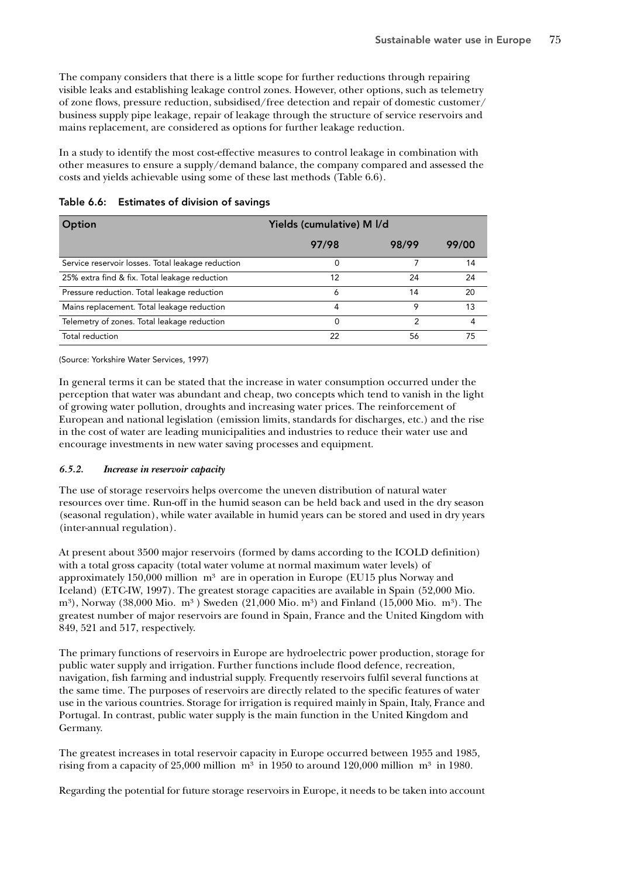The company considers that there is a little scope for further reductions through repairing visible leaks and establishing leakage control zones. However, other options, such as telemetry of zone flows, pressure reduction, subsidised/free detection and repair of domestic customer/business supply pipe leakage, repair of leakage through the structure of service reservoirs and mains replacement, are considered as options for further leakage reduction.

In a study to identify the most cost-effective measures to control leakage in combination with other measures to ensure a supply/demand balance, the company compared and assessed the costs and yields achievable using some of these last methods (Table 6.6).

**Table 6.6: Estimates of division of savings**

| Option | Yields (cumulative) M l/d | | |
|---|---|---|---|
| | 97/98 | 98/99 | 99/00 |
| Service reservoir losses. Total leakage reduction | 0 | 7 | 14 |
| 25% extra find & fix. Total leakage reduction | 12 | 24 | 24 |
| Pressure reduction. Total leakage reduction | 6 | 14 | 20 |
| Mains replacement. Total leakage reduction | 4 | 9 | 13 |
| Telemetry of zones. Total leakage reduction | 0 | 2 | 4 |
| Total reduction | 22 | 56 | 75 |

(Source: Yorkshire Water Services, 1997)

In general terms it can be stated that the increase in water consumption occurred under the perception that water was abundant and cheap, two concepts which tend to vanish in the light of growing water pollution, droughts and increasing water prices. The reinforcement of European and national legislation (emission limits, standards for discharges, etc.) and the rise in the cost of water are leading municipalities and industries to reduce their water use and encourage investments in new water saving processes and equipment.

### *6.5.2. Increase in reservoir capacity*

The use of storage reservoirs helps overcome the uneven distribution of natural water resources over time. Run-off in the humid season can be held back and used in the dry season (seasonal regulation), while water available in humid years can be stored and used in dry years (inter-annual regulation).

At present about 3500 major reservoirs (formed by dams according to the ICOLD definition) with a total gross capacity (total water volume at normal maximum water levels) of approximately 150,000 million $m^3$ are in operation in Europe (EU15 plus Norway and Iceland) (ETC-IW, 1997). The greatest storage capacities are available in Spain (52,000 Mio. $m^3$), Norway (38,000 Mio. $m^3$) Sweden (21,000 Mio. $m^3$) and Finland (15,000 Mio. $m^3$). The greatest number of major reservoirs are found in Spain, France and the United Kingdom with 849, 521 and 517, respectively.

The primary functions of reservoirs in Europe are hydroelectric power production, storage for public water supply and irrigation. Further functions include flood defence, recreation, navigation, fish farming and industrial supply. Frequently reservoirs fulfil several functions at the same time. The purposes of reservoirs are directly related to the specific features of water use in the various countries. Storage for irrigation is required mainly in Spain, Italy, France and Portugal. In contrast, public water supply is the main function in the United Kingdom and Germany.

The greatest increases in total reservoir capacity in Europe occurred between 1955 and 1985, rising from a capacity of 25,000 million $m^3$ in 1950 to around 120,000 million $m^3$ in 1980.

Regarding the potential for future storage reservoirs in Europe, it needs to be taken into account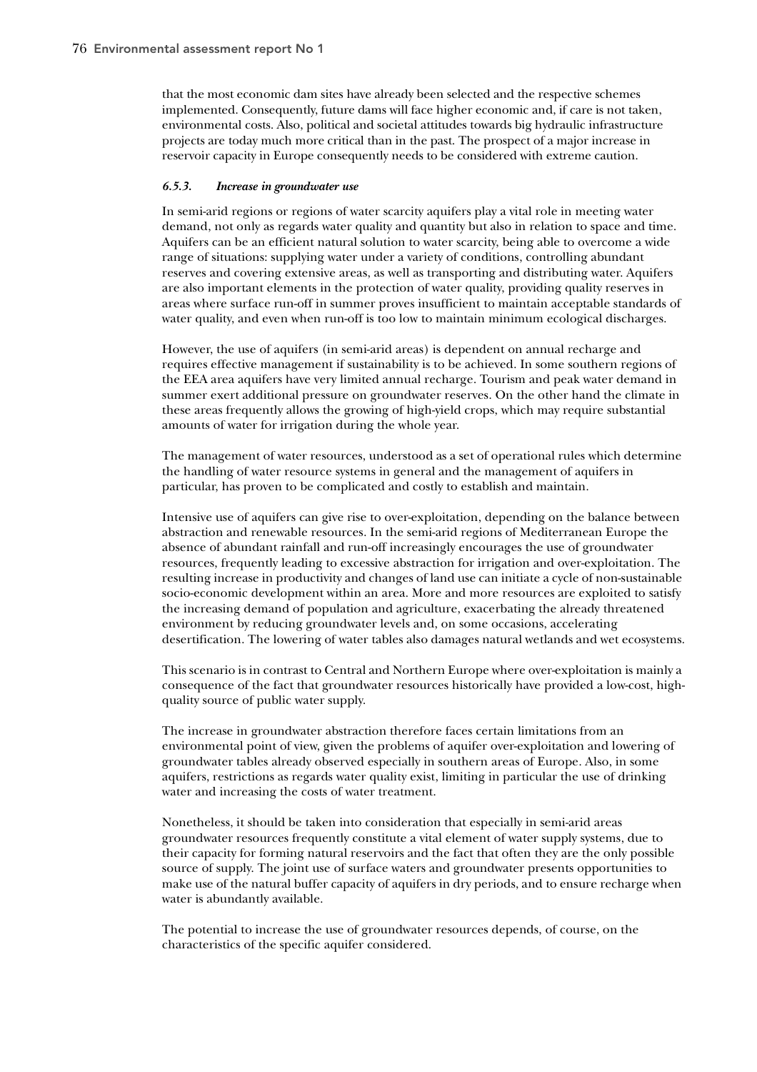that the most economic dam sites have already been selected and the respective schemes implemented. Consequently, future dams will face higher economic and, if care is not taken, environmental costs. Also, political and societal attitudes towards big hydraulic infrastructure projects are today much more critical than in the past. The prospect of a major increase in reservoir capacity in Europe consequently needs to be considered with extreme caution.

#### *6.5.3. Increase in groundwater use*

In semi-arid regions or regions of water scarcity aquifers play a vital role in meeting water demand, not only as regards water quality and quantity but also in relation to space and time. Aquifers can be an efficient natural solution to water scarcity, being able to overcome a wide range of situations: supplying water under a variety of conditions, controlling abundant reserves and covering extensive areas, as well as transporting and distributing water. Aquifers are also important elements in the protection of water quality, providing quality reserves in areas where surface run-off in summer proves insufficient to maintain acceptable standards of water quality, and even when run-off is too low to maintain minimum ecological discharges.

However, the use of aquifers (in semi-arid areas) is dependent on annual recharge and requires effective management if sustainability is to be achieved. In some southern regions of the EEA area aquifers have very limited annual recharge. Tourism and peak water demand in summer exert additional pressure on groundwater reserves. On the other hand the climate in these areas frequently allows the growing of high-yield crops, which may require substantial amounts of water for irrigation during the whole year.

The management of water resources, understood as a set of operational rules which determine the handling of water resource systems in general and the management of aquifers in particular, has proven to be complicated and costly to establish and maintain.

Intensive use of aquifers can give rise to over-exploitation, depending on the balance between abstraction and renewable resources. In the semi-arid regions of Mediterranean Europe the absence of abundant rainfall and run-off increasingly encourages the use of groundwater resources, frequently leading to excessive abstraction for irrigation and over-exploitation. The resulting increase in productivity and changes of land use can initiate a cycle of non-sustainable socio-economic development within an area. More and more resources are exploited to satisfy the increasing demand of population and agriculture, exacerbating the already threatened environment by reducing groundwater levels and, on some occasions, accelerating desertification. The lowering of water tables also damages natural wetlands and wet ecosystems.

This scenario is in contrast to Central and Northern Europe where over-exploitation is mainly a consequence of the fact that groundwater resources historically have provided a low-cost, high-quality source of public water supply.

The increase in groundwater abstraction therefore faces certain limitations from an environmental point of view, given the problems of aquifer over-exploitation and lowering of groundwater tables already observed especially in southern areas of Europe. Also, in some aquifers, restrictions as regards water quality exist, limiting in particular the use of drinking water and increasing the costs of water treatment.

Nonetheless, it should be taken into consideration that especially in semi-arid areas groundwater resources frequently constitute a vital element of water supply systems, due to their capacity for forming natural reservoirs and the fact that often they are the only possible source of supply. The joint use of surface waters and groundwater presents opportunities to make use of the natural buffer capacity of aquifers in dry periods, and to ensure recharge when water is abundantly available.

The potential to increase the use of groundwater resources depends, of course, on the characteristics of the specific aquifer considered.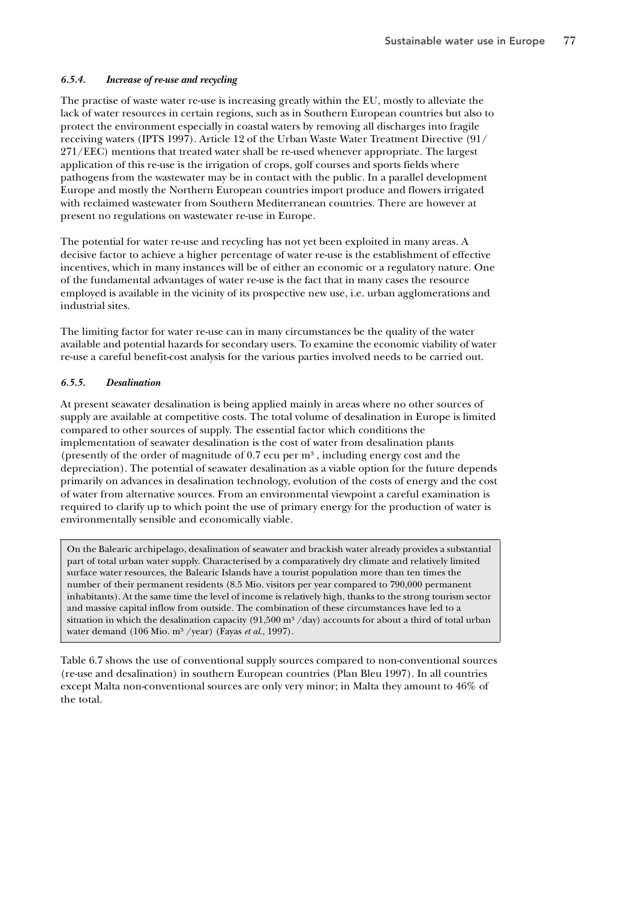#### *6.5.4. Increase of re-use and recycling*

The practise of waste water re-use is increasing greatly within the EU, mostly to alleviate the lack of water resources in certain regions, such as in Southern European countries but also to protect the environment especially in coastal waters by removing all discharges into fragile receiving waters (IPTS 1997). Article 12 of the Urban Waste Water Treatment Directive (91/271/EEC) mentions that treated water shall be re-used whenever appropriate. The largest application of this re-use is the irrigation of crops, golf courses and sports fields where pathogens from the wastewater may be in contact with the public. In a parallel development Europe and mostly the Northern European countries import produce and flowers irrigated with reclaimed wastewater from Southern Mediterranean countries. There are however at present no regulations on wastewater re-use in Europe.

The potential for water re-use and recycling has not yet been exploited in many areas. A decisive factor to achieve a higher percentage of water re-use is the establishment of effective incentives, which in many instances will be of either an economic or a regulatory nature. One of the fundamental advantages of water re-use is the fact that in many cases the resource employed is available in the vicinity of its prospective new use, i.e. urban agglomerations and industrial sites.

The limiting factor for water re-use can in many circumstances be the quality of the water available and potential hazards for secondary users. To examine the economic viability of water re-use a careful benefit-cost analysis for the various parties involved needs to be carried out.

#### *6.5.5. Desalination*

At present seawater desalination is being applied mainly in areas where no other sources of supply are available at competitive costs. The total volume of desalination in Europe is limited compared to other sources of supply. The essential factor which conditions the implementation of seawater desalination is the cost of water from desalination plants (presently of the order of magnitude of 0.7 ecu per $m^3$ , including energy cost and the depreciation). The potential of seawater desalination as a viable option for the future depends primarily on advances in desalination technology, evolution of the costs of energy and the cost of water from alternative sources. From an environmental viewpoint a careful examination is required to clarify up to which point the use of primary energy for the production of water is environmentally sensible and economically viable.

> On the Balearic archipelago, desalination of seawater and brackish water already provides a substantial part of total urban water supply. Characterised by a comparatively dry climate and relatively limited surface water resources, the Balearic Islands have a tourist population more than ten times the number of their permanent residents (8.5 Mio. visitors per year compared to 790,000 permanent inhabitants). At the same time the level of income is relatively high, thanks to the strong tourism sector and massive capital inflow from outside. The combination of these circumstances have led to a situation in which the desalination capacity (91,500 $m^3$ /day) accounts for about a third of total urban water demand (106 Mio. $m^3$ /year) (Fayas *et al.*, 1997).

Table 6.7 shows the use of conventional supply sources compared to non-conventional sources (re-use and desalination) in southern European countries (Plan Bleu 1997). In all countries except Malta non-conventional sources are only very minor; in Malta they amount to 46% of the total.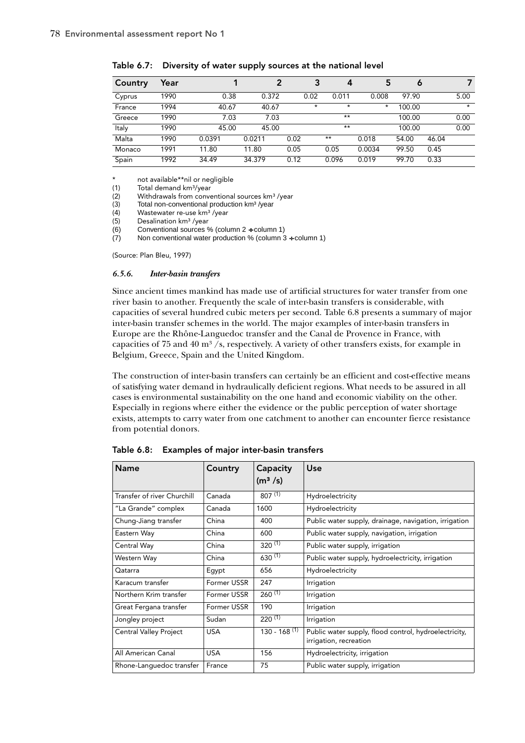**Table 6.7: Diversity of water supply sources at the national level**

| Country | Year | 1 | 2 | 3 | 4 | 5 | 6 | 7 |
|---|---|---|---|---|---|---|---|---|
| Cyprus | 1990 | 0.38 | 0.372 | 0.02 | 0.011 | 0.008 | 97.90 | 5.00 |
| France | 1994 | 40.67 | 40.67 | * | * | * | 100.00 | * |
| Greece | 1990 | 7.03 | 7.03 | | ** | | 100.00 | 0.00 |
| Italy | 1990 | 45.00 | 45.00 | | ** | | 100.00 | 0.00 |
| Malta | 1990 | 0.0391 | 0.0211 | 0.02 | ** | 0.018 | 54.00 | 46.04 |
| Monaco | 1991 | 11.80 | 11.80 | 0.05 | 0.05 | 0.0034 | 99.50 | 0.45 |
| Spain | 1992 | 34.49 | 34.379 | 0.12 | 0.096 | 0.019 | 99.70 | 0.33 |

\* not available\*\*nil or negligible

(1) Total demand km³/year

(2) Withdrawals from conventional sources km³ /year

(3) Total non-conventional production km³ /year

(4) Wastewater re-use km³ /year

(5) Desalination km³ /year

(6) Conventional sources % (column 2 ÷ column 1)

(7) Non conventional water production % (column 3 ÷ column 1)

(Source: Plan Bleu, 1997)

#### *6.5.6. Inter-basin transfers*

Since ancient times mankind has made use of artificial structures for water transfer from one river basin to another. Frequently the scale of inter-basin transfers is considerable, with capacities of several hundred cubic meters per second. Table 6.8 presents a summary of major inter-basin transfer schemes in the world. The major examples of inter-basin transfers in Europe are the Rhône-Languedoc transfer and the Canal de Provence in France, with capacities of 75 and 40 m³ /s, respectively. A variety of other transfers exists, for example in Belgium, Greece, Spain and the United Kingdom.

The construction of inter-basin transfers can certainly be an efficient and cost-effective means of satisfying water demand in hydraulically deficient regions. What needs to be assured in all cases is environmental sustainability on the one hand and economic viability on the other. Especially in regions where either the evidence or the public perception of water shortage exists, attempts to carry water from one catchment to another can encounter fierce resistance from potential donors.

**Table 6.8: Examples of major inter-basin transfers**

| Name | Country | Capacity (m³ /s) | Use |
|---|---|---|---|
| Transfer of river Churchill | Canada | 807 (1) | Hydroelectricity |
| "La Grande" complex | Canada | 1600 | Hydroelectricity |
| Chung-Jiang transfer | China | 400 | Public water supply, drainage, navigation, irrigation |
| Eastern Way | China | 600 | Public water supply, navigation, irrigation |
| Central Way | China | 320 (1) | Public water supply, irrigation |
| Western Way | China | 630 (1) | Public water supply, hydroelectricity, irrigation |
| Qatarra | Egypt | 656 | Hydroelectricity |
| Karacum transfer | Former USSR | 247 | Irrigation |
| Northern Krim transfer | Former USSR | 260 (1) | Irrigation |
| Great Fergana transfer | Former USSR | 190 | Irrigation |
| Jongley project | Sudan | 220 (1) | Irrigation |
| Central Valley Project | USA | 130 - 168 (1) | Public water supply, flood control, hydroelectricity, irrigation, recreation |
| All American Canal | USA | 156 | Hydroelectricity, irrigation |
| Rhone-Languedoc transfer | France | 75 | Public water supply, irrigation |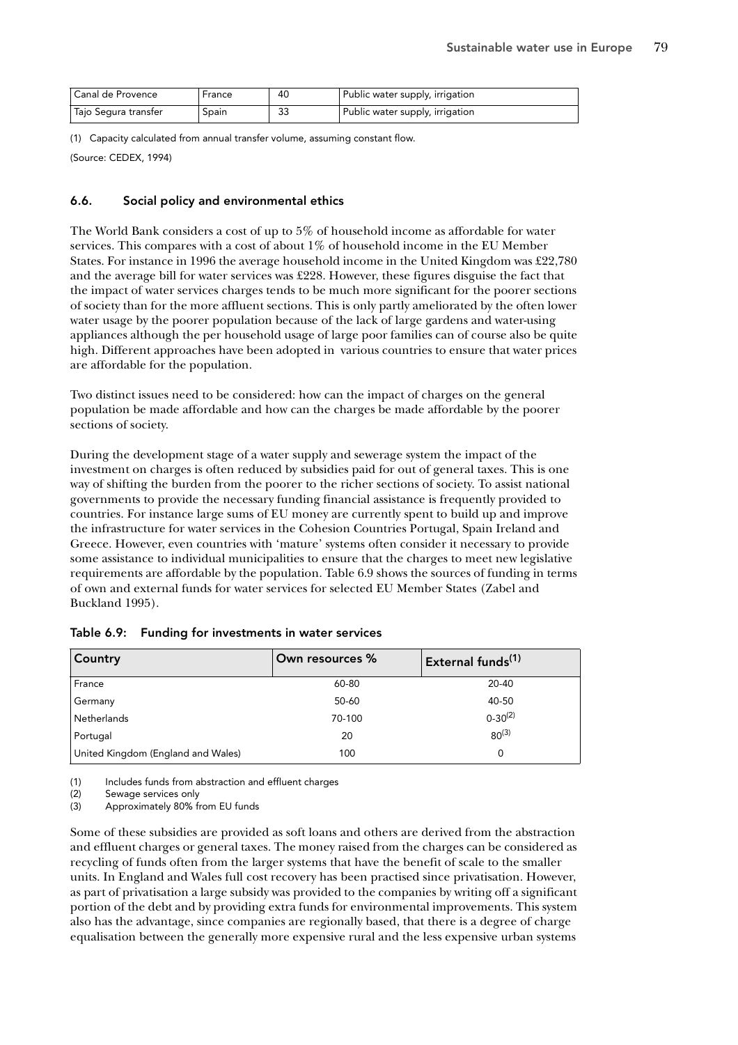| Canal de Provence | France | 40 | Public water supply, irrigation |
|---|---|---|---|
| Tajo Segura transfer | Spain | 33 | Public water supply, irrigation |

(1) Capacity calculated from annual transfer volume, assuming constant flow.

(Source: CEDEX, 1994)

### 6.6. Social policy and environmental ethics

The World Bank considers a cost of up to 5% of household income as affordable for water services. This compares with a cost of about 1% of household income in the EU Member States. For instance in 1996 the average household income in the United Kingdom was £22,780 and the average bill for water services was £228. However, these figures disguise the fact that the impact of water services charges tends to be much more significant for the poorer sections of society than for the more affluent sections. This is only partly ameliorated by the often lower water usage by the poorer population because of the lack of large gardens and water-using appliances although the per household usage of large poor families can of course also be quite high. Different approaches have been adopted in various countries to ensure that water prices are affordable for the population.

Two distinct issues need to be considered: how can the impact of charges on the general population be made affordable and how can the charges be made affordable by the poorer sections of society.

During the development stage of a water supply and sewerage system the impact of the investment on charges is often reduced by subsidies paid for out of general taxes. This is one way of shifting the burden from the poorer to the richer sections of society. To assist national governments to provide the necessary funding financial assistance is frequently provided to countries. For instance large sums of EU money are currently spent to build up and improve the infrastructure for water services in the Cohesion Countries Portugal, Spain Ireland and Greece. However, even countries with 'mature' systems often consider it necessary to provide some assistance to individual municipalities to ensure that the charges to meet new legislative requirements are affordable by the population. Table 6.9 shows the sources of funding in terms of own and external funds for water services for selected EU Member States (Zabel and Buckland 1995).

**Table 6.9: Funding for investments in water services**

| Country | Own resources % | External funds(1) |
|---|---|---|
| France | 60-80 | 20-40 |
| Germany | 50-60 | 40-50 |
| Netherlands | 70-100 | 0-30(2) |
| Portugal | 20 | 80(3) |
| United Kingdom (England and Wales) | 100 | 0 |

(1) Includes funds from abstraction and effluent charges
(2) Sewage services only
(3) Approximately 80% from EU funds

Some of these subsidies are provided as soft loans and others are derived from the abstraction and effluent charges or general taxes. The money raised from the charges can be considered as recycling of funds often from the larger systems that have the benefit of scale to the smaller units. In England and Wales full cost recovery has been practised since privatisation. However, as part of privatisation a large subsidy was provided to the companies by writing off a significant portion of the debt and by providing extra funds for environmental improvements. This system also has the advantage, since companies are regionally based, that there is a degree of charge equalisation between the generally more expensive rural and the less expensive urban systems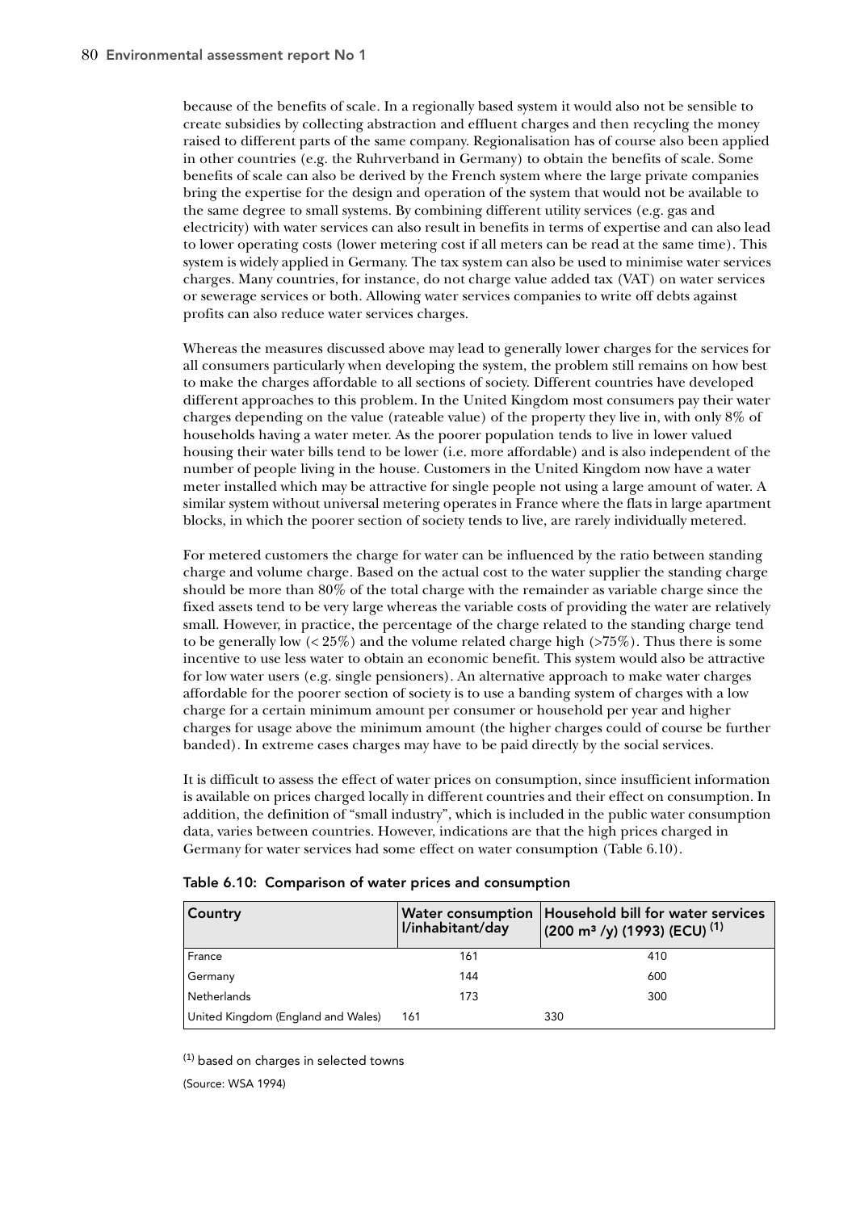because of the benefits of scale. In a regionally based system it would also not be sensible to create subsidies by collecting abstraction and effluent charges and then recycling the money raised to different parts of the same company. Regionalisation has of course also been applied in other countries (e.g. the Ruhrverband in Germany) to obtain the benefits of scale. Some benefits of scale can also be derived by the French system where the large private companies bring the expertise for the design and operation of the system that would not be available to the same degree to small systems. By combining different utility services (e.g. gas and electricity) with water services can also result in benefits in terms of expertise and can also lead to lower operating costs (lower metering cost if all meters can be read at the same time). This system is widely applied in Germany. The tax system can also be used to minimise water services charges. Many countries, for instance, do not charge value added tax (VAT) on water services or sewerage services or both. Allowing water services companies to write off debts against profits can also reduce water services charges.

Whereas the measures discussed above may lead to generally lower charges for the services for all consumers particularly when developing the system, the problem still remains on how best to make the charges affordable to all sections of society. Different countries have developed different approaches to this problem. In the United Kingdom most consumers pay their water charges depending on the value (rateable value) of the property they live in, with only 8% of households having a water meter. As the poorer population tends to live in lower valued housing their water bills tend to be lower (i.e. more affordable) and is also independent of the number of people living in the house. Customers in the United Kingdom now have a water meter installed which may be attractive for single people not using a large amount of water. A similar system without universal metering operates in France where the flats in large apartment blocks, in which the poorer section of society tends to live, are rarely individually metered.

For metered customers the charge for water can be influenced by the ratio between standing charge and volume charge. Based on the actual cost to the water supplier the standing charge should be more than 80% of the total charge with the remainder as variable charge since the fixed assets tend to be very large whereas the variable costs of providing the water are relatively small. However, in practice, the percentage of the charge related to the standing charge tend to be generally low (< 25%) and the volume related charge high (>75%). Thus there is some incentive to use less water to obtain an economic benefit. This system would also be attractive for low water users (e.g. single pensioners). An alternative approach to make water charges affordable for the poorer section of society is to use a banding system of charges with a low charge for a certain minimum amount per consumer or household per year and higher charges for usage above the minimum amount (the higher charges could of course be further banded). In extreme cases charges may have to be paid directly by the social services.

It is difficult to assess the effect of water prices on consumption, since insufficient information is available on prices charged locally in different countries and their effect on consumption. In addition, the definition of "small industry", which is included in the public water consumption data, varies between countries. However, indications are that the high prices charged in Germany for water services had some effect on water consumption (Table 6.10).

**Table 6.10: Comparison of water prices and consumption**

| Country | Water consumption l/inhabitant/day | Household bill for water services (200 m³ /y) (1993) (ECU) [1] |
|---|---|---|
| France | 161 | 410 |
| Germany | 144 | 600 |
| Netherlands | 173 | 300 |
| United Kingdom (England and Wales) | 161 | 330 |

[1] based on charges in selected towns

(Source: WSA 1994)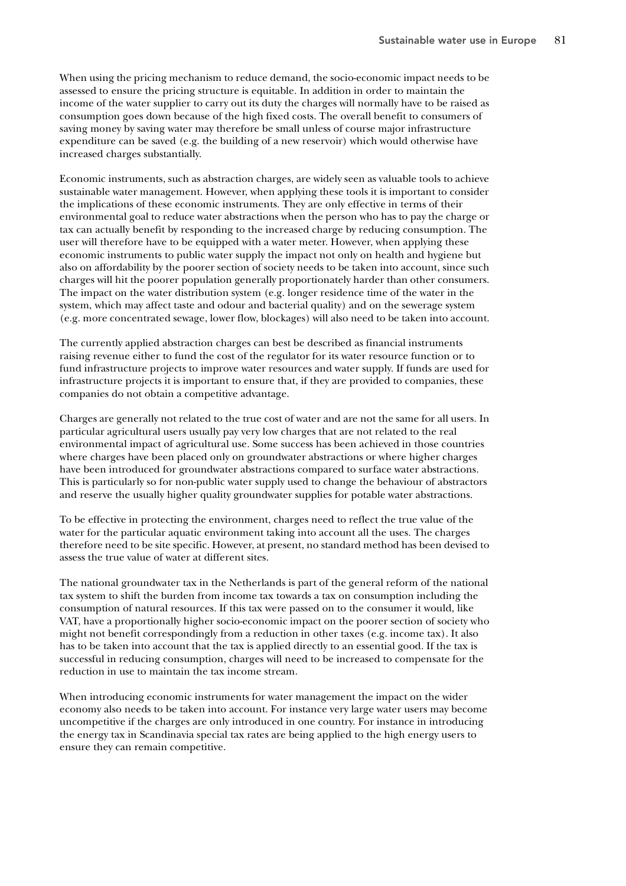When using the pricing mechanism to reduce demand, the socio-economic impact needs to be assessed to ensure the pricing structure is equitable. In addition in order to maintain the income of the water supplier to carry out its duty the charges will normally have to be raised as consumption goes down because of the high fixed costs. The overall benefit to consumers of saving money by saving water may therefore be small unless of course major infrastructure expenditure can be saved (e.g. the building of a new reservoir) which would otherwise have increased charges substantially.

Economic instruments, such as abstraction charges, are widely seen as valuable tools to achieve sustainable water management. However, when applying these tools it is important to consider the implications of these economic instruments. They are only effective in terms of their environmental goal to reduce water abstractions when the person who has to pay the charge or tax can actually benefit by responding to the increased charge by reducing consumption. The user will therefore have to be equipped with a water meter. However, when applying these economic instruments to public water supply the impact not only on health and hygiene but also on affordability by the poorer section of society needs to be taken into account, since such charges will hit the poorer population generally proportionately harder than other consumers. The impact on the water distribution system (e.g. longer residence time of the water in the system, which may affect taste and odour and bacterial quality) and on the sewerage system (e.g. more concentrated sewage, lower flow, blockages) will also need to be taken into account.

The currently applied abstraction charges can best be described as financial instruments raising revenue either to fund the cost of the regulator for its water resource function or to fund infrastructure projects to improve water resources and water supply. If funds are used for infrastructure projects it is important to ensure that, if they are provided to companies, these companies do not obtain a competitive advantage.

Charges are generally not related to the true cost of water and are not the same for all users. In particular agricultural users usually pay very low charges that are not related to the real environmental impact of agricultural use. Some success has been achieved in those countries where charges have been placed only on groundwater abstractions or where higher charges have been introduced for groundwater abstractions compared to surface water abstractions. This is particularly so for non-public water supply used to change the behaviour of abstractors and reserve the usually higher quality groundwater supplies for potable water abstractions.

To be effective in protecting the environment, charges need to reflect the true value of the water for the particular aquatic environment taking into account all the uses. The charges therefore need to be site specific. However, at present, no standard method has been devised to assess the true value of water at different sites.

The national groundwater tax in the Netherlands is part of the general reform of the national tax system to shift the burden from income tax towards a tax on consumption including the consumption of natural resources. If this tax were passed on to the consumer it would, like VAT, have a proportionally higher socio-economic impact on the poorer section of society who might not benefit correspondingly from a reduction in other taxes (e.g. income tax). It also has to be taken into account that the tax is applied directly to an essential good. If the tax is successful in reducing consumption, charges will need to be increased to compensate for the reduction in use to maintain the tax income stream.

When introducing economic instruments for water management the impact on the wider economy also needs to be taken into account. For instance very large water users may become uncompetitive if the charges are only introduced in one country. For instance in introducing the energy tax in Scandinavia special tax rates are being applied to the high energy users to ensure they can remain competitive.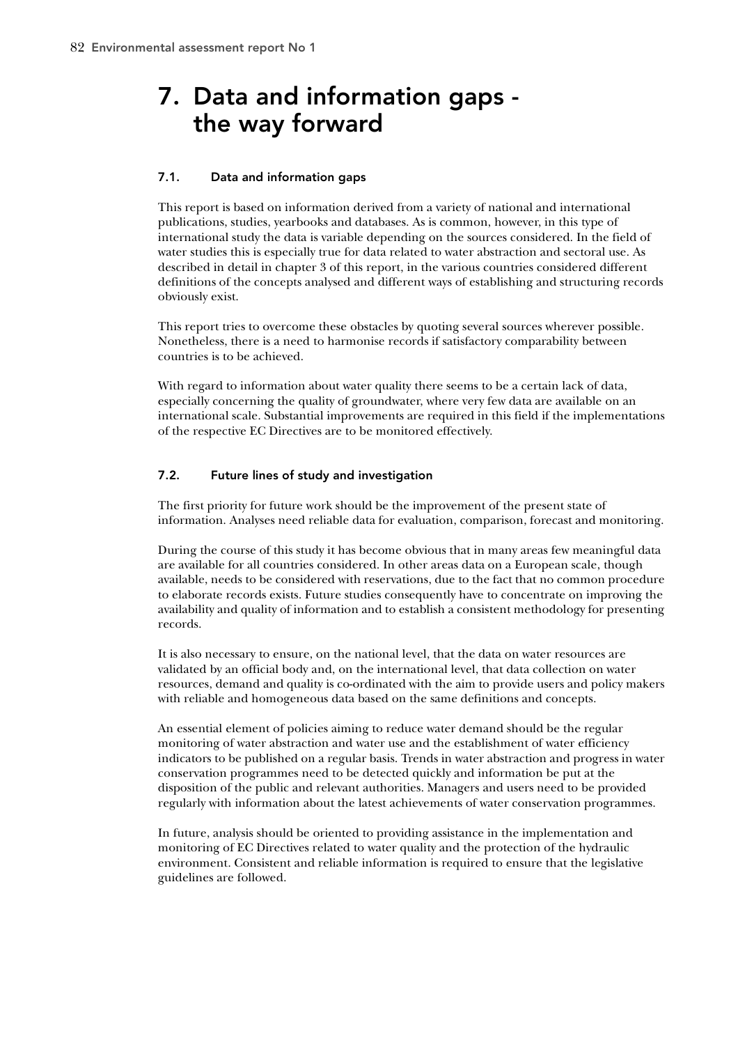# 7. Data and information gaps - the way forward

## 7.1. Data and information gaps

This report is based on information derived from a variety of national and international publications, studies, yearbooks and databases. As is common, however, in this type of international study the data is variable depending on the sources considered. In the field of water studies this is especially true for data related to water abstraction and sectoral use. As described in detail in chapter 3 of this report, in the various countries considered different definitions of the concepts analysed and different ways of establishing and structuring records obviously exist.

This report tries to overcome these obstacles by quoting several sources wherever possible. Nonetheless, there is a need to harmonise records if satisfactory comparability between countries is to be achieved.

With regard to information about water quality there seems to be a certain lack of data, especially concerning the quality of groundwater, where very few data are available on an international scale. Substantial improvements are required in this field if the implementations of the respective EC Directives are to be monitored effectively.

## 7.2. Future lines of study and investigation

The first priority for future work should be the improvement of the present state of information. Analyses need reliable data for evaluation, comparison, forecast and monitoring.

During the course of this study it has become obvious that in many areas few meaningful data are available for all countries considered. In other areas data on a European scale, though available, needs to be considered with reservations, due to the fact that no common procedure to elaborate records exists. Future studies consequently have to concentrate on improving the availability and quality of information and to establish a consistent methodology for presenting records.

It is also necessary to ensure, on the national level, that the data on water resources are validated by an official body and, on the international level, that data collection on water resources, demand and quality is co-ordinated with the aim to provide users and policy makers with reliable and homogeneous data based on the same definitions and concepts.

An essential element of policies aiming to reduce water demand should be the regular monitoring of water abstraction and water use and the establishment of water efficiency indicators to be published on a regular basis. Trends in water abstraction and progress in water conservation programmes need to be detected quickly and information be put at the disposition of the public and relevant authorities. Managers and users need to be provided regularly with information about the latest achievements of water conservation programmes.

In future, analysis should be oriented to providing assistance in the implementation and monitoring of EC Directives related to water quality and the protection of the hydraulic environment. Consistent and reliable information is required to ensure that the legislative guidelines are followed.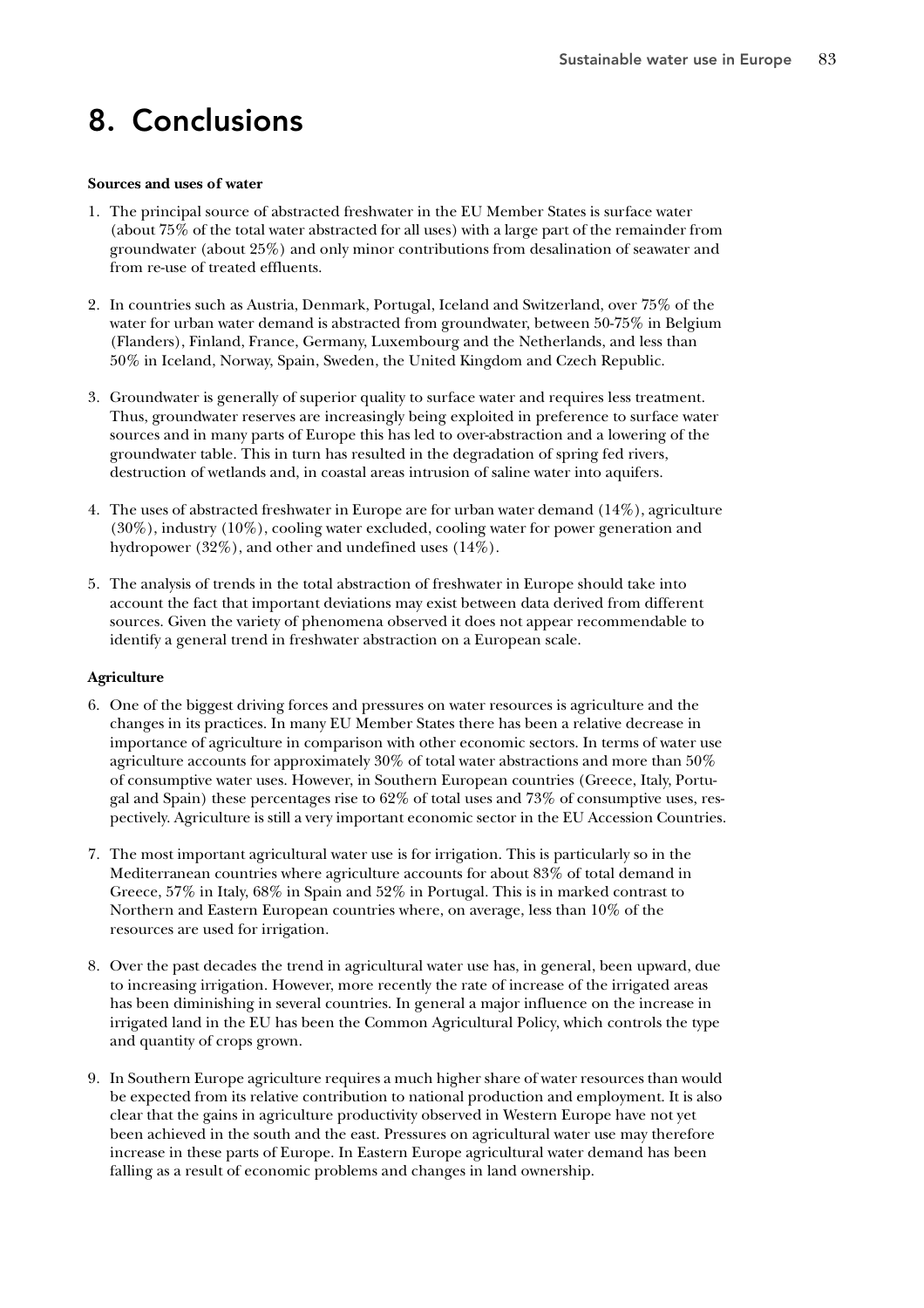# 8. Conclusions

**Sources and uses of water**

1. The principal source of abstracted freshwater in the EU Member States is surface water (about 75% of the total water abstracted for all uses) with a large part of the remainder from groundwater (about 25%) and only minor contributions from desalination of seawater and from re-use of treated effluents.

2. In countries such as Austria, Denmark, Portugal, Iceland and Switzerland, over 75% of the water for urban water demand is abstracted from groundwater, between 50-75% in Belgium (Flanders), Finland, France, Germany, Luxembourg and the Netherlands, and less than 50% in Iceland, Norway, Spain, Sweden, the United Kingdom and Czech Republic.

3. Groundwater is generally of superior quality to surface water and requires less treatment. Thus, groundwater reserves are increasingly being exploited in preference to surface water sources and in many parts of Europe this has led to over-abstraction and a lowering of the groundwater table. This in turn has resulted in the degradation of spring fed rivers, destruction of wetlands and, in coastal areas intrusion of saline water into aquifers.

4. The uses of abstracted freshwater in Europe are for urban water demand (14%), agriculture (30%), industry (10%), cooling water excluded, cooling water for power generation and hydropower (32%), and other and undefined uses (14%).

5. The analysis of trends in the total abstraction of freshwater in Europe should take into account the fact that important deviations may exist between data derived from different sources. Given the variety of phenomena observed it does not appear recommendable to identify a general trend in freshwater abstraction on a European scale.

**Agriculture**

6. One of the biggest driving forces and pressures on water resources is agriculture and the changes in its practices. In many EU Member States there has been a relative decrease in importance of agriculture in comparison with other economic sectors. In terms of water use agriculture accounts for approximately 30% of total water abstractions and more than 50% of consumptive water uses. However, in Southern European countries (Greece, Italy, Portugal and Spain) these percentages rise to 62% of total uses and 73% of consumptive uses, respectively. Agriculture is still a very important economic sector in the EU Accession Countries.

7. The most important agricultural water use is for irrigation. This is particularly so in the Mediterranean countries where agriculture accounts for about 83% of total demand in Greece, 57% in Italy, 68% in Spain and 52% in Portugal. This is in marked contrast to Northern and Eastern European countries where, on average, less than 10% of the resources are used for irrigation.

8. Over the past decades the trend in agricultural water use has, in general, been upward, due to increasing irrigation. However, more recently the rate of increase of the irrigated areas has been diminishing in several countries. In general a major influence on the increase in irrigated land in the EU has been the Common Agricultural Policy, which controls the type and quantity of crops grown.

9. In Southern Europe agriculture requires a much higher share of water resources than would be expected from its relative contribution to national production and employment. It is also clear that the gains in agriculture productivity observed in Western Europe have not yet been achieved in the south and the east. Pressures on agricultural water use may therefore increase in these parts of Europe. In Eastern Europe agricultural water demand has been falling as a result of economic problems and changes in land ownership.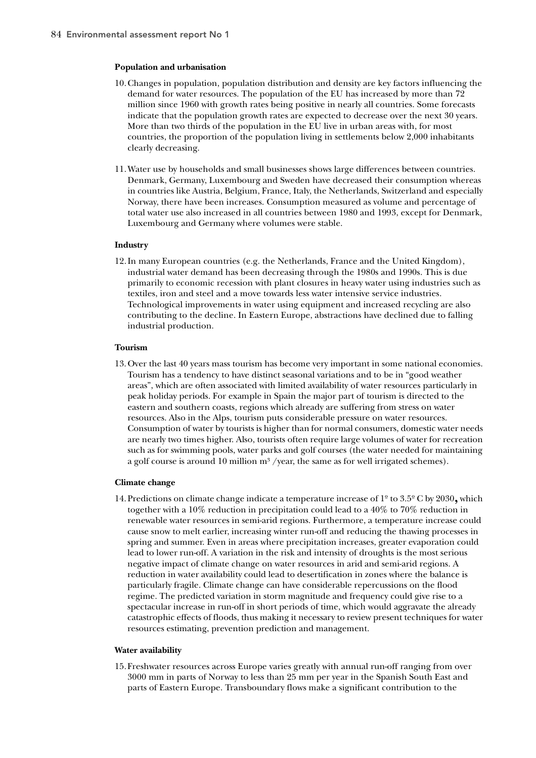#### Population and urbanisation

10. Changes in population, population distribution and density are key factors influencing the demand for water resources. The population of the EU has increased by more than 72 million since 1960 with growth rates being positive in nearly all countries. Some forecasts indicate that the population growth rates are expected to decrease over the next 30 years. More than two thirds of the population in the EU live in urban areas with, for most countries, the proportion of the population living in settlements below 2,000 inhabitants clearly decreasing.

11. Water use by households and small businesses shows large differences between countries. Denmark, Germany, Luxembourg and Sweden have decreased their consumption whereas in countries like Austria, Belgium, France, Italy, the Netherlands, Switzerland and especially Norway, there have been increases. Consumption measured as volume and percentage of total water use also increased in all countries between 1980 and 1993, except for Denmark, Luxembourg and Germany where volumes were stable.

#### Industry

12. In many European countries (e.g. the Netherlands, France and the United Kingdom), industrial water demand has been decreasing through the 1980s and 1990s. This is due primarily to economic recession with plant closures in heavy water using industries such as textiles, iron and steel and a move towards less water intensive service industries. Technological improvements in water using equipment and increased recycling are also contributing to the decline. In Eastern Europe, abstractions have declined due to falling industrial production.

#### Tourism

13. Over the last 40 years mass tourism has become very important in some national economies. Tourism has a tendency to have distinct seasonal variations and to be in "good weather areas", which are often associated with limited availability of water resources particularly in peak holiday periods. For example in Spain the major part of tourism is directed to the eastern and southern coasts, regions which already are suffering from stress on water resources. Also in the Alps, tourism puts considerable pressure on water resources. Consumption of water by tourists is higher than for normal consumers, domestic water needs are nearly two times higher. Also, tourists often require large volumes of water for recreation such as for swimming pools, water parks and golf courses (the water needed for maintaining a golf course is around 10 million $m^3$ /year, the same as for well irrigated schemes).

#### Climate change

14. Predictions on climate change indicate a temperature increase of 1º to 3.5º C by 2030**,** which together with a 10% reduction in precipitation could lead to a 40% to 70% reduction in renewable water resources in semi-arid regions. Furthermore, a temperature increase could cause snow to melt earlier, increasing winter run-off and reducing the thawing processes in spring and summer. Even in areas where precipitation increases, greater evaporation could lead to lower run-off. A variation in the risk and intensity of droughts is the most serious negative impact of climate change on water resources in arid and semi-arid regions. A reduction in water availability could lead to desertification in zones where the balance is particularly fragile. Climate change can have considerable repercussions on the flood regime. The predicted variation in storm magnitude and frequency could give rise to a spectacular increase in run-off in short periods of time, which would aggravate the already catastrophic effects of floods, thus making it necessary to review present techniques for water resources estimating, prevention prediction and management.

#### Water availability

15. Freshwater resources across Europe varies greatly with annual run-off ranging from over 3000 mm in parts of Norway to less than 25 mm per year in the Spanish South East and parts of Eastern Europe. Transboundary flows make a significant contribution to the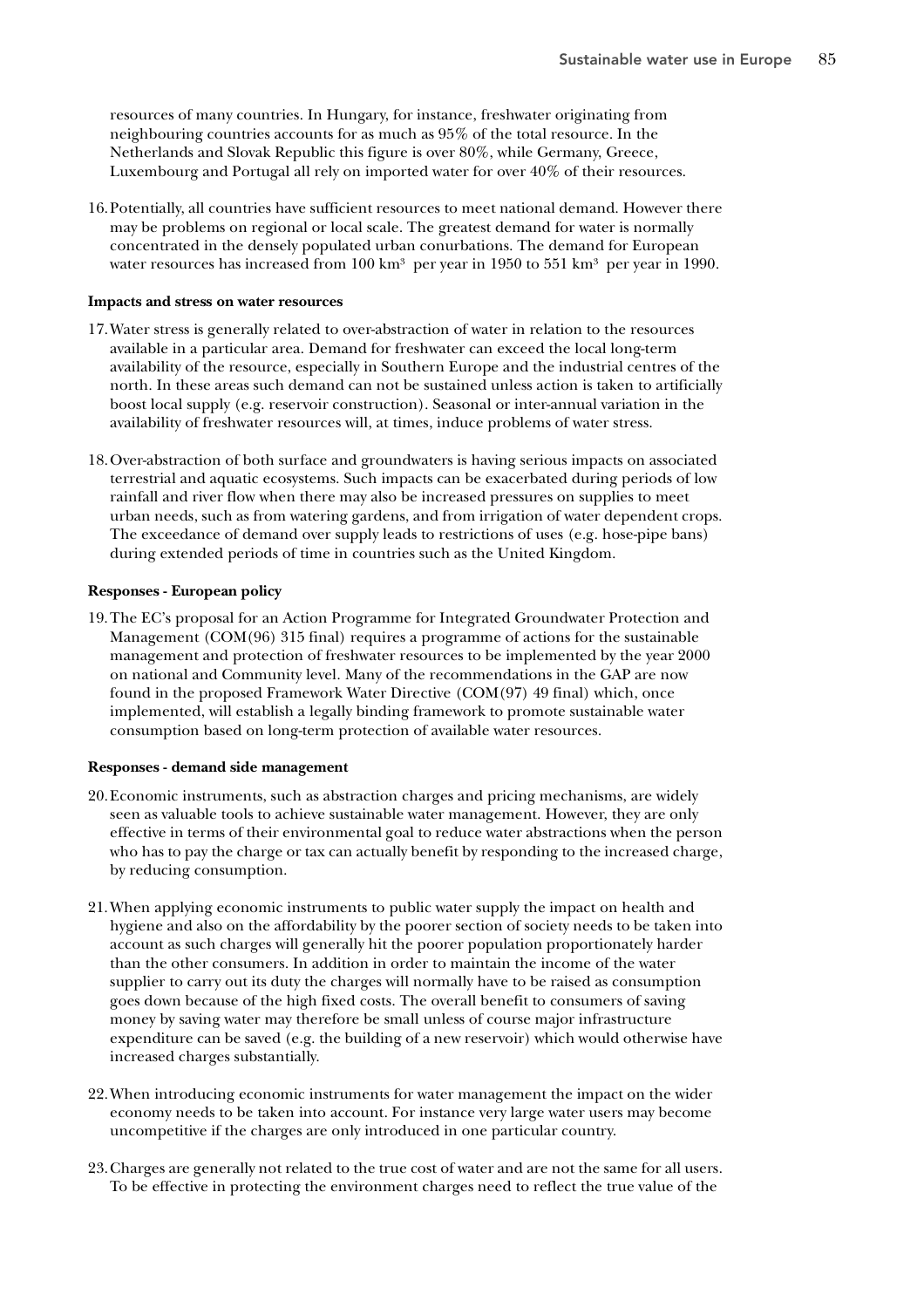resources of many countries. In Hungary, for instance, freshwater originating from neighbouring countries accounts for as much as 95% of the total resource. In the Netherlands and Slovak Republic this figure is over 80%, while Germany, Greece, Luxembourg and Portugal all rely on imported water for over 40% of their resources.

16. Potentially, all countries have sufficient resources to meet national demand. However there may be problems on regional or local scale. The greatest demand for water is normally concentrated in the densely populated urban conurbations. The demand for European water resources has increased from 100 km$^3$ per year in 1950 to 551 km$^3$ per year in 1990.

**Impacts and stress on water resources**

17. Water stress is generally related to over-abstraction of water in relation to the resources available in a particular area. Demand for freshwater can exceed the local long-term availability of the resource, especially in Southern Europe and the industrial centres of the north. In these areas such demand can not be sustained unless action is taken to artificially boost local supply (e.g. reservoir construction). Seasonal or inter-annual variation in the availability of freshwater resources will, at times, induce problems of water stress.

18. Over-abstraction of both surface and groundwaters is having serious impacts on associated terrestrial and aquatic ecosystems. Such impacts can be exacerbated during periods of low rainfall and river flow when there may also be increased pressures on supplies to meet urban needs, such as from watering gardens, and from irrigation of water dependent crops. The exceedance of demand over supply leads to restrictions of uses (e.g. hose-pipe bans) during extended periods of time in countries such as the United Kingdom.

**Responses - European policy**

19. The EC's proposal for an Action Programme for Integrated Groundwater Protection and Management (COM(96) 315 final) requires a programme of actions for the sustainable management and protection of freshwater resources to be implemented by the year 2000 on national and Community level. Many of the recommendations in the GAP are now found in the proposed Framework Water Directive (COM(97) 49 final) which, once implemented, will establish a legally binding framework to promote sustainable water consumption based on long-term protection of available water resources.

**Responses - demand side management**

20. Economic instruments, such as abstraction charges and pricing mechanisms, are widely seen as valuable tools to achieve sustainable water management. However, they are only effective in terms of their environmental goal to reduce water abstractions when the person who has to pay the charge or tax can actually benefit by responding to the increased charge, by reducing consumption.

21. When applying economic instruments to public water supply the impact on health and hygiene and also on the affordability by the poorer section of society needs to be taken into account as such charges will generally hit the poorer population proportionately harder than the other consumers. In addition in order to maintain the income of the water supplier to carry out its duty the charges will normally have to be raised as consumption goes down because of the high fixed costs. The overall benefit to consumers of saving money by saving water may therefore be small unless of course major infrastructure expenditure can be saved (e.g. the building of a new reservoir) which would otherwise have increased charges substantially.

22. When introducing economic instruments for water management the impact on the wider economy needs to be taken into account. For instance very large water users may become uncompetitive if the charges are only introduced in one particular country.

23. Charges are generally not related to the true cost of water and are not the same for all users. To be effective in protecting the environment charges need to reflect the true value of the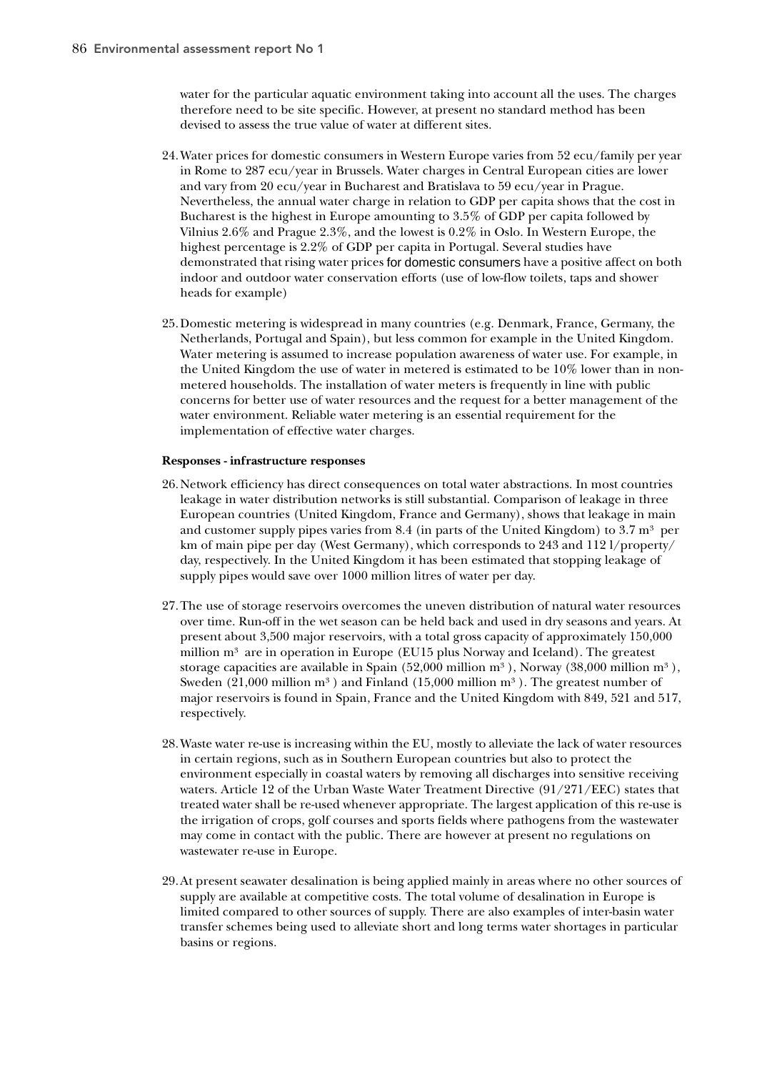water for the particular aquatic environment taking into account all the uses. The charges therefore need to be site specific. However, at present no standard method has been devised to assess the true value of water at different sites.

24. Water prices for domestic consumers in Western Europe varies from 52 ecu/family per year in Rome to 287 ecu/year in Brussels. Water charges in Central European cities are lower and vary from 20 ecu/year in Bucharest and Bratislava to 59 ecu/year in Prague. Nevertheless, the annual water charge in relation to GDP per capita shows that the cost in Bucharest is the highest in Europe amounting to 3.5% of GDP per capita followed by Vilnius 2.6% and Prague 2.3%, and the lowest is 0.2% in Oslo. In Western Europe, the highest percentage is 2.2% of GDP per capita in Portugal. Several studies have demonstrated that rising water prices for domestic consumers have a positive affect on both indoor and outdoor water conservation efforts (use of low-flow toilets, taps and shower heads for example)

25. Domestic metering is widespread in many countries (e.g. Denmark, France, Germany, the Netherlands, Portugal and Spain), but less common for example in the United Kingdom. Water metering is assumed to increase population awareness of water use. For example, in the United Kingdom the use of water in metered is estimated to be 10% lower than in non-metered households. The installation of water meters is frequently in line with public concerns for better use of water resources and the request for a better management of the water environment. Reliable water metering is an essential requirement for the implementation of effective water charges.

**Responses - infrastructure responses**

26. Network efficiency has direct consequences on total water abstractions. In most countries leakage in water distribution networks is still substantial. Comparison of leakage in three European countries (United Kingdom, France and Germany), shows that leakage in main and customer supply pipes varies from 8.4 (in parts of the United Kingdom) to 3.7 $m^3$ per km of main pipe per day (West Germany), which corresponds to 243 and 112 l/property/day, respectively. In the United Kingdom it has been estimated that stopping leakage of supply pipes would save over 1000 million litres of water per day.

27. The use of storage reservoirs overcomes the uneven distribution of natural water resources over time. Run-off in the wet season can be held back and used in dry seasons and years. At present about 3,500 major reservoirs, with a total gross capacity of approximately 150,000 million $m^3$ are in operation in Europe (EU15 plus Norway and Iceland). The greatest storage capacities are available in Spain (52,000 million $m^3$), Norway (38,000 million $m^3$), Sweden (21,000 million $m^3$) and Finland (15,000 million $m^3$). The greatest number of major reservoirs is found in Spain, France and the United Kingdom with 849, 521 and 517, respectively.

28. Waste water re-use is increasing within the EU, mostly to alleviate the lack of water resources in certain regions, such as in Southern European countries but also to protect the environment especially in coastal waters by removing all discharges into sensitive receiving waters. Article 12 of the Urban Waste Water Treatment Directive (91/271/EEC) states that treated water shall be re-used whenever appropriate. The largest application of this re-use is the irrigation of crops, golf courses and sports fields where pathogens from the wastewater may come in contact with the public. There are however at present no regulations on wastewater re-use in Europe.

29. At present seawater desalination is being applied mainly in areas where no other sources of supply are available at competitive costs. The total volume of desalination in Europe is limited compared to other sources of supply. There are also examples of inter-basin water transfer schemes being used to alleviate short and long terms water shortages in particular basins or regions.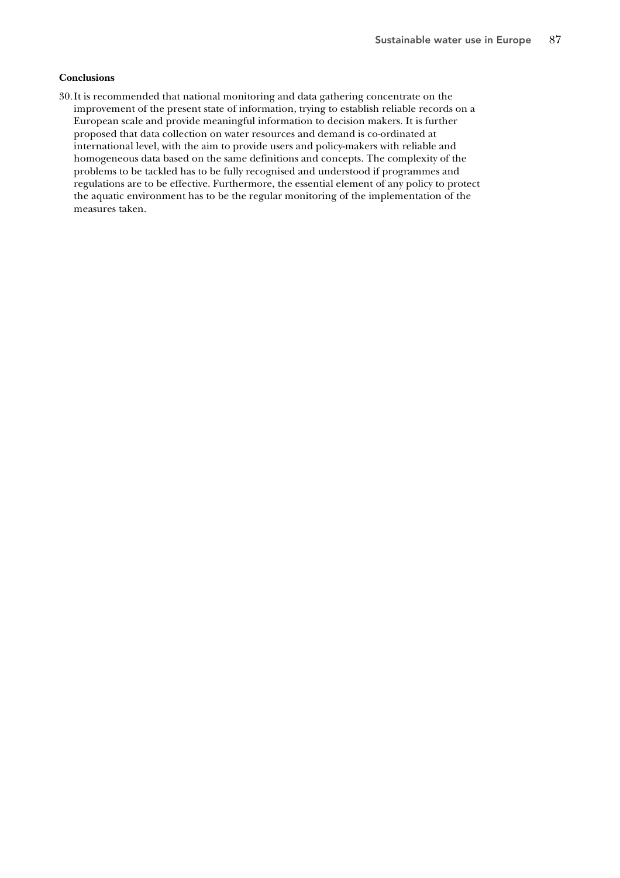**Conclusions**

30. It is recommended that national monitoring and data gathering concentrate on the improvement of the present state of information, trying to establish reliable records on a European scale and provide meaningful information to decision makers. It is further proposed that data collection on water resources and demand is co-ordinated at international level, with the aim to provide users and policy-makers with reliable and homogeneous data based on the same definitions and concepts. The complexity of the problems to be tackled has to be fully recognised and understood if programmes and regulations are to be effective. Furthermore, the essential element of any policy to protect the aquatic environment has to be the regular monitoring of the implementation of the measures taken.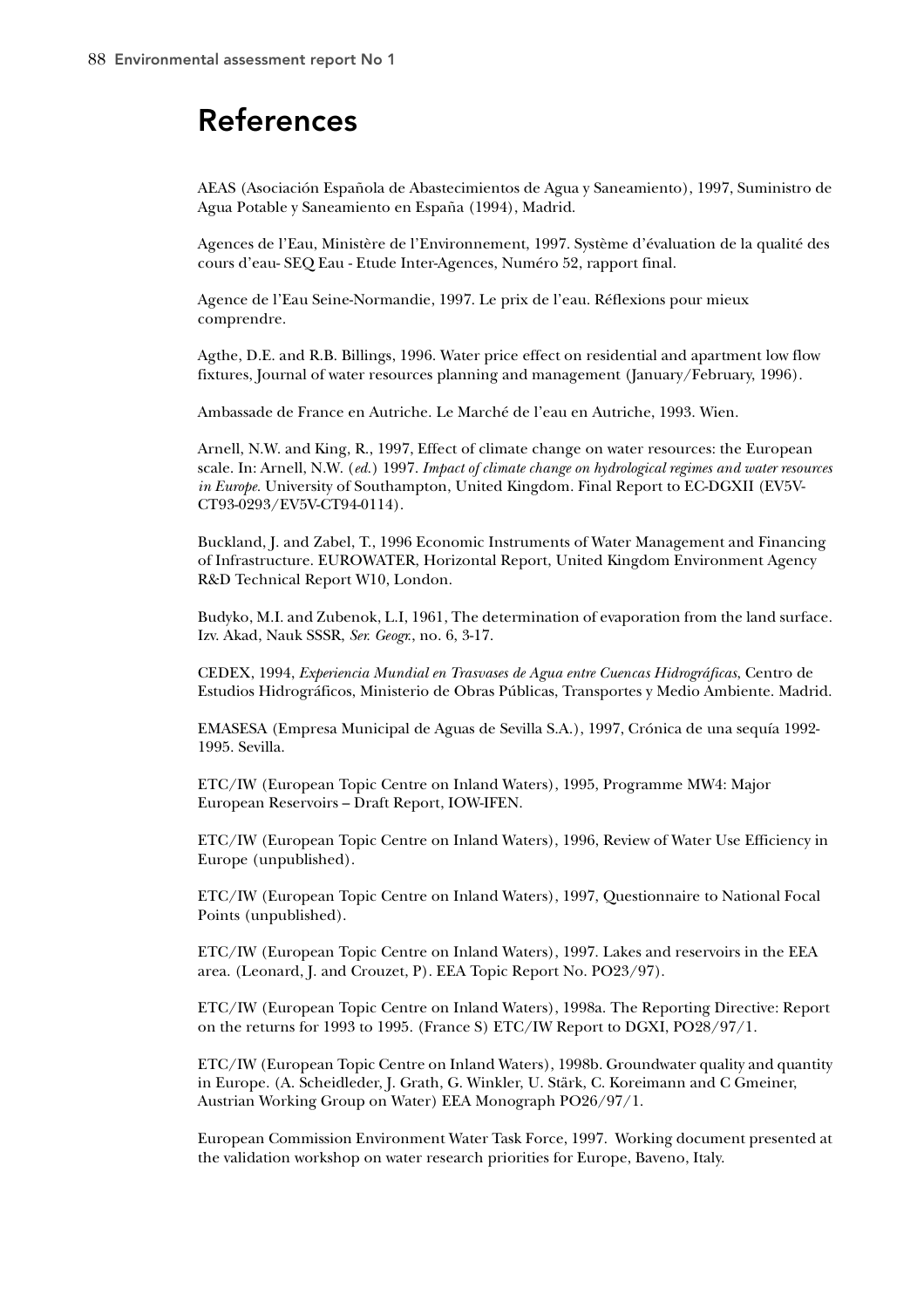# References

AEAS (Asociación Española de Abastecimientos de Agua y Saneamiento), 1997, Suministro de Agua Potable y Saneamiento en España (1994), Madrid.

Agences de l'Eau, Ministère de l'Environnement, 1997. Système d'évaluation de la qualité des cours d'eau- SEQ Eau - Etude Inter-Agences, Numéro 52, rapport final.

Agence de l'Eau Seine-Normandie, 1997. Le prix de l'eau. Réflexions pour mieux comprendre.

Agthe, D.E. and R.B. Billings, 1996. Water price effect on residential and apartment low flow fixtures, Journal of water resources planning and management (January/February, 1996).

Ambassade de France en Autriche. Le Marché de l'eau en Autriche, 1993. Wien.

Arnell, N.W. and King, R., 1997, Effect of climate change on water resources: the European scale. In: Arnell, N.W. (*ed.*) 1997. *Impact of climate change on hydrological regimes and water resources in Europe.* University of Southampton, United Kingdom. Final Report to EC-DGXII (EV5V-CT93-0293/EV5V-CT94-0114).

Buckland, J. and Zabel, T., 1996 Economic Instruments of Water Management and Financing of Infrastructure. EUROWATER, Horizontal Report, United Kingdom Environment Agency R&D Technical Report W10, London.

Budyko, M.I. and Zubenok, L.I, 1961, The determination of evaporation from the land surface. Izv. Akad, Nauk SSSR, *Ser. Geogr.*, no. 6, 3-17.

CEDEX, 1994, *Experiencia Mundial en Trasvases de Agua entre Cuencas Hidrográficas*, Centro de Estudios Hidrográficos, Ministerio de Obras Públicas, Transportes y Medio Ambiente. Madrid.

EMASESA (Empresa Municipal de Aguas de Sevilla S.A.), 1997, Crónica de una sequía 1992-1995. Sevilla.

ETC/IW (European Topic Centre on Inland Waters), 1995, Programme MW4: Major European Reservoirs – Draft Report, IOW-IFEN.

ETC/IW (European Topic Centre on Inland Waters), 1996, Review of Water Use Efficiency in Europe (unpublished).

ETC/IW (European Topic Centre on Inland Waters), 1997, Questionnaire to National Focal Points (unpublished).

ETC/IW (European Topic Centre on Inland Waters), 1997. Lakes and reservoirs in the EEA area. (Leonard, J. and Crouzet, P). EEA Topic Report No. PO23/97).

ETC/IW (European Topic Centre on Inland Waters), 1998a. The Reporting Directive: Report on the returns for 1993 to 1995. (France S) ETC/IW Report to DGXI, PO28/97/1.

ETC/IW (European Topic Centre on Inland Waters), 1998b. Groundwater quality and quantity in Europe. (A. Scheidleder, J. Grath, G. Winkler, U. Stärk, C. Koreimann and C Gmeiner, Austrian Working Group on Water) EEA Monograph PO26/97/1.

European Commission Environment Water Task Force, 1997. Working document presented at the validation workshop on water research priorities for Europe, Baveno, Italy.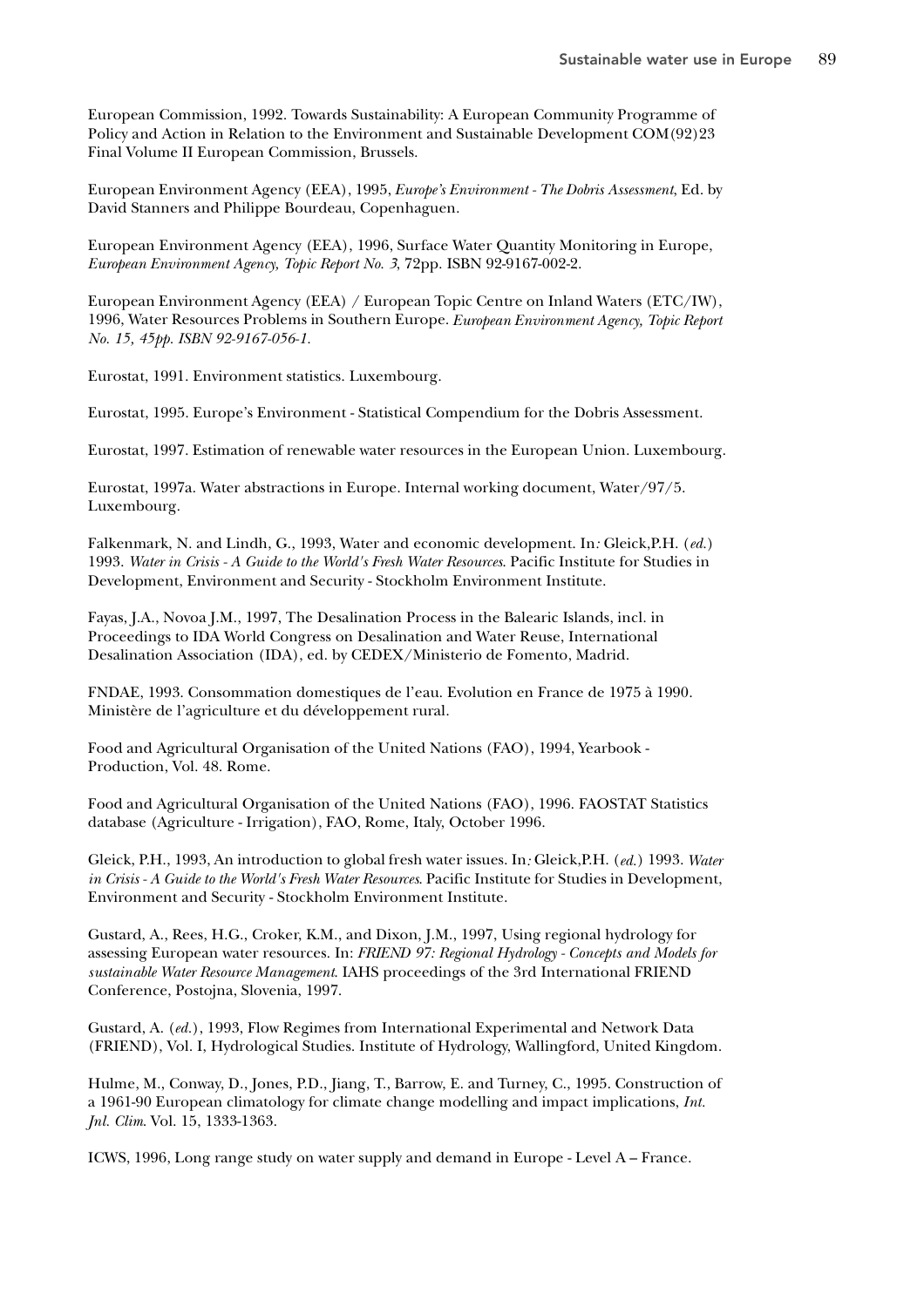European Commission, 1992. Towards Sustainability: A European Community Programme of Policy and Action in Relation to the Environment and Sustainable Development COM(92)23 Final Volume II European Commission, Brussels.

European Environment Agency (EEA), 1995, *Europe's Environment - The Dobris Assessment*, Ed. by David Stanners and Philippe Bourdeau, Copenhaguen.

European Environment Agency (EEA), 1996, Surface Water Quantity Monitoring in Europe, *European Environment Agency, Topic Report No. 3*, 72pp. ISBN 92-9167-002-2.

European Environment Agency (EEA) / European Topic Centre on Inland Waters (ETC/IW), 1996, Water Resources Problems in Southern Europe. *European Environment Agency, Topic Report No. 15, 45pp. ISBN 92-9167-056-1.*

Eurostat, 1991. Environment statistics. Luxembourg.

Eurostat, 1995. Europe's Environment - Statistical Compendium for the Dobris Assessment.

Eurostat, 1997. Estimation of renewable water resources in the European Union. Luxembourg.

Eurostat, 1997a. Water abstractions in Europe. Internal working document, Water/97/5. Luxembourg.

Falkenmark, N. and Lindh, G., 1993, Water and economic development. In*:* Gleick,P.H. (*ed.*) 1993. *Water in Crisis - A Guide to the World's Fresh Water Resources*. Pacific Institute for Studies in Development, Environment and Security - Stockholm Environment Institute.

Fayas, J.A., Novoa J.M., 1997, The Desalination Process in the Balearic Islands, incl. in Proceedings to IDA World Congress on Desalination and Water Reuse, International Desalination Association (IDA), ed. by CEDEX/Ministerio de Fomento, Madrid.

FNDAE, 1993. Consommation domestiques de l'eau. Evolution en France de 1975 à 1990. Ministère de l'agriculture et du développement rural.

Food and Agricultural Organisation of the United Nations (FAO), 1994, Yearbook - Production, Vol. 48. Rome.

Food and Agricultural Organisation of the United Nations (FAO), 1996. FAOSTAT Statistics database (Agriculture - Irrigation), FAO, Rome, Italy, October 1996.

Gleick, P.H., 1993, An introduction to global fresh water issues. In*:* Gleick,P.H. (*ed.*) 1993. *Water in Crisis - A Guide to the World's Fresh Water Resources*. Pacific Institute for Studies in Development, Environment and Security - Stockholm Environment Institute.

Gustard, A., Rees, H.G., Croker, K.M., and Dixon, J.M., 1997, Using regional hydrology for assessing European water resources. In: *FRIEND 97: Regional Hydrology - Concepts and Models for sustainable Water Resource Management*. IAHS proceedings of the 3rd International FRIEND Conference, Postojna, Slovenia, 1997.

Gustard, A. (*ed.*), 1993, Flow Regimes from International Experimental and Network Data (FRIEND), Vol. I, Hydrological Studies. Institute of Hydrology, Wallingford, United Kingdom.

Hulme, M., Conway, D., Jones, P.D., Jiang, T., Barrow, E. and Turney, C., 1995. Construction of a 1961-90 European climatology for climate change modelling and impact implications, *Int. Jnl. Clim*. Vol. 15, 1333-1363.

ICWS, 1996, Long range study on water supply and demand in Europe - Level A – France.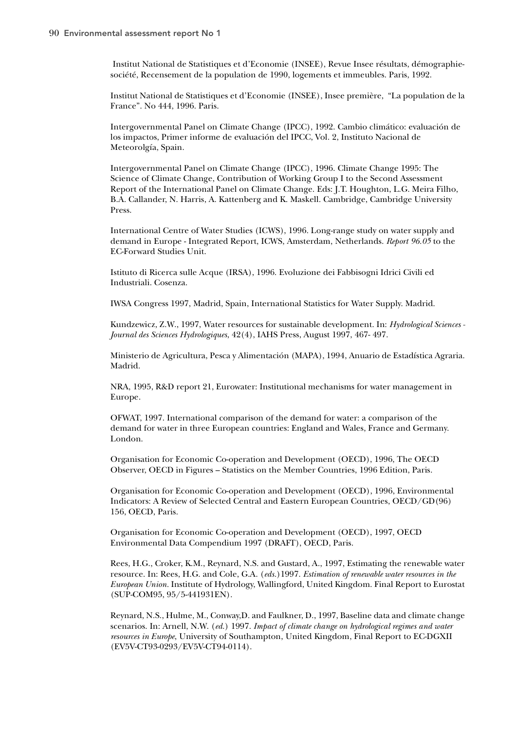Institut National de Statistiques et d'Economie (INSEE), Revue Insee résultats, démographie-société, Recensement de la population de 1990, logements et immeubles. Paris, 1992.

Institut National de Statistiques et d'Economie (INSEE), Insee première, "La population de la France". No 444, 1996. Paris.

Intergovernmental Panel on Climate Change (IPCC), 1992. Cambio climático: evaluación de los impactos, Primer informe de evaluación del IPCC, Vol. 2, Instituto Nacional de Meteorolgía, Spain.

Intergovernmental Panel on Climate Change (IPCC), 1996. Climate Change 1995: The Science of Climate Change, Contribution of Working Group I to the Second Assessment Report of the International Panel on Climate Change. Eds: J.T. Houghton, L.G. Meira Filho, B.A. Callander, N. Harris, A. Kattenberg and K. Maskell. Cambridge, Cambridge University Press.

International Centre of Water Studies (ICWS), 1996. Long-range study on water supply and demand in Europe - Integrated Report, ICWS, Amsterdam, Netherlands. *Report 96.05* to the EC-Forward Studies Unit.

Istituto di Ricerca sulle Acque (IRSA), 1996. Evoluzione dei Fabbisogni Idrici Civili ed Industriali. Cosenza.

IWSA Congress 1997, Madrid, Spain, International Statistics for Water Supply. Madrid.

Kundzewicz, Z.W., 1997, Water resources for sustainable development. In: *Hydrological Sciences - Journal des Sciences Hydrologiques*, 42(4), IAHS Press, August 1997, 467- 497.

Ministerio de Agricultura, Pesca y Alimentación (MAPA), 1994, Anuario de Estadística Agraria. Madrid.

NRA, 1995, R&D report 21, Eurowater: Institutional mechanisms for water management in Europe.

OFWAT, 1997. International comparison of the demand for water: a comparison of the demand for water in three European countries: England and Wales, France and Germany. London.

Organisation for Economic Co-operation and Development (OECD), 1996, The OECD Observer, OECD in Figures – Statistics on the Member Countries, 1996 Edition, Paris.

Organisation for Economic Co-operation and Development (OECD), 1996, Environmental Indicators: A Review of Selected Central and Eastern European Countries, OECD/GD(96) 156, OECD, Paris.

Organisation for Economic Co-operation and Development (OECD), 1997, OECD Environmental Data Compendium 1997 (DRAFT), OECD, Paris.

Rees, H.G., Croker, K.M., Reynard, N.S. and Gustard, A., 1997, Estimating the renewable water resource. In: Rees, H.G. and Cole, G.A. (*eds.*)1997. *Estimation of renewable water resources in the European Union*. Institute of Hydrology, Wallingford, United Kingdom. Final Report to Eurostat (SUP-COM95, 95/5-441931EN).

Reynard, N.S., Hulme, M., Conway,D. and Faulkner, D., 1997, Baseline data and climate change scenarios. In: Arnell, N.W. (*ed.*) 1997. *Impact of climate change on hydrological regimes and water resources in Europe*, University of Southampton, United Kingdom, Final Report to EC-DGXII (EV5V-CT93-0293/EV5V-CT94-0114).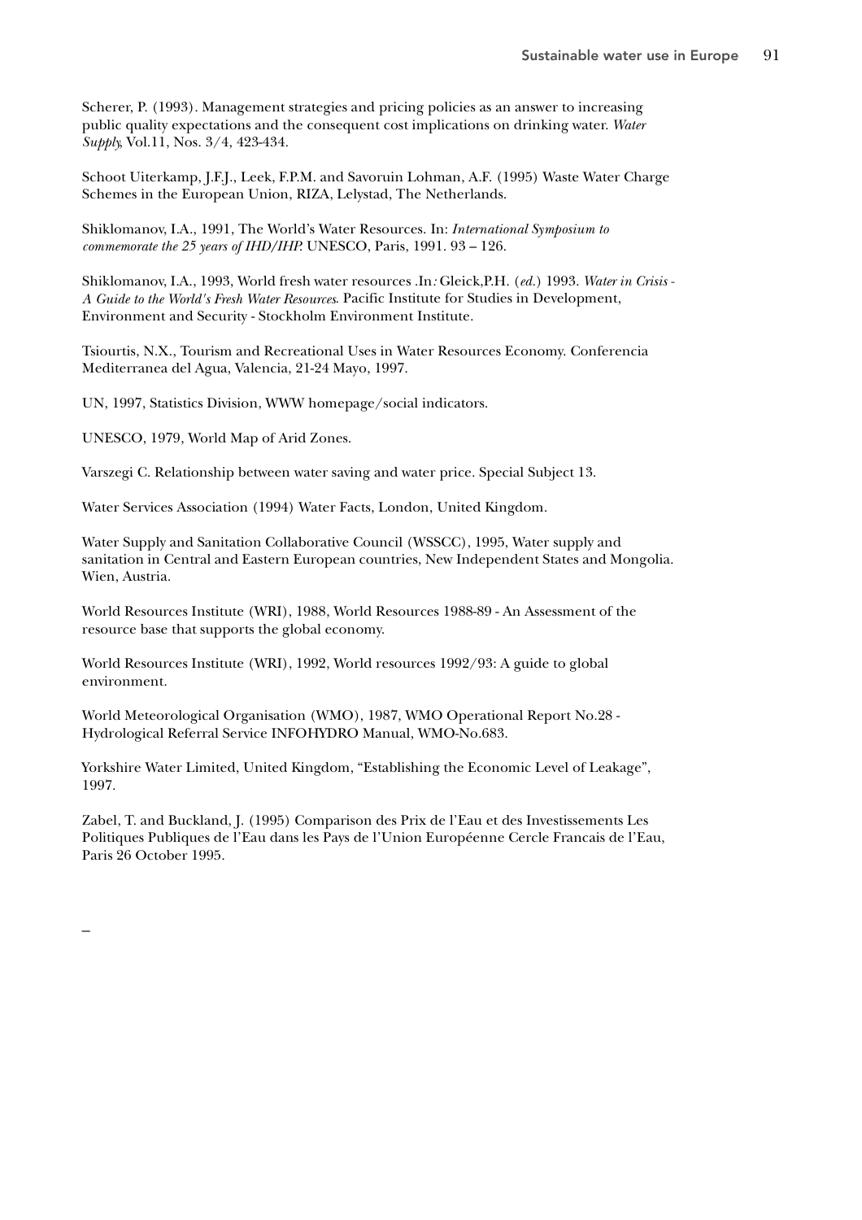Scherer, P. (1993). Management strategies and pricing policies as an answer to increasing public quality expectations and the consequent cost implications on drinking water. *Water Supply*, Vol.11, Nos. 3/4, 423-434.

Schoot Uiterkamp, J.F.J., Leek, F.P.M. and Savoruin Lohman, A.F. (1995) Waste Water Charge Schemes in the European Union, RIZA, Lelystad, The Netherlands.

Shiklomanov, I.A., 1991, The World's Water Resources. In: *International Symposium to commemorate the 25 years of IHD/IHP*. UNESCO, Paris, 1991. 93 – 126.

Shiklomanov, I.A., 1993, World fresh water resources .In*:* Gleick,P.H. (*ed.*) 1993. *Water in Crisis - A Guide to the World's Fresh Water Resources*. Pacific Institute for Studies in Development, Environment and Security - Stockholm Environment Institute.

Tsiourtis, N.X., Tourism and Recreational Uses in Water Resources Economy. Conferencia Mediterranea del Agua, Valencia, 21-24 Mayo, 1997.

UN, 1997, Statistics Division, WWW homepage/social indicators.

UNESCO, 1979, World Map of Arid Zones.

Varszegi C. Relationship between water saving and water price. Special Subject 13.

Water Services Association (1994) Water Facts, London, United Kingdom.

Water Supply and Sanitation Collaborative Council (WSSCC), 1995, Water supply and sanitation in Central and Eastern European countries, New Independent States and Mongolia. Wien, Austria.

World Resources Institute (WRI), 1988, World Resources 1988-89 - An Assessment of the resource base that supports the global economy.

World Resources Institute (WRI), 1992, World resources 1992/93: A guide to global environment.

World Meteorological Organisation (WMO), 1987, WMO Operational Report No.28 - Hydrological Referral Service INFOHYDRO Manual, WMO-No.683.

Yorkshire Water Limited, United Kingdom, "Establishing the Economic Level of Leakage", 1997.

Zabel, T. and Buckland, J. (1995) Comparison des Prix de l'Eau et des Investissements Les Politiques Publiques de l'Eau dans les Pays de l'Union Européenne Cercle Francais de l'Eau, Paris 26 October 1995.